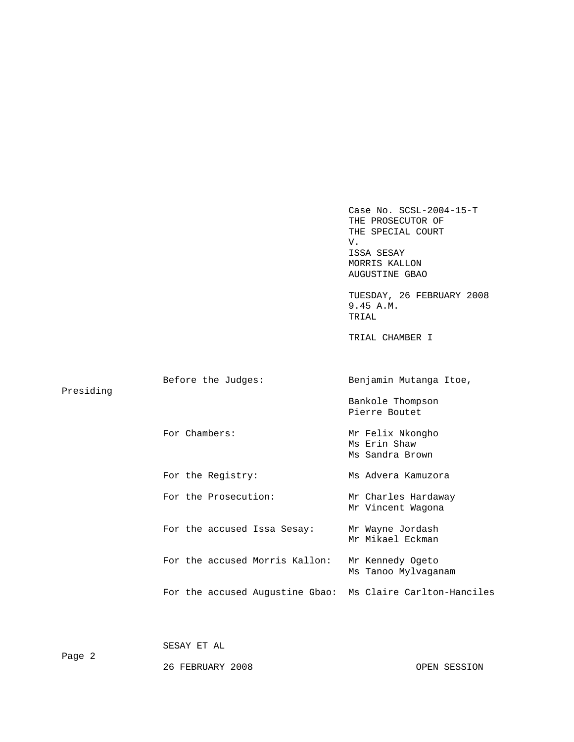Case No. SCSL-2004-15-T
THE PROSECUTOR OF
THE SPECIAL COURT
V.
ISSA SESAY
MORRIS KALLON
AUGUSTINE GBAO

TUESDAY, 26 FEBRUARY 2008
9.45 A.M.
TRIAL

TRIAL CHAMBER I

| | |
|---|---|
| Before the Judges: | Benjamin Mutanga Itoe, Presiding |
| | Bankole Thompson |
| | Pierre Boutet |
| For Chambers: | Mr Felix Nkongho |
| | Ms Erin Shaw |
| | Ms Sandra Brown |
| For the Registry: | Ms Advera Kamuzora |
| For the Prosecution: | Mr Charles Hardaway |
| | Mr Vincent Wagona |
| For the accused Issa Sesay: | Mr Wayne Jordash |
| | Mr Mikael Eckman |
| For the accused Morris Kallon: | Mr Kennedy Ogeto |
| | Ms Tanoo Mylvaganam |
| For the accused Augustine Gbao: | Ms Claire Carlton-Hanciles |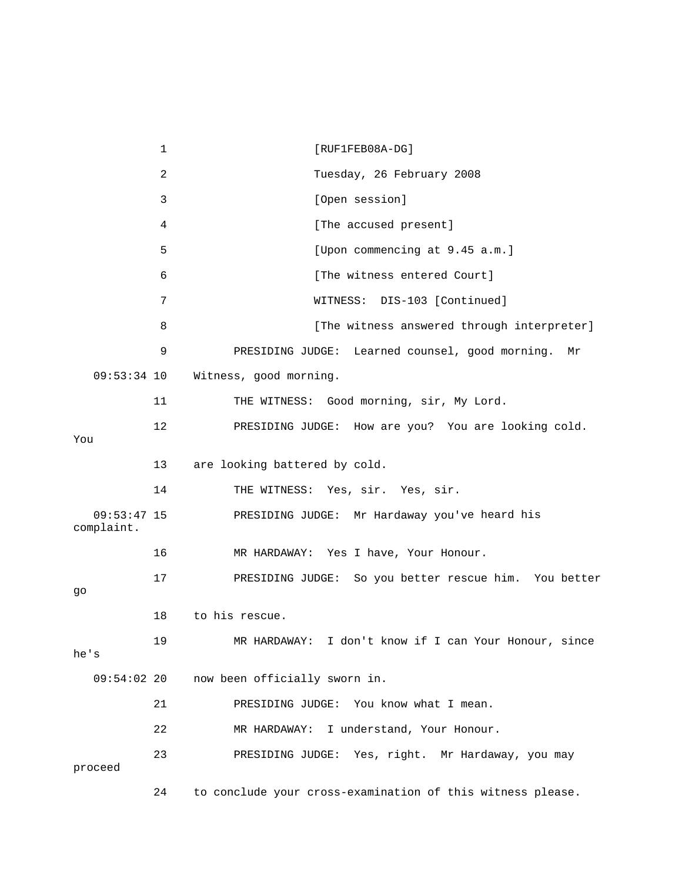1 [RUF1FEB08A-DG]

2 Tuesday, 26 February 2008

3 [Open session]

4 [The accused present]

5 [Upon commencing at 9.45 a.m.]

6 [The witness entered Court]

7 WITNESS: DIS-103 [Continued]

8 [The witness answered through interpreter]

9 PRESIDING JUDGE: Learned counsel, good morning. Mr

09:53:34 10 Witness, good morning.

11 THE WITNESS: Good morning, sir, My Lord.

12 PRESIDING JUDGE: How are you? You are looking cold. You

13 are looking battered by cold.

14 THE WITNESS: Yes, sir. Yes, sir.

09:53:47 15 PRESIDING JUDGE: Mr Hardaway you've heard his complaint.

16 MR HARDAWAY: Yes I have, Your Honour.

17 PRESIDING JUDGE: So you better rescue him. You better go

18 to his rescue.

19 MR HARDAWAY: I don't know if I can Your Honour, since he's

09:54:02 20 now been officially sworn in.

21 PRESIDING JUDGE: You know what I mean.

22 MR HARDAWAY: I understand, Your Honour.

23 PRESIDING JUDGE: Yes, right. Mr Hardaway, you may proceed

24 to conclude your cross-examination of this witness please.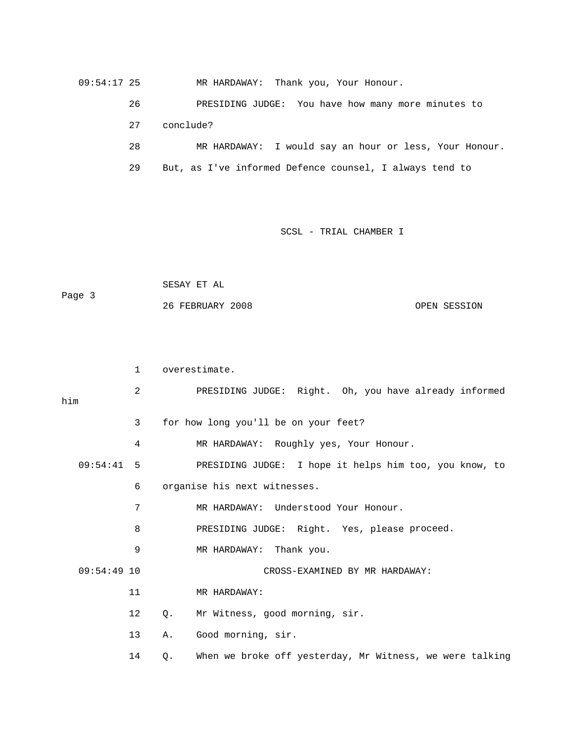09:54:17 25 MR HARDAWAY: Thank you, Your Honour.

26 PRESIDING JUDGE: You have how many more minutes to

27 conclude?

28 MR HARDAWAY: I would say an hour or less, Your Honour.

29 But, as I've informed Defence counsel, I always tend to

1 overestimate.

2 PRESIDING JUDGE: Right. Oh, you have already informed him

3 for how long you'll be on your feet?

4 MR HARDAWAY: Roughly yes, Your Honour.

09:54:41 5 PRESIDING JUDGE: I hope it helps him too, you know, to

6 organise his next witnesses.

7 MR HARDAWAY: Understood Your Honour.

8 PRESIDING JUDGE: Right. Yes, please proceed.

9 MR HARDAWAY: Thank you.

09:54:49 10 CROSS-EXAMINED BY MR HARDAWAY:

11 MR HARDAWAY:

12 Q. Mr Witness, good morning, sir.

13 A. Good morning, sir.

14 Q. When we broke off yesterday, Mr Witness, we were talking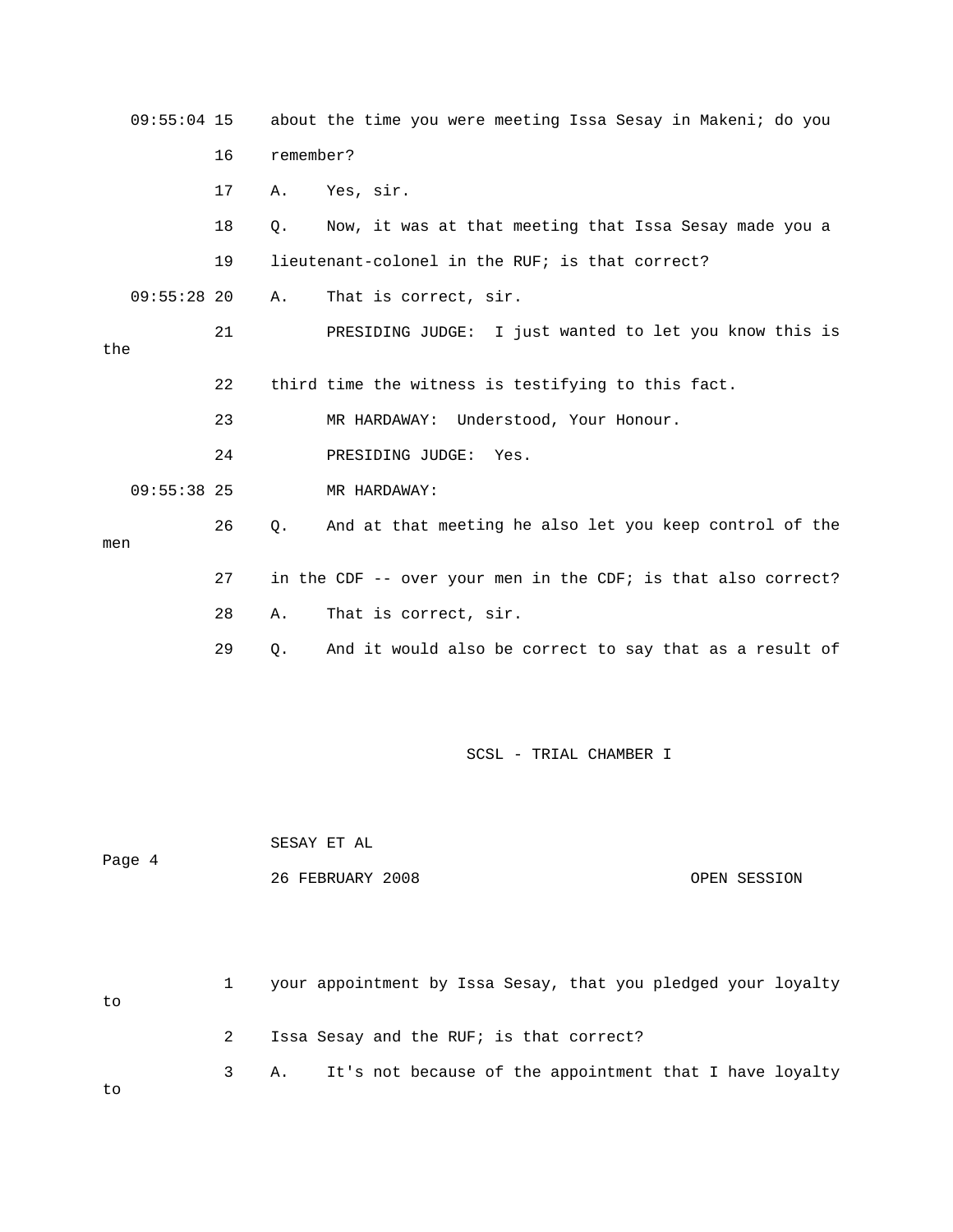09:55:04 15 about the time you were meeting Issa Sesay in Makeni; do you

16 remember?

17 A. Yes, sir.

18 Q. Now, it was at that meeting that Issa Sesay made you a

19 lieutenant-colonel in the RUF; is that correct?

09:55:28 20 A. That is correct, sir.

21 PRESIDING JUDGE: I just wanted to let you know this is the

22 third time the witness is testifying to this fact.

23 MR HARDAWAY: Understood, Your Honour.

24 PRESIDING JUDGE: Yes.

09:55:38 25 MR HARDAWAY:

26 Q. And at that meeting he also let you keep control of the men

27 in the CDF -- over your men in the CDF; is that also correct?

28 A. That is correct, sir.

29 Q. And it would also be correct to say that as a result of

1 your appointment by Issa Sesay, that you pledged your loyalty to

2 Issa Sesay and the RUF; is that correct?

3 A. It's not because of the appointment that I have loyalty to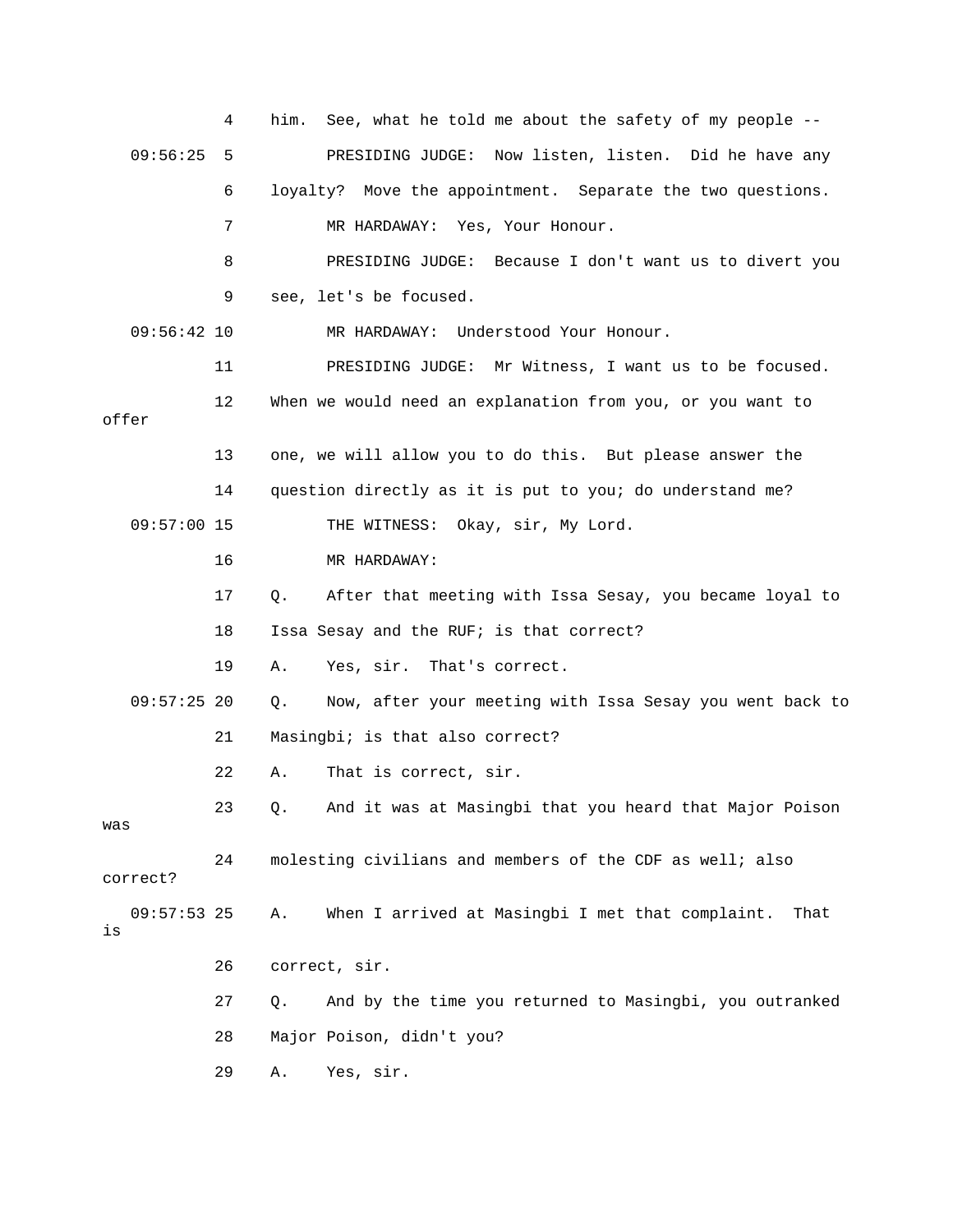4 him. See, what he told me about the safety of my people --

09:56:25 5 PRESIDING JUDGE: Now listen, listen. Did he have any

6 loyalty? Move the appointment. Separate the two questions.

7 MR HARDAWAY: Yes, Your Honour.

8 PRESIDING JUDGE: Because I don't want us to divert you

9 see, let's be focused.

09:56:42 10 MR HARDAWAY: Understood Your Honour.

11 PRESIDING JUDGE: Mr Witness, I want us to be focused.

12 When we would need an explanation from you, or you want to offer

13 one, we will allow you to do this. But please answer the

14 question directly as it is put to you; do understand me?

09:57:00 15 THE WITNESS: Okay, sir, My Lord.

16 MR HARDAWAY:

17 Q. After that meeting with Issa Sesay, you became loyal to

18 Issa Sesay and the RUF; is that correct?

19 A. Yes, sir. That's correct.

09:57:25 20 Q. Now, after your meeting with Issa Sesay you went back to

21 Masingbi; is that also correct?

22 A. That is correct, sir.

23 Q. And it was at Masingbi that you heard that Major Poison was

24 molesting civilians and members of the CDF as well; also correct?

09:57:53 25 A. When I arrived at Masingbi I met that complaint. That is

26 correct, sir.

27 Q. And by the time you returned to Masingbi, you outranked

28 Major Poison, didn't you?

29 A. Yes, sir.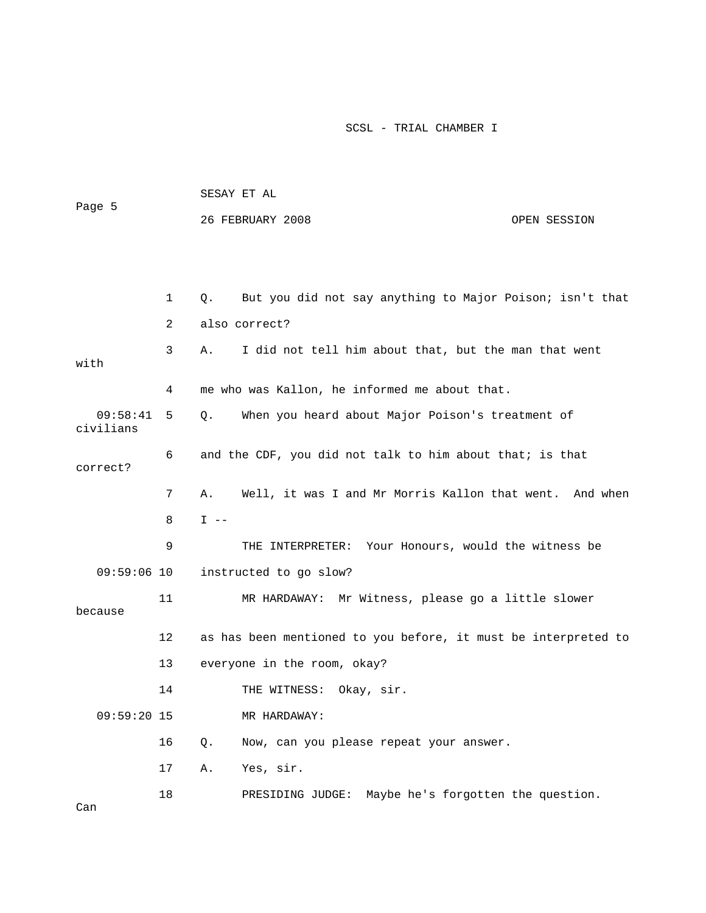1 Q. But you did not say anything to Major Poison; isn't that

2 also correct?

3 A. I did not tell him about that, but the man that went with

4 me who was Kallon, he informed me about that.

09:58:41 5 Q. When you heard about Major Poison's treatment of civilians

6 and the CDF, you did not talk to him about that; is that correct?

7 A. Well, it was I and Mr Morris Kallon that went. And when

8 I --

9 THE INTERPRETER: Your Honours, would the witness be

09:59:06 10 instructed to go slow?

11 MR HARDAWAY: Mr Witness, please go a little slower because

12 as has been mentioned to you before, it must be interpreted to

13 everyone in the room, okay?

14 THE WITNESS: Okay, sir.

09:59:20 15 MR HARDAWAY:

16 Q. Now, can you please repeat your answer.

17 A. Yes, sir.

18 PRESIDING JUDGE: Maybe he's forgotten the question. Can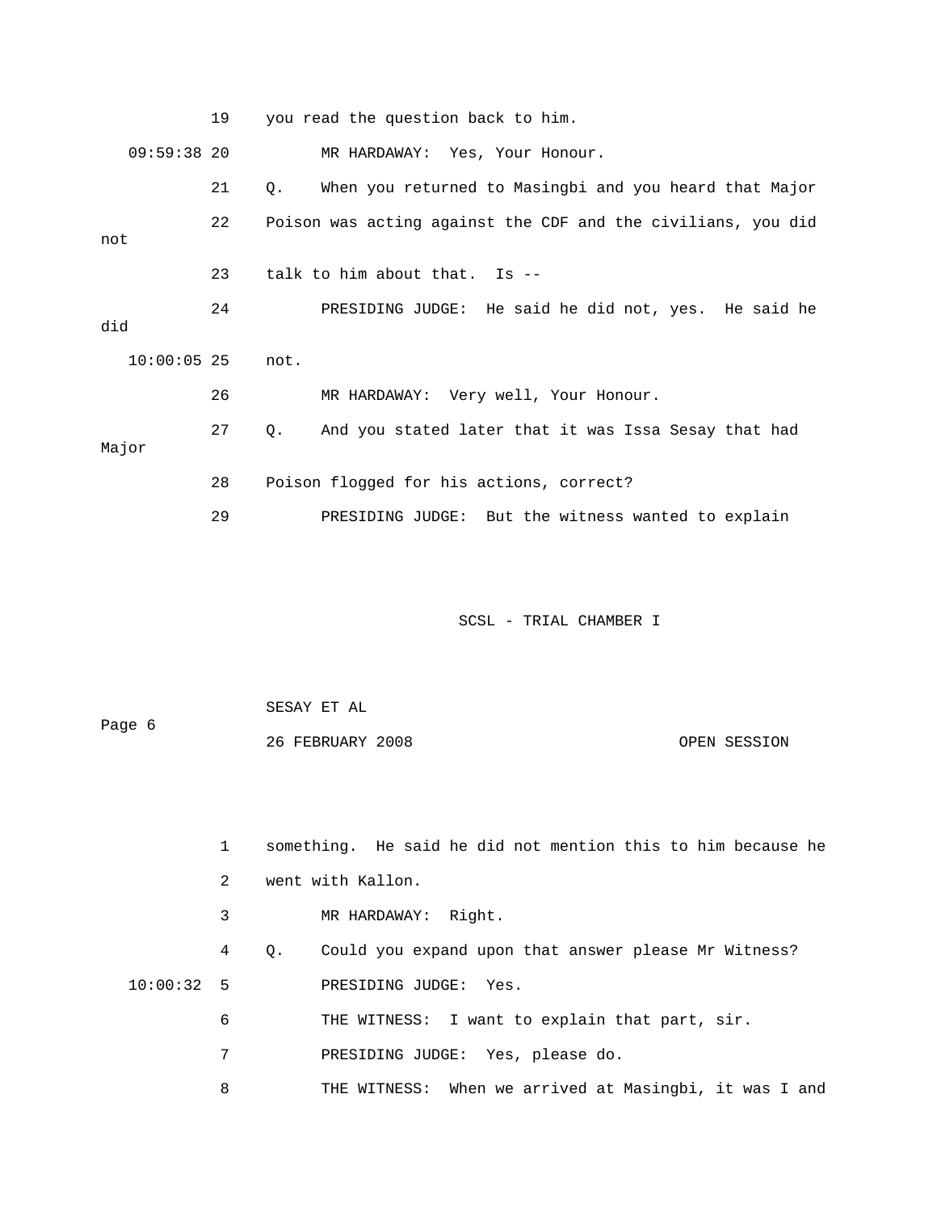19 you read the question back to him.

09:59:38 20 MR HARDAWAY: Yes, Your Honour.

21 Q. When you returned to Masingbi and you heard that Major

22 Poison was acting against the CDF and the civilians, you did not

23 talk to him about that. Is --

24 PRESIDING JUDGE: He said he did not, yes. He said he did

10:00:05 25 not.

26 MR HARDAWAY: Very well, Your Honour.

27 Q. And you stated later that it was Issa Sesay that had Major

28 Poison flogged for his actions, correct?

29 PRESIDING JUDGE: But the witness wanted to explain

1 something. He said he did not mention this to him because he

2 went with Kallon.

3 MR HARDAWAY: Right.

4 Q. Could you expand upon that answer please Mr Witness?

10:00:32 5 PRESIDING JUDGE: Yes.

6 THE WITNESS: I want to explain that part, sir.

7 PRESIDING JUDGE: Yes, please do.

8 THE WITNESS: When we arrived at Masingbi, it was I and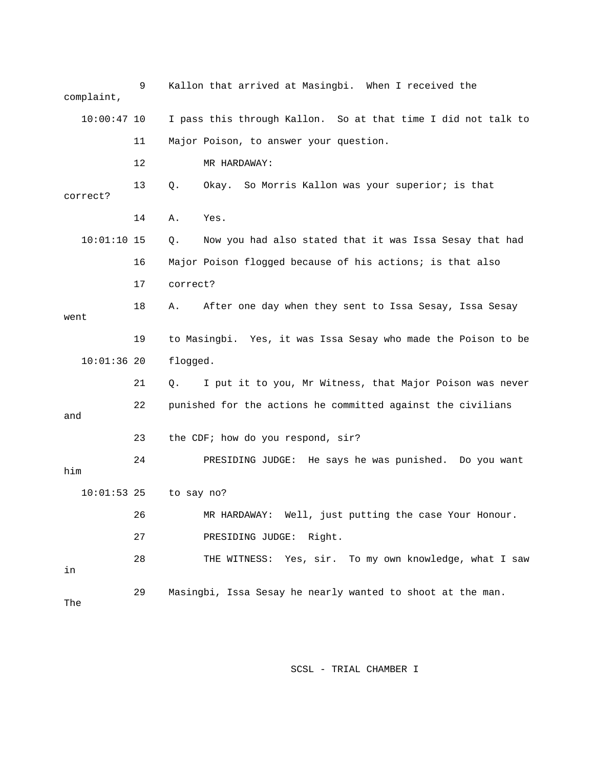9 Kallon that arrived at Masingbi. When I received the complaint,

10:00:47 10 I pass this through Kallon. So at that time I did not talk to

11 Major Poison, to answer your question.

12 MR HARDAWAY:

13 Q. Okay. So Morris Kallon was your superior; is that correct?

14 A. Yes.

10:01:10 15 Q. Now you had also stated that it was Issa Sesay that had

16 Major Poison flogged because of his actions; is that also

17 correct?

18 A. After one day when they sent to Issa Sesay, Issa Sesay went

19 to Masingbi. Yes, it was Issa Sesay who made the Poison to be

10:01:36 20 flogged.

21 Q. I put it to you, Mr Witness, that Major Poison was never

22 punished for the actions he committed against the civilians and

23 the CDF; how do you respond, sir?

24 PRESIDING JUDGE: He says he was punished. Do you want him

10:01:53 25 to say no?

26 MR HARDAWAY: Well, just putting the case Your Honour.

27 PRESIDING JUDGE: Right.

28 THE WITNESS: Yes, sir. To my own knowledge, what I saw in

29 Masingbi, Issa Sesay he nearly wanted to shoot at the man. The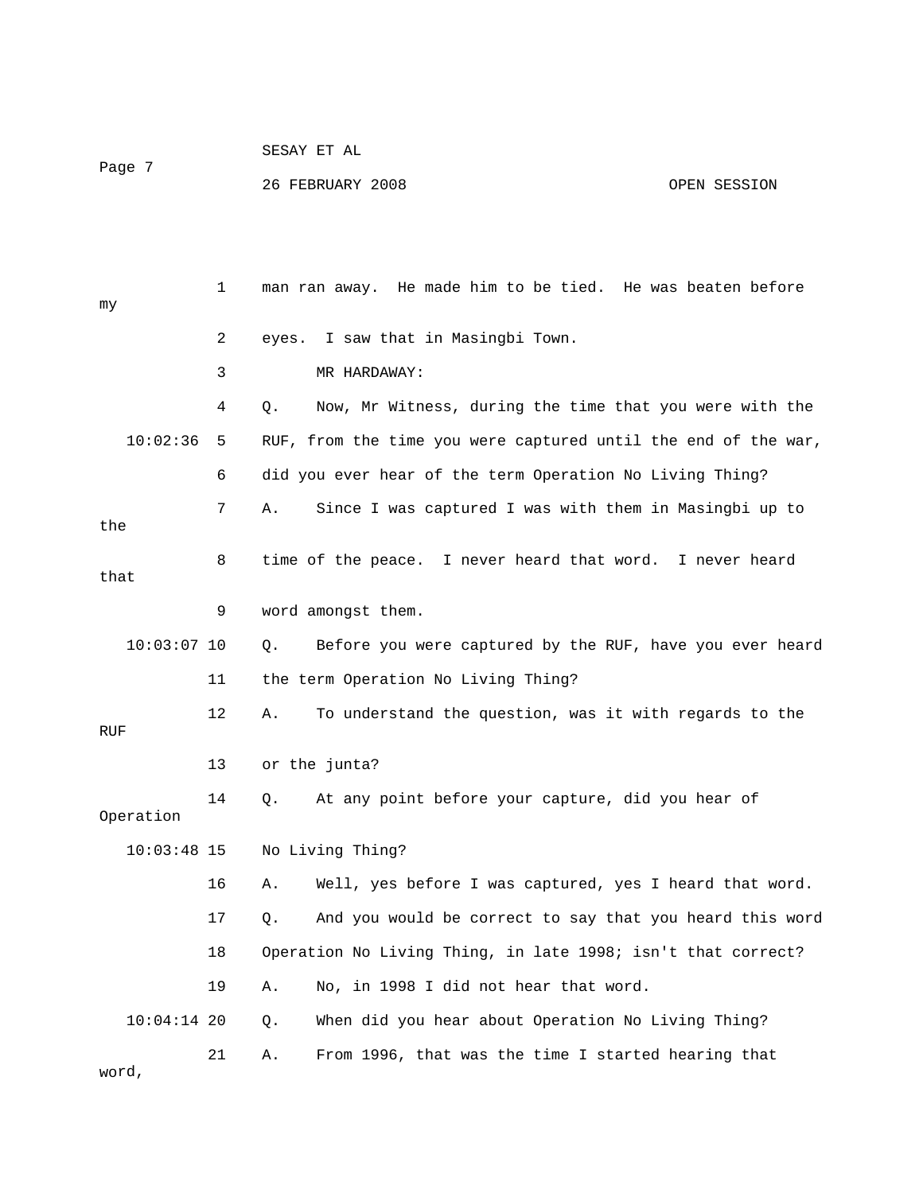man ran away. He made him to be tied. He was beaten before my eyes. I saw that in Masingbi Town.

MR HARDAWAY:

Q. Now, Mr Witness, during the time that you were with the RUF, from the time you were captured until the end of the war, did you ever hear of the term Operation No Living Thing?

A. Since I was captured I was with them in Masingbi up to the time of the peace. I never heard that word. I never heard that word amongst them.

Q. Before you were captured by the RUF, have you ever heard the term Operation No Living Thing?

A. To understand the question, was it with regards to the RUF or the junta?

Q. At any point before your capture, did you hear of Operation No Living Thing?

A. Well, yes before I was captured, yes I heard that word.

Q. And you would be correct to say that you heard this word Operation No Living Thing, in late 1998; isn't that correct?

A. No, in 1998 I did not hear that word.

Q. When did you hear about Operation No Living Thing?

A. From 1996, that was the time I started hearing that word,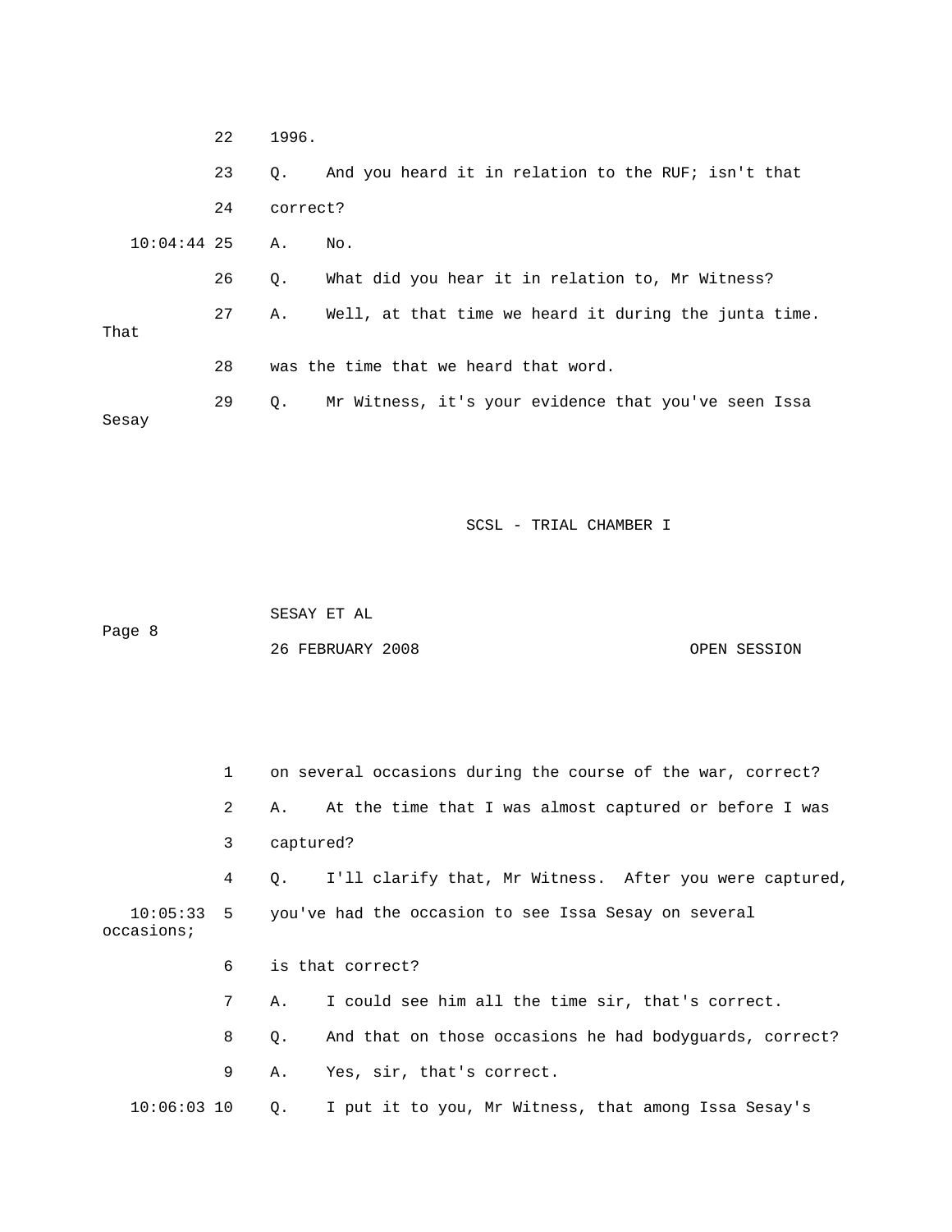22 1996.

23 Q. And you heard it in relation to the RUF; isn't that

24 correct?

10:04:44 25 A. No.

26 Q. What did you hear it in relation to, Mr Witness?

27 A. Well, at that time we heard it during the junta time. That

28 was the time that we heard that word.

29 Q. Mr Witness, it's your evidence that you've seen Issa Sesay

1 on several occasions during the course of the war, correct?

2 A. At the time that I was almost captured or before I was

3 captured?

4 Q. I'll clarify that, Mr Witness. After you were captured,

10:05:33 5 you've had the occasion to see Issa Sesay on several occasions;

6 is that correct?

7 A. I could see him all the time sir, that's correct.

8 Q. And that on those occasions he had bodyguards, correct?

9 A. Yes, sir, that's correct.

10:06:03 10 Q. I put it to you, Mr Witness, that among Issa Sesay's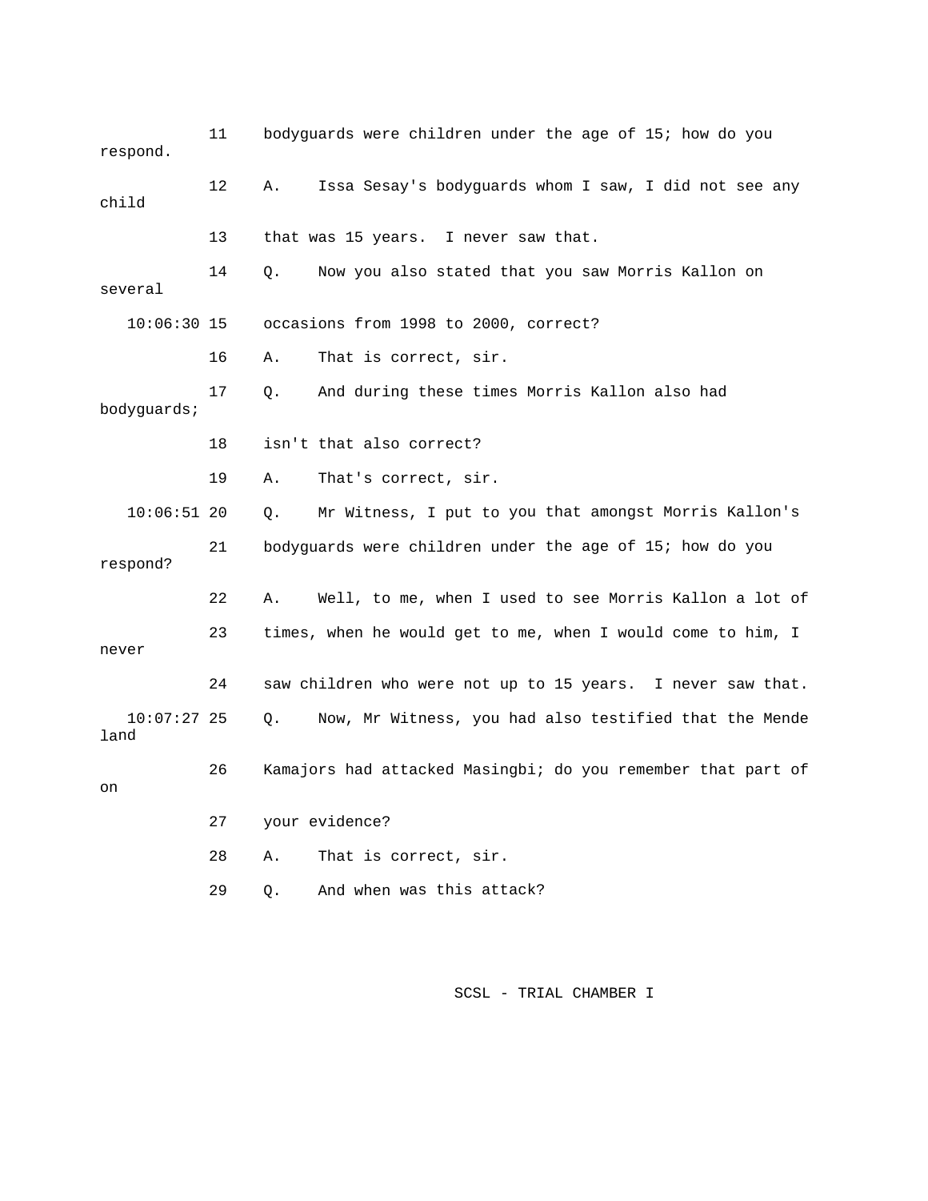11 bodyguards were children under the age of 15; how do you respond.

12 A. Issa Sesay's bodyguards whom I saw, I did not see any child

13 that was 15 years. I never saw that.

14 Q. Now you also stated that you saw Morris Kallon on several

10:06:30 15 occasions from 1998 to 2000, correct?

16 A. That is correct, sir.

17 Q. And during these times Morris Kallon also had bodyguards;

18 isn't that also correct?

19 A. That's correct, sir.

10:06:51 20 Q. Mr Witness, I put to you that amongst Morris Kallon's

21 bodyguards were children under the age of 15; how do you respond?

22 A. Well, to me, when I used to see Morris Kallon a lot of

23 times, when he would get to me, when I would come to him, I never

24 saw children who were not up to 15 years. I never saw that.

10:07:27 25 Q. Now, Mr Witness, you had also testified that the Mende land

26 Kamajors had attacked Masingbi; do you remember that part of on

27 your evidence?

28 A. That is correct, sir.

29 Q. And when was this attack?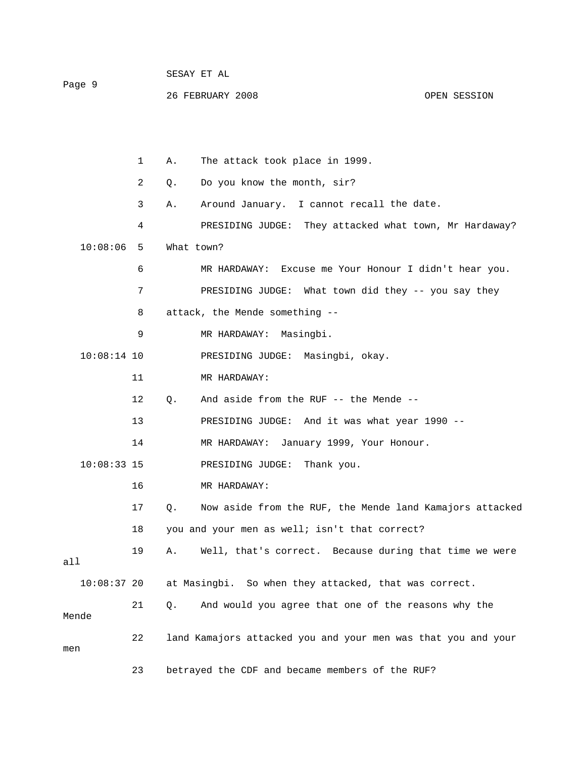1 A. The attack took place in 1999.

2 Q. Do you know the month, sir?

3 A. Around January. I cannot recall the date.

4 PRESIDING JUDGE: They attacked what town, Mr Hardaway?

10:08:06 5 What town?

6 MR HARDAWAY: Excuse me Your Honour I didn't hear you.

7 PRESIDING JUDGE: What town did they -- you say they

8 attack, the Mende something --

9 MR HARDAWAY: Masingbi.

10:08:14 10 PRESIDING JUDGE: Masingbi, okay.

11 MR HARDAWAY:

12 Q. And aside from the RUF -- the Mende --

13 PRESIDING JUDGE: And it was what year 1990 --

14 MR HARDAWAY: January 1999, Your Honour.

10:08:33 15 PRESIDING JUDGE: Thank you.

16 MR HARDAWAY:

17 Q. Now aside from the RUF, the Mende land Kamajors attacked

18 you and your men as well; isn't that correct?

19 A. Well, that's correct. Because during that time we were all

10:08:37 20 at Masingbi. So when they attacked, that was correct.

21 Q. And would you agree that one of the reasons why the Mende

22 land Kamajors attacked you and your men was that you and your men

23 betrayed the CDF and became members of the RUF?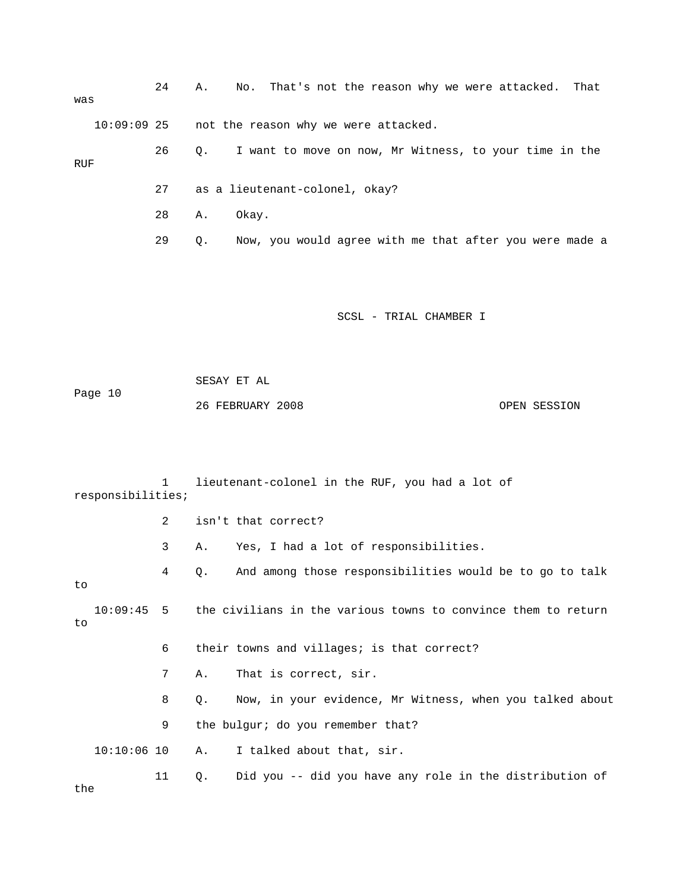24 A. No. That's not the reason why we were attacked. That was

10:09:09 25 not the reason why we were attacked.

26 Q. I want to move on now, Mr Witness, to your time in the RUF

27 as a lieutenant-colonel, okay?

28 A. Okay.

29 Q. Now, you would agree with me that after you were made a

1 lieutenant-colonel in the RUF, you had a lot of responsibilities;

2 isn't that correct?

3 A. Yes, I had a lot of responsibilities.

4 Q. And among those responsibilities would be to go to talk to

10:09:45 5 the civilians in the various towns to convince them to return to

6 their towns and villages; is that correct?

7 A. That is correct, sir.

8 Q. Now, in your evidence, Mr Witness, when you talked about

9 the bulgur; do you remember that?

10:10:06 10 A. I talked about that, sir.

11 Q. Did you -- did you have any role in the distribution of the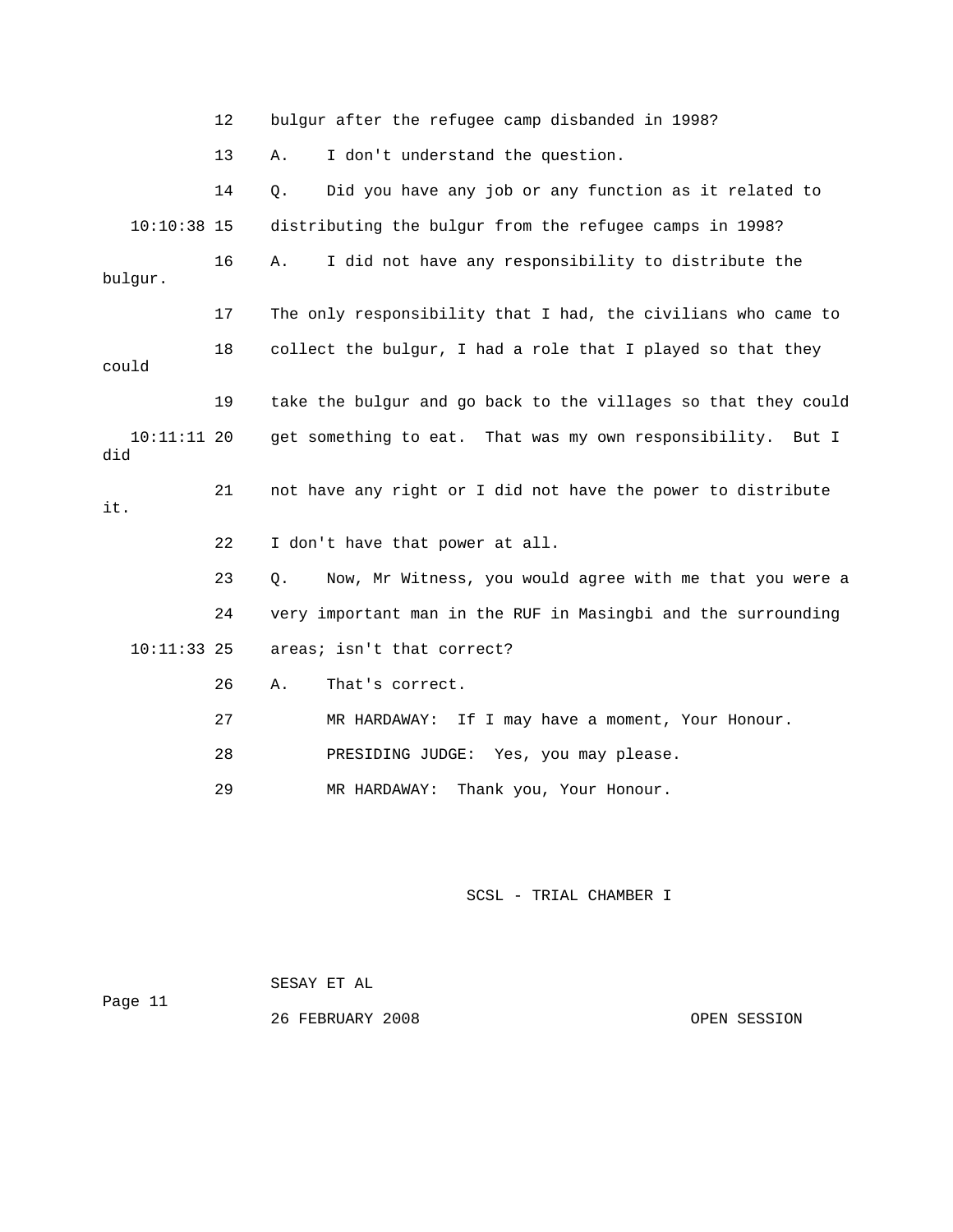12 bulgur after the refugee camp disbanded in 1998?

13 A. I don't understand the question.

14 Q. Did you have any job or any function as it related to

10:10:38 15 distributing the bulgur from the refugee camps in 1998?

16 A. I did not have any responsibility to distribute the bulgur.

17 The only responsibility that I had, the civilians who came to

18 collect the bulgur, I had a role that I played so that they could

19 take the bulgur and go back to the villages so that they could

10:11:11 20 get something to eat. That was my own responsibility. But I did

21 not have any right or I did not have the power to distribute it.

22 I don't have that power at all.

23 Q. Now, Mr Witness, you would agree with me that you were a

24 very important man in the RUF in Masingbi and the surrounding

10:11:33 25 areas; isn't that correct?

26 A. That's correct.

27 MR HARDAWAY: If I may have a moment, Your Honour.

28 PRESIDING JUDGE: Yes, you may please.

29 MR HARDAWAY: Thank you, Your Honour.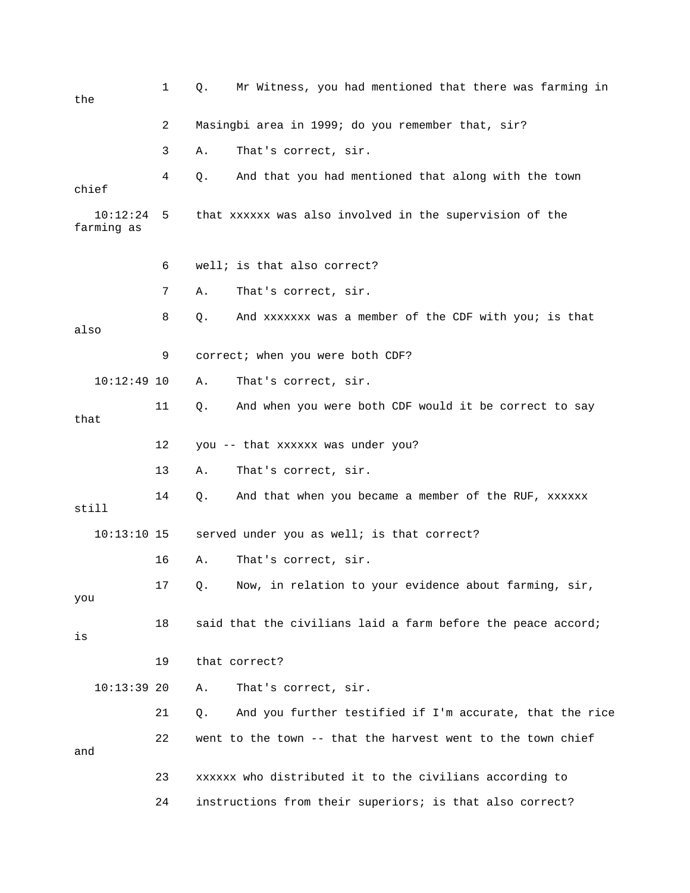1 Q. Mr Witness, you had mentioned that there was farming in the

2 Masingbi area in 1999; do you remember that, sir?

3 A. That's correct, sir.

4 Q. And that you had mentioned that along with the town chief

10:12:24 5 that xxxxxx was also involved in the supervision of the farming as

6 well; is that also correct?

7 A. That's correct, sir.

8 Q. And xxxxxxx was a member of the CDF with you; is that also

9 correct; when you were both CDF?

10:12:49 10 A. That's correct, sir.

11 Q. And when you were both CDF would it be correct to say that

12 you -- that xxxxxx was under you?

13 A. That's correct, sir.

14 Q. And that when you became a member of the RUF, xxxxxx still

10:13:10 15 served under you as well; is that correct?

16 A. That's correct, sir.

17 Q. Now, in relation to your evidence about farming, sir, you

18 said that the civilians laid a farm before the peace accord; is

19 that correct?

10:13:39 20 A. That's correct, sir.

21 Q. And you further testified if I'm accurate, that the rice

22 went to the town -- that the harvest went to the town chief and

23 xxxxxx who distributed it to the civilians according to

24 instructions from their superiors; is that also correct?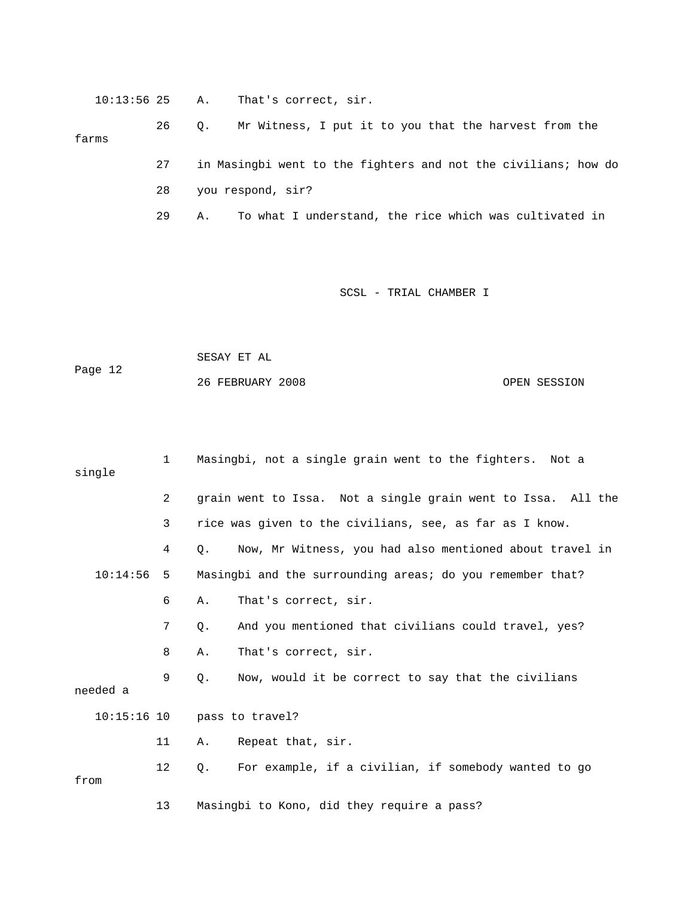10:13:56 25 A. That's correct, sir.

26 Q. Mr Witness, I put it to you that the harvest from the farms

27 in Masingbi went to the fighters and not the civilians; how do

28 you respond, sir?

29 A. To what I understand, the rice which was cultivated in

1 Masingbi, not a single grain went to the fighters. Not a single

2 grain went to Issa. Not a single grain went to Issa. All the

3 rice was given to the civilians, see, as far as I know.

4 Q. Now, Mr Witness, you had also mentioned about travel in

10:14:56 5 Masingbi and the surrounding areas; do you remember that?

6 A. That's correct, sir.

7 Q. And you mentioned that civilians could travel, yes?

8 A. That's correct, sir.

9 Q. Now, would it be correct to say that the civilians needed a

10:15:16 10 pass to travel?

11 A. Repeat that, sir.

12 Q. For example, if a civilian, if somebody wanted to go from

13 Masingbi to Kono, did they require a pass?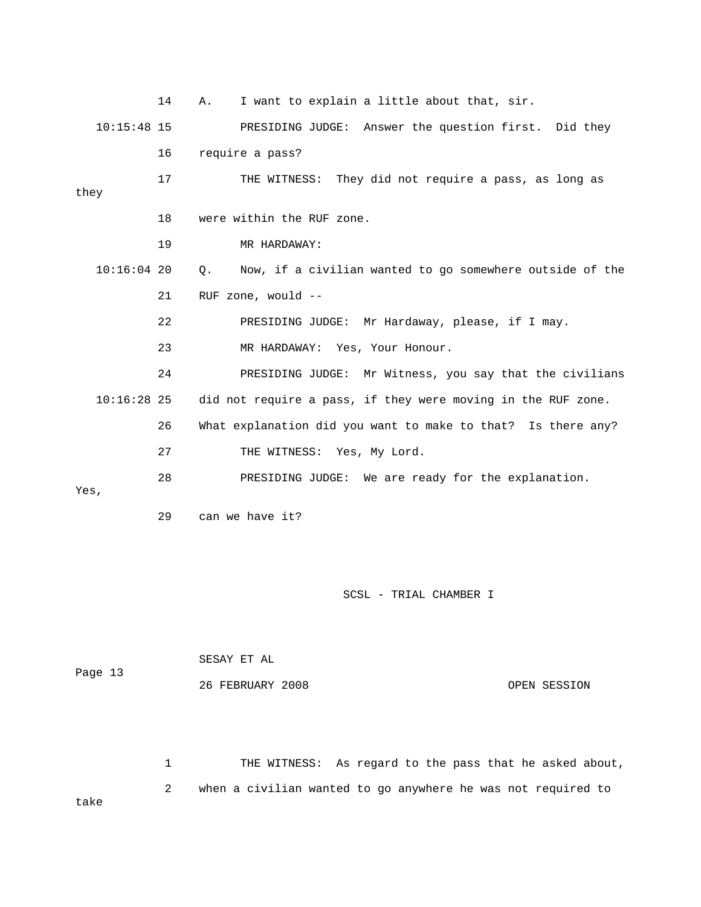14 A. I want to explain a little about that, sir.

10:15:48 15 PRESIDING JUDGE: Answer the question first. Did they

16 require a pass?

17 THE WITNESS: They did not require a pass, as long as they

18 were within the RUF zone.

19 MR HARDAWAY:

10:16:04 20 Q. Now, if a civilian wanted to go somewhere outside of the

21 RUF zone, would --

22 PRESIDING JUDGE: Mr Hardaway, please, if I may.

23 MR HARDAWAY: Yes, Your Honour.

24 PRESIDING JUDGE: Mr Witness, you say that the civilians

10:16:28 25 did not require a pass, if they were moving in the RUF zone.

26 What explanation did you want to make to that? Is there any?

27 THE WITNESS: Yes, My Lord.

28 PRESIDING JUDGE: We are ready for the explanation. Yes,

29 can we have it?

1 THE WITNESS: As regard to the pass that he asked about,

2 when a civilian wanted to go anywhere he was not required to take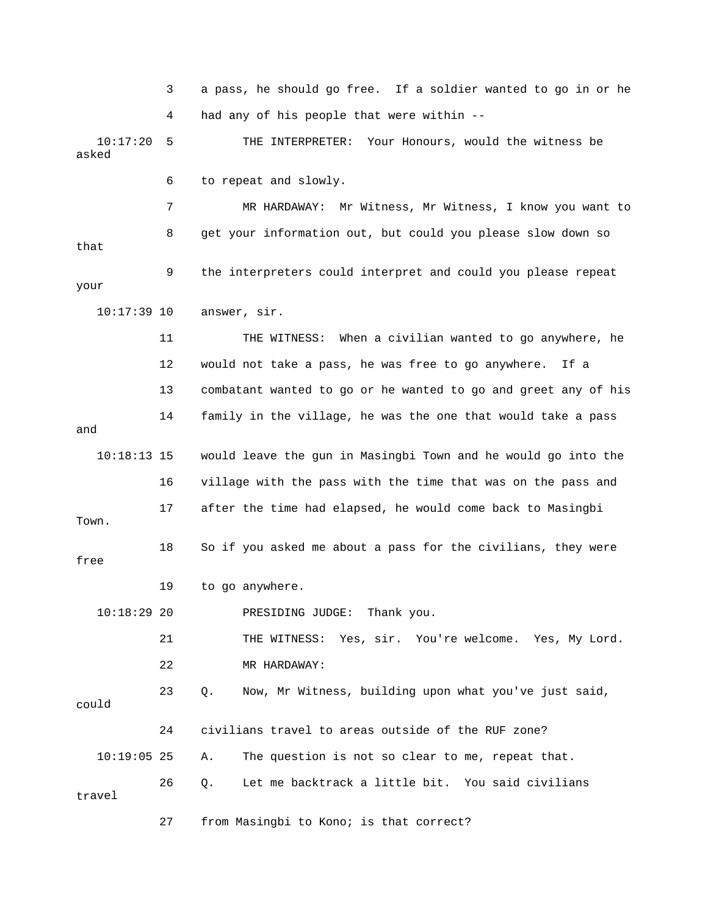3 a pass, he should go free. If a soldier wanted to go in or he

4 had any of his people that were within --

10:17:20 5 THE INTERPRETER: Your Honours, would the witness be asked

6 to repeat and slowly.

7 MR HARDAWAY: Mr Witness, Mr Witness, I know you want to

8 get your information out, but could you please slow down so that

9 the interpreters could interpret and could you please repeat your

10:17:39 10 answer, sir.

11 THE WITNESS: When a civilian wanted to go anywhere, he

12 would not take a pass, he was free to go anywhere. If a

13 combatant wanted to go or he wanted to go and greet any of his

14 family in the village, he was the one that would take a pass and

10:18:13 15 would leave the gun in Masingbi Town and he would go into the

16 village with the pass with the time that was on the pass and

17 after the time had elapsed, he would come back to Masingbi Town.

18 So if you asked me about a pass for the civilians, they were free

19 to go anywhere.

10:18:29 20 PRESIDING JUDGE: Thank you.

21 THE WITNESS: Yes, sir. You're welcome. Yes, My Lord.

22 MR HARDAWAY:

23 Q. Now, Mr Witness, building upon what you've just said, could

24 civilians travel to areas outside of the RUF zone?

10:19:05 25 A. The question is not so clear to me, repeat that.

26 Q. Let me backtrack a little bit. You said civilians travel

27 from Masingbi to Kono; is that correct?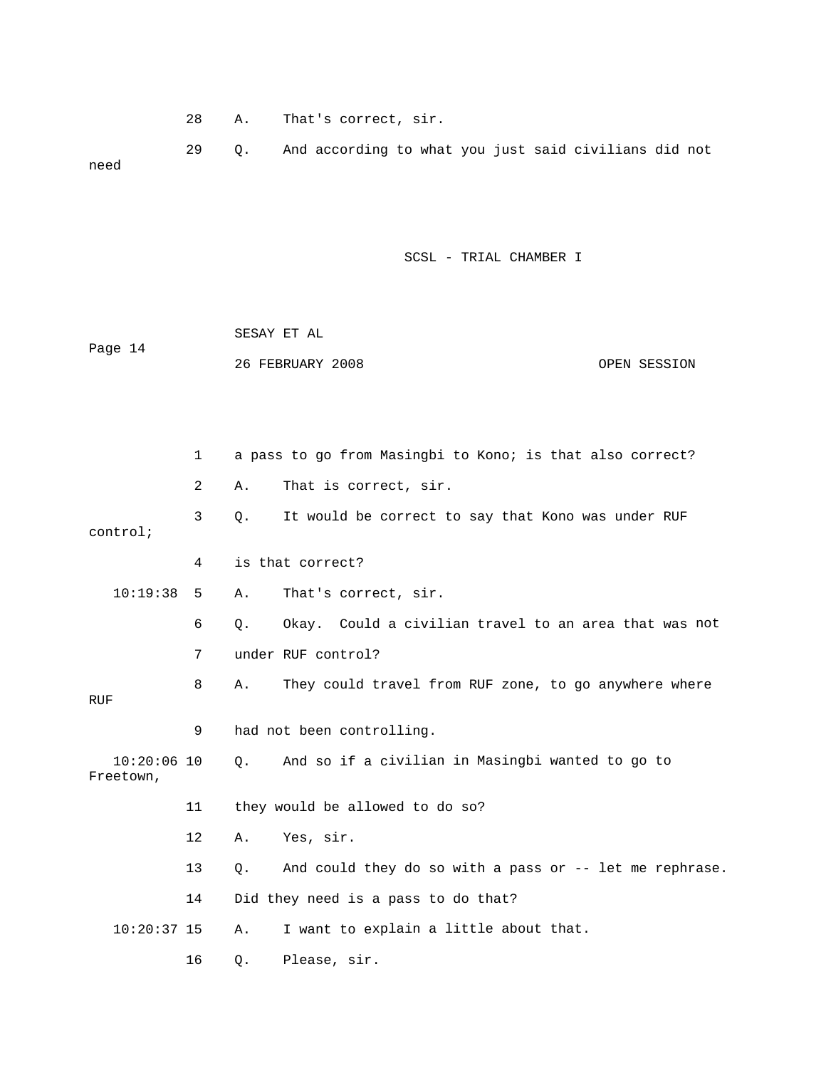28 A. That's correct, sir.

29 Q. And according to what you just said civilians did not need

1 a pass to go from Masingbi to Kono; is that also correct?

2 A. That is correct, sir.

3 Q. It would be correct to say that Kono was under RUF control;

4 is that correct?

10:19:38 5 A. That's correct, sir.

6 Q. Okay. Could a civilian travel to an area that was not

7 under RUF control?

8 A. They could travel from RUF zone, to go anywhere where RUF

9 had not been controlling.

10:20:06 10 Q. And so if a civilian in Masingbi wanted to go to Freetown,

11 they would be allowed to do so?

12 A. Yes, sir.

13 Q. And could they do so with a pass or -- let me rephrase.

14 Did they need is a pass to do that?

10:20:37 15 A. I want to explain a little about that.

16 Q. Please, sir.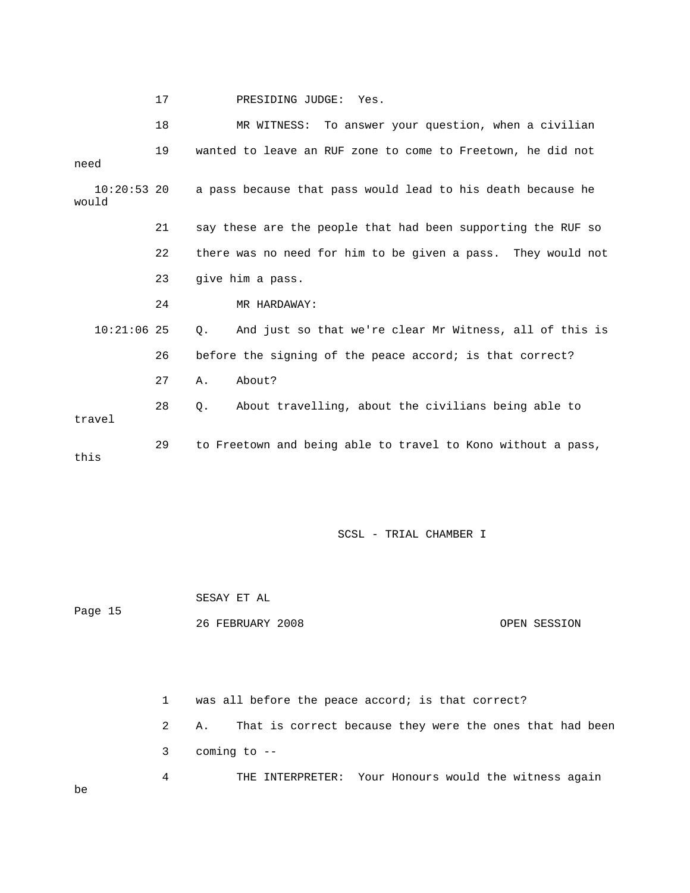17 PRESIDING JUDGE: Yes.

18 MR WITNESS: To answer your question, when a civilian

19 wanted to leave an RUF zone to come to Freetown, he did not need

10:20:53 20 a pass because that pass would lead to his death because he would

21 say these are the people that had been supporting the RUF so

22 there was no need for him to be given a pass. They would not

23 give him a pass.

24 MR HARDAWAY:

10:21:06 25 Q. And just so that we're clear Mr Witness, all of this is

26 before the signing of the peace accord; is that correct?

27 A. About?

28 Q. About travelling, about the civilians being able to travel

29 to Freetown and being able to travel to Kono without a pass, this

1 was all before the peace accord; is that correct?

2 A. That is correct because they were the ones that had been

3 coming to --

4 THE INTERPRETER: Your Honours would the witness again be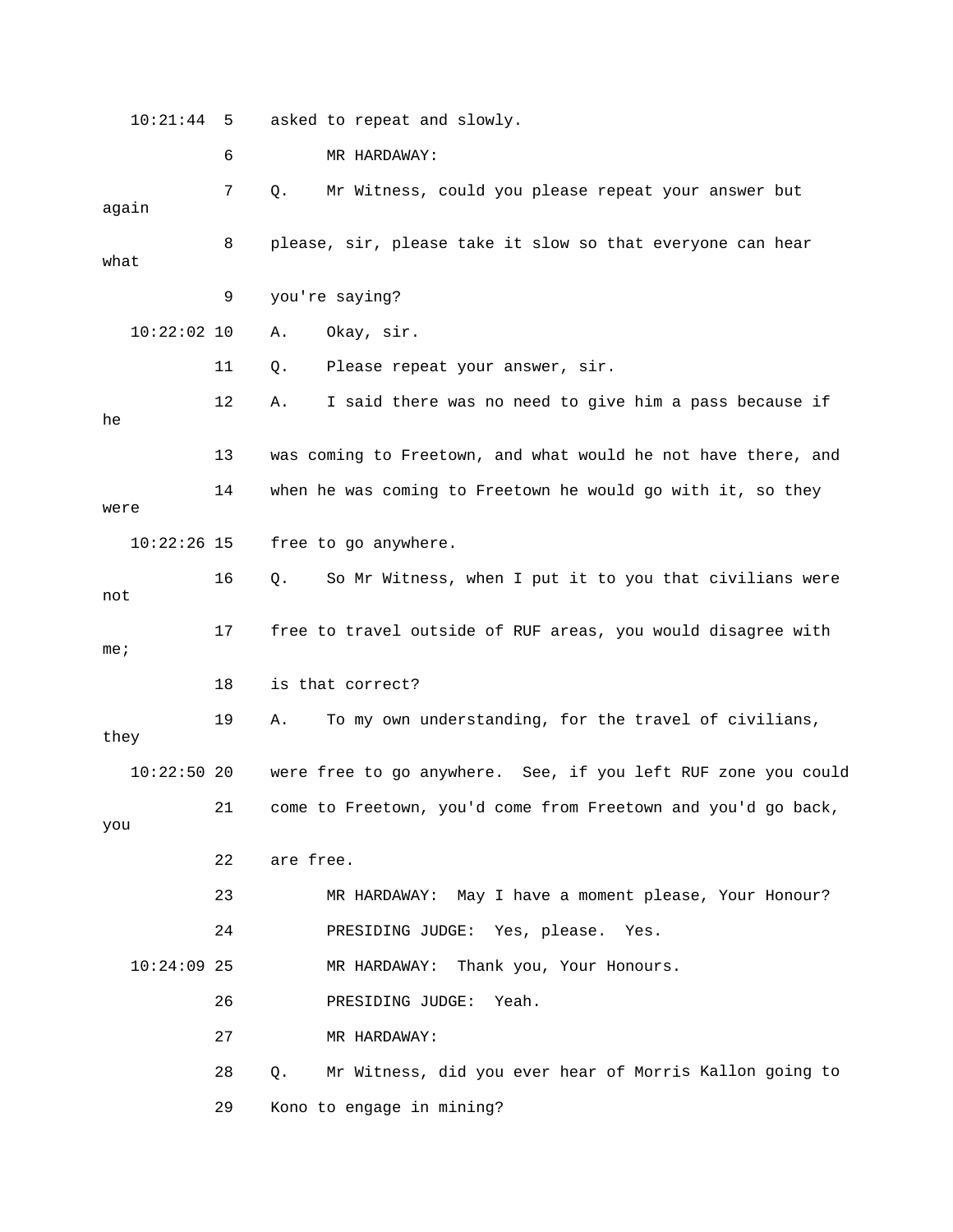10:21:44 5 asked to repeat and slowly.

6 MR HARDAWAY:

7 Q. Mr Witness, could you please repeat your answer but again

8 please, sir, please take it slow so that everyone can hear what

9 you're saying?

10:22:02 10 A. Okay, sir.

11 Q. Please repeat your answer, sir.

12 A. I said there was no need to give him a pass because if he

13 was coming to Freetown, and what would he not have there, and

14 when he was coming to Freetown he would go with it, so they were

10:22:26 15 free to go anywhere.

16 Q. So Mr Witness, when I put it to you that civilians were not

17 free to travel outside of RUF areas, you would disagree with me;

18 is that correct?

19 A. To my own understanding, for the travel of civilians, they

10:22:50 20 were free to go anywhere. See, if you left RUF zone you could

21 come to Freetown, you'd come from Freetown and you'd go back, you

22 are free.

23 MR HARDAWAY: May I have a moment please, Your Honour?

24 PRESIDING JUDGE: Yes, please. Yes.

10:24:09 25 MR HARDAWAY: Thank you, Your Honours.

26 PRESIDING JUDGE: Yeah.

27 MR HARDAWAY:

28 Q. Mr Witness, did you ever hear of Morris Kallon going to

29 Kono to engage in mining?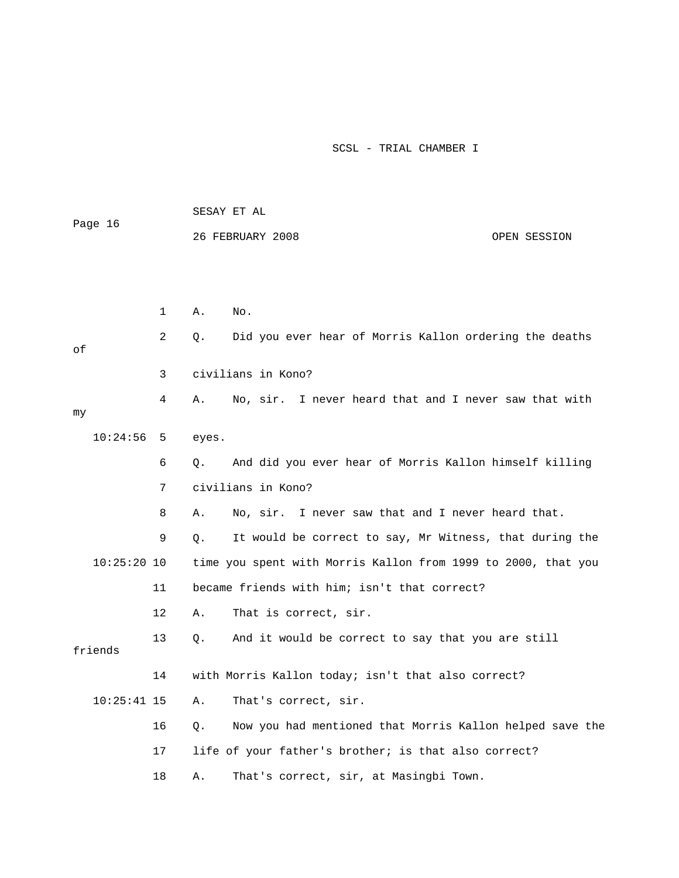A. No.

Q. Did you ever hear of Morris Kallon ordering the deaths of civilians in Kono?

A. No, sir. I never heard that and I never saw that with my eyes.

Q. And did you ever hear of Morris Kallon himself killing civilians in Kono?

A. No, sir. I never saw that and I never heard that.

Q. It would be correct to say, Mr Witness, that during the time you spent with Morris Kallon from 1999 to 2000, that you became friends with him; isn't that correct?

A. That is correct, sir.

Q. And it would be correct to say that you are still friends with Morris Kallon today; isn't that also correct?

A. That's correct, sir.

Q. Now you had mentioned that Morris Kallon helped save the life of your father's brother; is that also correct?

A. That's correct, sir, at Masingbi Town.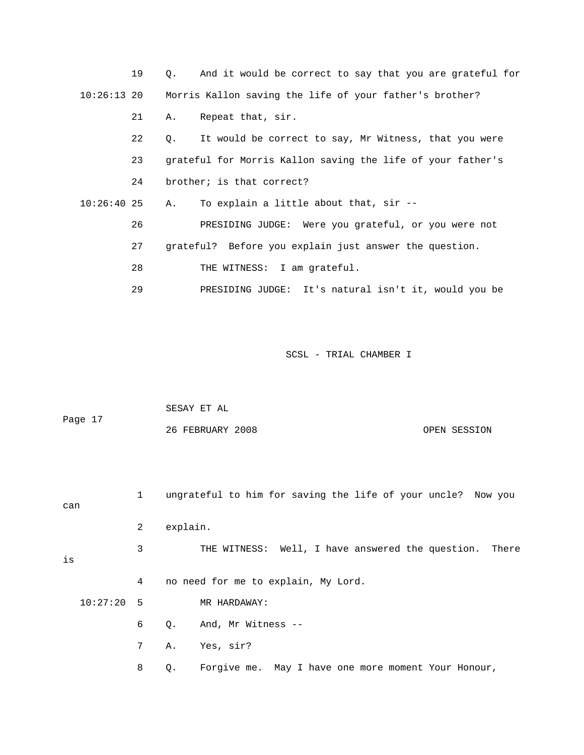19 Q. And it would be correct to say that you are grateful for

10:26:13 20 Morris Kallon saving the life of your father's brother?

21 A. Repeat that, sir.

22 Q. It would be correct to say, Mr Witness, that you were

23 grateful for Morris Kallon saving the life of your father's

24 brother; is that correct?

10:26:40 25 A. To explain a little about that, sir --

26 PRESIDING JUDGE: Were you grateful, or you were not

27 grateful? Before you explain just answer the question.

28 THE WITNESS: I am grateful.

29 PRESIDING JUDGE: It's natural isn't it, would you be

1 ungrateful to him for saving the life of your uncle? Now you can

2 explain.

3 THE WITNESS: Well, I have answered the question. There is

4 no need for me to explain, My Lord.

10:27:20 5 MR HARDAWAY:

6 Q. And, Mr Witness --

7 A. Yes, sir?

8 Q. Forgive me. May I have one more moment Your Honour,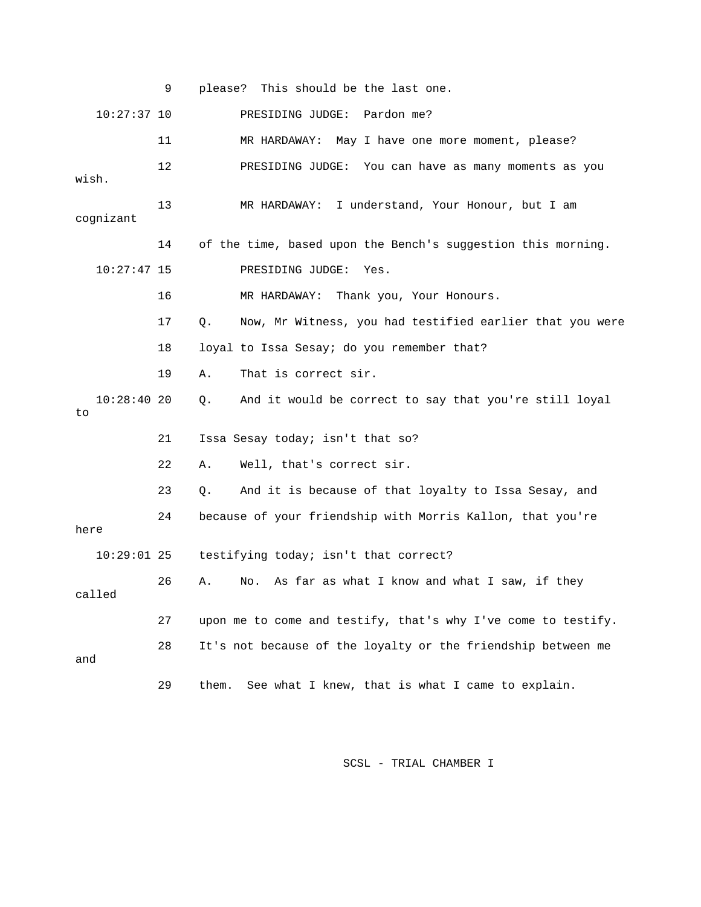9 please? This should be the last one.

10:27:37 10 PRESIDING JUDGE: Pardon me?

11 MR HARDAWAY: May I have one more moment, please?

12 PRESIDING JUDGE: You can have as many moments as you wish.

13 MR HARDAWAY: I understand, Your Honour, but I am cognizant

14 of the time, based upon the Bench's suggestion this morning.

10:27:47 15 PRESIDING JUDGE: Yes.

16 MR HARDAWAY: Thank you, Your Honours.

17 Q. Now, Mr Witness, you had testified earlier that you were

18 loyal to Issa Sesay; do you remember that?

19 A. That is correct sir.

10:28:40 20 Q. And it would be correct to say that you're still loyal to

21 Issa Sesay today; isn't that so?

22 A. Well, that's correct sir.

23 Q. And it is because of that loyalty to Issa Sesay, and

24 because of your friendship with Morris Kallon, that you're here

10:29:01 25 testifying today; isn't that correct?

26 A. No. As far as what I know and what I saw, if they called

27 upon me to come and testify, that's why I've come to testify.

28 It's not because of the loyalty or the friendship between me and

29 them. See what I knew, that is what I came to explain.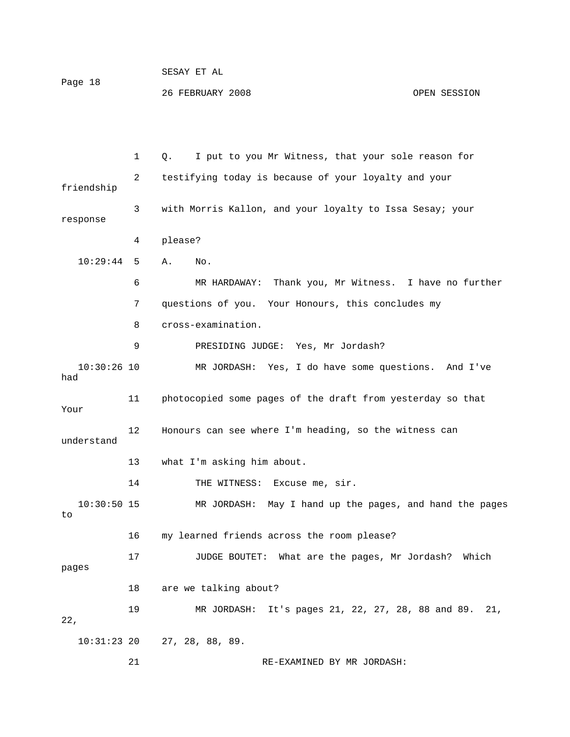1 Q. I put to you Mr Witness, that your sole reason for

2 testifying today is because of your loyalty and your friendship

3 with Morris Kallon, and your loyalty to Issa Sesay; your response

4 please?

10:29:44 5 A. No.

6 MR HARDAWAY: Thank you, Mr Witness. I have no further

7 questions of you. Your Honours, this concludes my

8 cross-examination.

9 PRESIDING JUDGE: Yes, Mr Jordash?

10:30:26 10 MR JORDASH: Yes, I do have some questions. And I've had

11 photocopied some pages of the draft from yesterday so that Your

12 Honours can see where I'm heading, so the witness can understand

13 what I'm asking him about.

14 THE WITNESS: Excuse me, sir.

10:30:50 15 MR JORDASH: May I hand up the pages, and hand the pages to

16 my learned friends across the room please?

17 JUDGE BOUTET: What are the pages, Mr Jordash? Which pages

18 are we talking about?

19 MR JORDASH: It's pages 21, 22, 27, 28, 88 and 89. 21, 22,

10:31:23 20 27, 28, 88, 89.

21 RE-EXAMINED BY MR JORDASH: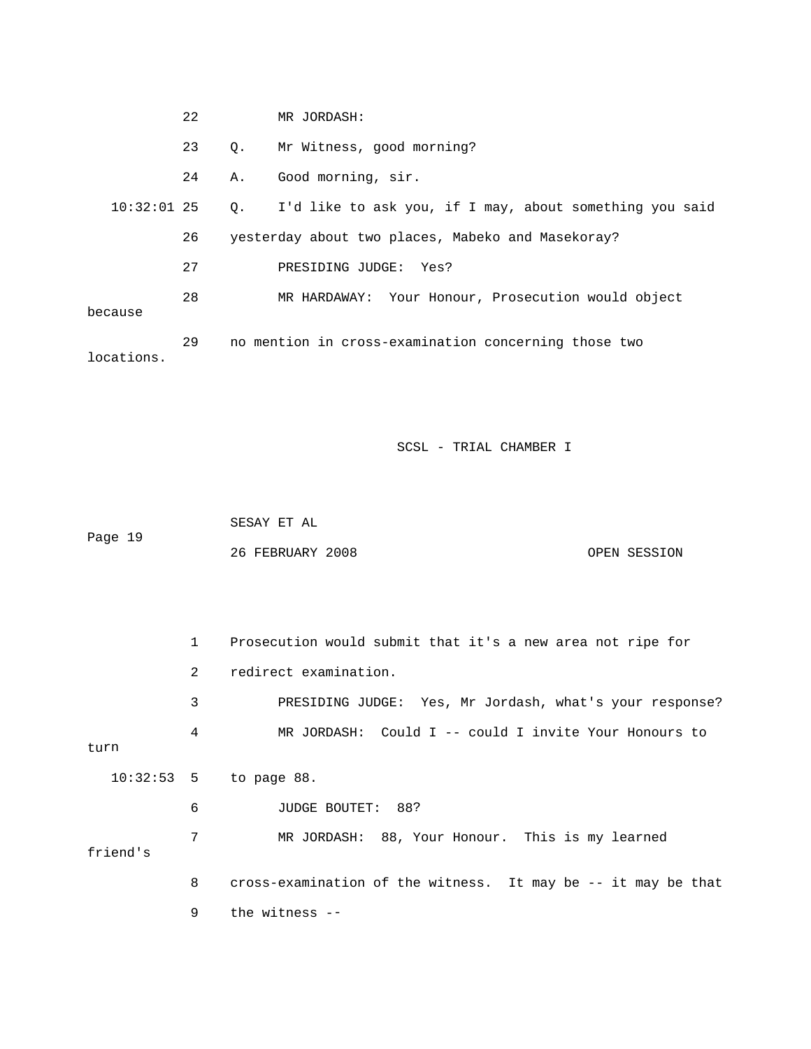22 MR JORDASH:

23 Q. Mr Witness, good morning?

24 A. Good morning, sir.

10:32:01 25 Q. I'd like to ask you, if I may, about something you said

26 yesterday about two places, Mabeko and Masekoray?

27 PRESIDING JUDGE: Yes?

28 MR HARDAWAY: Your Honour, Prosecution would object because

29 no mention in cross-examination concerning those two locations.

1 Prosecution would submit that it's a new area not ripe for

2 redirect examination.

3 PRESIDING JUDGE: Yes, Mr Jordash, what's your response?

4 MR JORDASH: Could I -- could I invite Your Honours to turn

10:32:53 5 to page 88.

6 JUDGE BOUTET: 88?

7 MR JORDASH: 88, Your Honour. This is my learned friend's

8 cross-examination of the witness. It may be -- it may be that

9 the witness --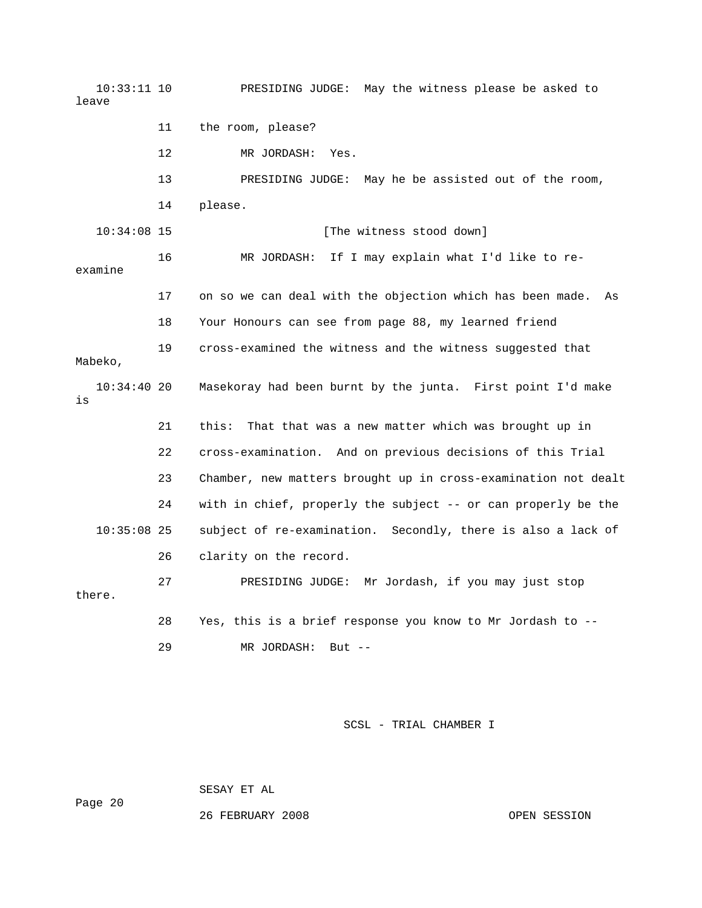10:33:11 10 PRESIDING JUDGE: May the witness please be asked to leave

11 the room, please?

12 MR JORDASH: Yes.

13 PRESIDING JUDGE: May he be assisted out of the room,

14 please.

10:34:08 15 [The witness stood down]

16 MR JORDASH: If I may explain what I'd like to re-examine

17 on so we can deal with the objection which has been made. As

18 Your Honours can see from page 88, my learned friend

19 cross-examined the witness and the witness suggested that Mabeko,

10:34:40 20 Masekoray had been burnt by the junta. First point I'd make is

21 this: That that was a new matter which was brought up in

22 cross-examination. And on previous decisions of this Trial

23 Chamber, new matters brought up in cross-examination not dealt

24 with in chief, properly the subject -- or can properly be the

10:35:08 25 subject of re-examination. Secondly, there is also a lack of

26 clarity on the record.

27 PRESIDING JUDGE: Mr Jordash, if you may just stop there.

28 Yes, this is a brief response you know to Mr Jordash to --

29 MR JORDASH: But --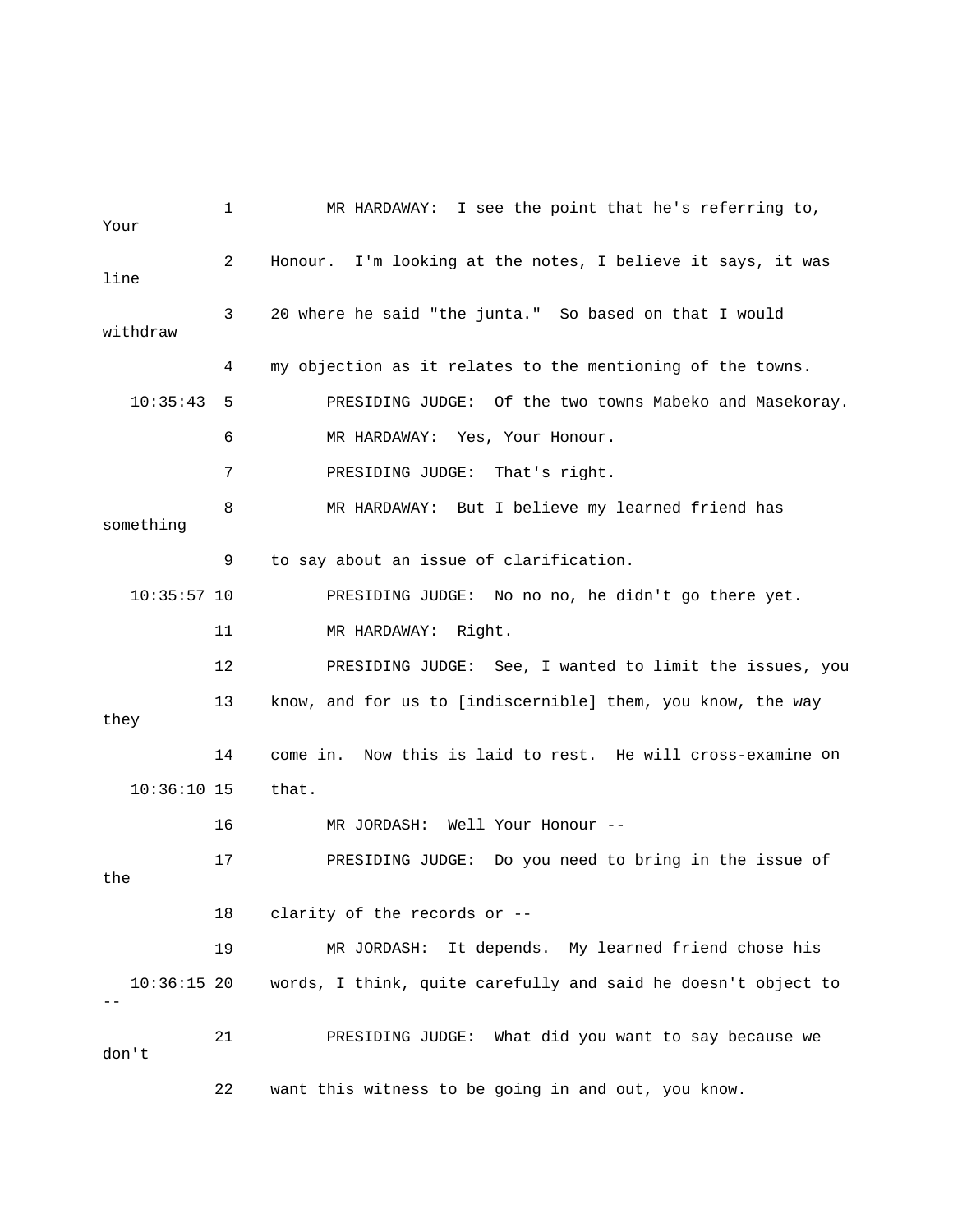1 MR HARDAWAY: I see the point that he's referring to, Your

2 Honour. I'm looking at the notes, I believe it says, it was line

3 20 where he said "the junta." So based on that I would withdraw

4 my objection as it relates to the mentioning of the towns.

10:35:43 5 PRESIDING JUDGE: Of the two towns Mabeko and Masekoray.

6 MR HARDAWAY: Yes, Your Honour.

7 PRESIDING JUDGE: That's right.

8 MR HARDAWAY: But I believe my learned friend has something

9 to say about an issue of clarification.

10:35:57 10 PRESIDING JUDGE: No no no, he didn't go there yet.

11 MR HARDAWAY: Right.

12 PRESIDING JUDGE: See, I wanted to limit the issues, you

13 know, and for us to [indiscernible] them, you know, the way they

14 come in. Now this is laid to rest. He will cross-examine on

10:36:10 15 that.

16 MR JORDASH: Well Your Honour --

17 PRESIDING JUDGE: Do you need to bring in the issue of the

18 clarity of the records or --

19 MR JORDASH: It depends. My learned friend chose his

10:36:15 20 words, I think, quite carefully and said he doesn't object to --

21 PRESIDING JUDGE: What did you want to say because we don't

22 want this witness to be going in and out, you know.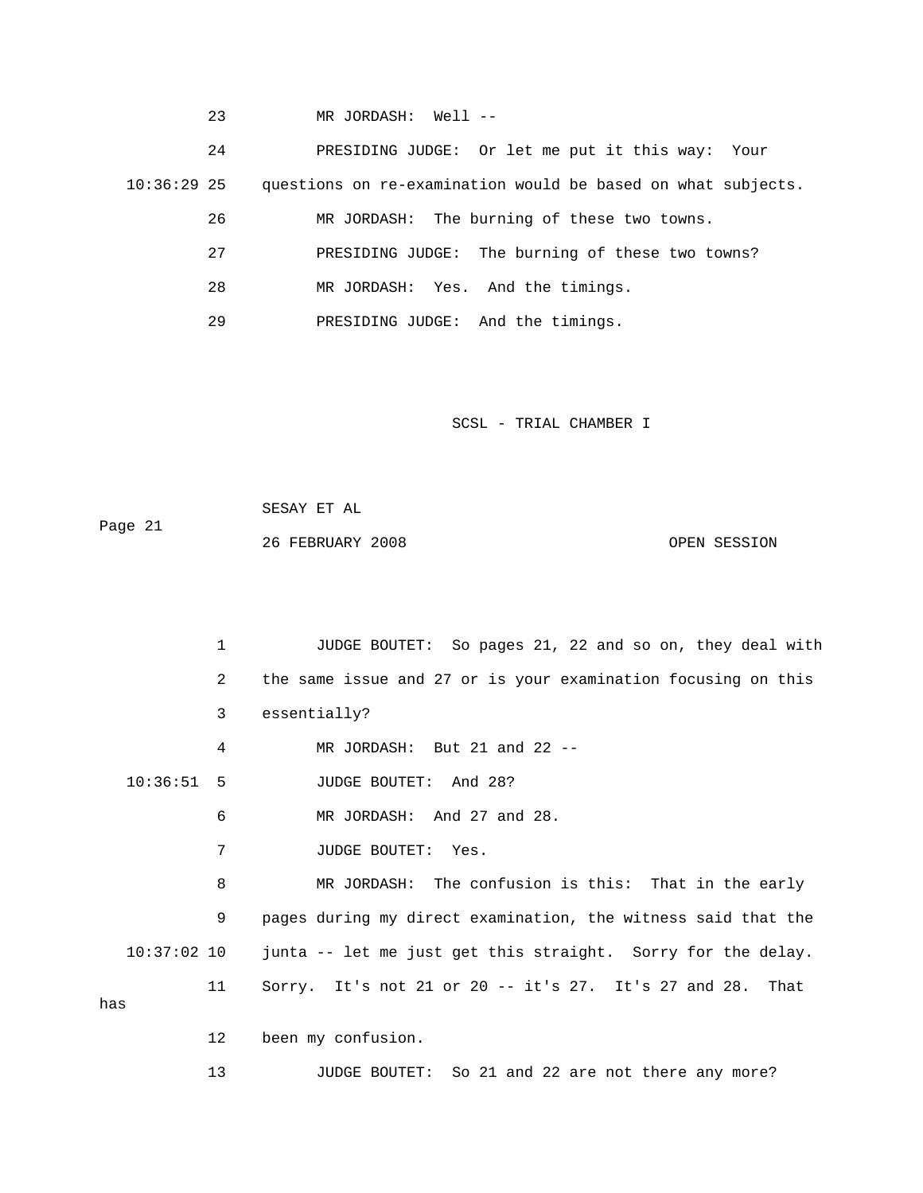23 MR JORDASH: Well --

24 PRESIDING JUDGE: Or let me put it this way: Your

10:36:29 25 questions on re-examination would be based on what subjects.

26 MR JORDASH: The burning of these two towns.

27 PRESIDING JUDGE: The burning of these two towns?

28 MR JORDASH: Yes. And the timings.

29 PRESIDING JUDGE: And the timings.

1 JUDGE BOUTET: So pages 21, 22 and so on, they deal with

2 the same issue and 27 or is your examination focusing on this

3 essentially?

4 MR JORDASH: But 21 and 22 --

10:36:51 5 JUDGE BOUTET: And 28?

6 MR JORDASH: And 27 and 28.

7 JUDGE BOUTET: Yes.

8 MR JORDASH: The confusion is this: That in the early

9 pages during my direct examination, the witness said that the

10:37:02 10 junta -- let me just get this straight. Sorry for the delay.

11 Sorry. It's not 21 or 20 -- it's 27. It's 27 and 28. That has

12 been my confusion.

13 JUDGE BOUTET: So 21 and 22 are not there any more?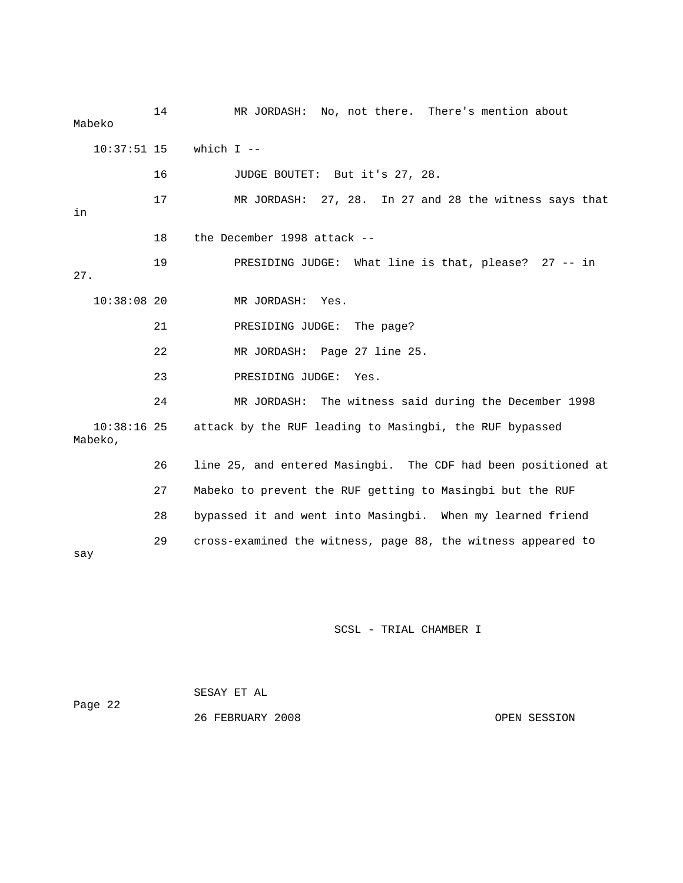14 MR JORDASH: No, not there. There's mention about Mabeko

10:37:51 15 which I --

16 JUDGE BOUTET: But it's 27, 28.

17 MR JORDASH: 27, 28. In 27 and 28 the witness says that in

18 the December 1998 attack --

19 PRESIDING JUDGE: What line is that, please? 27 -- in 27.

10:38:08 20 MR JORDASH: Yes.

21 PRESIDING JUDGE: The page?

22 MR JORDASH: Page 27 line 25.

23 PRESIDING JUDGE: Yes.

24 MR JORDASH: The witness said during the December 1998

10:38:16 25 attack by the RUF leading to Masingbi, the RUF bypassed Mabeko,

26 line 25, and entered Masingbi. The CDF had been positioned at

27 Mabeko to prevent the RUF getting to Masingbi but the RUF

28 bypassed it and went into Masingbi. When my learned friend

29 cross-examined the witness, page 88, the witness appeared to say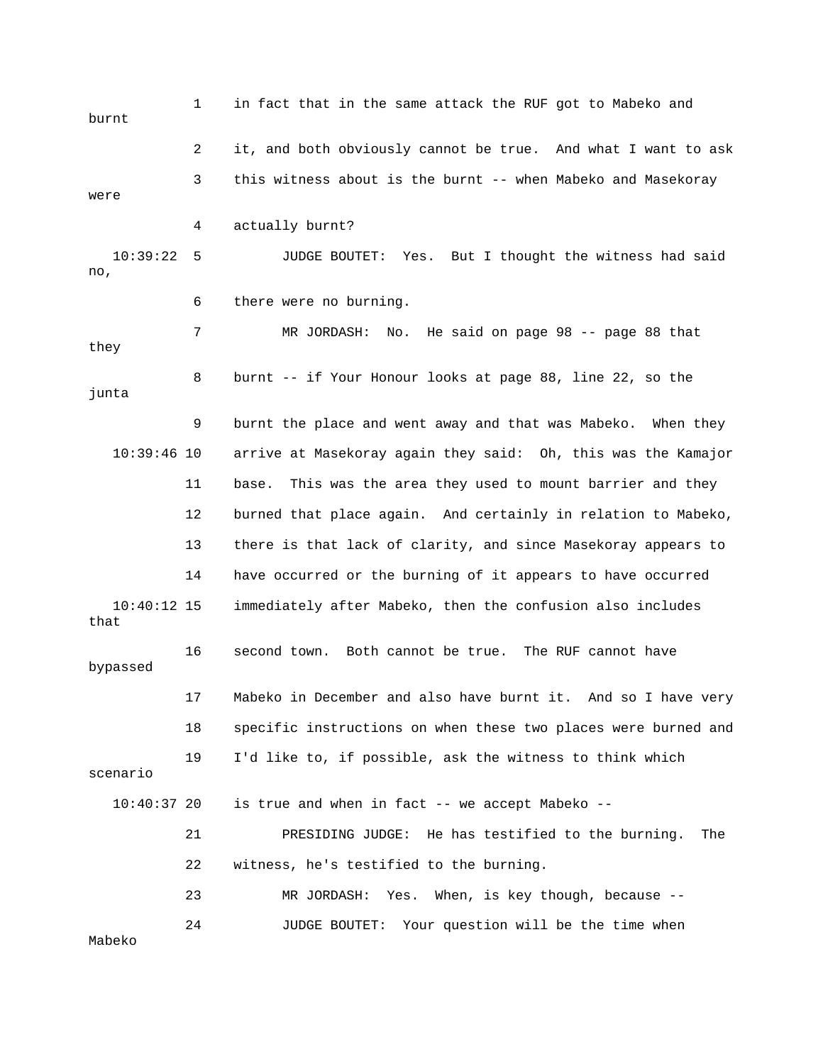1 in fact that in the same attack the RUF got to Mabeko and burnt

2 it, and both obviously cannot be true. And what I want to ask

3 this witness about is the burnt -- when Mabeko and Masekoray were

4 actually burnt?

10:39:22 5 JUDGE BOUTET: Yes. But I thought the witness had said no,

6 there were no burning.

7 MR JORDASH: No. He said on page 98 -- page 88 that they

8 burnt -- if Your Honour looks at page 88, line 22, so the junta

9 burnt the place and went away and that was Mabeko. When they

10:39:46 10 arrive at Masekoray again they said: Oh, this was the Kamajor

11 base. This was the area they used to mount barrier and they

12 burned that place again. And certainly in relation to Mabeko,

13 there is that lack of clarity, and since Masekoray appears to

14 have occurred or the burning of it appears to have occurred

10:40:12 15 immediately after Mabeko, then the confusion also includes that

16 second town. Both cannot be true. The RUF cannot have bypassed

17 Mabeko in December and also have burnt it. And so I have very

18 specific instructions on when these two places were burned and

19 I'd like to, if possible, ask the witness to think which scenario

10:40:37 20 is true and when in fact -- we accept Mabeko --

21 PRESIDING JUDGE: He has testified to the burning. The

22 witness, he's testified to the burning.

23 MR JORDASH: Yes. When, is key though, because --

24 JUDGE BOUTET: Your question will be the time when Mabeko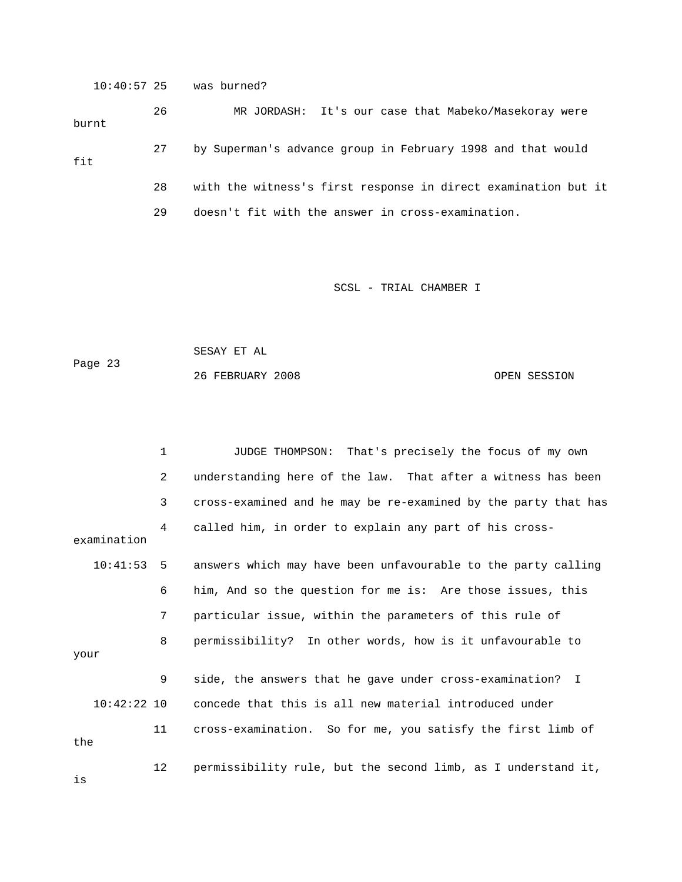10:40:57 25 was burned?

26 MR JORDASH: It's our case that Mabeko/Masekoray were burnt

27 by Superman's advance group in February 1998 and that would fit

28 with the witness's first response in direct examination but it

29 doesn't fit with the answer in cross-examination.

1 JUDGE THOMPSON: That's precisely the focus of my own

2 understanding here of the law. That after a witness has been

3 cross-examined and he may be re-examined by the party that has

4 called him, in order to explain any part of his cross-examination

10:41:53 5 answers which may have been unfavourable to the party calling

6 him, And so the question for me is: Are those issues, this

7 particular issue, within the parameters of this rule of

8 permissibility? In other words, how is it unfavourable to your

9 side, the answers that he gave under cross-examination? I

10:42:22 10 concede that this is all new material introduced under

11 cross-examination. So for me, you satisfy the first limb of the

12 permissibility rule, but the second limb, as I understand it, is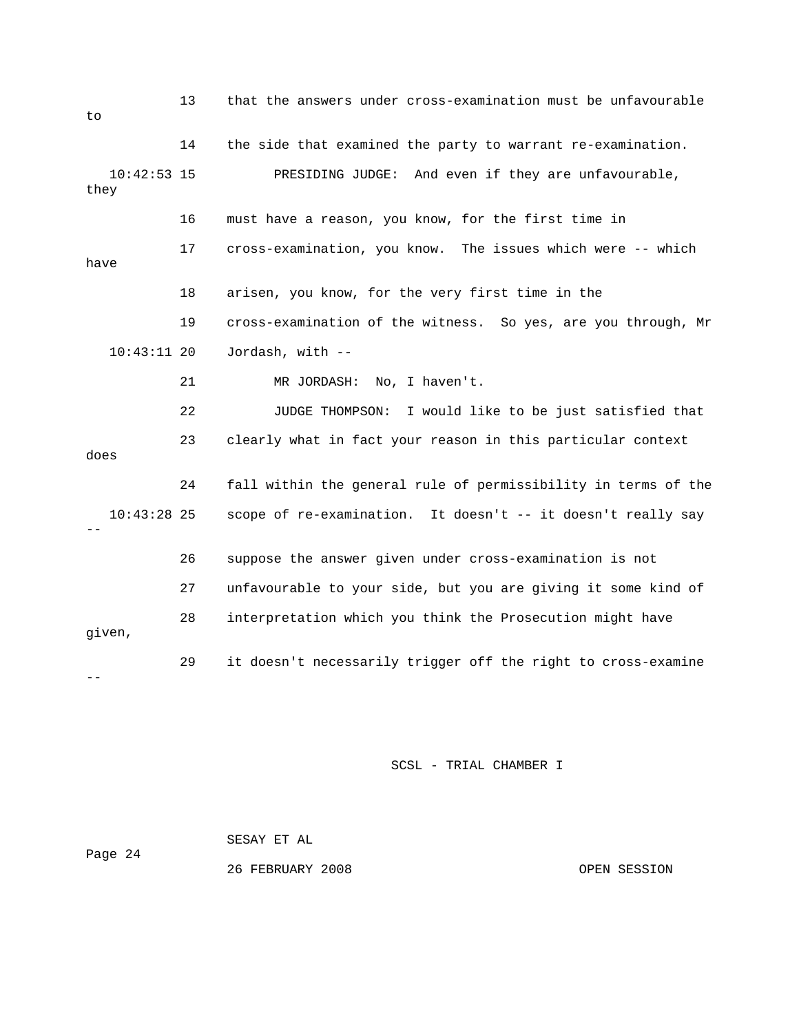13 that the answers under cross-examination must be unfavourable to

14 the side that examined the party to warrant re-examination.

10:42:53 15 PRESIDING JUDGE: And even if they are unfavourable, they

16 must have a reason, you know, for the first time in

17 cross-examination, you know. The issues which were -- which have

18 arisen, you know, for the very first time in the

19 cross-examination of the witness. So yes, are you through, Mr

10:43:11 20 Jordash, with --

21 MR JORDASH: No, I haven't.

22 JUDGE THOMPSON: I would like to be just satisfied that

23 clearly what in fact your reason in this particular context does

24 fall within the general rule of permissibility in terms of the

10:43:28 25 scope of re-examination. It doesn't -- it doesn't really say --

26 suppose the answer given under cross-examination is not

27 unfavourable to your side, but you are giving it some kind of

28 interpretation which you think the Prosecution might have given,

29 it doesn't necessarily trigger off the right to cross-examine --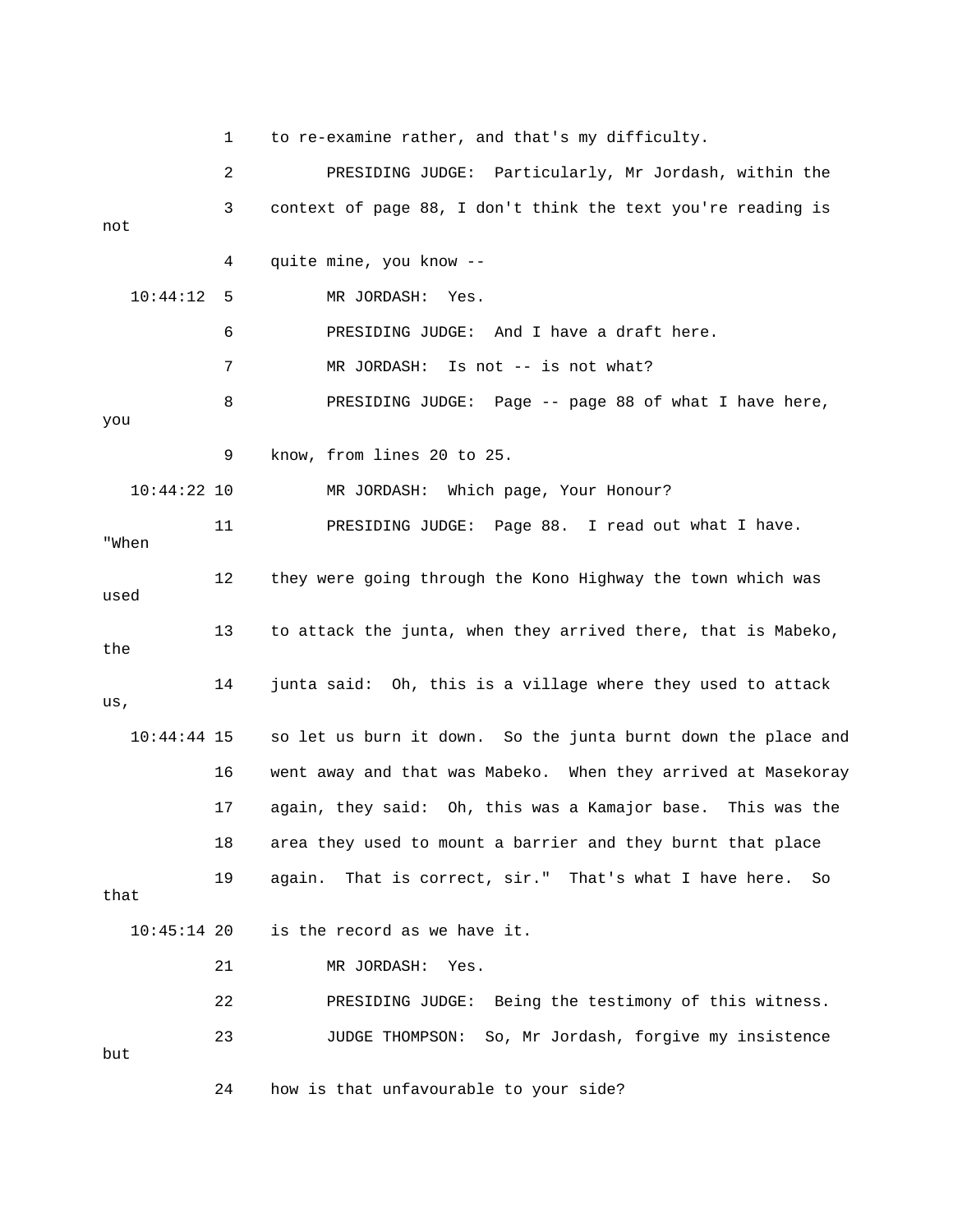1 to re-examine rather, and that's my difficulty.

2 PRESIDING JUDGE: Particularly, Mr Jordash, within the

3 context of page 88, I don't think the text you're reading is not

4 quite mine, you know --

10:44:12 5 MR JORDASH: Yes.

6 PRESIDING JUDGE: And I have a draft here.

7 MR JORDASH: Is not -- is not what?

8 PRESIDING JUDGE: Page -- page 88 of what I have here, you

9 know, from lines 20 to 25.

10:44:22 10 MR JORDASH: Which page, Your Honour?

11 PRESIDING JUDGE: Page 88. I read out what I have. "When

12 they were going through the Kono Highway the town which was used

13 to attack the junta, when they arrived there, that is Mabeko, the

14 junta said: Oh, this is a village where they used to attack us,

10:44:44 15 so let us burn it down. So the junta burnt down the place and

16 went away and that was Mabeko. When they arrived at Masekoray

17 again, they said: Oh, this was a Kamajor base. This was the

18 area they used to mount a barrier and they burnt that place

19 again. That is correct, sir." That's what I have here. So that

10:45:14 20 is the record as we have it.

21 MR JORDASH: Yes.

22 PRESIDING JUDGE: Being the testimony of this witness.

23 JUDGE THOMPSON: So, Mr Jordash, forgive my insistence but

24 how is that unfavourable to your side?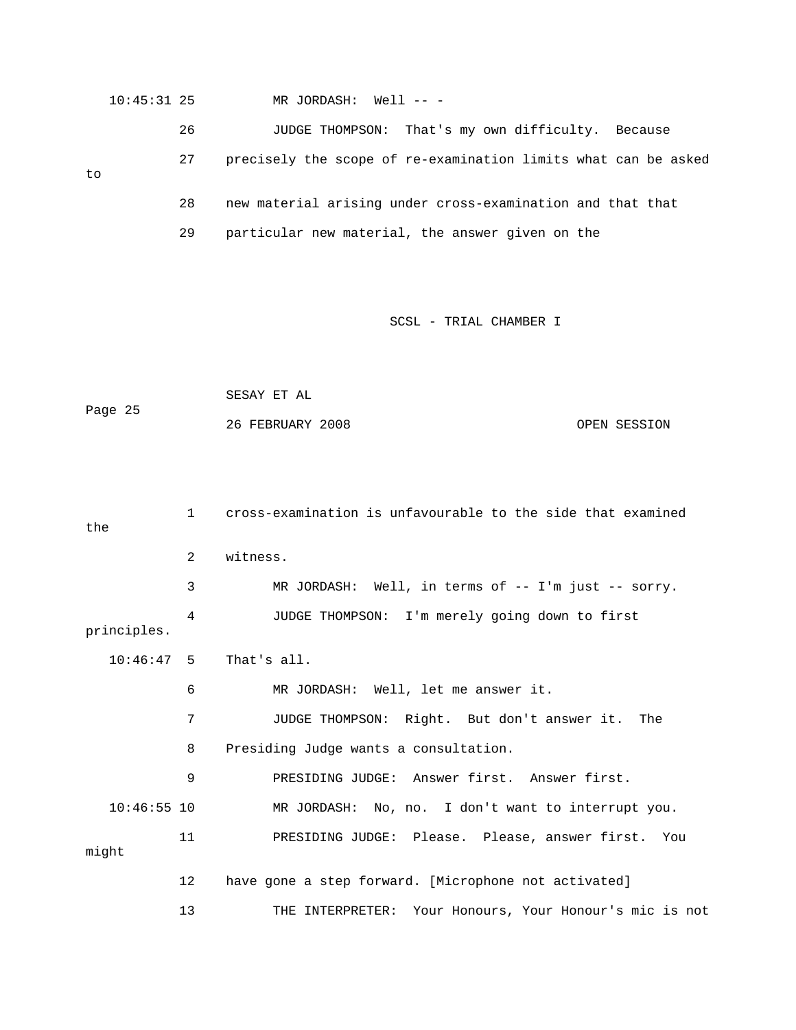10:45:31 25 MR JORDASH: Well -- -

26 JUDGE THOMPSON: That's my own difficulty. Because

27 precisely the scope of re-examination limits what can be asked to

28 new material arising under cross-examination and that that

29 particular new material, the answer given on the

1 cross-examination is unfavourable to the side that examined the

2 witness.

3 MR JORDASH: Well, in terms of -- I'm just -- sorry.

4 JUDGE THOMPSON: I'm merely going down to first principles.

10:46:47 5 That's all.

6 MR JORDASH: Well, let me answer it.

7 JUDGE THOMPSON: Right. But don't answer it. The

8 Presiding Judge wants a consultation.

9 PRESIDING JUDGE: Answer first. Answer first.

10:46:55 10 MR JORDASH: No, no. I don't want to interrupt you.

11 PRESIDING JUDGE: Please. Please, answer first. You might

12 have gone a step forward. [Microphone not activated]

13 THE INTERPRETER: Your Honours, Your Honour's mic is not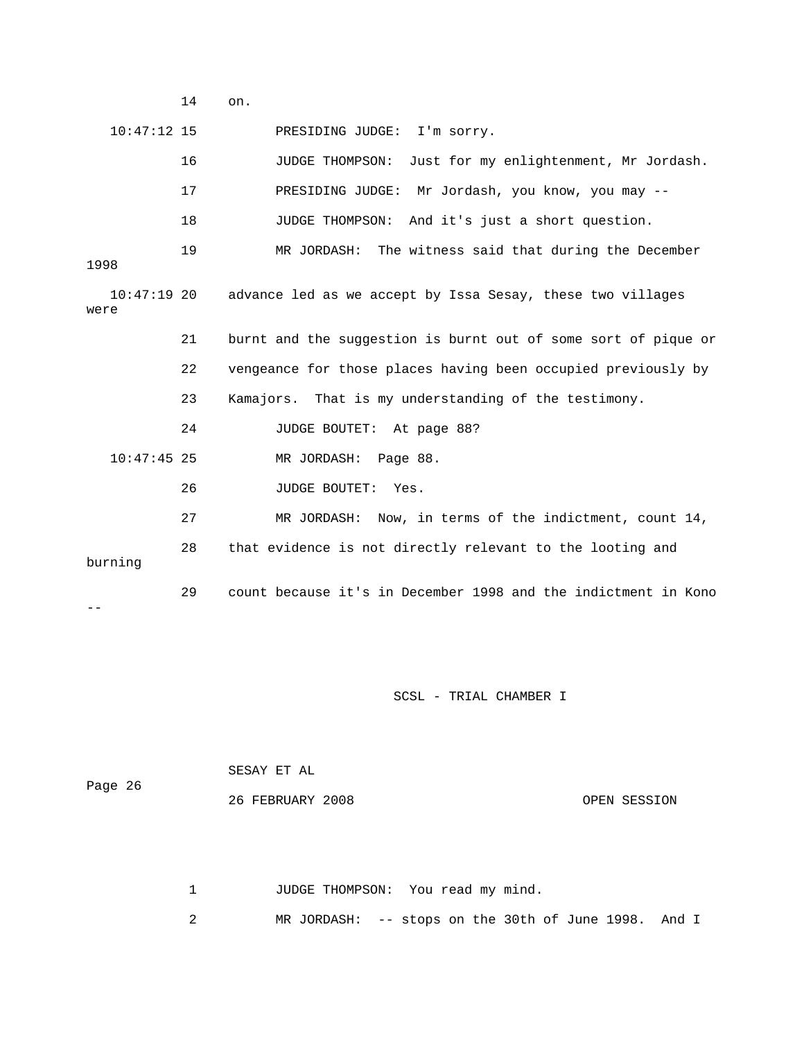14 on.

10:47:12 15 PRESIDING JUDGE: I'm sorry.

16 JUDGE THOMPSON: Just for my enlightenment, Mr Jordash.

17 PRESIDING JUDGE: Mr Jordash, you know, you may --

18 JUDGE THOMPSON: And it's just a short question.

19 MR JORDASH: The witness said that during the December 1998

10:47:19 20 advance led as we accept by Issa Sesay, these two villages were

21 burnt and the suggestion is burnt out of some sort of pique or

22 vengeance for those places having been occupied previously by

23 Kamajors. That is my understanding of the testimony.

24 JUDGE BOUTET: At page 88?

10:47:45 25 MR JORDASH: Page 88.

26 JUDGE BOUTET: Yes.

27 MR JORDASH: Now, in terms of the indictment, count 14,

28 that evidence is not directly relevant to the looting and burning

29 count because it's in December 1998 and the indictment in Kono --

SESAY ET AL

26 FEBRUARY 2008 OPEN SESSION

1 JUDGE THOMPSON: You read my mind.

2 MR JORDASH: -- stops on the 30th of June 1998. And I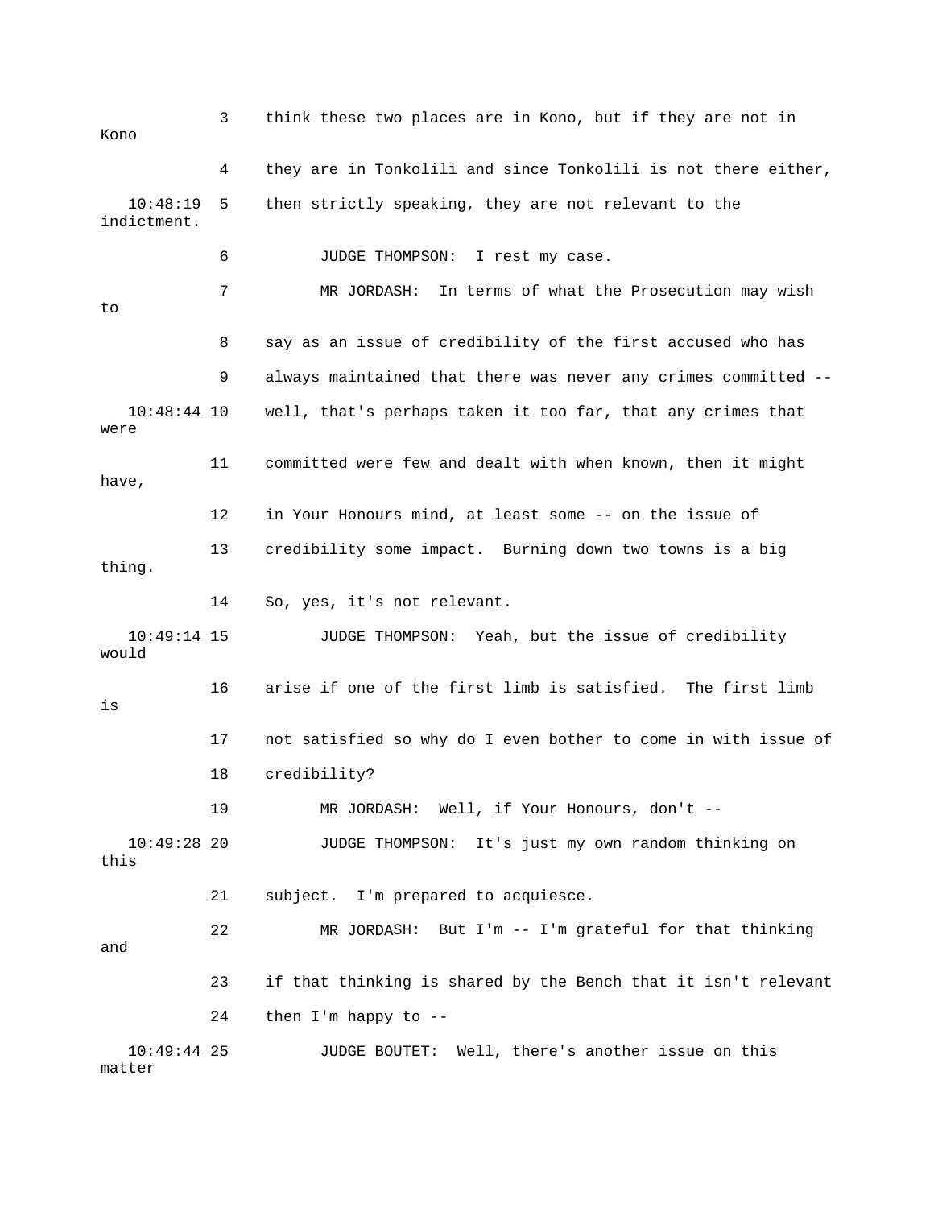3 think these two places are in Kono, but if they are not in Kono

4 they are in Tonkolili and since Tonkolili is not there either,

10:48:19 5 then strictly speaking, they are not relevant to the indictment.

6 JUDGE THOMPSON: I rest my case.

7 MR JORDASH: In terms of what the Prosecution may wish to

8 say as an issue of credibility of the first accused who has

9 always maintained that there was never any crimes committed --

10:48:44 10 well, that's perhaps taken it too far, that any crimes that were

11 committed were few and dealt with when known, then it might have,

12 in Your Honours mind, at least some -- on the issue of

13 credibility some impact. Burning down two towns is a big thing.

14 So, yes, it's not relevant.

10:49:14 15 JUDGE THOMPSON: Yeah, but the issue of credibility would

16 arise if one of the first limb is satisfied. The first limb is

17 not satisfied so why do I even bother to come in with issue of

18 credibility?

19 MR JORDASH: Well, if Your Honours, don't --

10:49:28 20 JUDGE THOMPSON: It's just my own random thinking on this

21 subject. I'm prepared to acquiesce.

22 MR JORDASH: But I'm -- I'm grateful for that thinking and

23 if that thinking is shared by the Bench that it isn't relevant

24 then I'm happy to --

10:49:44 25 JUDGE BOUTET: Well, there's another issue on this matter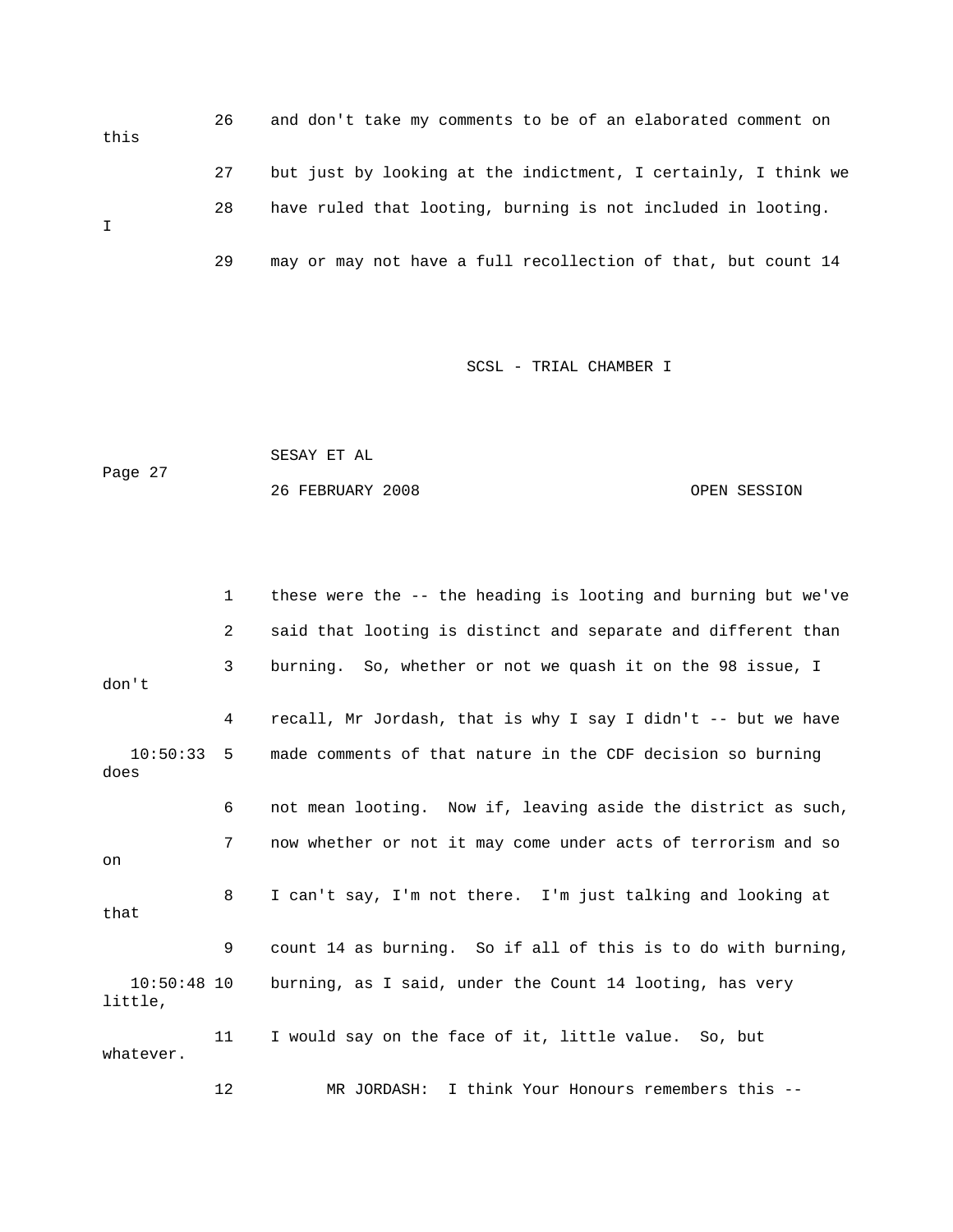26 and don't take my comments to be of an elaborated comment on this

27 but just by looking at the indictment, I certainly, I think we

28 have ruled that looting, burning is not included in looting. I

29 may or may not have a full recollection of that, but count 14

1 these were the -- the heading is looting and burning but we've

2 said that looting is distinct and separate and different than

3 burning. So, whether or not we quash it on the 98 issue, I don't

4 recall, Mr Jordash, that is why I say I didn't -- but we have

10:50:33 5 made comments of that nature in the CDF decision so burning does

6 not mean looting. Now if, leaving aside the district as such,

7 now whether or not it may come under acts of terrorism and so on

8 I can't say, I'm not there. I'm just talking and looking at that

9 count 14 as burning. So if all of this is to do with burning,

10:50:48 10 burning, as I said, under the Count 14 looting, has very little,

11 I would say on the face of it, little value. So, but whatever.

12 MR JORDASH: I think Your Honours remembers this --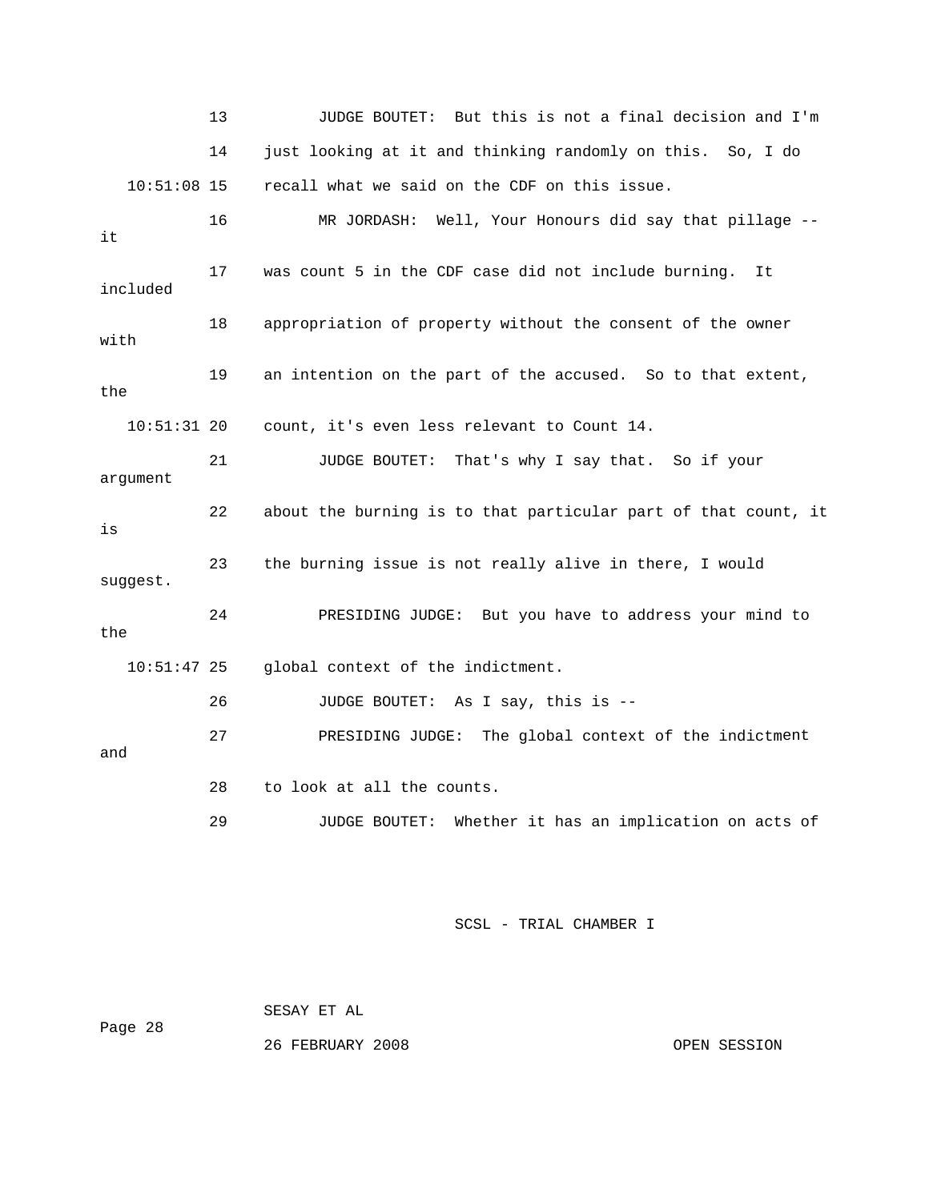13 JUDGE BOUTET: But this is not a final decision and I'm
14 just looking at it and thinking randomly on this. So, I do
10:51:08 15 recall what we said on the CDF on this issue.
16 MR JORDASH: Well, Your Honours did say that pillage -- it
17 was count 5 in the CDF case did not include burning. It included
18 appropriation of property without the consent of the owner with
19 an intention on the part of the accused. So to that extent, the
10:51:31 20 count, it's even less relevant to Count 14.
21 JUDGE BOUTET: That's why I say that. So if your argument
22 about the burning is to that particular part of that count, it is
23 the burning issue is not really alive in there, I would suggest.
24 PRESIDING JUDGE: But you have to address your mind to the
10:51:47 25 global context of the indictment.
26 JUDGE BOUTET: As I say, this is --
27 PRESIDING JUDGE: The global context of the indictment and
28 to look at all the counts.
29 JUDGE BOUTET: Whether it has an implication on acts of

SCSL - TRIAL CHAMBER I

SESAY ET AL

26 FEBRUARY 2008 OPEN SESSION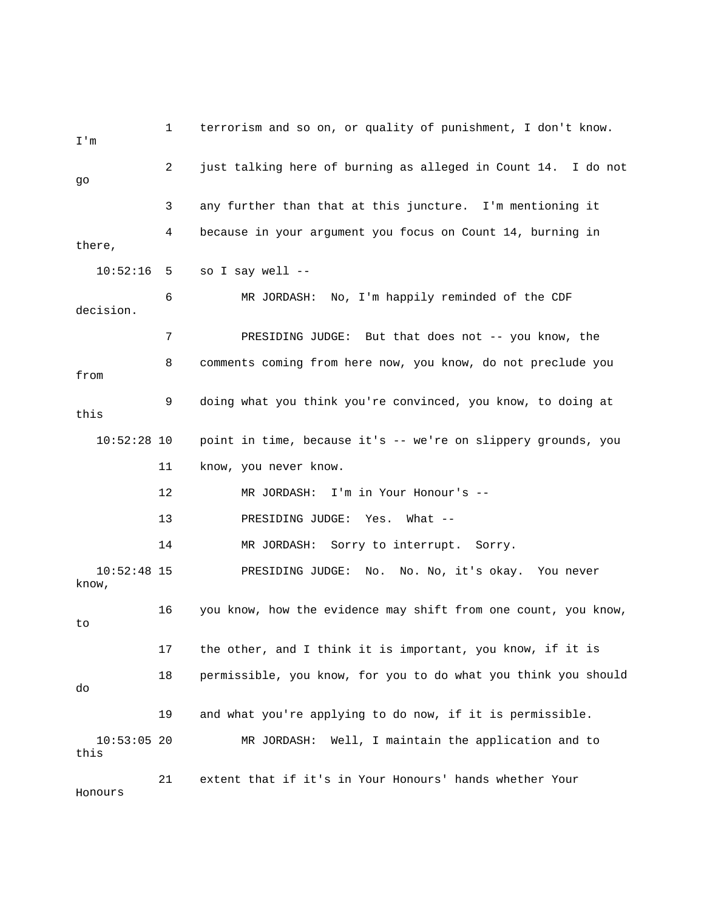1 terrorism and so on, or quality of punishment, I don't know. I'm

2 just talking here of burning as alleged in Count 14. I do not go

3 any further than that at this juncture. I'm mentioning it

4 because in your argument you focus on Count 14, burning in there,

10:52:16 5 so I say well --

6 MR JORDASH: No, I'm happily reminded of the CDF decision.

7 PRESIDING JUDGE: But that does not -- you know, the

8 comments coming from here now, you know, do not preclude you from

9 doing what you think you're convinced, you know, to doing at this

10:52:28 10 point in time, because it's -- we're on slippery grounds, you

11 know, you never know.

12 MR JORDASH: I'm in Your Honour's --

13 PRESIDING JUDGE: Yes. What --

14 MR JORDASH: Sorry to interrupt. Sorry.

10:52:48 15 PRESIDING JUDGE: No. No. No, it's okay. You never know,

16 you know, how the evidence may shift from one count, you know, to

17 the other, and I think it is important, you know, if it is

18 permissible, you know, for you to do what you think you should do

19 and what you're applying to do now, if it is permissible.

10:53:05 20 MR JORDASH: Well, I maintain the application and to this

21 extent that if it's in Your Honours' hands whether Your Honours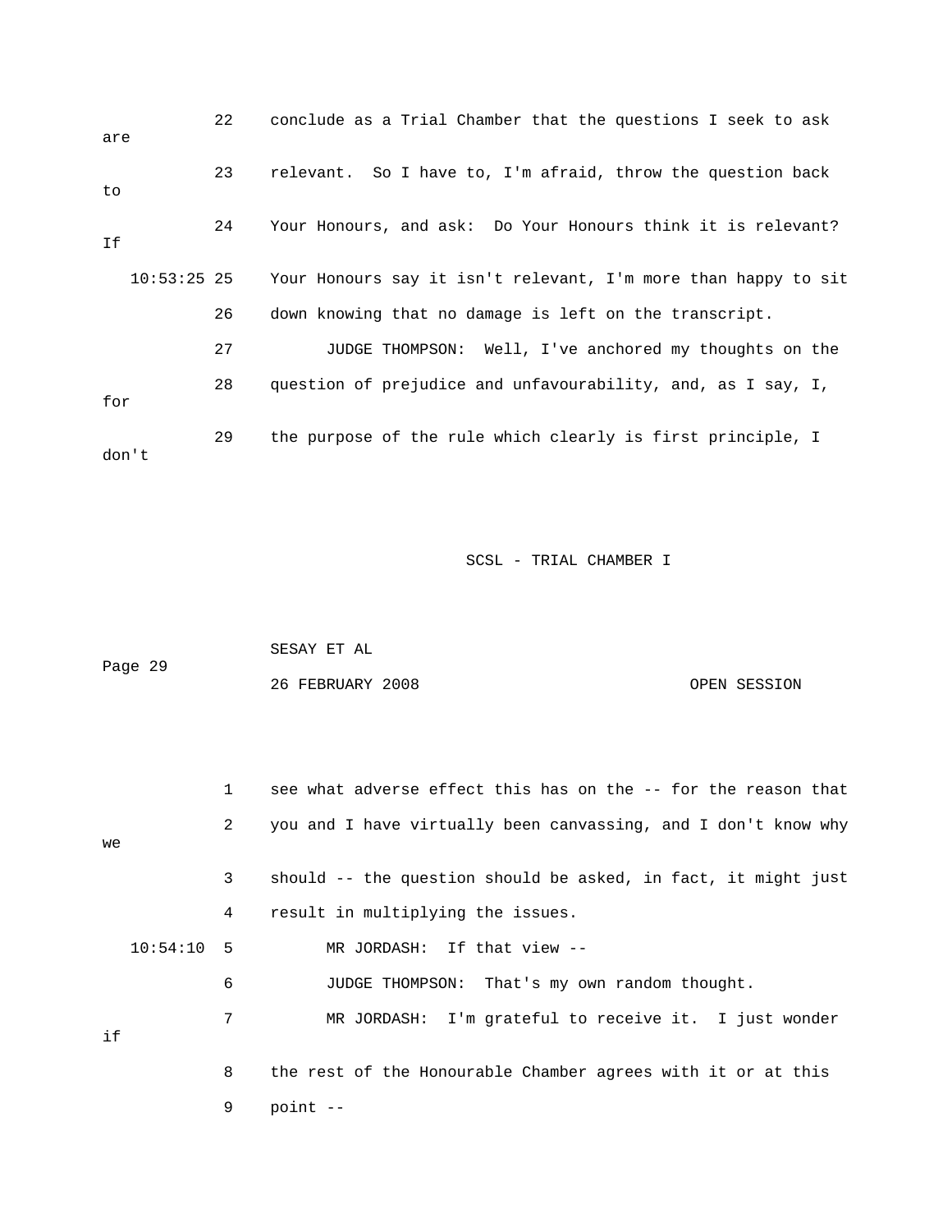22 conclude as a Trial Chamber that the questions I seek to ask are

23 relevant. So I have to, I'm afraid, throw the question back to

24 Your Honours, and ask: Do Your Honours think it is relevant? If

10:53:25 25 Your Honours say it isn't relevant, I'm more than happy to sit

26 down knowing that no damage is left on the transcript.

27 JUDGE THOMPSON: Well, I've anchored my thoughts on the

28 question of prejudice and unfavourability, and, as I say, I, for

29 the purpose of the rule which clearly is first principle, I don't

1 see what adverse effect this has on the -- for the reason that

2 you and I have virtually been canvassing, and I don't know why we

3 should -- the question should be asked, in fact, it might just

4 result in multiplying the issues.

10:54:10 5 MR JORDASH: If that view --

6 JUDGE THOMPSON: That's my own random thought.

7 MR JORDASH: I'm grateful to receive it. I just wonder if

8 the rest of the Honourable Chamber agrees with it or at this

9 point --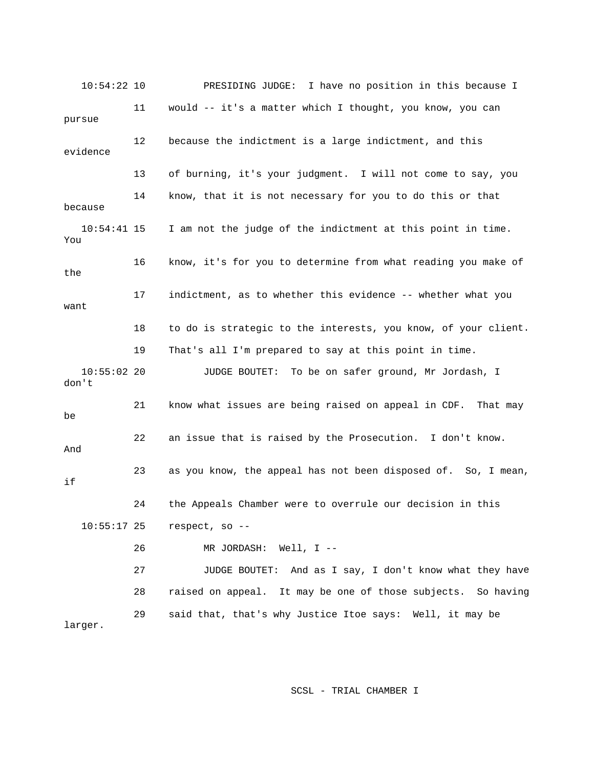10:54:22 10 PRESIDING JUDGE: I have no position in this because I

11 would -- it's a matter which I thought, you know, you can pursue

12 because the indictment is a large indictment, and this evidence

13 of burning, it's your judgment. I will not come to say, you

14 know, that it is not necessary for you to do this or that because

10:54:41 15 I am not the judge of the indictment at this point in time. You

16 know, it's for you to determine from what reading you make of the

17 indictment, as to whether this evidence -- whether what you want

18 to do is strategic to the interests, you know, of your client.

19 That's all I'm prepared to say at this point in time.

10:55:02 20 JUDGE BOUTET: To be on safer ground, Mr Jordash, I don't

21 know what issues are being raised on appeal in CDF. That may be

22 an issue that is raised by the Prosecution. I don't know. And

23 as you know, the appeal has not been disposed of. So, I mean, if

24 the Appeals Chamber were to overrule our decision in this

10:55:17 25 respect, so --

26 MR JORDASH: Well, I --

27 JUDGE BOUTET: And as I say, I don't know what they have

28 raised on appeal. It may be one of those subjects. So having

29 said that, that's why Justice Itoe says: Well, it may be larger.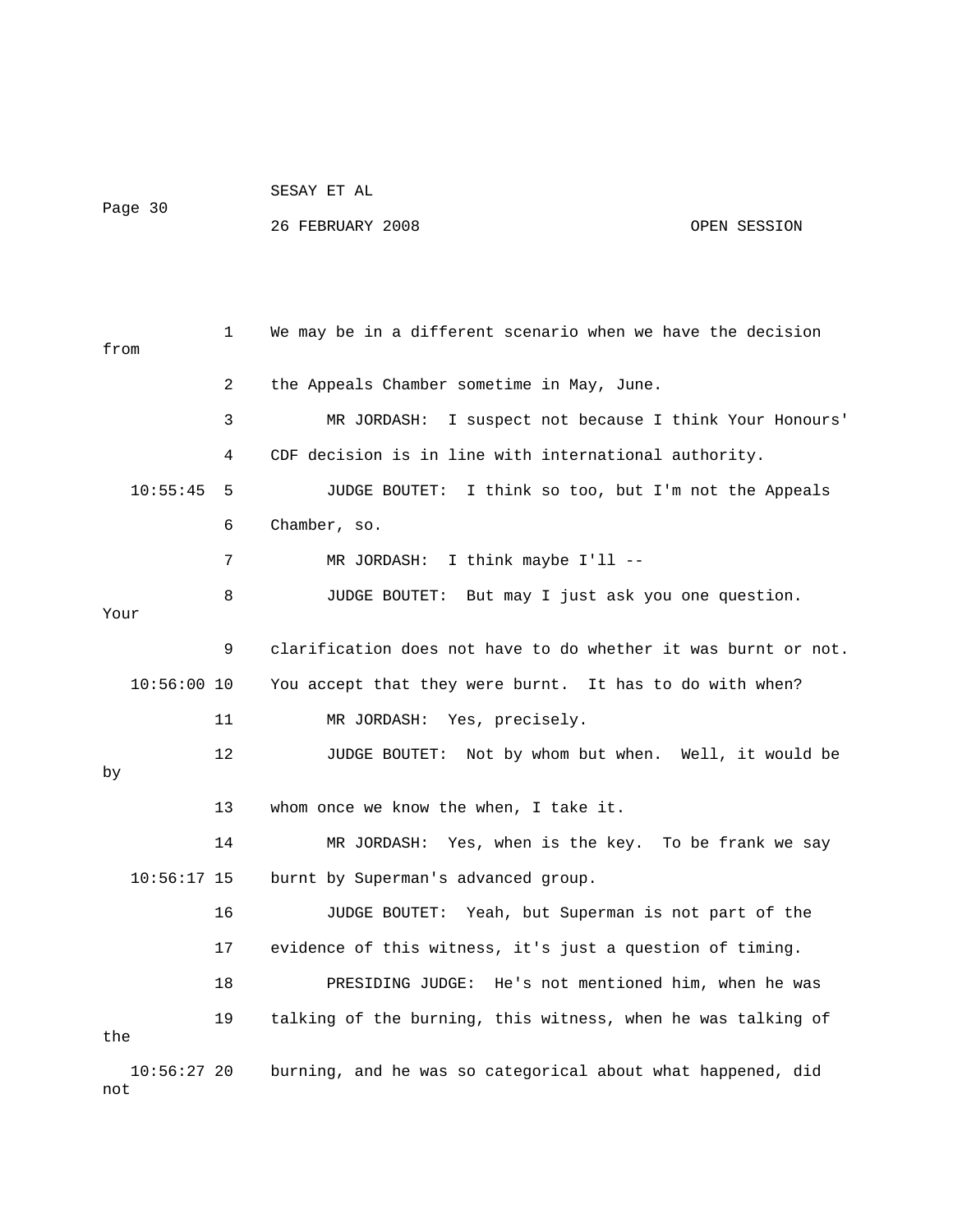We may be in a different scenario when we have the decision from the Appeals Chamber sometime in May, June.

MR JORDASH: I suspect not because I think Your Honours' CDF decision is in line with international authority.

JUDGE BOUTET: I think so too, but I'm not the Appeals Chamber, so.

MR JORDASH: I think maybe I'll --

JUDGE BOUTET: But may I just ask you one question. Your clarification does not have to do whether it was burnt or not. You accept that they were burnt. It has to do with when?

MR JORDASH: Yes, precisely.

JUDGE BOUTET: Not by whom but when. Well, it would be by whom once we know the when, I take it.

MR JORDASH: Yes, when is the key. To be frank we say burnt by Superman's advanced group.

JUDGE BOUTET: Yeah, but Superman is not part of the evidence of this witness, it's just a question of timing.

PRESIDING JUDGE: He's not mentioned him, when he was talking of the burning, this witness, when he was talking of the burning, and he was so categorical about what happened, did not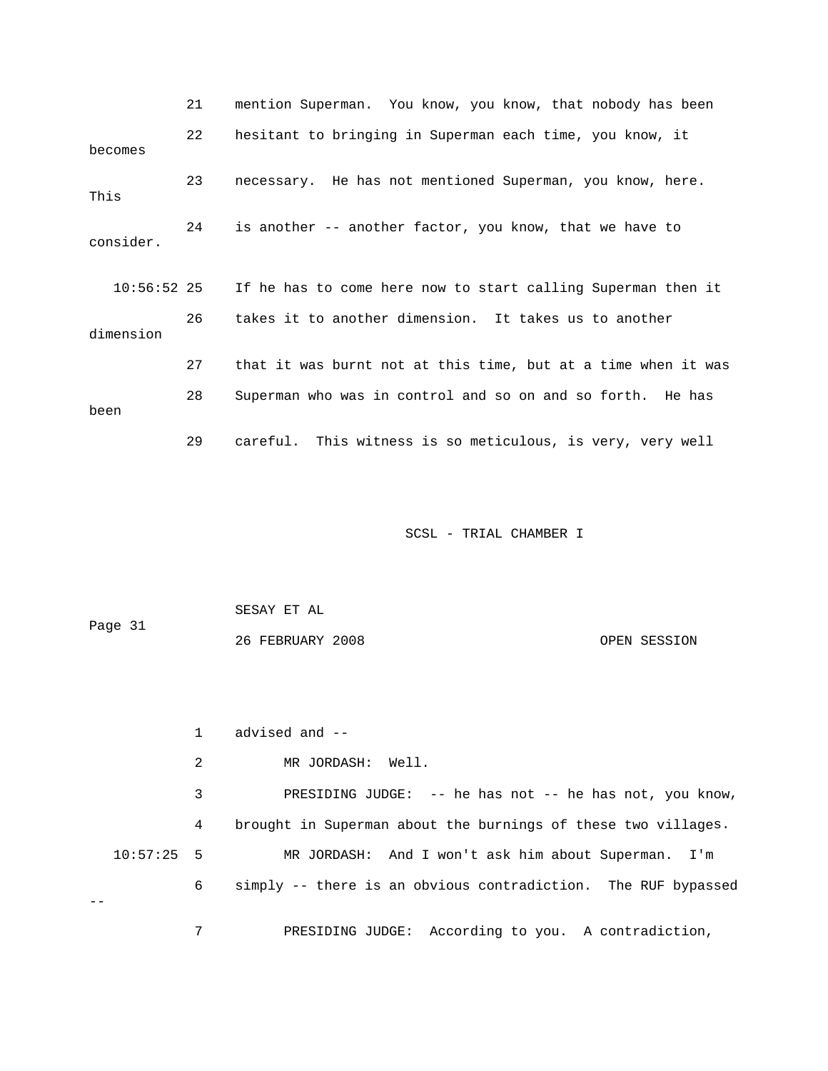21 mention Superman. You know, you know, that nobody has been

22 hesitant to bringing in Superman each time, you know, it becomes

23 necessary. He has not mentioned Superman, you know, here. This

24 is another -- another factor, you know, that we have to consider.

10:56:52 25 If he has to come here now to start calling Superman then it

26 takes it to another dimension. It takes us to another dimension

27 that it was burnt not at this time, but at a time when it was

28 Superman who was in control and so on and so forth. He has been

29 careful. This witness is so meticulous, is very, very well

1 advised and --

2 MR JORDASH: Well.

3 PRESIDING JUDGE: -- he has not -- he has not, you know,

4 brought in Superman about the burnings of these two villages.

10:57:25 5 MR JORDASH: And I won't ask him about Superman. I'm

6 simply -- there is an obvious contradiction. The RUF bypassed --

7 PRESIDING JUDGE: According to you. A contradiction,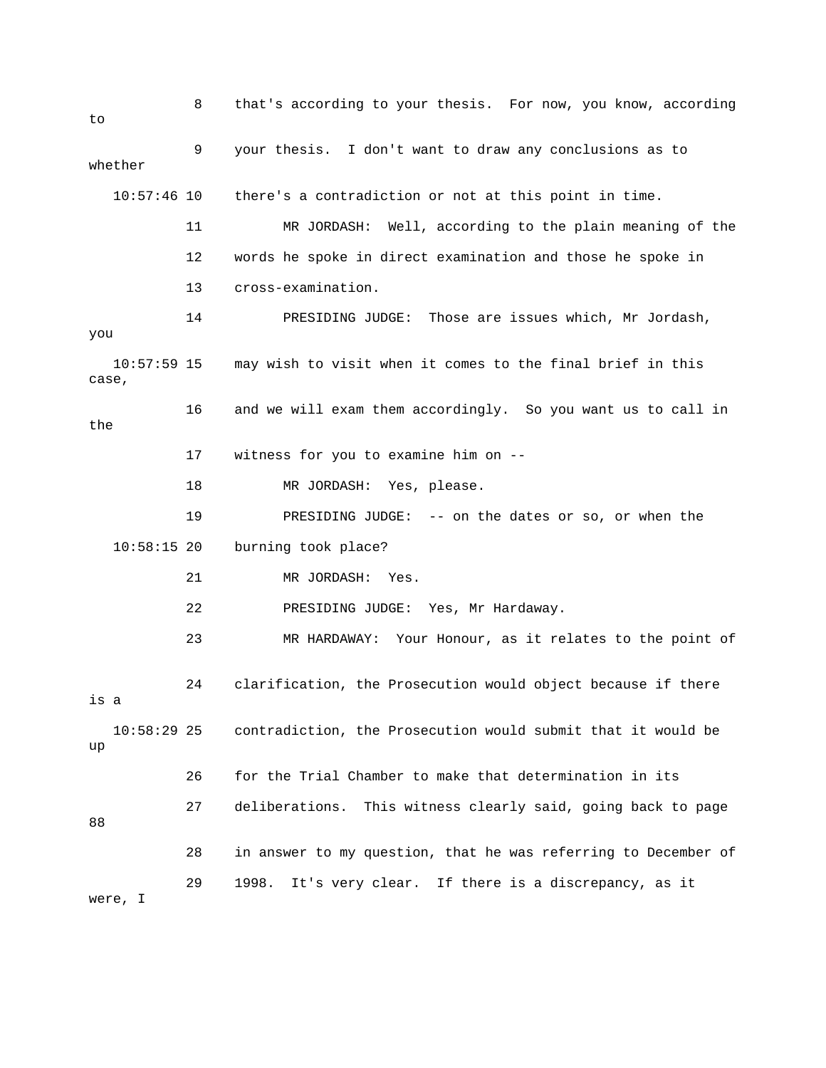8 that's according to your thesis. For now, you know, according to

9 your thesis. I don't want to draw any conclusions as to whether

10:57:46 10 there's a contradiction or not at this point in time.

11 MR JORDASH: Well, according to the plain meaning of the

12 words he spoke in direct examination and those he spoke in

13 cross-examination.

14 PRESIDING JUDGE: Those are issues which, Mr Jordash, you

10:57:59 15 may wish to visit when it comes to the final brief in this case,

16 and we will exam them accordingly. So you want us to call in the

17 witness for you to examine him on --

18 MR JORDASH: Yes, please.

19 PRESIDING JUDGE: -- on the dates or so, or when the

10:58:15 20 burning took place?

21 MR JORDASH: Yes.

22 PRESIDING JUDGE: Yes, Mr Hardaway.

23 MR HARDAWAY: Your Honour, as it relates to the point of

24 clarification, the Prosecution would object because if there is a

10:58:29 25 contradiction, the Prosecution would submit that it would be up

26 for the Trial Chamber to make that determination in its

27 deliberations. This witness clearly said, going back to page 88

28 in answer to my question, that he was referring to December of

29 1998. It's very clear. If there is a discrepancy, as it were, I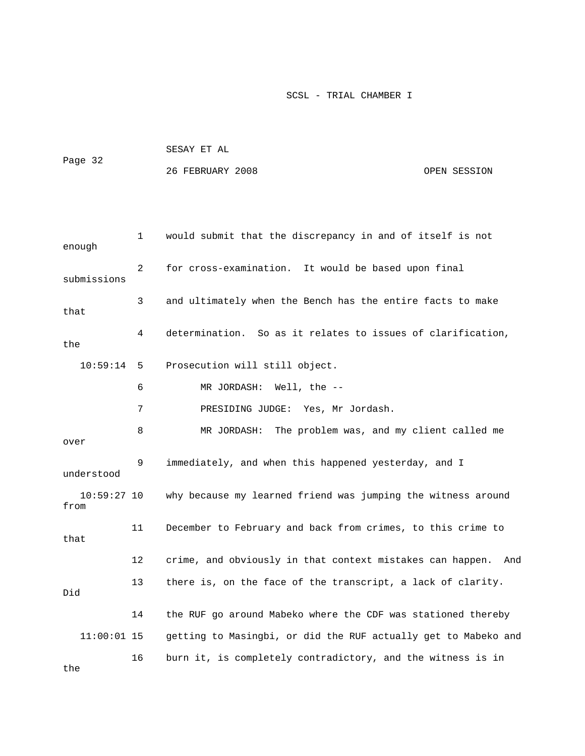would submit that the discrepancy in and of itself is not enough for cross-examination. It would be based upon final submissions and ultimately when the Bench has the entire facts to make that determination. So as it relates to issues of clarification, the Prosecution will still object.

MR JORDASH: Well, the --

PRESIDING JUDGE: Yes, Mr Jordash.

MR JORDASH: The problem was, and my client called me over immediately, and when this happened yesterday, and I understood why because my learned friend was jumping the witness around from December to February and back from crimes, to this crime to that crime, and obviously in that context mistakes can happen. And there is, on the face of the transcript, a lack of clarity. Did the RUF go around Mabeko where the CDF was stationed thereby getting to Masingbi, or did the RUF actually get to Mabeko and burn it, is completely contradictory, and the witness is in the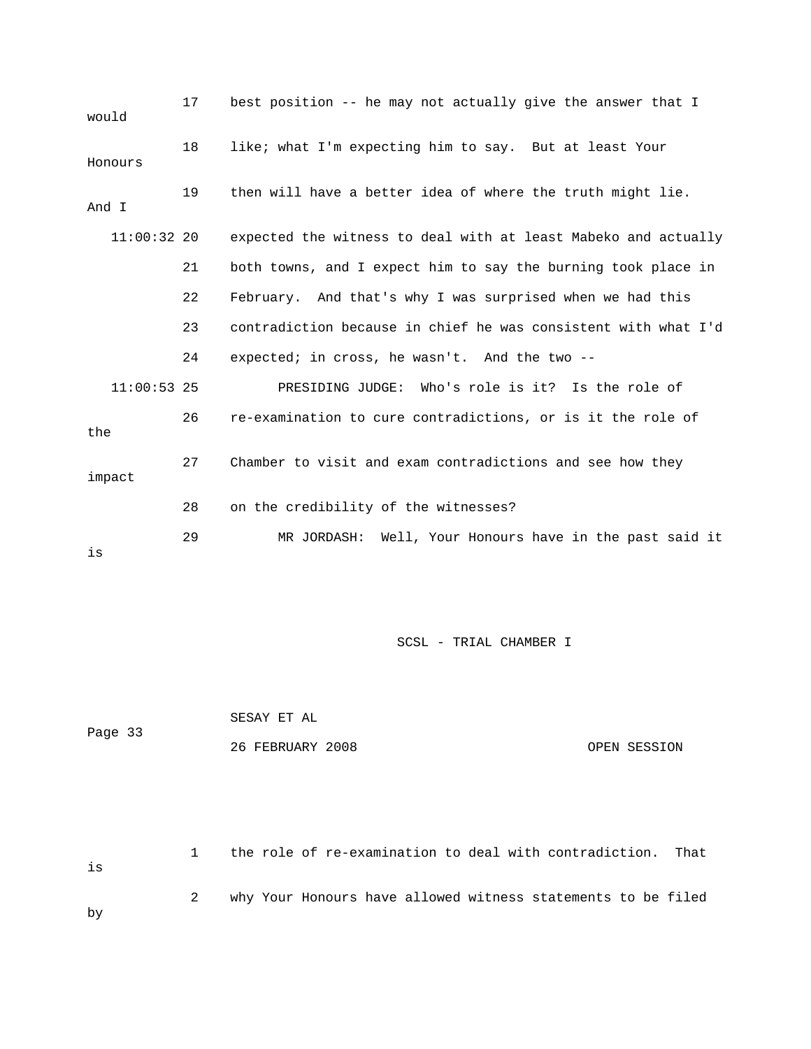17 best position -- he may not actually give the answer that I would

18 like; what I'm expecting him to say. But at least Your Honours

19 then will have a better idea of where the truth might lie. And I

11:00:32 20 expected the witness to deal with at least Mabeko and actually

21 both towns, and I expect him to say the burning took place in

22 February. And that's why I was surprised when we had this

23 contradiction because in chief he was consistent with what I'd

24 expected; in cross, he wasn't. And the two --

11:00:53 25 PRESIDING JUDGE: Who's role is it? Is the role of

26 re-examination to cure contradictions, or is it the role of the

27 Chamber to visit and exam contradictions and see how they impact

28 on the credibility of the witnesses?

29 MR JORDASH: Well, Your Honours have in the past said it is

SCSL - TRIAL CHAMBER I

SESAY ET AL

26 FEBRUARY 2008 OPEN SESSION

1 the role of re-examination to deal with contradiction. That is

2 why Your Honours have allowed witness statements to be filed by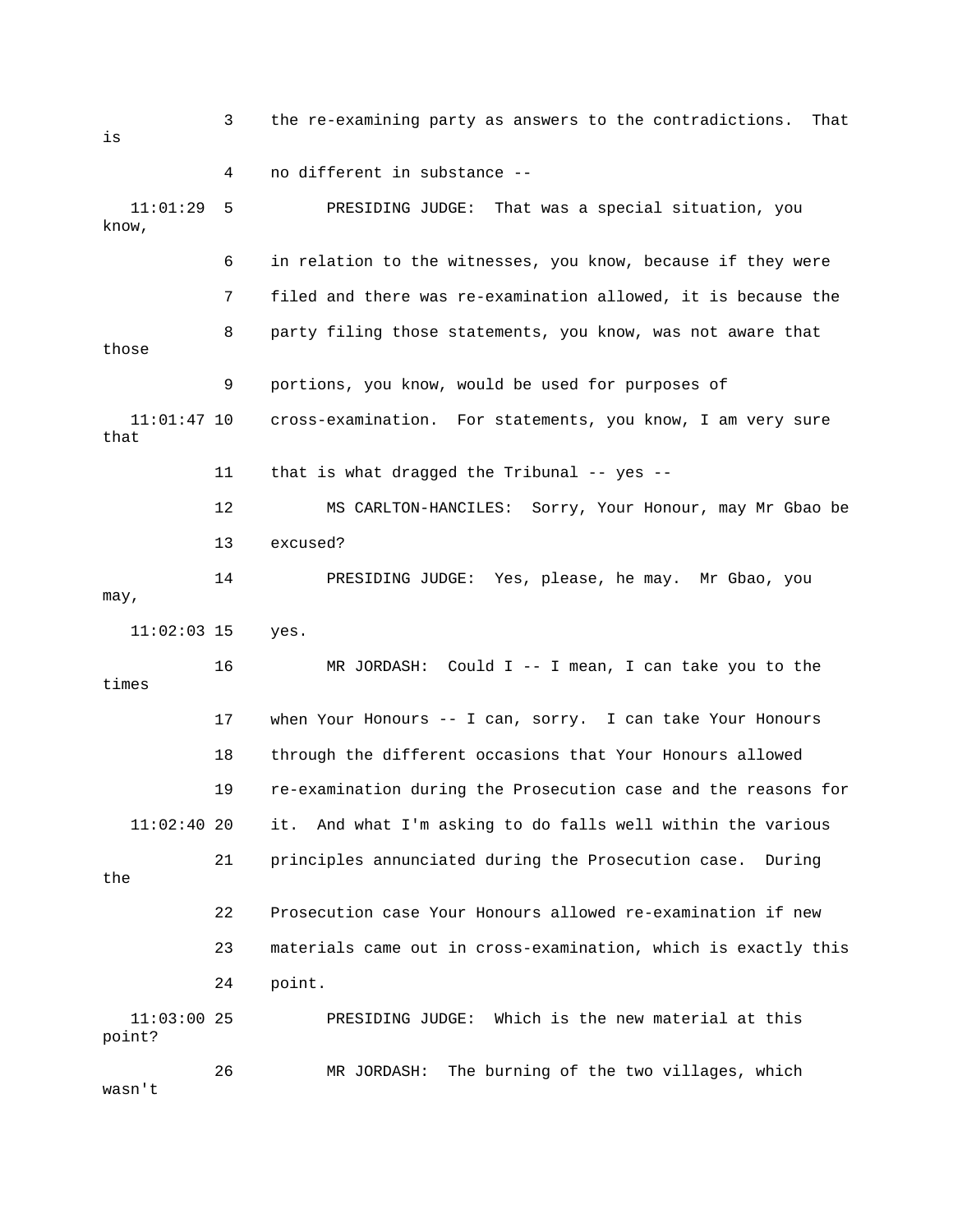3 the re-examining party as answers to the contradictions. That is

4 no different in substance --

11:01:29 5 PRESIDING JUDGE: That was a special situation, you know,

6 in relation to the witnesses, you know, because if they were

7 filed and there was re-examination allowed, it is because the

8 party filing those statements, you know, was not aware that those

9 portions, you know, would be used for purposes of

11:01:47 10 cross-examination. For statements, you know, I am very sure that

11 that is what dragged the Tribunal -- yes --

12 MS CARLTON-HANCILES: Sorry, Your Honour, may Mr Gbao be

13 excused?

14 PRESIDING JUDGE: Yes, please, he may. Mr Gbao, you may,

11:02:03 15 yes.

16 MR JORDASH: Could I -- I mean, I can take you to the times

17 when Your Honours -- I can, sorry. I can take Your Honours

18 through the different occasions that Your Honours allowed

19 re-examination during the Prosecution case and the reasons for

11:02:40 20 it. And what I'm asking to do falls well within the various

21 principles annunciated during the Prosecution case. During the

22 Prosecution case Your Honours allowed re-examination if new

23 materials came out in cross-examination, which is exactly this

24 point.

11:03:00 25 PRESIDING JUDGE: Which is the new material at this point?

26 MR JORDASH: The burning of the two villages, which wasn't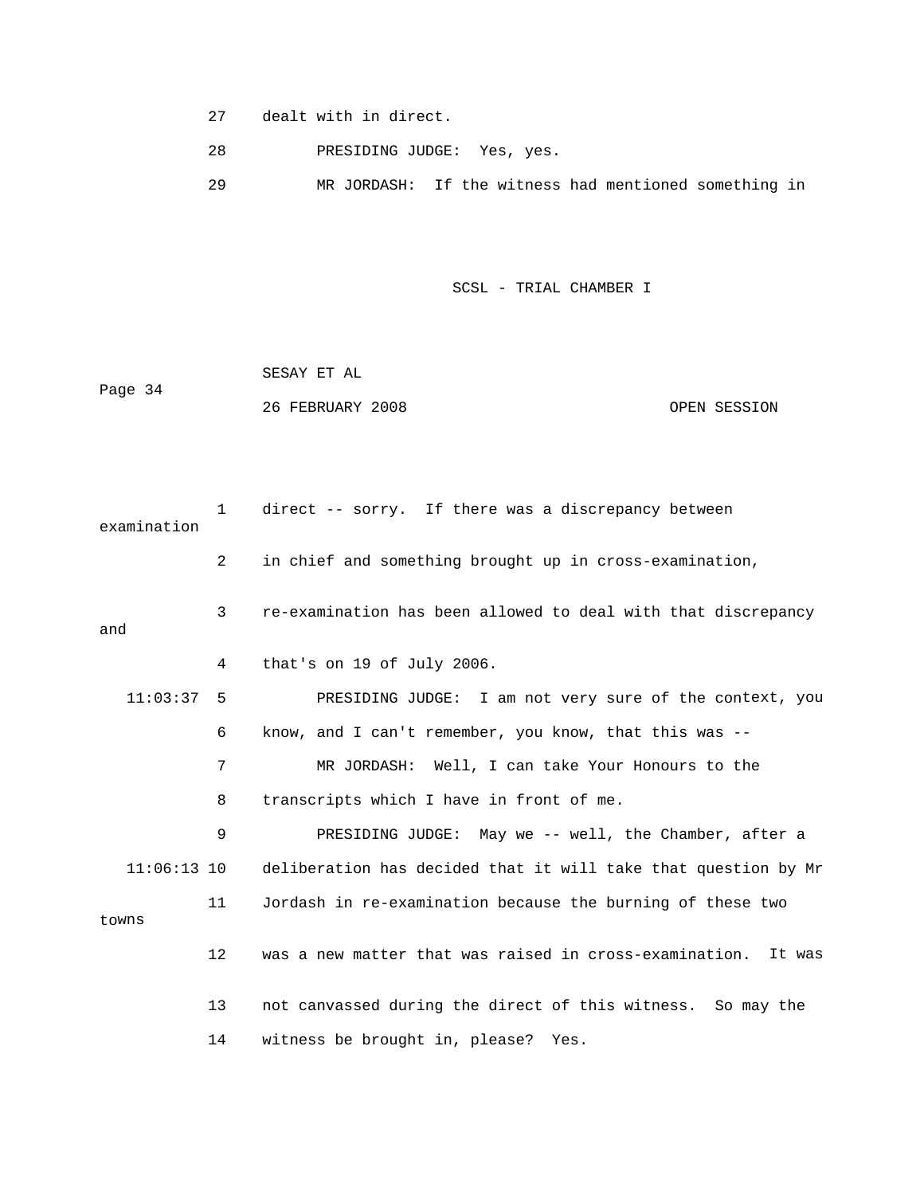27 dealt with in direct.

28 PRESIDING JUDGE: Yes, yes.

29 MR JORDASH: If the witness had mentioned something in

1 direct -- sorry. If there was a discrepancy between examination

2 in chief and something brought up in cross-examination,

3 re-examination has been allowed to deal with that discrepancy and

4 that's on 19 of July 2006.

11:03:37 5 PRESIDING JUDGE: I am not very sure of the context, you

6 know, and I can't remember, you know, that this was --

7 MR JORDASH: Well, I can take Your Honours to the

8 transcripts which I have in front of me.

9 PRESIDING JUDGE: May we -- well, the Chamber, after a

11:06:13 10 deliberation has decided that it will take that question by Mr

11 Jordash in re-examination because the burning of these two towns

12 was a new matter that was raised in cross-examination. It was

13 not canvassed during the direct of this witness. So may the

14 witness be brought in, please? Yes.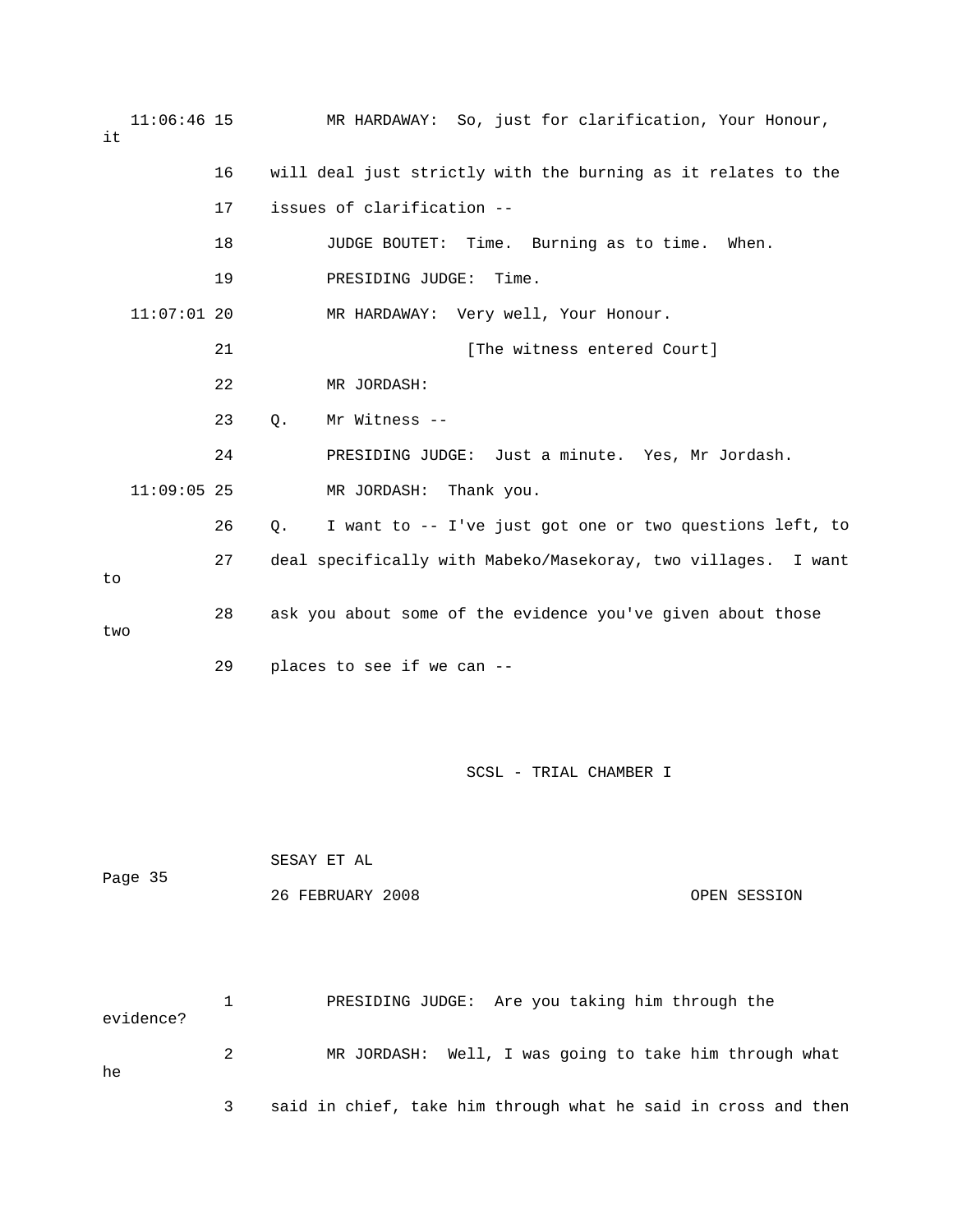11:06:46 15 MR HARDAWAY: So, just for clarification, Your Honour, it

16 will deal just strictly with the burning as it relates to the

17 issues of clarification --

18 JUDGE BOUTET: Time. Burning as to time. When.

19 PRESIDING JUDGE: Time.

11:07:01 20 MR HARDAWAY: Very well, Your Honour.

21 [The witness entered Court]

22 MR JORDASH:

23 Q. Mr Witness --

24 PRESIDING JUDGE: Just a minute. Yes, Mr Jordash.

11:09:05 25 MR JORDASH: Thank you.

26 Q. I want to -- I've just got one or two questions left, to

27 deal specifically with Mabeko/Masekoray, two villages. I want to

28 ask you about some of the evidence you've given about those two

29 places to see if we can --

SCSL - TRIAL CHAMBER I

1 PRESIDING JUDGE: Are you taking him through the evidence?

2 MR JORDASH: Well, I was going to take him through what he

3 said in chief, take him through what he said in cross and then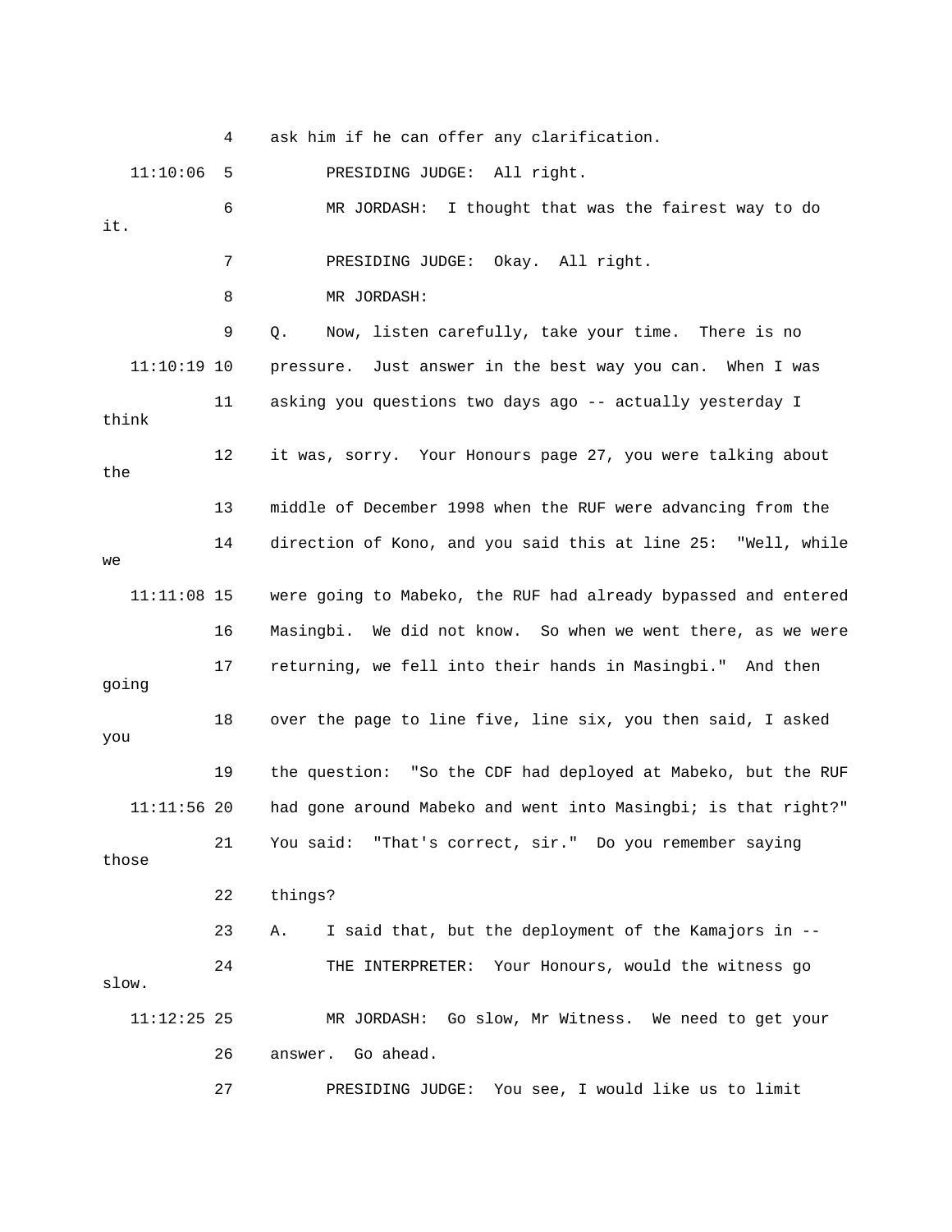4 ask him if he can offer any clarification.

11:10:06 5 PRESIDING JUDGE: All right.

6 MR JORDASH: I thought that was the fairest way to do it.

7 PRESIDING JUDGE: Okay. All right.

8 MR JORDASH:

9 Q. Now, listen carefully, take your time. There is no

11:10:19 10 pressure. Just answer in the best way you can. When I was

11 asking you questions two days ago -- actually yesterday I think

12 it was, sorry. Your Honours page 27, you were talking about the

13 middle of December 1998 when the RUF were advancing from the

14 direction of Kono, and you said this at line 25: "Well, while we

11:11:08 15 were going to Mabeko, the RUF had already bypassed and entered

16 Masingbi. We did not know. So when we went there, as we were

17 returning, we fell into their hands in Masingbi." And then going

18 over the page to line five, line six, you then said, I asked you

19 the question: "So the CDF had deployed at Mabeko, but the RUF

11:11:56 20 had gone around Mabeko and went into Masingbi; is that right?"

21 You said: "That's correct, sir." Do you remember saying those

22 things?

23 A. I said that, but the deployment of the Kamajors in --

24 THE INTERPRETER: Your Honours, would the witness go slow.

11:12:25 25 MR JORDASH: Go slow, Mr Witness. We need to get your

26 answer. Go ahead.

27 PRESIDING JUDGE: You see, I would like us to limit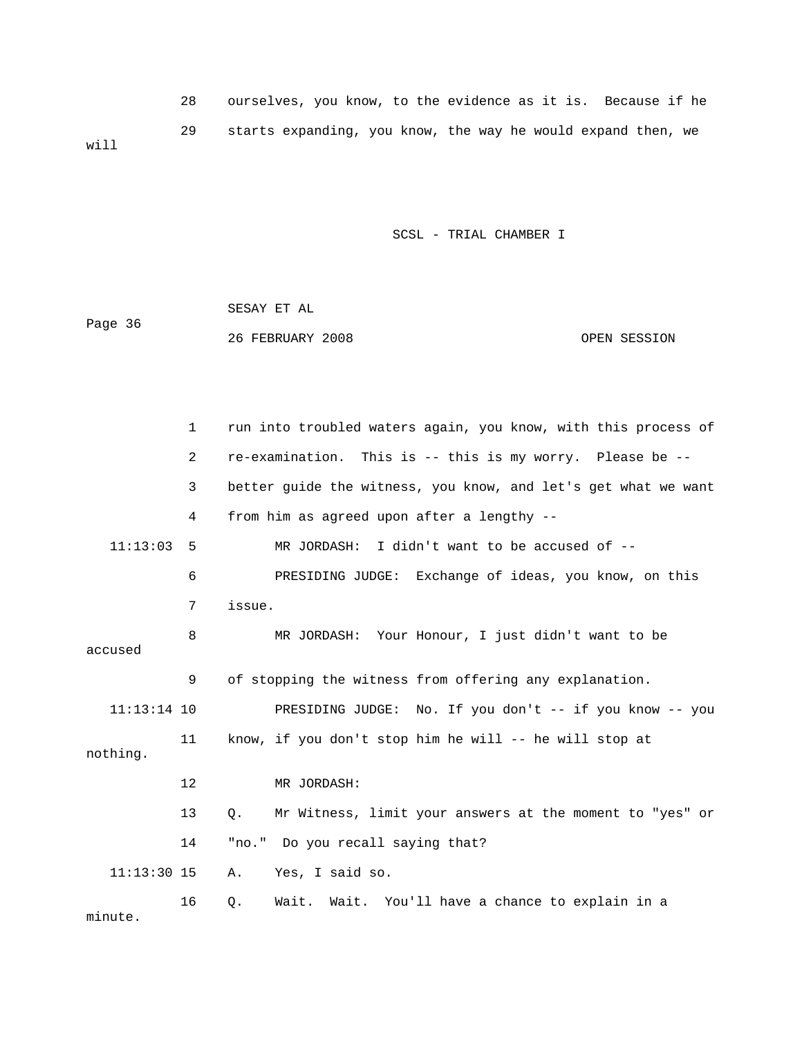28 ourselves, you know, to the evidence as it is. Because if he

29 starts expanding, you know, the way he would expand then, we will

1 run into troubled waters again, you know, with this process of

2 re-examination. This is -- this is my worry. Please be --

3 better guide the witness, you know, and let's get what we want

4 from him as agreed upon after a lengthy --

11:13:03 5 MR JORDASH: I didn't want to be accused of --

6 PRESIDING JUDGE: Exchange of ideas, you know, on this

7 issue.

8 MR JORDASH: Your Honour, I just didn't want to be accused

9 of stopping the witness from offering any explanation.

11:13:14 10 PRESIDING JUDGE: No. If you don't -- if you know -- you

11 know, if you don't stop him he will -- he will stop at nothing.

12 MR JORDASH:

13 Q. Mr Witness, limit your answers at the moment to "yes" or

14 "no." Do you recall saying that?

11:13:30 15 A. Yes, I said so.

16 Q. Wait. Wait. You'll have a chance to explain in a minute.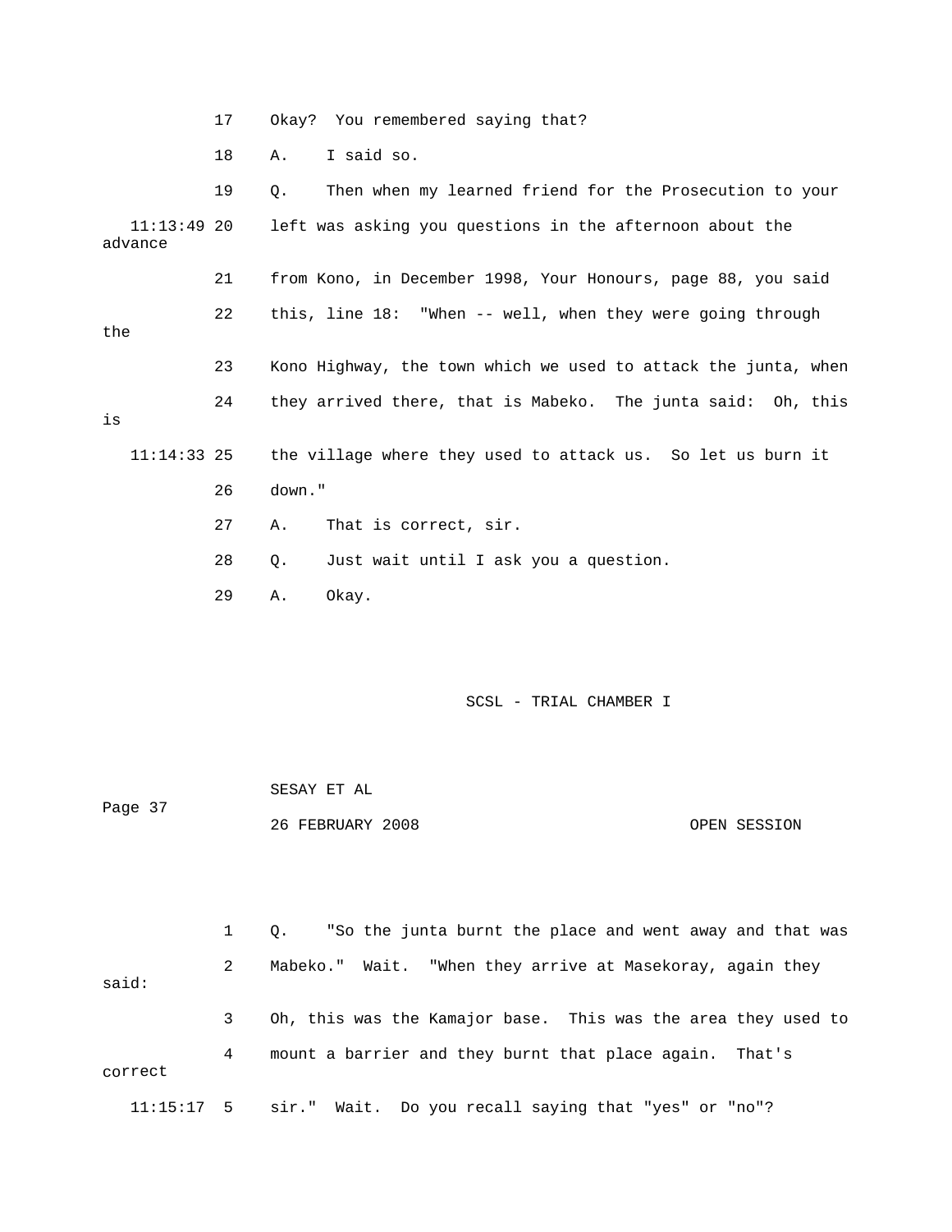17 Okay? You remembered saying that?

18 A. I said so.

19 Q. Then when my learned friend for the Prosecution to your

11:13:49 20 left was asking you questions in the afternoon about the advance

21 from Kono, in December 1998, Your Honours, page 88, you said

22 this, line 18: "When -- well, when they were going through the

23 Kono Highway, the town which we used to attack the junta, when

24 they arrived there, that is Mabeko. The junta said: Oh, this is

11:14:33 25 the village where they used to attack us. So let us burn it

26 down."

27 A. That is correct, sir.

28 Q. Just wait until I ask you a question.

29 A. Okay.

1 Q. "So the junta burnt the place and went away and that was

2 Mabeko." Wait. "When they arrive at Masekoray, again they said:

3 Oh, this was the Kamajor base. This was the area they used to

4 mount a barrier and they burnt that place again. That's correct

11:15:17 5 sir." Wait. Do you recall saying that "yes" or "no"?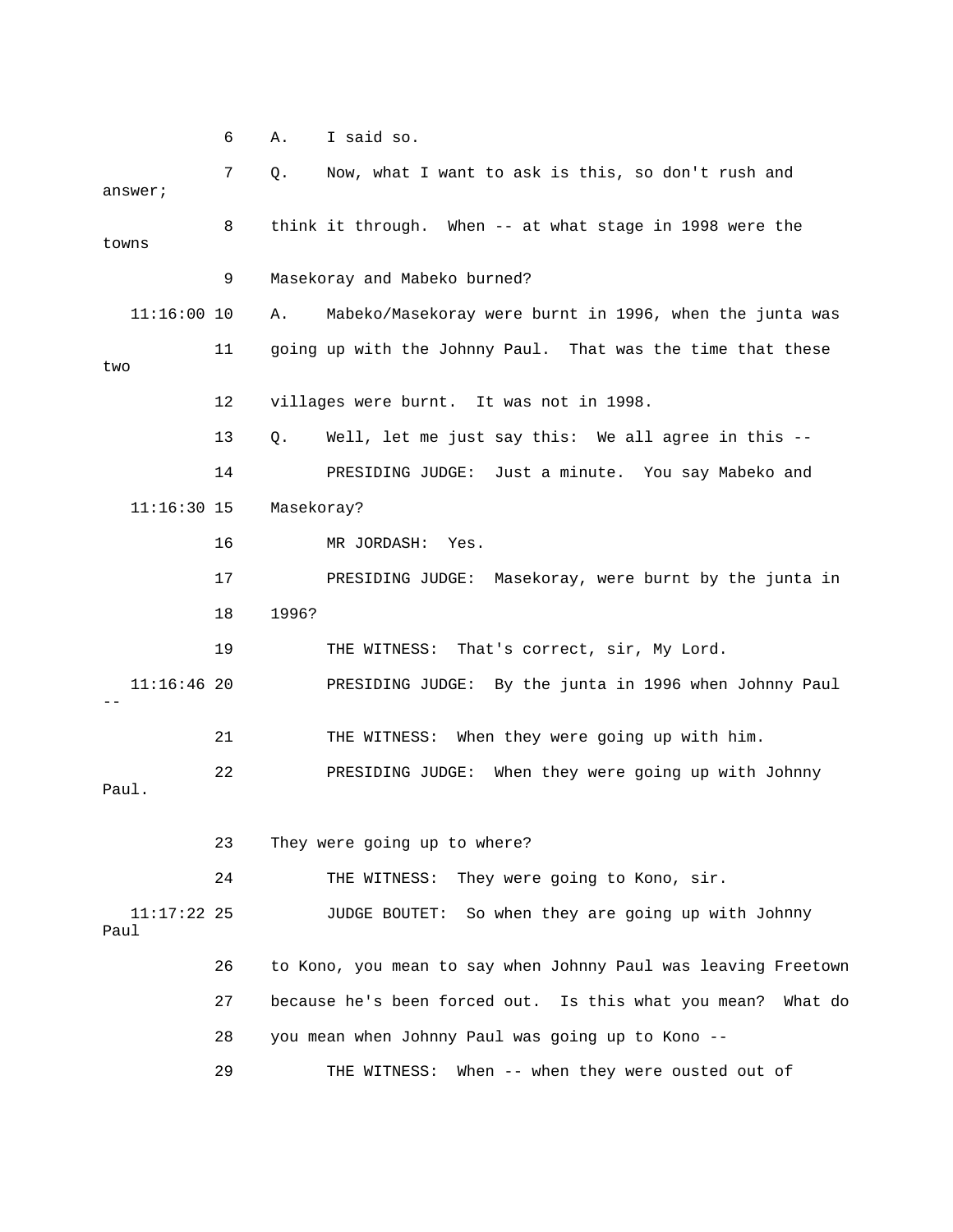6 A. I said so.

7 Q. Now, what I want to ask is this, so don't rush and answer;

8 think it through. When -- at what stage in 1998 were the towns

9 Masekoray and Mabeko burned?

11:16:00 10 A. Mabeko/Masekoray were burnt in 1996, when the junta was

11 going up with the Johnny Paul. That was the time that these two

12 villages were burnt. It was not in 1998.

13 Q. Well, let me just say this: We all agree in this --

14 PRESIDING JUDGE: Just a minute. You say Mabeko and

11:16:30 15 Masekoray?

16 MR JORDASH: Yes.

17 PRESIDING JUDGE: Masekoray, were burnt by the junta in

18 1996?

19 THE WITNESS: That's correct, sir, My Lord.

11:16:46 20 PRESIDING JUDGE: By the junta in 1996 when Johnny Paul --

21 THE WITNESS: When they were going up with him.

22 PRESIDING JUDGE: When they were going up with Johnny Paul.

23 They were going up to where?

24 THE WITNESS: They were going to Kono, sir.

11:17:22 25 JUDGE BOUTET: So when they are going up with Johnny Paul

26 to Kono, you mean to say when Johnny Paul was leaving Freetown

27 because he's been forced out. Is this what you mean? What do

28 you mean when Johnny Paul was going up to Kono --

29 THE WITNESS: When -- when they were ousted out of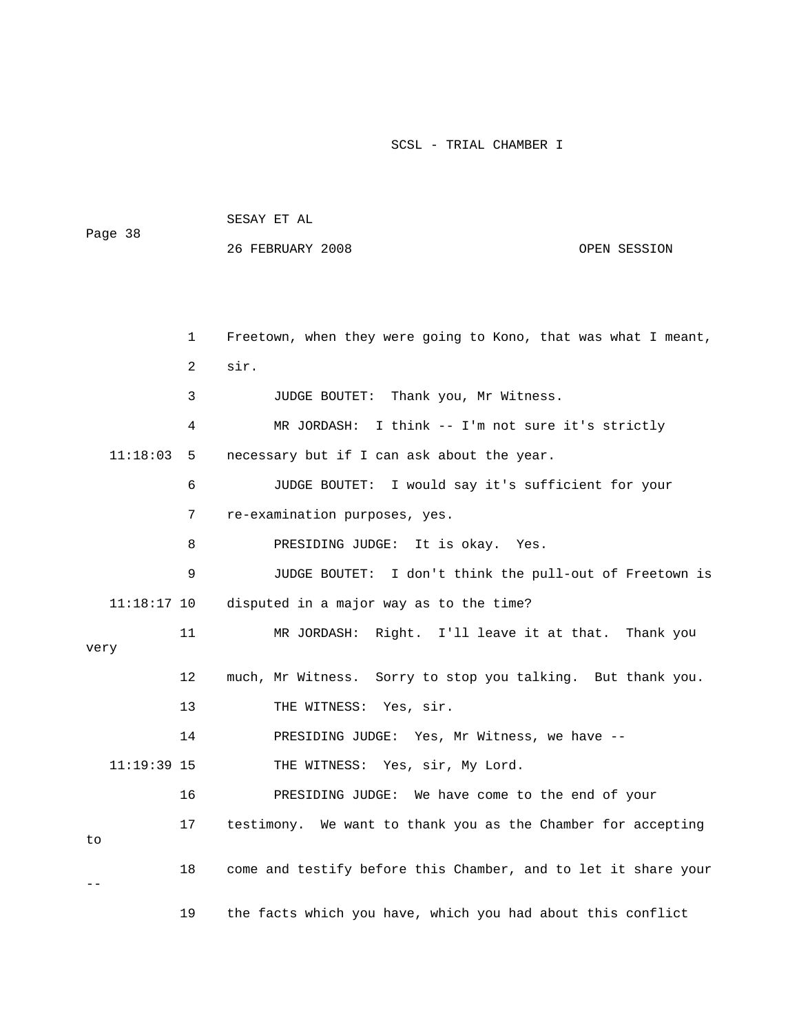Freetown, when they were going to Kono, that was what I meant, sir.

JUDGE BOUTET: Thank you, Mr Witness.

MR JORDASH: I think -- I'm not sure it's strictly necessary but if I can ask about the year.

JUDGE BOUTET: I would say it's sufficient for your re-examination purposes, yes.

PRESIDING JUDGE: It is okay. Yes.

JUDGE BOUTET: I don't think the pull-out of Freetown is disputed in a major way as to the time?

MR JORDASH: Right. I'll leave it at that. Thank you very much, Mr Witness. Sorry to stop you talking. But thank you.

THE WITNESS: Yes, sir.

PRESIDING JUDGE: Yes, Mr Witness, we have --

THE WITNESS: Yes, sir, My Lord.

PRESIDING JUDGE: We have come to the end of your testimony. We want to thank you as the Chamber for accepting to come and testify before this Chamber, and to let it share your -- the facts which you have, which you had about this conflict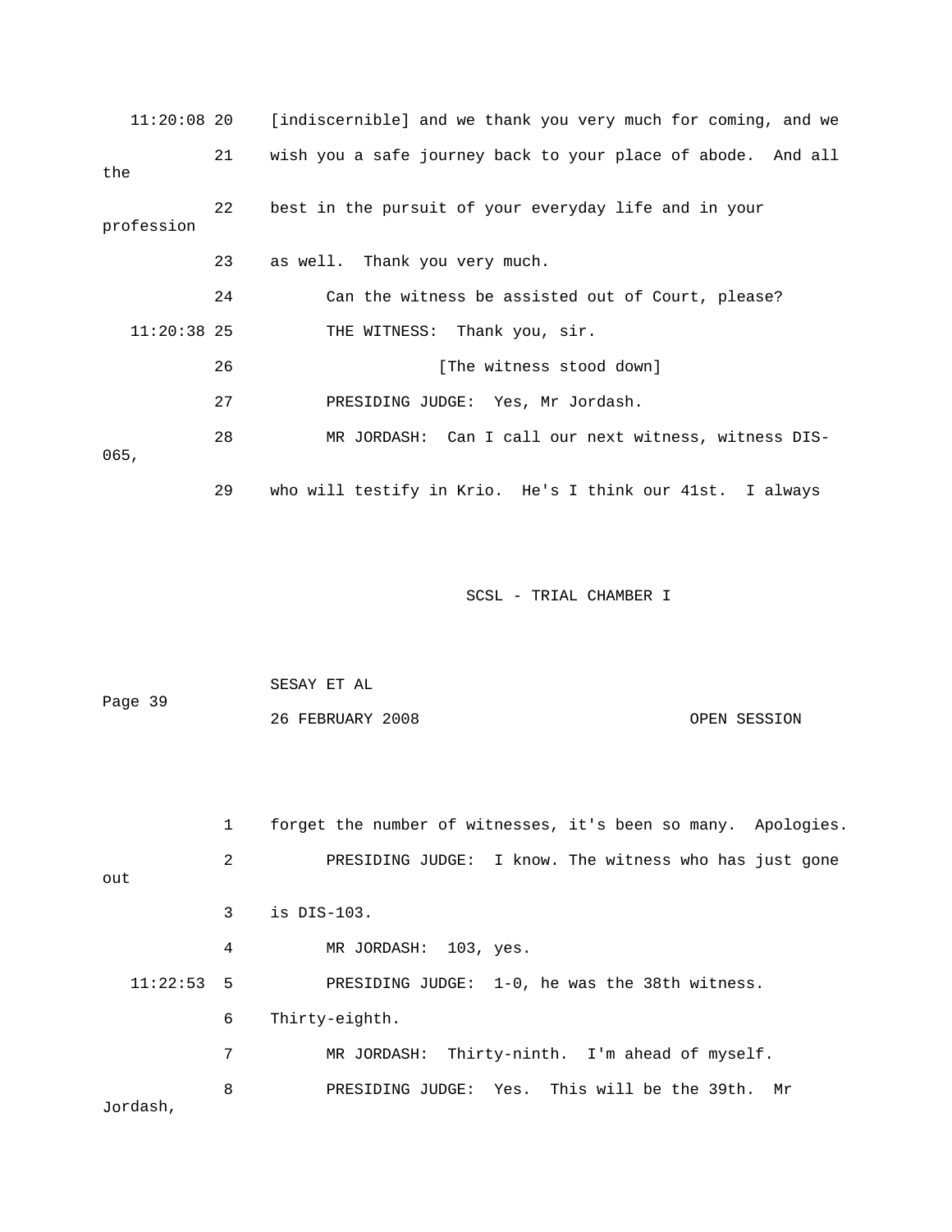11:20:08 20 [indiscernible] and we thank you very much for coming, and we

21 wish you a safe journey back to your place of abode. And all the

22 best in the pursuit of your everyday life and in your profession

23 as well. Thank you very much.

24 Can the witness be assisted out of Court, please?

11:20:38 25 THE WITNESS: Thank you, sir.

26 [The witness stood down]

27 PRESIDING JUDGE: Yes, Mr Jordash.

28 MR JORDASH: Can I call our next witness, witness DIS-065,

29 who will testify in Krio. He's I think our 41st. I always

1 forget the number of witnesses, it's been so many. Apologies.

2 PRESIDING JUDGE: I know. The witness who has just gone out

3 is DIS-103.

4 MR JORDASH: 103, yes.

11:22:53 5 PRESIDING JUDGE: 1-0, he was the 38th witness.

6 Thirty-eighth.

7 MR JORDASH: Thirty-ninth. I'm ahead of myself.

8 PRESIDING JUDGE: Yes. This will be the 39th. Mr Jordash,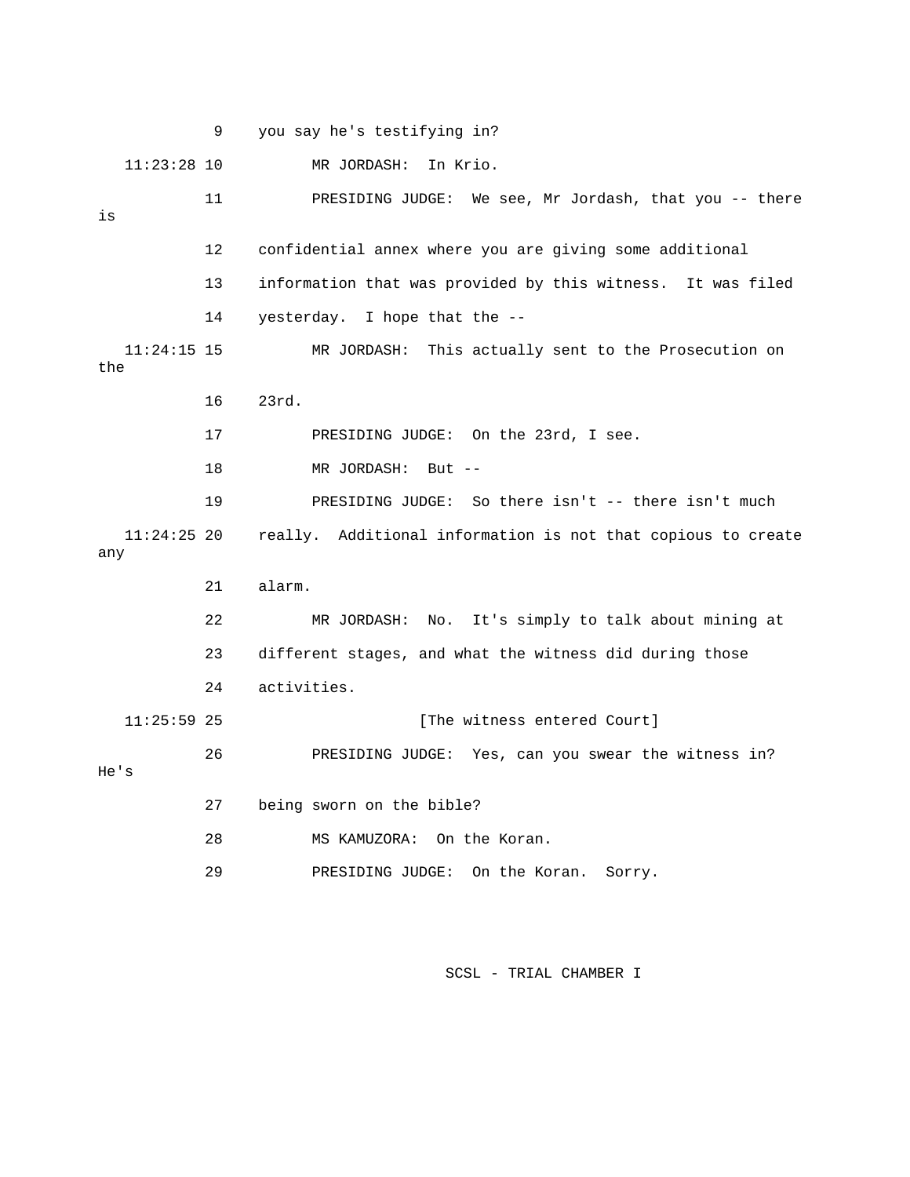9 you say he's testifying in?

11:23:28 10 MR JORDASH: In Krio.

11 PRESIDING JUDGE: We see, Mr Jordash, that you -- there is

12 confidential annex where you are giving some additional

13 information that was provided by this witness. It was filed

14 yesterday. I hope that the --

11:24:15 15 MR JORDASH: This actually sent to the Prosecution on the

16 23rd.

17 PRESIDING JUDGE: On the 23rd, I see.

18 MR JORDASH: But --

19 PRESIDING JUDGE: So there isn't -- there isn't much

11:24:25 20 really. Additional information is not that copious to create any

21 alarm.

22 MR JORDASH: No. It's simply to talk about mining at

23 different stages, and what the witness did during those

24 activities.

11:25:59 25 [The witness entered Court]

26 PRESIDING JUDGE: Yes, can you swear the witness in? He's

27 being sworn on the bible?

28 MS KAMUZORA: On the Koran.

29 PRESIDING JUDGE: On the Koran. Sorry.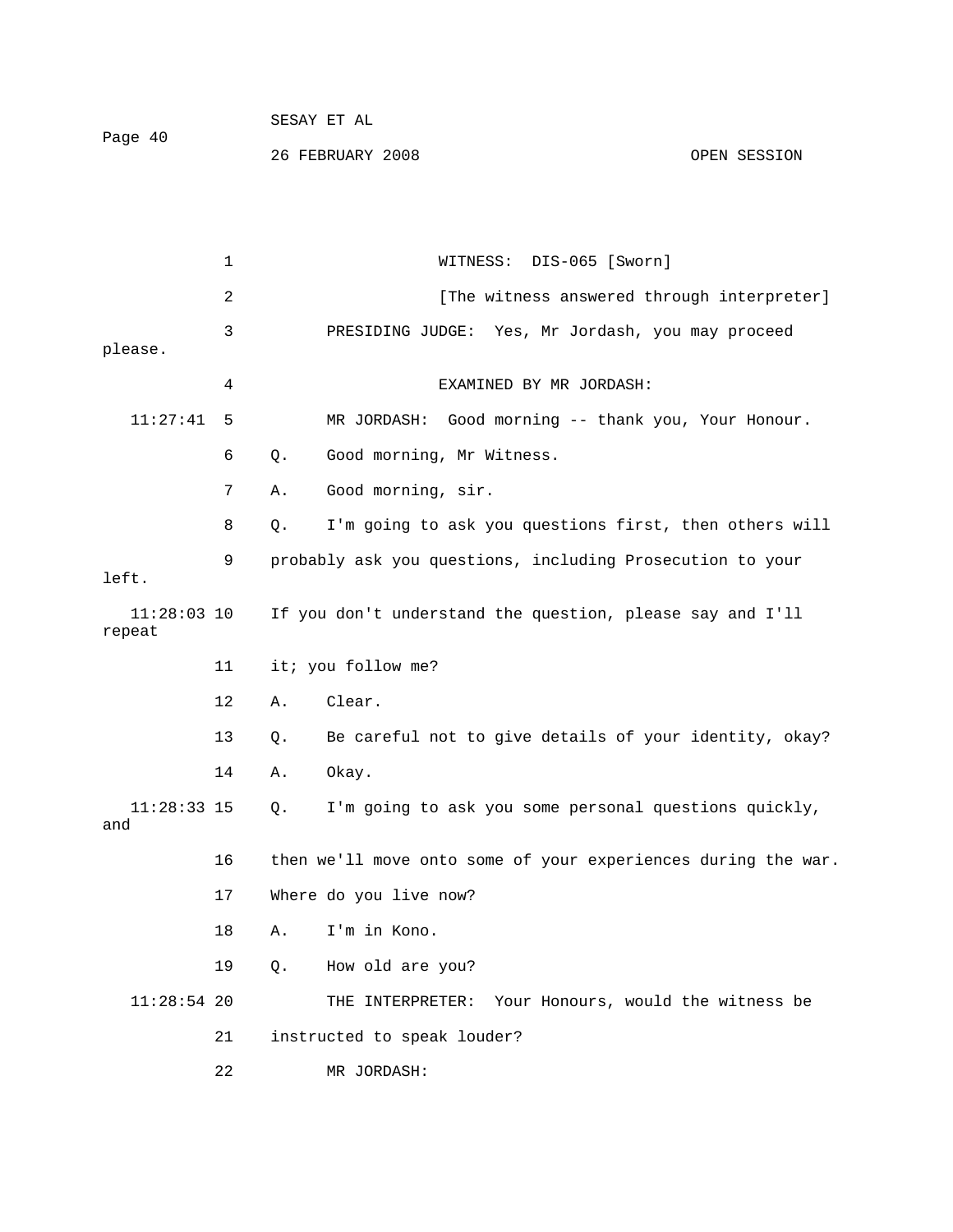WITNESS: DIS-065 [Sworn]

[The witness answered through interpreter]

PRESIDING JUDGE: Yes, Mr Jordash, you may proceed please.

EXAMINED BY MR JORDASH:

11:27:41 MR JORDASH: Good morning -- thank you, Your Honour.

Q. Good morning, Mr Witness.

A. Good morning, sir.

Q. I'm going to ask you questions first, then others will probably ask you questions, including Prosecution to your left.

11:28:03 If you don't understand the question, please say and I'll repeat it; you follow me?

A. Clear.

Q. Be careful not to give details of your identity, okay?

A. Okay.

11:28:33 Q. I'm going to ask you some personal questions quickly, and then we'll move onto some of your experiences during the war. Where do you live now?

A. I'm in Kono.

Q. How old are you?

11:28:54 THE INTERPRETER: Your Honours, would the witness be instructed to speak louder?

MR JORDASH: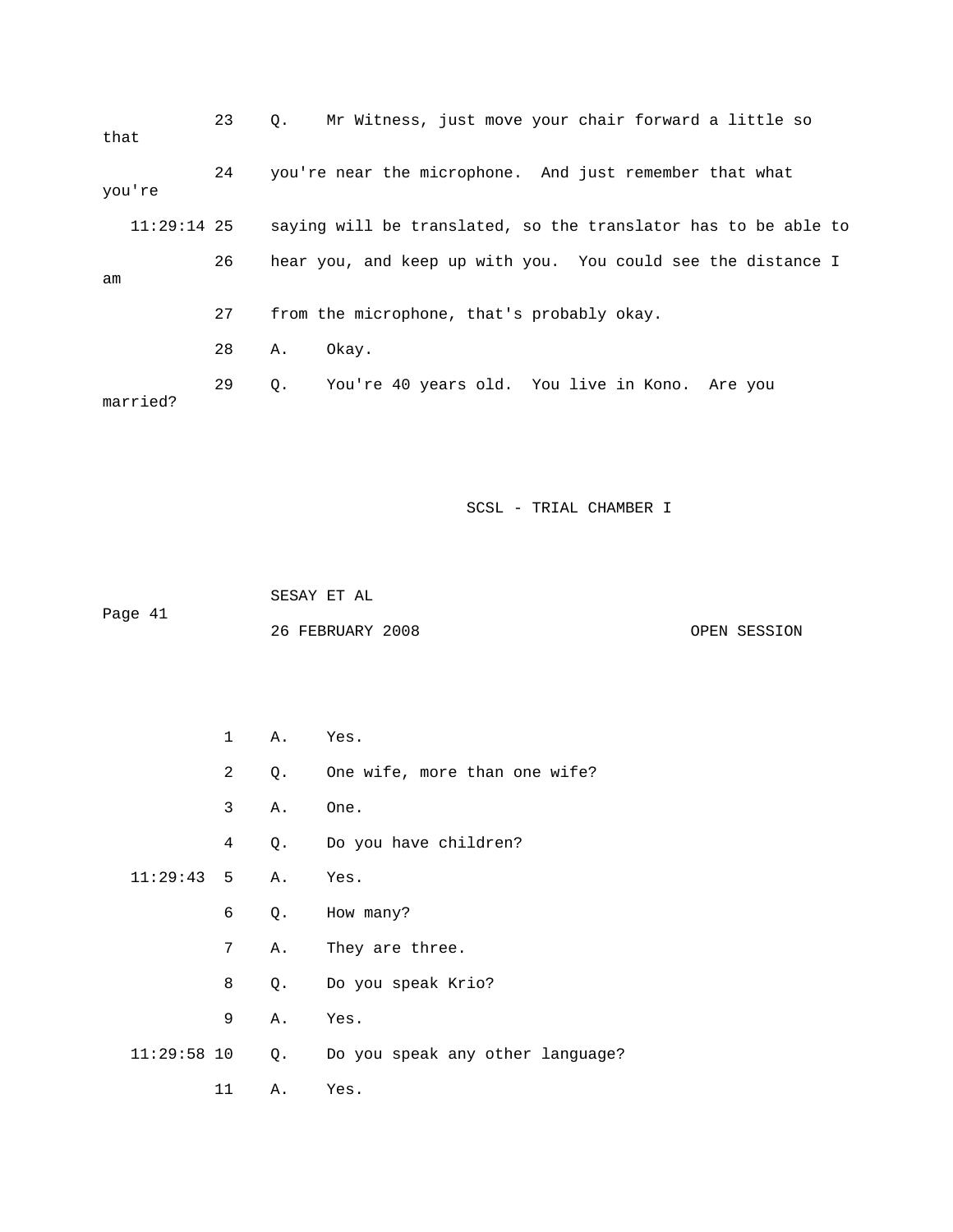23 Q. Mr Witness, just move your chair forward a little so that

24 you're near the microphone. And just remember that what you're

11:29:14 25 saying will be translated, so the translator has to be able to

26 hear you, and keep up with you. You could see the distance I am

27 from the microphone, that's probably okay.

28 A. Okay.

29 Q. You're 40 years old. You live in Kono. Are you married?

1 A. Yes.

2 Q. One wife, more than one wife?

3 A. One.

4 Q. Do you have children?

11:29:43 5 A. Yes.

6 Q. How many?

7 A. They are three.

8 Q. Do you speak Krio?

9 A. Yes.

11:29:58 10 Q. Do you speak any other language?

11 A. Yes.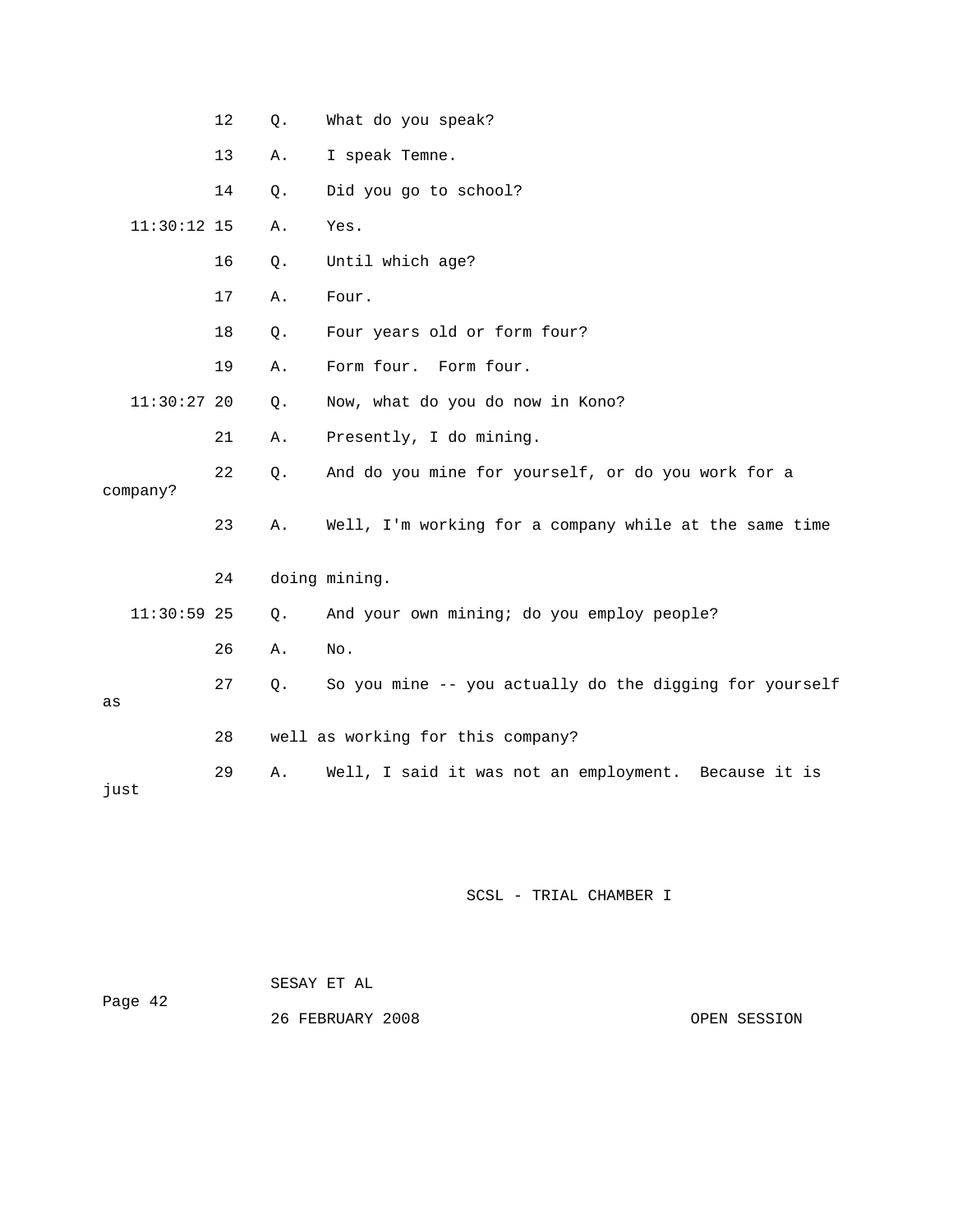12 Q. What do you speak?

13 A. I speak Temne.

14 Q. Did you go to school?

11:30:12 15 A. Yes.

16 Q. Until which age?

17 A. Four.

18 Q. Four years old or form four?

19 A. Form four. Form four.

11:30:27 20 Q. Now, what do you do now in Kono?

21 A. Presently, I do mining.

22 Q. And do you mine for yourself, or do you work for a company?

23 A. Well, I'm working for a company while at the same time

24 doing mining.

11:30:59 25 Q. And your own mining; do you employ people?

26 A. No.

27 Q. So you mine -- you actually do the digging for yourself as

28 well as working for this company?

29 A. Well, I said it was not an employment. Because it is just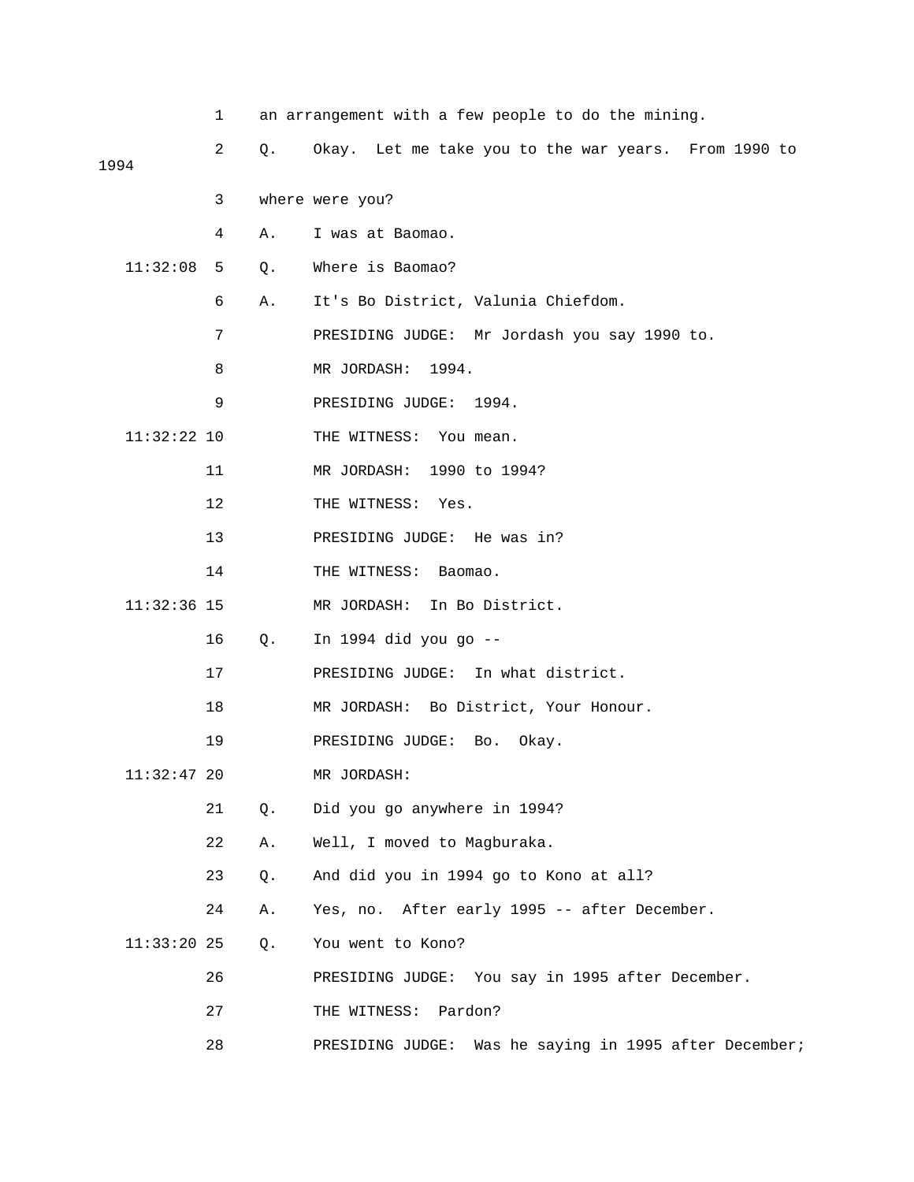1 an arrangement with a few people to do the mining.

2 Q. Okay. Let me take you to the war years. From 1990 to 1994

3 where were you?

4 A. I was at Baomao.

11:32:08 5 Q. Where is Baomao?

6 A. It's Bo District, Valunia Chiefdom.

7 PRESIDING JUDGE: Mr Jordash you say 1990 to.

8 MR JORDASH: 1994.

9 PRESIDING JUDGE: 1994.

11:32:22 10 THE WITNESS: You mean.

11 MR JORDASH: 1990 to 1994?

12 THE WITNESS: Yes.

13 PRESIDING JUDGE: He was in?

14 THE WITNESS: Baomao.

11:32:36 15 MR JORDASH: In Bo District.

16 Q. In 1994 did you go --

17 PRESIDING JUDGE: In what district.

18 MR JORDASH: Bo District, Your Honour.

19 PRESIDING JUDGE: Bo. Okay.

11:32:47 20 MR JORDASH:

21 Q. Did you go anywhere in 1994?

22 A. Well, I moved to Magburaka.

23 Q. And did you in 1994 go to Kono at all?

24 A. Yes, no. After early 1995 -- after December.

11:33:20 25 Q. You went to Kono?

26 PRESIDING JUDGE: You say in 1995 after December.

27 THE WITNESS: Pardon?

28 PRESIDING JUDGE: Was he saying in 1995 after December;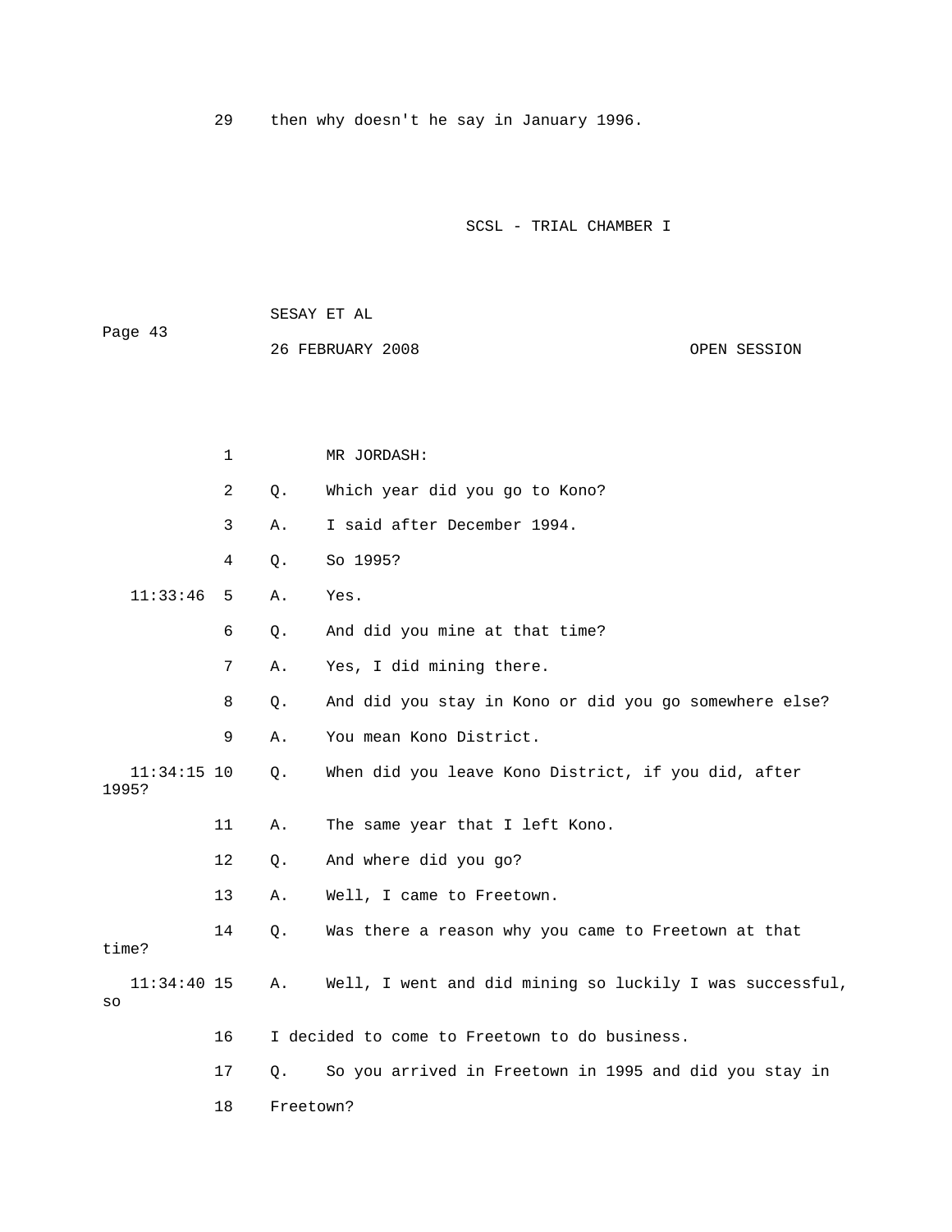29 then why doesn't he say in January 1996.

1 MR JORDASH:

2 Q. Which year did you go to Kono?

3 A. I said after December 1994.

4 Q. So 1995?

11:33:46 5 A. Yes.

6 Q. And did you mine at that time?

7 A. Yes, I did mining there.

8 Q. And did you stay in Kono or did you go somewhere else?

9 A. You mean Kono District.

11:34:15 10 Q. When did you leave Kono District, if you did, after 1995?

11 A. The same year that I left Kono.

12 Q. And where did you go?

13 A. Well, I came to Freetown.

14 Q. Was there a reason why you came to Freetown at that time?

11:34:40 15 A. Well, I went and did mining so luckily I was successful, so

16 I decided to come to Freetown to do business.

17 Q. So you arrived in Freetown in 1995 and did you stay in

18 Freetown?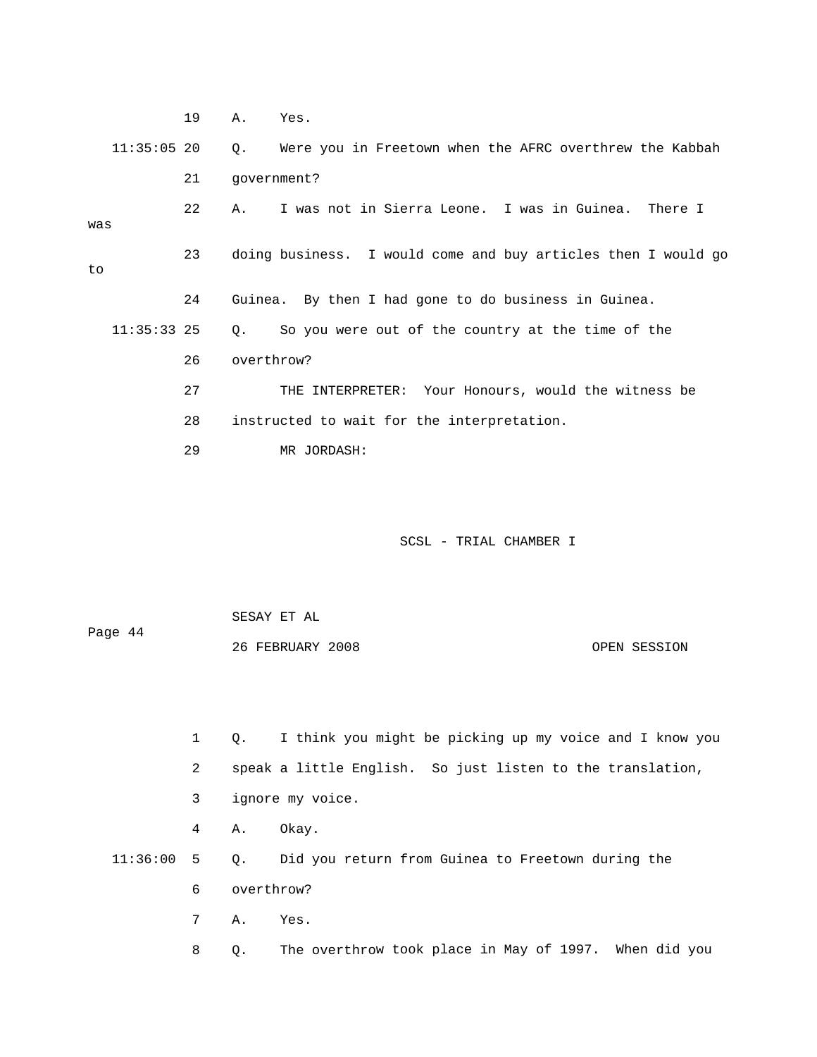19 A. Yes.

11:35:05 20 Q. Were you in Freetown when the AFRC overthrew the Kabbah

21 government?

22 A. I was not in Sierra Leone. I was in Guinea. There I was

23 doing business. I would come and buy articles then I would go to

24 Guinea. By then I had gone to do business in Guinea.

11:35:33 25 Q. So you were out of the country at the time of the

26 overthrow?

27 THE INTERPRETER: Your Honours, would the witness be

28 instructed to wait for the interpretation.

29 MR JORDASH:

1 Q. I think you might be picking up my voice and I know you

2 speak a little English. So just listen to the translation,

3 ignore my voice.

4 A. Okay.

11:36:00 5 Q. Did you return from Guinea to Freetown during the

6 overthrow?

7 A. Yes.

8 Q. The overthrow took place in May of 1997. When did you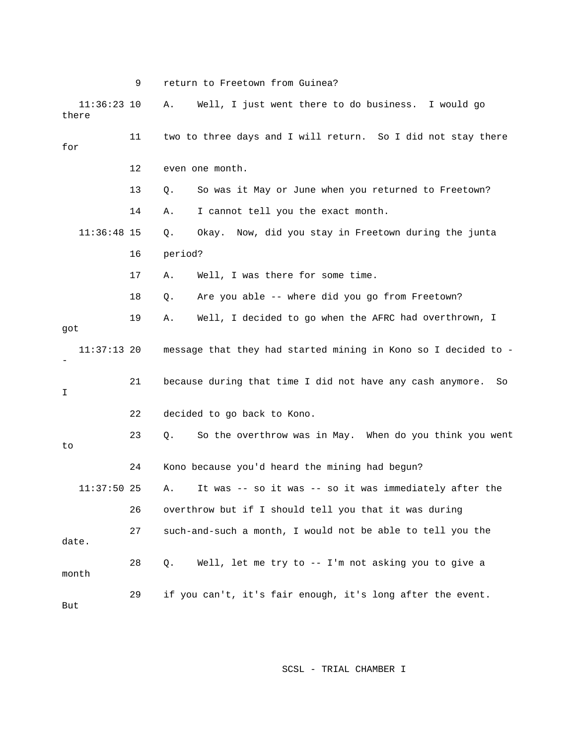9 return to Freetown from Guinea?

11:36:23 10 A. Well, I just went there to do business. I would go there

11 two to three days and I will return. So I did not stay there for

12 even one month.

13 Q. So was it May or June when you returned to Freetown?

14 A. I cannot tell you the exact month.

11:36:48 15 Q. Okay. Now, did you stay in Freetown during the junta

16 period?

17 A. Well, I was there for some time.

18 Q. Are you able -- where did you go from Freetown?

19 A. Well, I decided to go when the AFRC had overthrown, I got

11:37:13 20 message that they had started mining in Kono so I decided to --

21 because during that time I did not have any cash anymore. So I

22 decided to go back to Kono.

23 Q. So the overthrow was in May. When do you think you went to

24 Kono because you'd heard the mining had begun?

11:37:50 25 A. It was -- so it was -- so it was immediately after the

26 overthrow but if I should tell you that it was during

27 such-and-such a month, I would not be able to tell you the date.

28 Q. Well, let me try to -- I'm not asking you to give a month

29 if you can't, it's fair enough, it's long after the event. But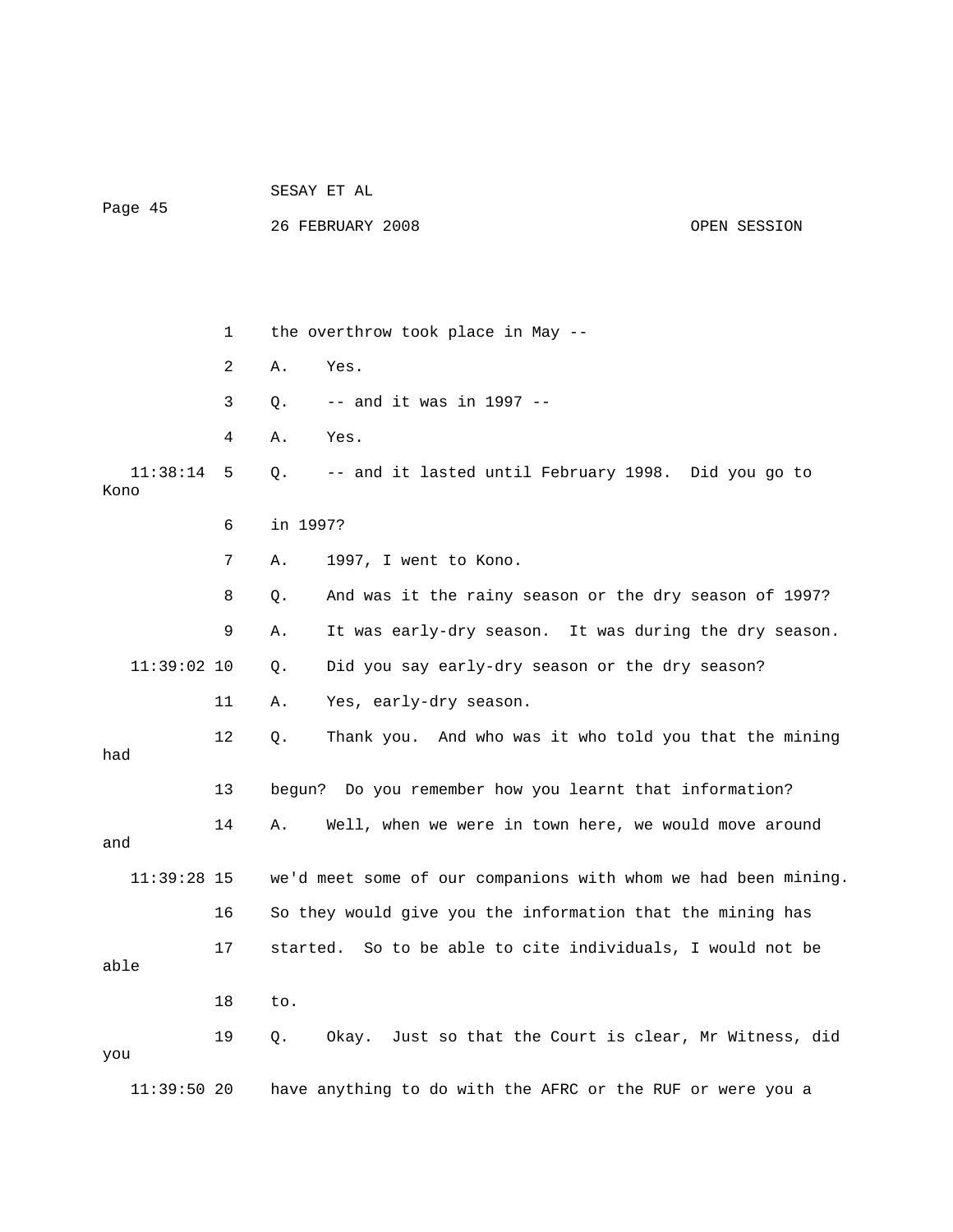1 the overthrow took place in May --

2 A. Yes.

3 Q. -- and it was in 1997 --

4 A. Yes.

11:38:14 5 Q. -- and it lasted until February 1998. Did you go to Kono

6 in 1997?

7 A. 1997, I went to Kono.

8 Q. And was it the rainy season or the dry season of 1997?

9 A. It was early-dry season. It was during the dry season.

11:39:02 10 Q. Did you say early-dry season or the dry season?

11 A. Yes, early-dry season.

12 Q. Thank you. And who was it who told you that the mining had

13 begun? Do you remember how you learnt that information?

14 A. Well, when we were in town here, we would move around and

11:39:28 15 we'd meet some of our companions with whom we had been mining.

16 So they would give you the information that the mining has

17 started. So to be able to cite individuals, I would not be able

18 to.

19 Q. Okay. Just so that the Court is clear, Mr Witness, did you

11:39:50 20 have anything to do with the AFRC or the RUF or were you a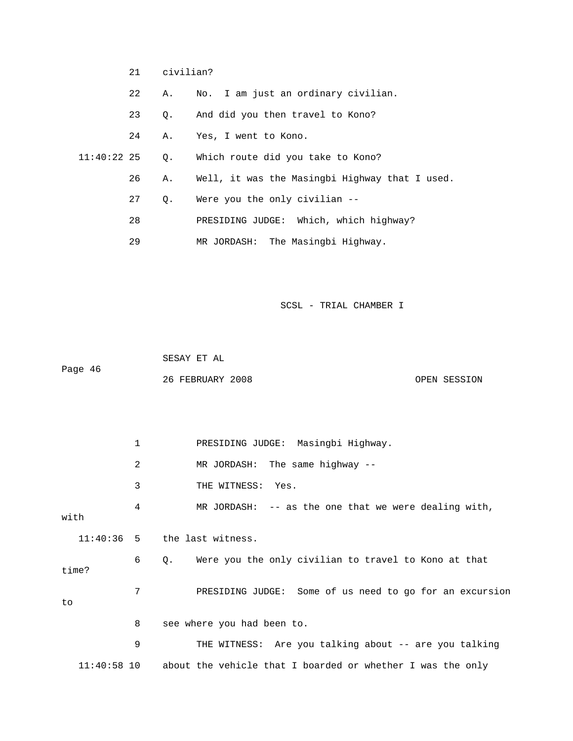21 civilian?

22 A. No. I am just an ordinary civilian.

23 Q. And did you then travel to Kono?

24 A. Yes, I went to Kono.

11:40:22 25 Q. Which route did you take to Kono?

26 A. Well, it was the Masingbi Highway that I used.

27 Q. Were you the only civilian --

28 PRESIDING JUDGE: Which, which highway?

29 MR JORDASH: The Masingbi Highway.

SCSL - TRIAL CHAMBER I

SESAY ET AL

Page 46

26 FEBRUARY 2008 OPEN SESSION

1 PRESIDING JUDGE: Masingbi Highway.

2 MR JORDASH: The same highway --

3 THE WITNESS: Yes.

4 MR JORDASH: -- as the one that we were dealing with, with

11:40:36 5 the last witness.

6 Q. Were you the only civilian to travel to Kono at that time?

7 PRESIDING JUDGE: Some of us need to go for an excursion to

8 see where you had been to.

9 THE WITNESS: Are you talking about -- are you talking

11:40:58 10 about the vehicle that I boarded or whether I was the only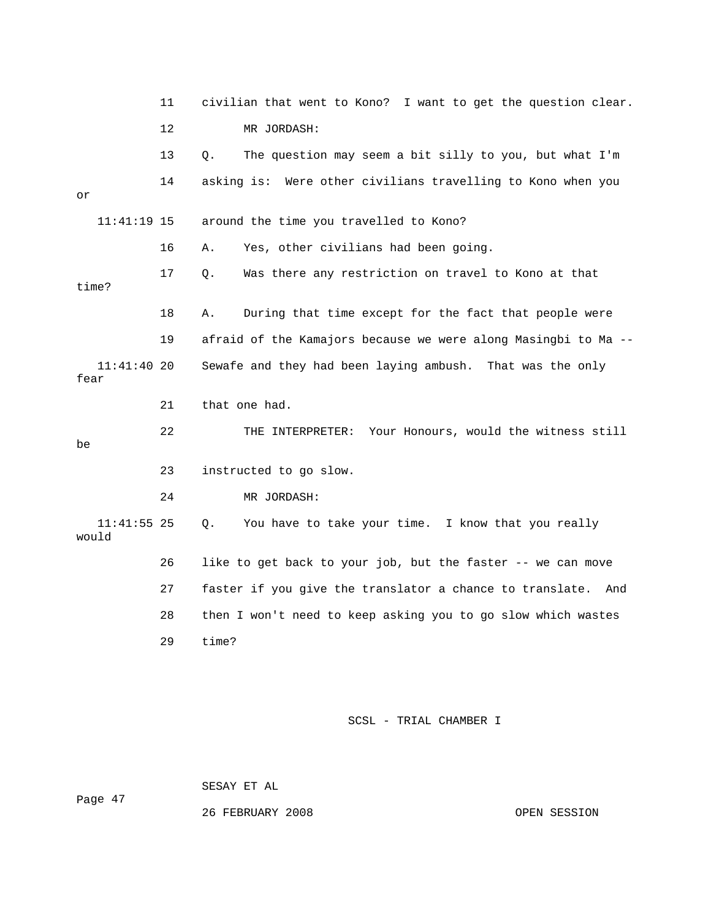11 civilian that went to Kono? I want to get the question clear.

12 MR JORDASH:

13 Q. The question may seem a bit silly to you, but what I'm

14 asking is: Were other civilians travelling to Kono when you or

11:41:19 15 around the time you travelled to Kono?

16 A. Yes, other civilians had been going.

17 Q. Was there any restriction on travel to Kono at that time?

18 A. During that time except for the fact that people were

19 afraid of the Kamajors because we were along Masingbi to Ma --

11:41:40 20 Sewafe and they had been laying ambush. That was the only fear

21 that one had.

22 THE INTERPRETER: Your Honours, would the witness still be

23 instructed to go slow.

24 MR JORDASH:

11:41:55 25 Q. You have to take your time. I know that you really would

26 like to get back to your job, but the faster -- we can move

27 faster if you give the translator a chance to translate. And

28 then I won't need to keep asking you to go slow which wastes

29 time?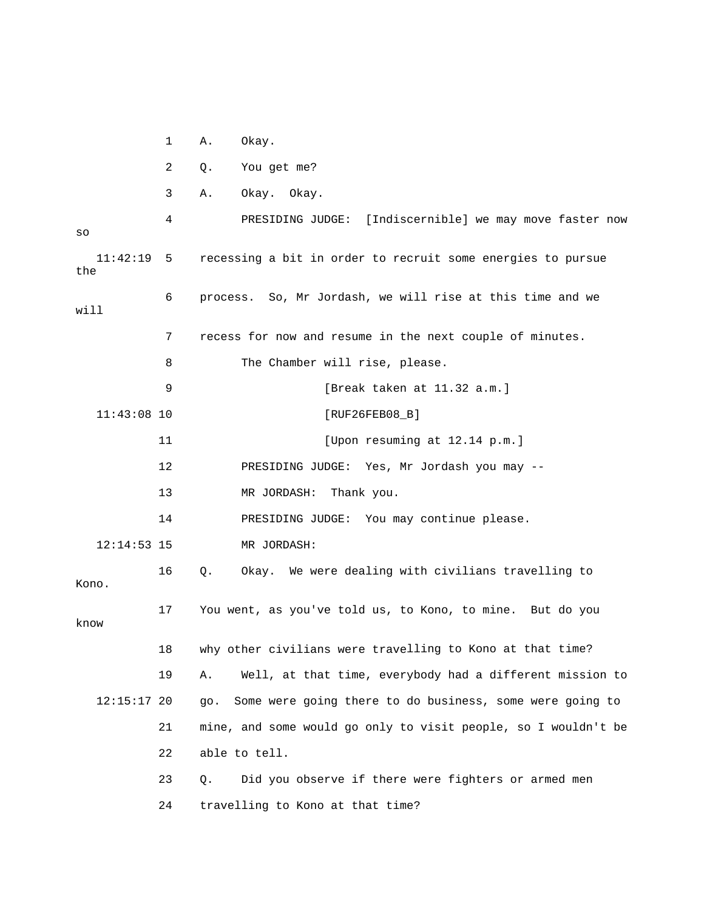1 A. Okay.

2 Q. You get me?

3 A. Okay. Okay.

4 PRESIDING JUDGE: [Indiscernible] we may move faster now so

11:42:19 5 recessing a bit in order to recruit some energies to pursue the

6 process. So, Mr Jordash, we will rise at this time and we will

7 recess for now and resume in the next couple of minutes.

8 The Chamber will rise, please.

9 [Break taken at 11.32 a.m.]

11:43:08 10 [RUF26FEB08_B]

11 [Upon resuming at 12.14 p.m.]

12 PRESIDING JUDGE: Yes, Mr Jordash you may --

13 MR JORDASH: Thank you.

14 PRESIDING JUDGE: You may continue please.

12:14:53 15 MR JORDASH:

16 Q. Okay. We were dealing with civilians travelling to Kono.

17 You went, as you've told us, to Kono, to mine. But do you know

18 why other civilians were travelling to Kono at that time?

19 A. Well, at that time, everybody had a different mission to

12:15:17 20 go. Some were going there to do business, some were going to

21 mine, and some would go only to visit people, so I wouldn't be

22 able to tell.

23 Q. Did you observe if there were fighters or armed men

24 travelling to Kono at that time?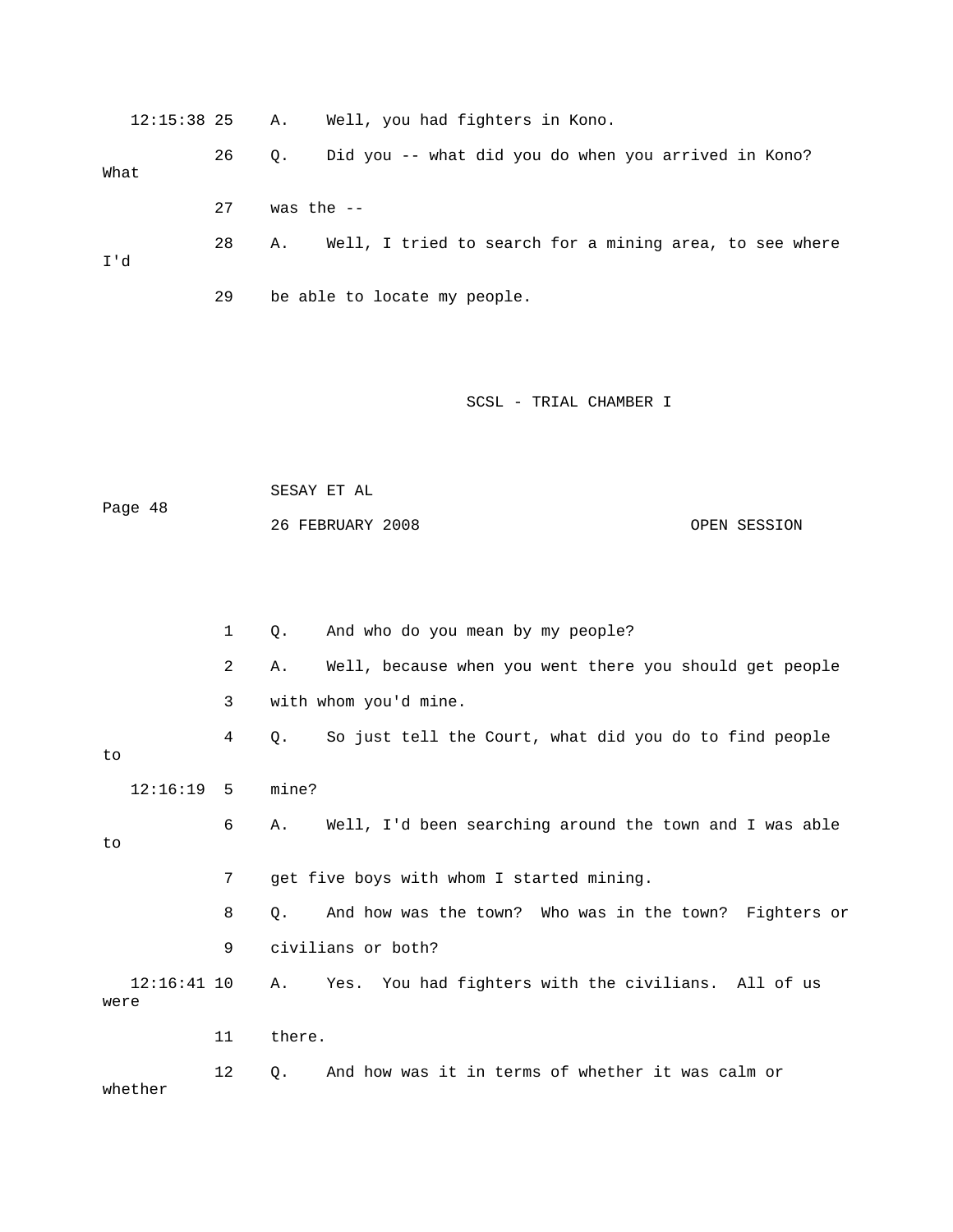12:15:38 25 A. Well, you had fighters in Kono.

26 Q. Did you -- what did you do when you arrived in Kono? What

27 was the --

28 A. Well, I tried to search for a mining area, to see where I'd

29 be able to locate my people.

1 Q. And who do you mean by my people?

2 A. Well, because when you went there you should get people

3 with whom you'd mine.

4 Q. So just tell the Court, what did you do to find people to

12:16:19 5 mine?

6 A. Well, I'd been searching around the town and I was able to

7 get five boys with whom I started mining.

8 Q. And how was the town? Who was in the town? Fighters or

9 civilians or both?

12:16:41 10 A. Yes. You had fighters with the civilians. All of us were

11 there.

12 Q. And how was it in terms of whether it was calm or whether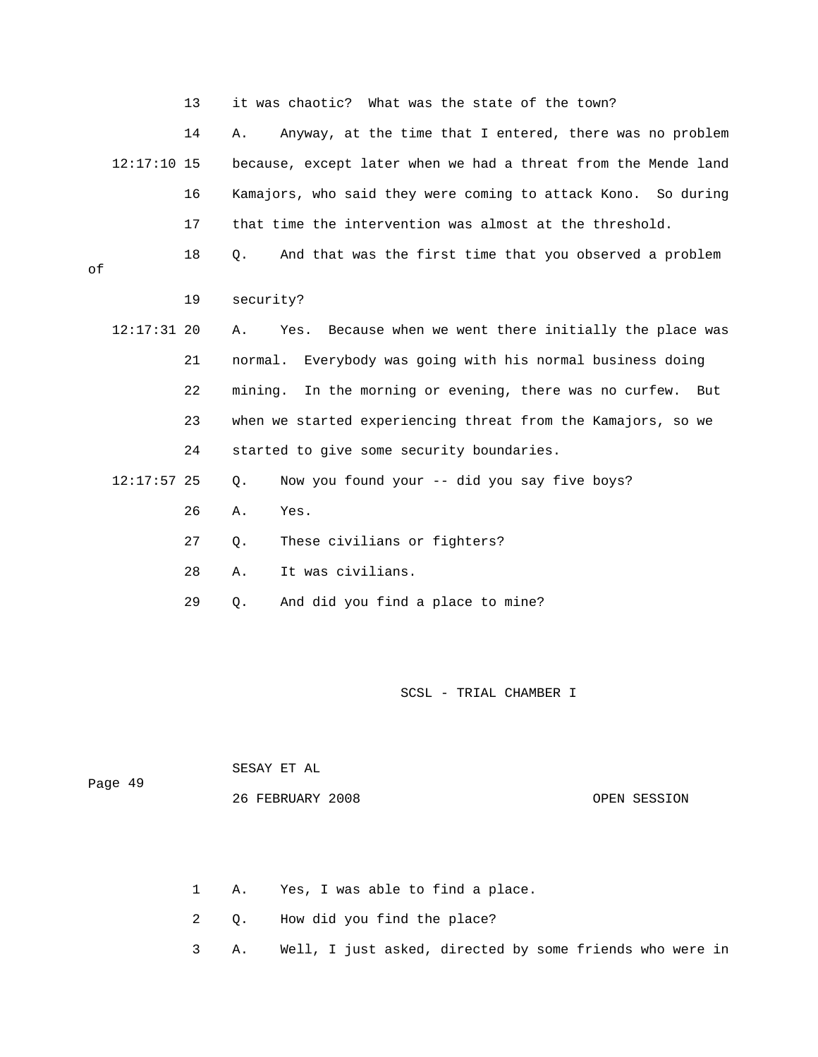13 it was chaotic? What was the state of the town?

14 A. Anyway, at the time that I entered, there was no problem

12:17:10 15 because, except later when we had a threat from the Mende land

16 Kamajors, who said they were coming to attack Kono. So during

17 that time the intervention was almost at the threshold.

18 Q. And that was the first time that you observed a problem of

19 security?

12:17:31 20 A. Yes. Because when we went there initially the place was

21 normal. Everybody was going with his normal business doing

22 mining. In the morning or evening, there was no curfew. But

23 when we started experiencing threat from the Kamajors, so we

24 started to give some security boundaries.

12:17:57 25 Q. Now you found your -- did you say five boys?

26 A. Yes.

27 Q. These civilians or fighters?

28 A. It was civilians.

29 Q. And did you find a place to mine?

1 A. Yes, I was able to find a place.

2 Q. How did you find the place?

3 A. Well, I just asked, directed by some friends who were in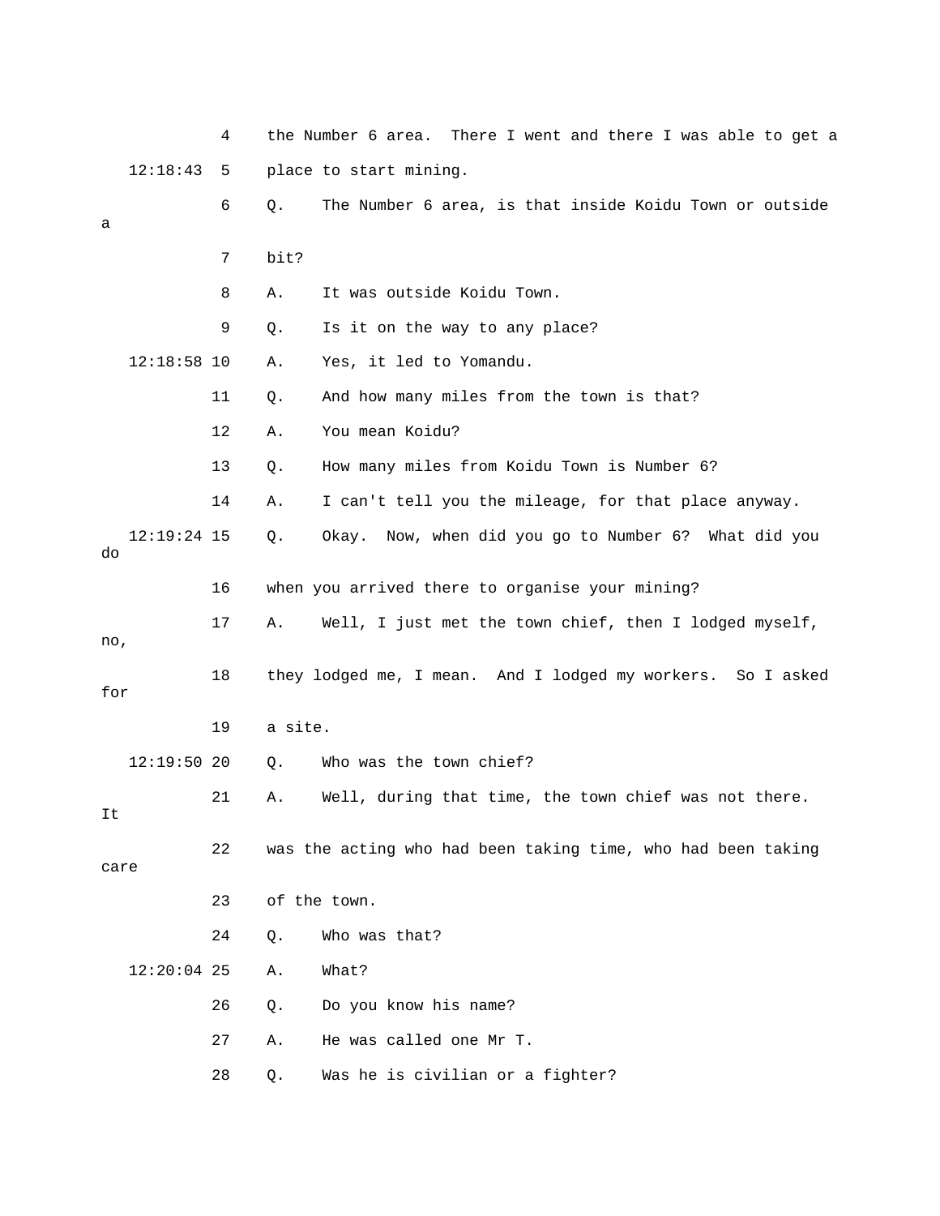4 the Number 6 area. There I went and there I was able to get a

12:18:43 5 place to start mining.

6 Q. The Number 6 area, is that inside Koidu Town or outside a

7 bit?

8 A. It was outside Koidu Town.

9 Q. Is it on the way to any place?

12:18:58 10 A. Yes, it led to Yomandu.

11 Q. And how many miles from the town is that?

12 A. You mean Koidu?

13 Q. How many miles from Koidu Town is Number 6?

14 A. I can't tell you the mileage, for that place anyway.

12:19:24 15 Q. Okay. Now, when did you go to Number 6? What did you do

16 when you arrived there to organise your mining?

17 A. Well, I just met the town chief, then I lodged myself, no,

18 they lodged me, I mean. And I lodged my workers. So I asked for

19 a site.

12:19:50 20 Q. Who was the town chief?

21 A. Well, during that time, the town chief was not there. It

22 was the acting who had been taking time, who had been taking care

23 of the town.

24 Q. Who was that?

12:20:04 25 A. What?

26 Q. Do you know his name?

27 A. He was called one Mr T.

28 Q. Was he is civilian or a fighter?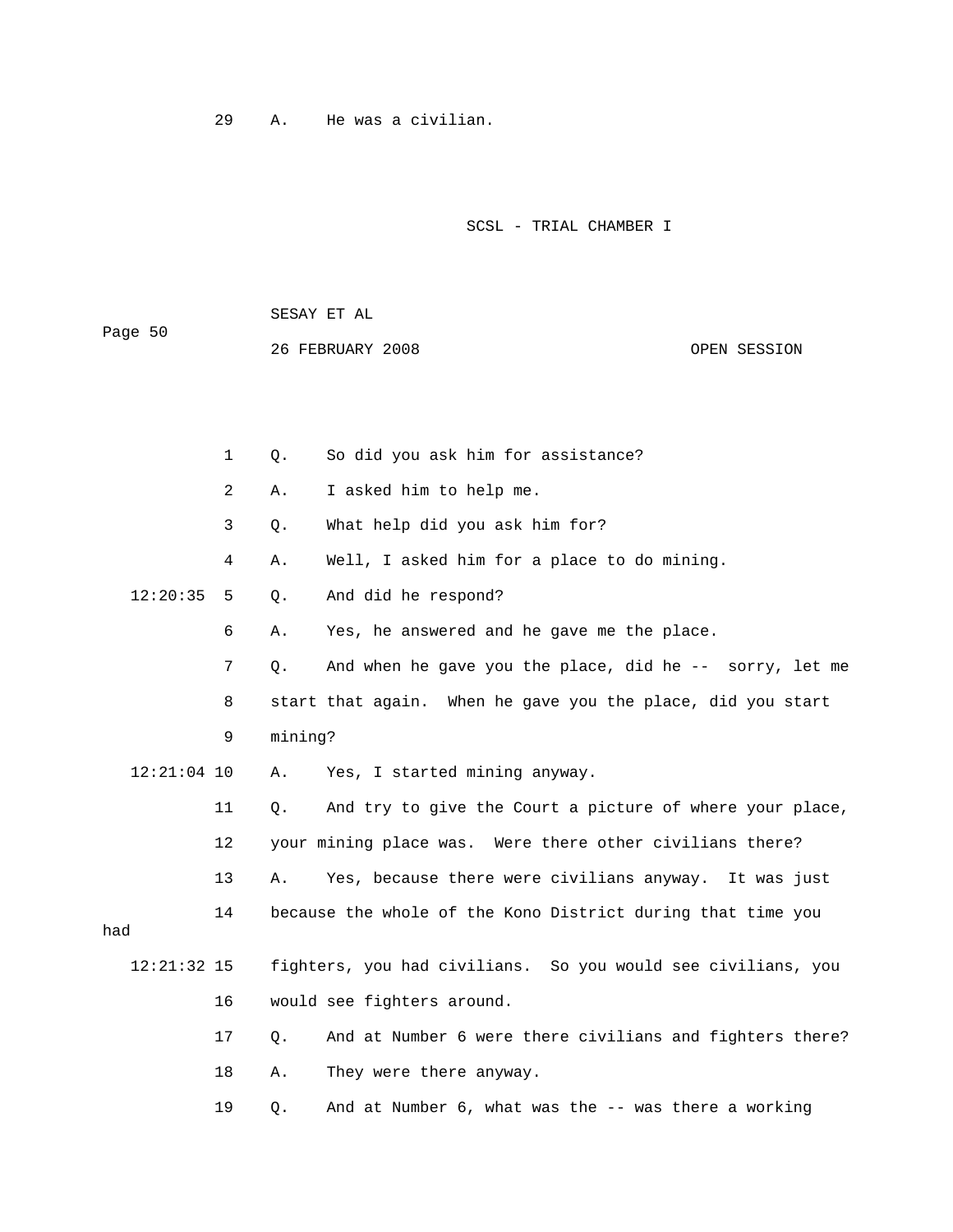29 A. He was a civilian.

1 Q. So did you ask him for assistance?

2 A. I asked him to help me.

3 Q. What help did you ask him for?

4 A. Well, I asked him for a place to do mining.

12:20:35 5 Q. And did he respond?

6 A. Yes, he answered and he gave me the place.

7 Q. And when he gave you the place, did he -- sorry, let me

8 start that again. When he gave you the place, did you start

9 mining?

12:21:04 10 A. Yes, I started mining anyway.

11 Q. And try to give the Court a picture of where your place,

12 your mining place was. Were there other civilians there?

13 A. Yes, because there were civilians anyway. It was just

14 because the whole of the Kono District during that time you had

12:21:32 15 fighters, you had civilians. So you would see civilians, you

16 would see fighters around.

17 Q. And at Number 6 were there civilians and fighters there?

18 A. They were there anyway.

19 Q. And at Number 6, what was the -- was there a working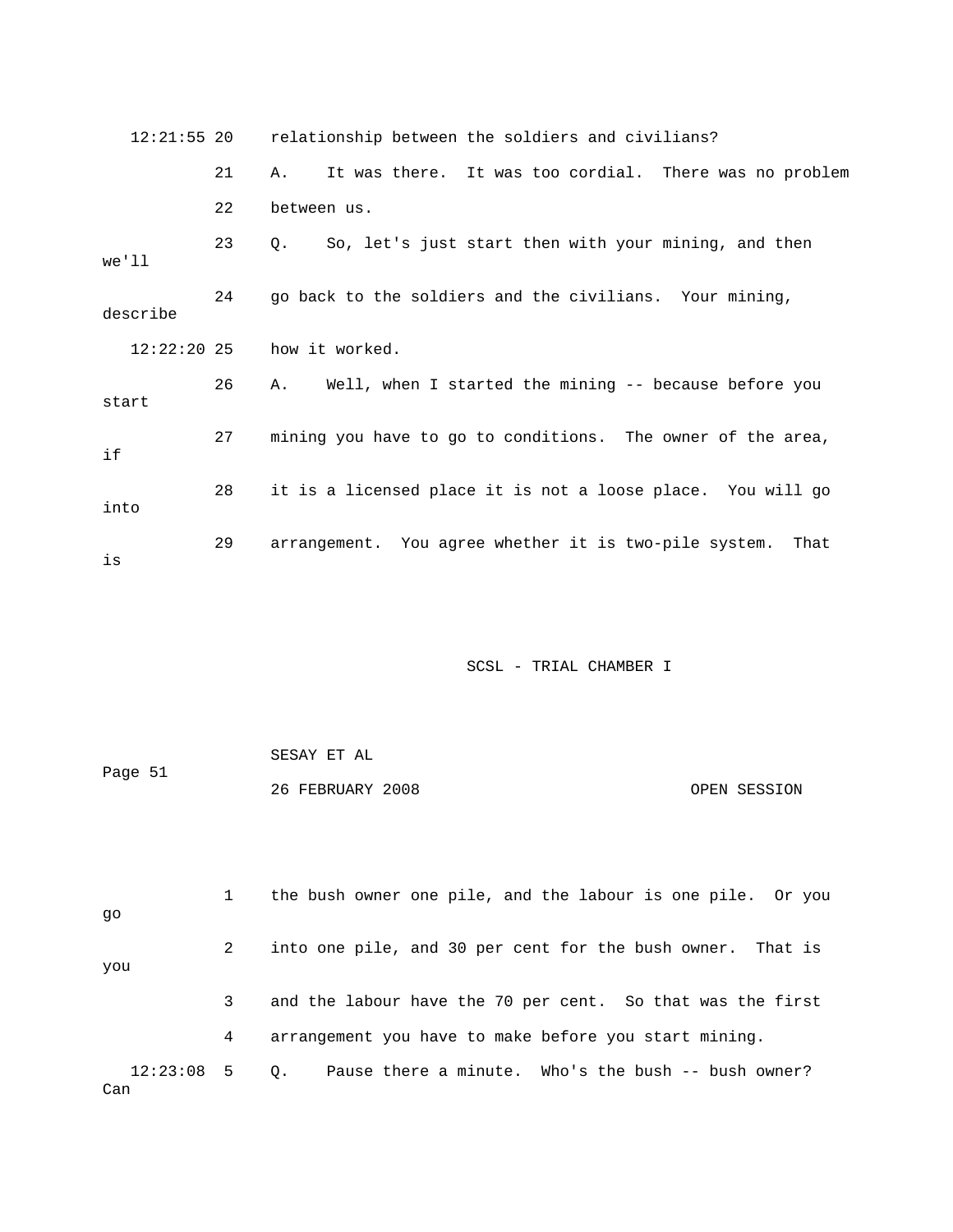12:21:55 20 relationship between the soldiers and civilians?

21 A. It was there. It was too cordial. There was no problem

22 between us.

23 Q. So, let's just start then with your mining, and then we'll

24 go back to the soldiers and the civilians. Your mining, describe

12:22:20 25 how it worked.

26 A. Well, when I started the mining -- because before you start

27 mining you have to go to conditions. The owner of the area, if

28 it is a licensed place it is not a loose place. You will go into

29 arrangement. You agree whether it is two-pile system. That is

1 the bush owner one pile, and the labour is one pile. Or you go

2 into one pile, and 30 per cent for the bush owner. That is you

3 and the labour have the 70 per cent. So that was the first

4 arrangement you have to make before you start mining.

12:23:08 5 Q. Pause there a minute. Who's the bush -- bush owner? Can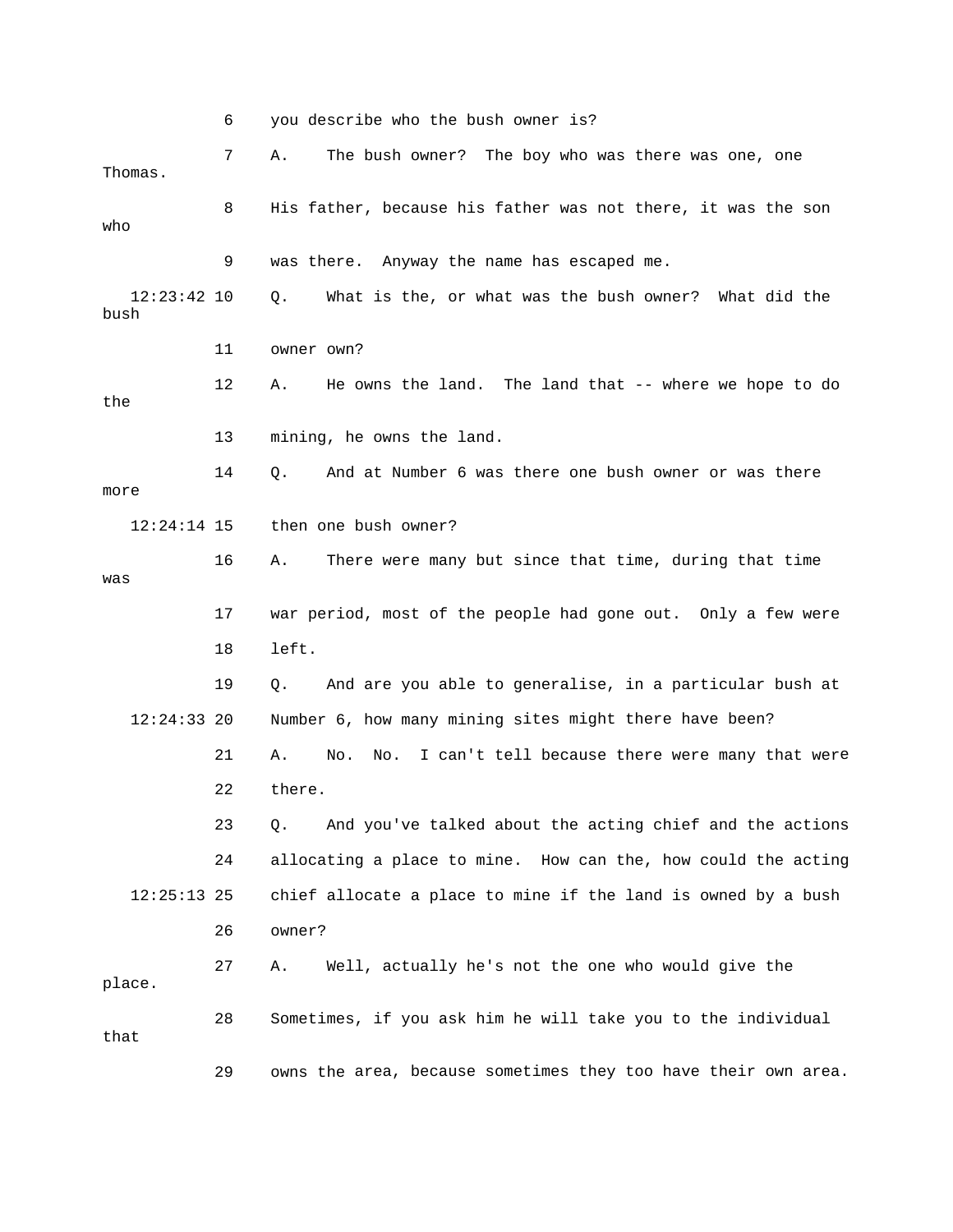6 you describe who the bush owner is?

7 A. The bush owner? The boy who was there was one, one Thomas.

8 His father, because his father was not there, it was the son who

9 was there. Anyway the name has escaped me.

12:23:42 10 Q. What is the, or what was the bush owner? What did the bush

11 owner own?

12 A. He owns the land. The land that -- where we hope to do the

13 mining, he owns the land.

14 Q. And at Number 6 was there one bush owner or was there more

12:24:14 15 then one bush owner?

16 A. There were many but since that time, during that time was

17 war period, most of the people had gone out. Only a few were

18 left.

19 Q. And are you able to generalise, in a particular bush at

12:24:33 20 Number 6, how many mining sites might there have been?

21 A. No. No. I can't tell because there were many that were

22 there.

23 Q. And you've talked about the acting chief and the actions

24 allocating a place to mine. How can the, how could the acting

12:25:13 25 chief allocate a place to mine if the land is owned by a bush

26 owner?

27 A. Well, actually he's not the one who would give the place.

28 Sometimes, if you ask him he will take you to the individual that

29 owns the area, because sometimes they too have their own area.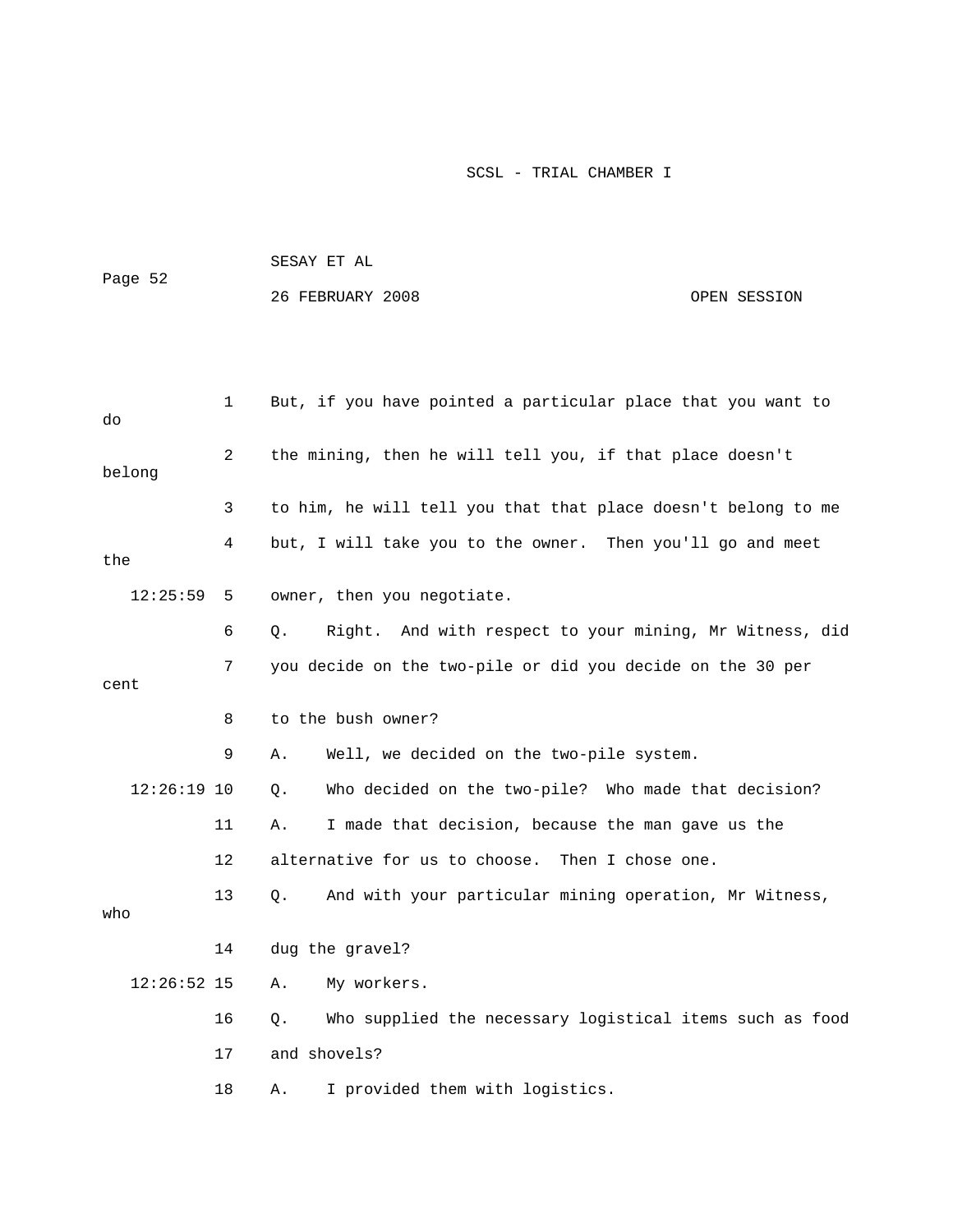1 But, if you have pointed a particular place that you want to do

2 the mining, then he will tell you, if that place doesn't belong

3 to him, he will tell you that that place doesn't belong to me

4 but, I will take you to the owner. Then you'll go and meet the

12:25:59 5 owner, then you negotiate.

6 Q. Right. And with respect to your mining, Mr Witness, did

7 you decide on the two-pile or did you decide on the 30 per cent

8 to the bush owner?

9 A. Well, we decided on the two-pile system.

12:26:19 10 Q. Who decided on the two-pile? Who made that decision?

11 A. I made that decision, because the man gave us the

12 alternative for us to choose. Then I chose one.

13 Q. And with your particular mining operation, Mr Witness, who

14 dug the gravel?

12:26:52 15 A. My workers.

16 Q. Who supplied the necessary logistical items such as food

17 and shovels?

18 A. I provided them with logistics.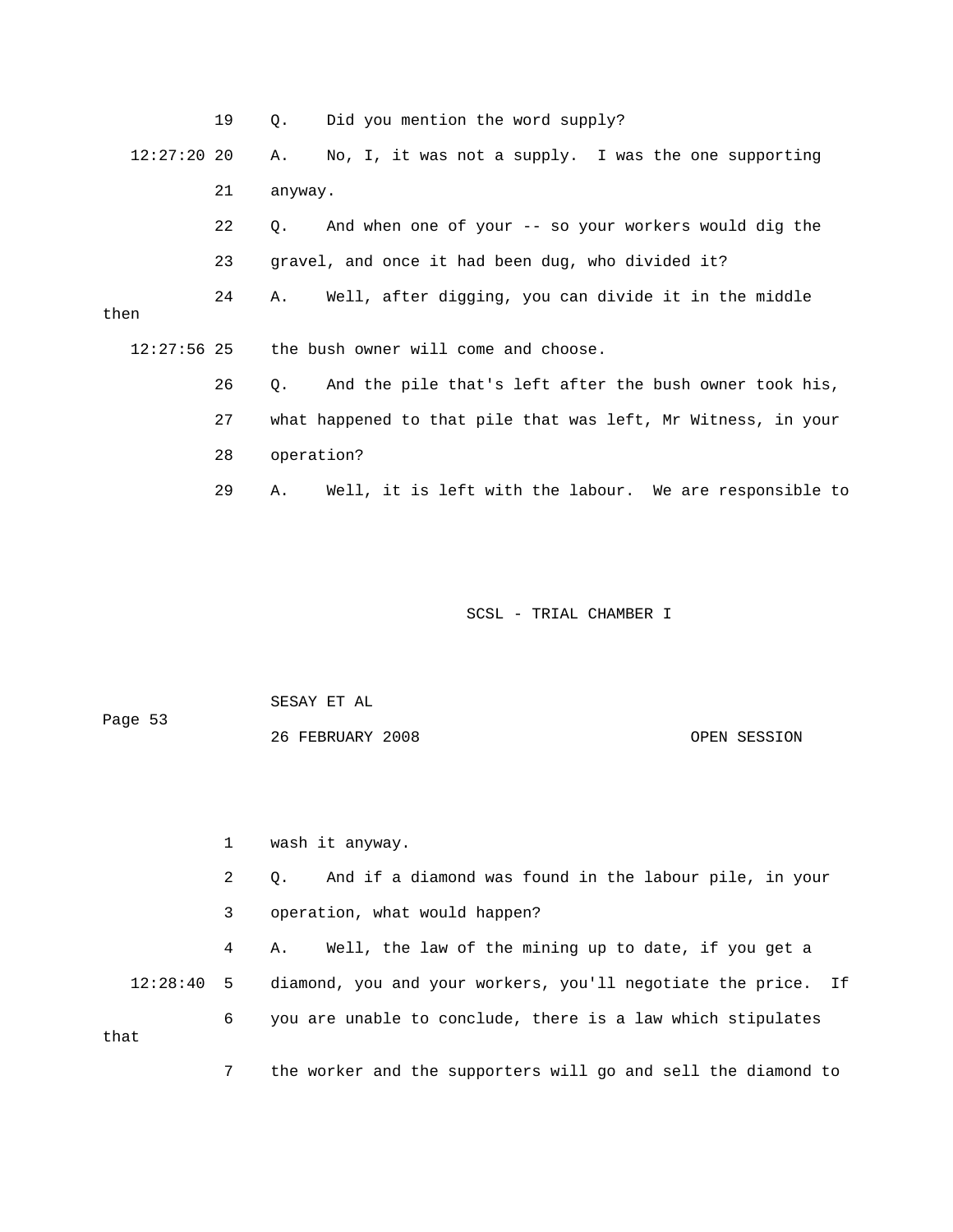19 Q. Did you mention the word supply?

12:27:20 20 A. No, I, it was not a supply. I was the one supporting

21 anyway.

22 Q. And when one of your -- so your workers would dig the

23 gravel, and once it had been dug, who divided it?

24 A. Well, after digging, you can divide it in the middle then

12:27:56 25 the bush owner will come and choose.

26 Q. And the pile that's left after the bush owner took his,

27 what happened to that pile that was left, Mr Witness, in your

28 operation?

29 A. Well, it is left with the labour. We are responsible to

1 wash it anyway.

2 Q. And if a diamond was found in the labour pile, in your

3 operation, what would happen?

4 A. Well, the law of the mining up to date, if you get a

12:28:40 5 diamond, you and your workers, you'll negotiate the price. If

6 you are unable to conclude, there is a law which stipulates that

7 the worker and the supporters will go and sell the diamond to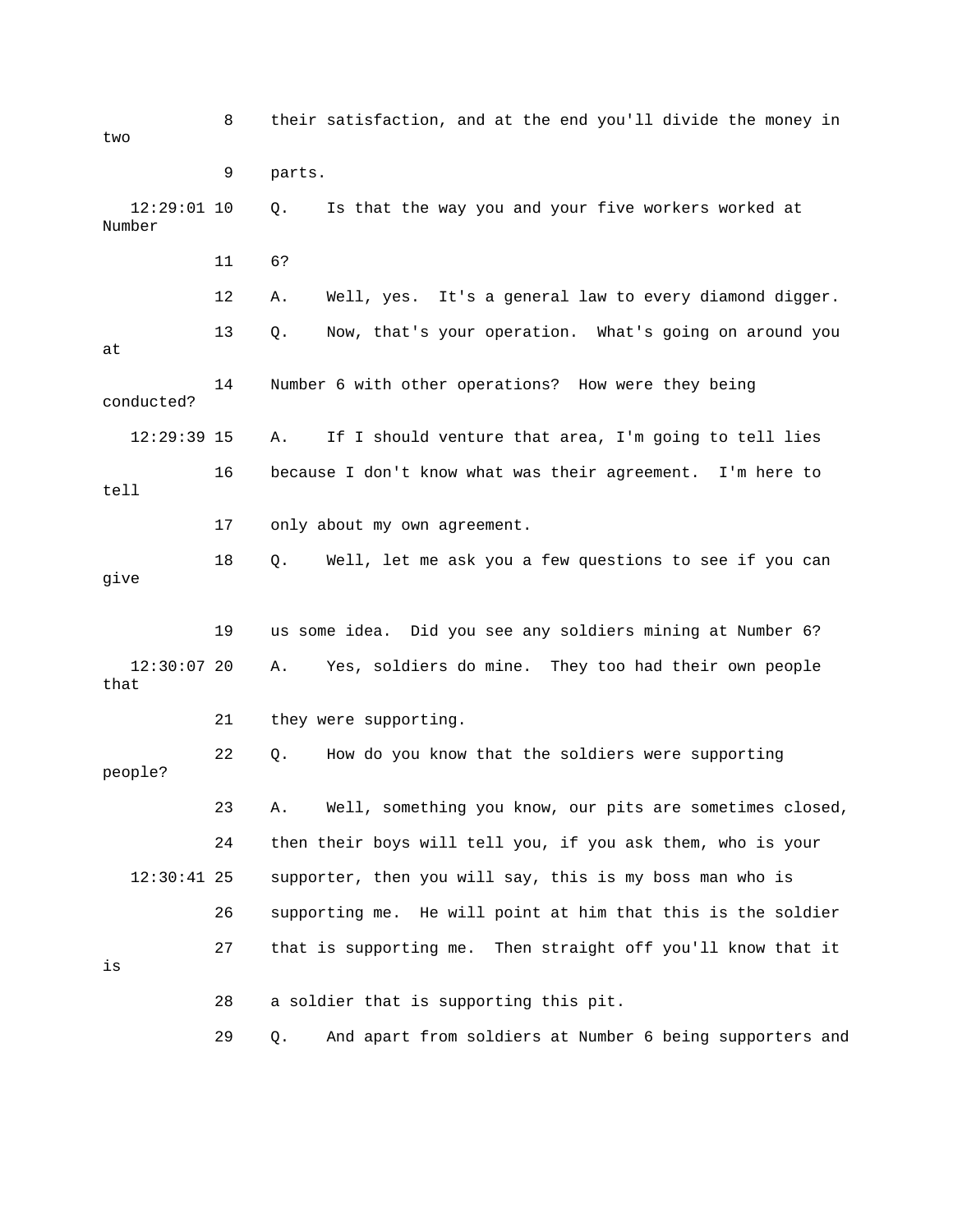8 their satisfaction, and at the end you'll divide the money in two

9 parts.

12:29:01 10 Q. Is that the way you and your five workers worked at Number

11 6?

12 A. Well, yes. It's a general law to every diamond digger.

13 Q. Now, that's your operation. What's going on around you at

14 Number 6 with other operations? How were they being conducted?

12:29:39 15 A. If I should venture that area, I'm going to tell lies

16 because I don't know what was their agreement. I'm here to tell

17 only about my own agreement.

18 Q. Well, let me ask you a few questions to see if you can give

19 us some idea. Did you see any soldiers mining at Number 6?

12:30:07 20 A. Yes, soldiers do mine. They too had their own people that

21 they were supporting.

22 Q. How do you know that the soldiers were supporting people?

23 A. Well, something you know, our pits are sometimes closed,

24 then their boys will tell you, if you ask them, who is your

12:30:41 25 supporter, then you will say, this is my boss man who is

26 supporting me. He will point at him that this is the soldier

27 that is supporting me. Then straight off you'll know that it is

28 a soldier that is supporting this pit.

29 Q. And apart from soldiers at Number 6 being supporters and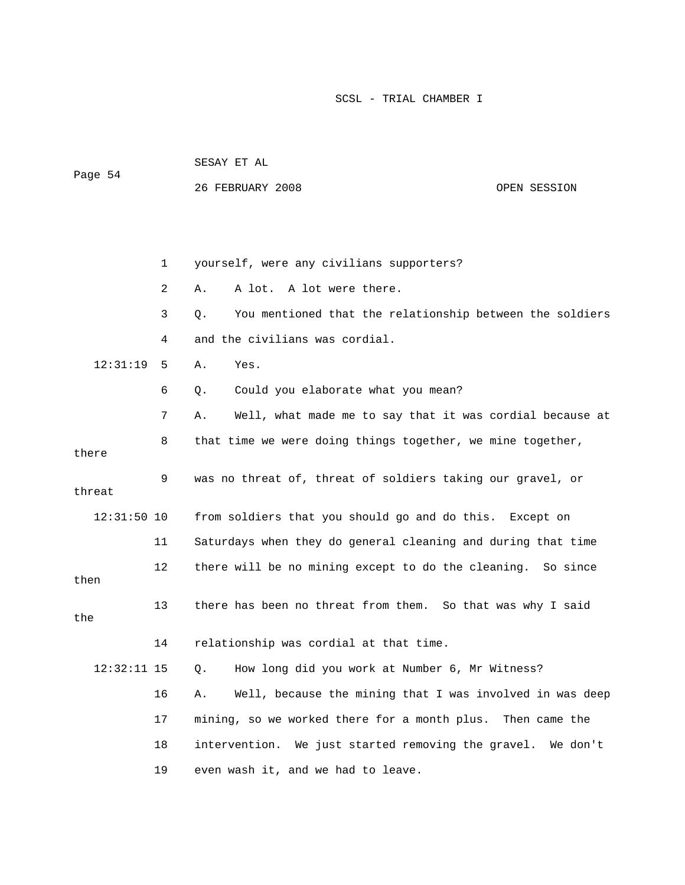1 yourself, were any civilians supporters?

2 A. A lot. A lot were there.

3 Q. You mentioned that the relationship between the soldiers

4 and the civilians was cordial.

12:31:19 5 A. Yes.

6 Q. Could you elaborate what you mean?

7 A. Well, what made me to say that it was cordial because at

8 that time we were doing things together, we mine together, there

9 was no threat of, threat of soldiers taking our gravel, or threat

12:31:50 10 from soldiers that you should go and do this. Except on

11 Saturdays when they do general cleaning and during that time

12 there will be no mining except to do the cleaning. So since then

13 there has been no threat from them. So that was why I said the

14 relationship was cordial at that time.

12:32:11 15 Q. How long did you work at Number 6, Mr Witness?

16 A. Well, because the mining that I was involved in was deep

17 mining, so we worked there for a month plus. Then came the

18 intervention. We just started removing the gravel. We don't

19 even wash it, and we had to leave.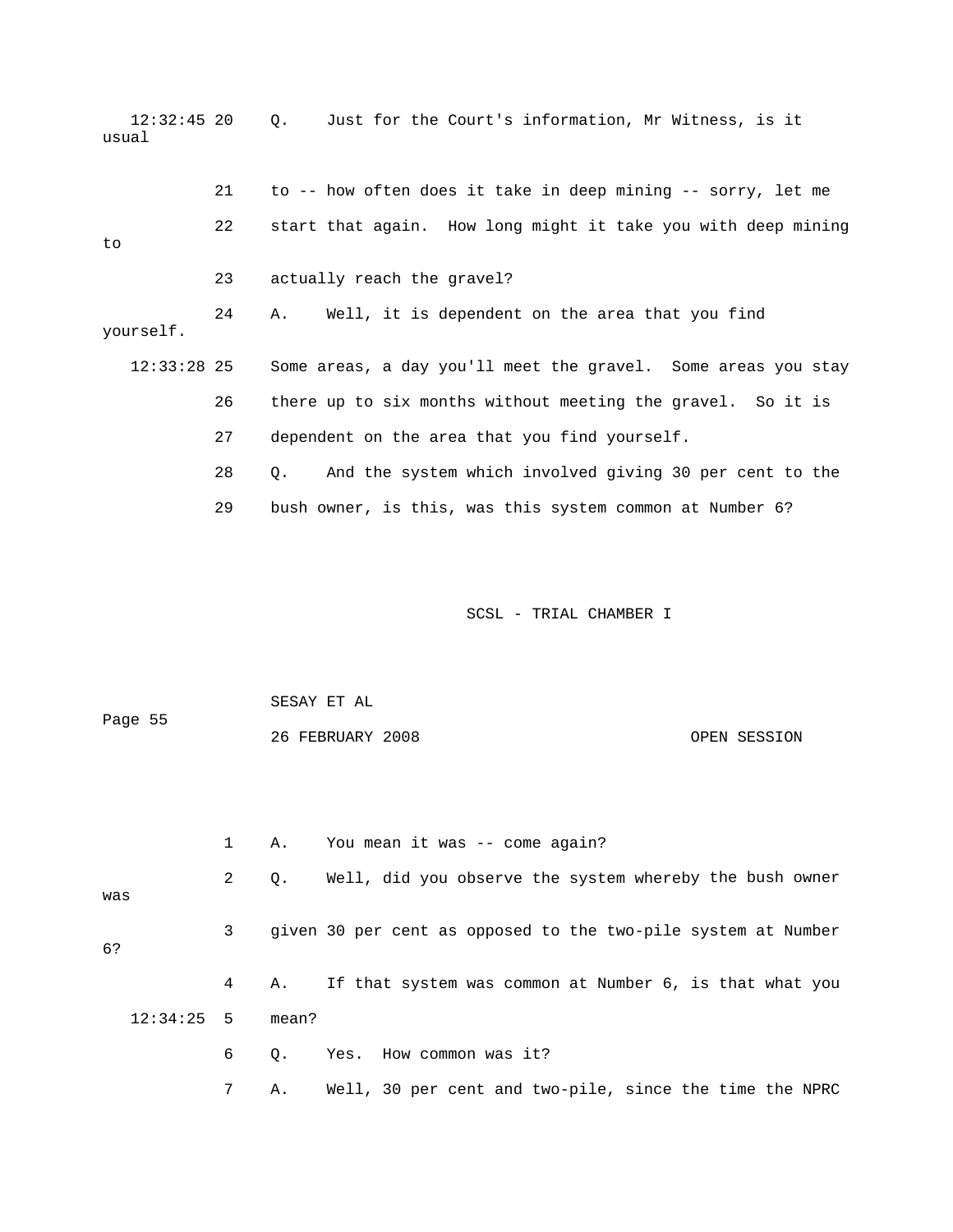12:32:45 20 Q. Just for the Court's information, Mr Witness, is it usual

21 to -- how often does it take in deep mining -- sorry, let me

22 start that again. How long might it take you with deep mining to

23 actually reach the gravel?

24 A. Well, it is dependent on the area that you find yourself.

12:33:28 25 Some areas, a day you'll meet the gravel. Some areas you stay

26 there up to six months without meeting the gravel. So it is

27 dependent on the area that you find yourself.

28 Q. And the system which involved giving 30 per cent to the

29 bush owner, is this, was this system common at Number 6?

1 A. You mean it was -- come again?

2 Q. Well, did you observe the system whereby the bush owner was

3 given 30 per cent as opposed to the two-pile system at Number 6?

4 A. If that system was common at Number 6, is that what you

12:34:25 5 mean?

6 Q. Yes. How common was it?

7 A. Well, 30 per cent and two-pile, since the time the NPRC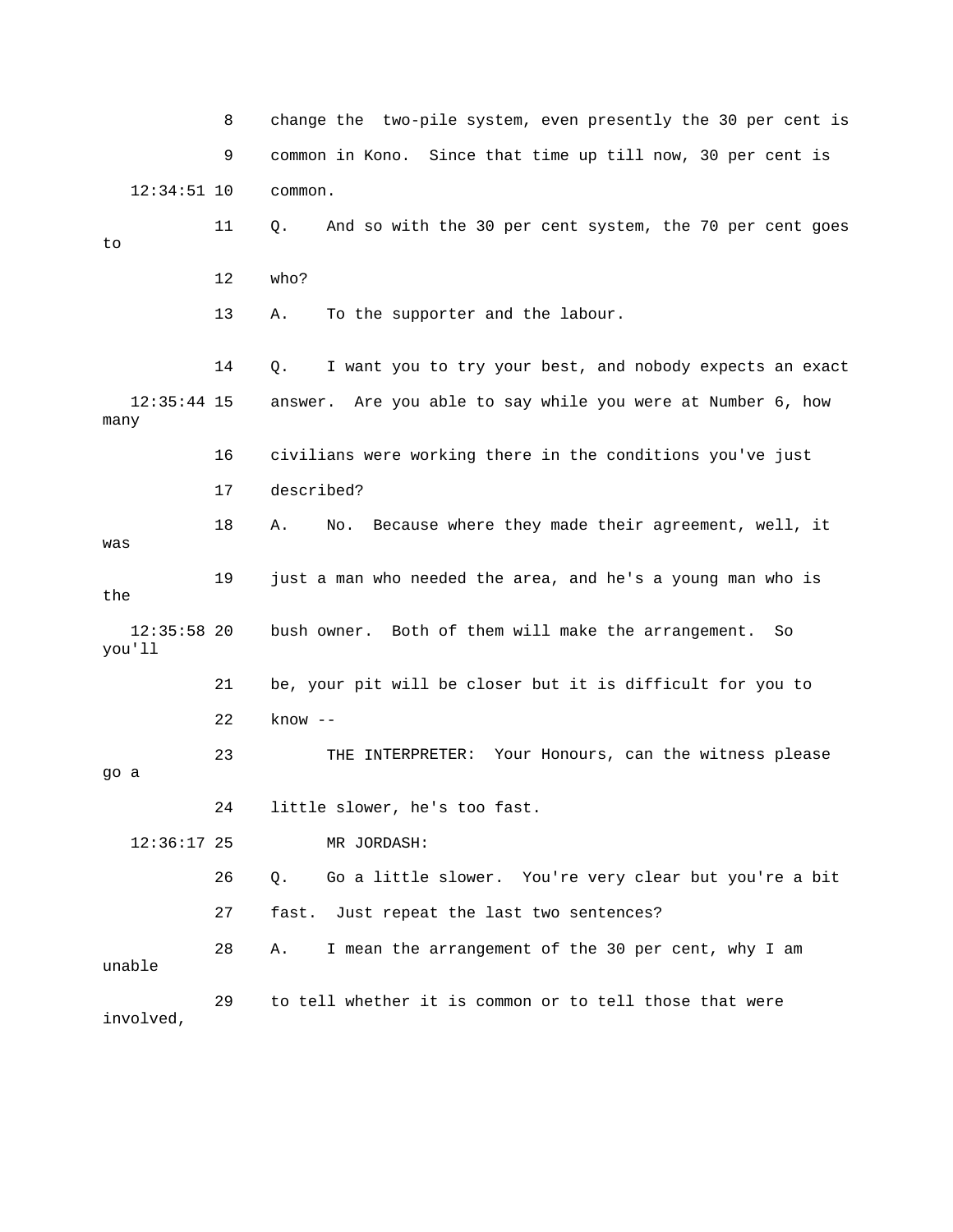8 change the two-pile system, even presently the 30 per cent is

9 common in Kono. Since that time up till now, 30 per cent is

12:34:51 10 common.

11 Q. And so with the 30 per cent system, the 70 per cent goes to

12 who?

13 A. To the supporter and the labour.

14 Q. I want you to try your best, and nobody expects an exact

12:35:44 15 answer. Are you able to say while you were at Number 6, how many

16 civilians were working there in the conditions you've just

17 described?

18 A. No. Because where they made their agreement, well, it was

19 just a man who needed the area, and he's a young man who is the

12:35:58 20 bush owner. Both of them will make the arrangement. So you'll

21 be, your pit will be closer but it is difficult for you to

22 know --

23 THE INTERPRETER: Your Honours, can the witness please go a

24 little slower, he's too fast.

12:36:17 25 MR JORDASH:

26 Q. Go a little slower. You're very clear but you're a bit

27 fast. Just repeat the last two sentences?

28 A. I mean the arrangement of the 30 per cent, why I am unable

29 to tell whether it is common or to tell those that were involved,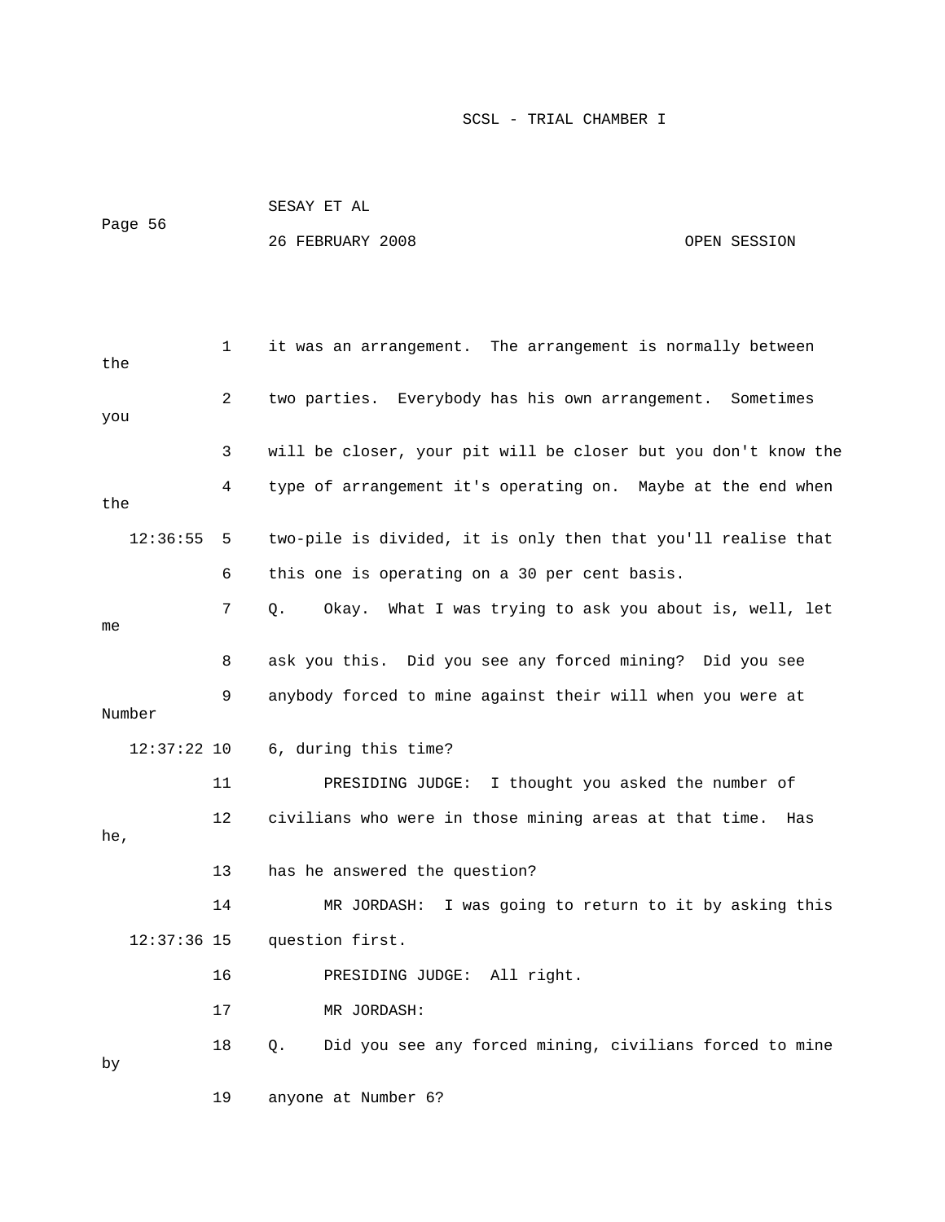1 it was an arrangement. The arrangement is normally between the

2 two parties. Everybody has his own arrangement. Sometimes you

3 will be closer, your pit will be closer but you don't know the

4 type of arrangement it's operating on. Maybe at the end when the

12:36:55 5 two-pile is divided, it is only then that you'll realise that

6 this one is operating on a 30 per cent basis.

7 Q. Okay. What I was trying to ask you about is, well, let me

8 ask you this. Did you see any forced mining? Did you see

9 anybody forced to mine against their will when you were at Number

12:37:22 10 6, during this time?

11 PRESIDING JUDGE: I thought you asked the number of

12 civilians who were in those mining areas at that time. Has he,

13 has he answered the question?

14 MR JORDASH: I was going to return to it by asking this

12:37:36 15 question first.

16 PRESIDING JUDGE: All right.

17 MR JORDASH:

18 Q. Did you see any forced mining, civilians forced to mine by

19 anyone at Number 6?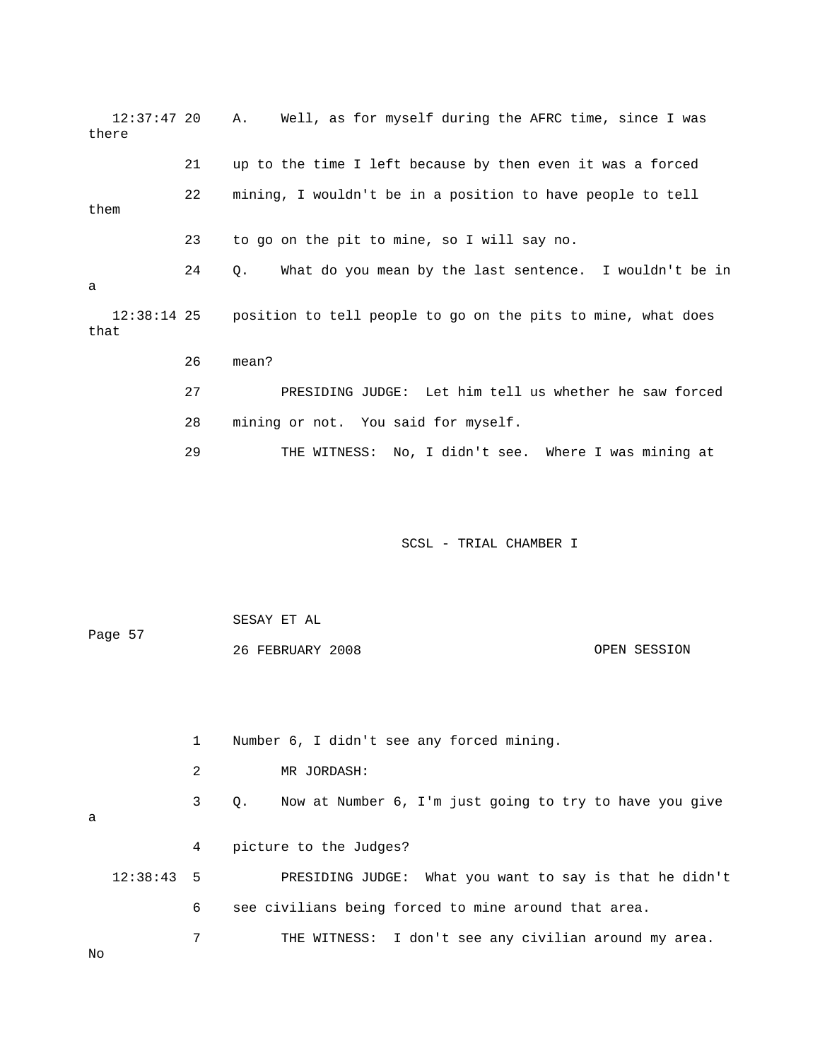12:37:47 20 A. Well, as for myself during the AFRC time, since I was there

21 up to the time I left because by then even it was a forced

22 mining, I wouldn't be in a position to have people to tell them

23 to go on the pit to mine, so I will say no.

24 Q. What do you mean by the last sentence. I wouldn't be in a

12:38:14 25 position to tell people to go on the pits to mine, what does that

26 mean?

27 PRESIDING JUDGE: Let him tell us whether he saw forced

28 mining or not. You said for myself.

29 THE WITNESS: No, I didn't see. Where I was mining at

1 Number 6, I didn't see any forced mining.

2 MR JORDASH:

3 Q. Now at Number 6, I'm just going to try to have you give a

4 picture to the Judges?

12:38:43 5 PRESIDING JUDGE: What you want to say is that he didn't

6 see civilians being forced to mine around that area.

7 THE WITNESS: I don't see any civilian around my area. No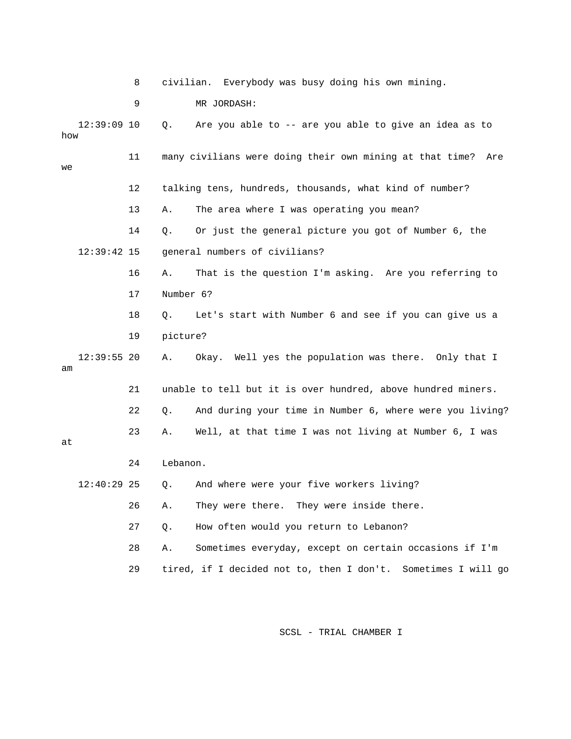8 civilian. Everybody was busy doing his own mining.

9 MR JORDASH:

12:39:09 10 Q. Are you able to -- are you able to give an idea as to how

11 many civilians were doing their own mining at that time? Are we

12 talking tens, hundreds, thousands, what kind of number?

13 A. The area where I was operating you mean?

14 Q. Or just the general picture you got of Number 6, the

12:39:42 15 general numbers of civilians?

16 A. That is the question I'm asking. Are you referring to

17 Number 6?

18 Q. Let's start with Number 6 and see if you can give us a

19 picture?

12:39:55 20 A. Okay. Well yes the population was there. Only that I am

21 unable to tell but it is over hundred, above hundred miners.

22 Q. And during your time in Number 6, where were you living?

23 A. Well, at that time I was not living at Number 6, I was at

24 Lebanon.

12:40:29 25 Q. And where were your five workers living?

26 A. They were there. They were inside there.

27 Q. How often would you return to Lebanon?

28 A. Sometimes everyday, except on certain occasions if I'm

29 tired, if I decided not to, then I don't. Sometimes I will go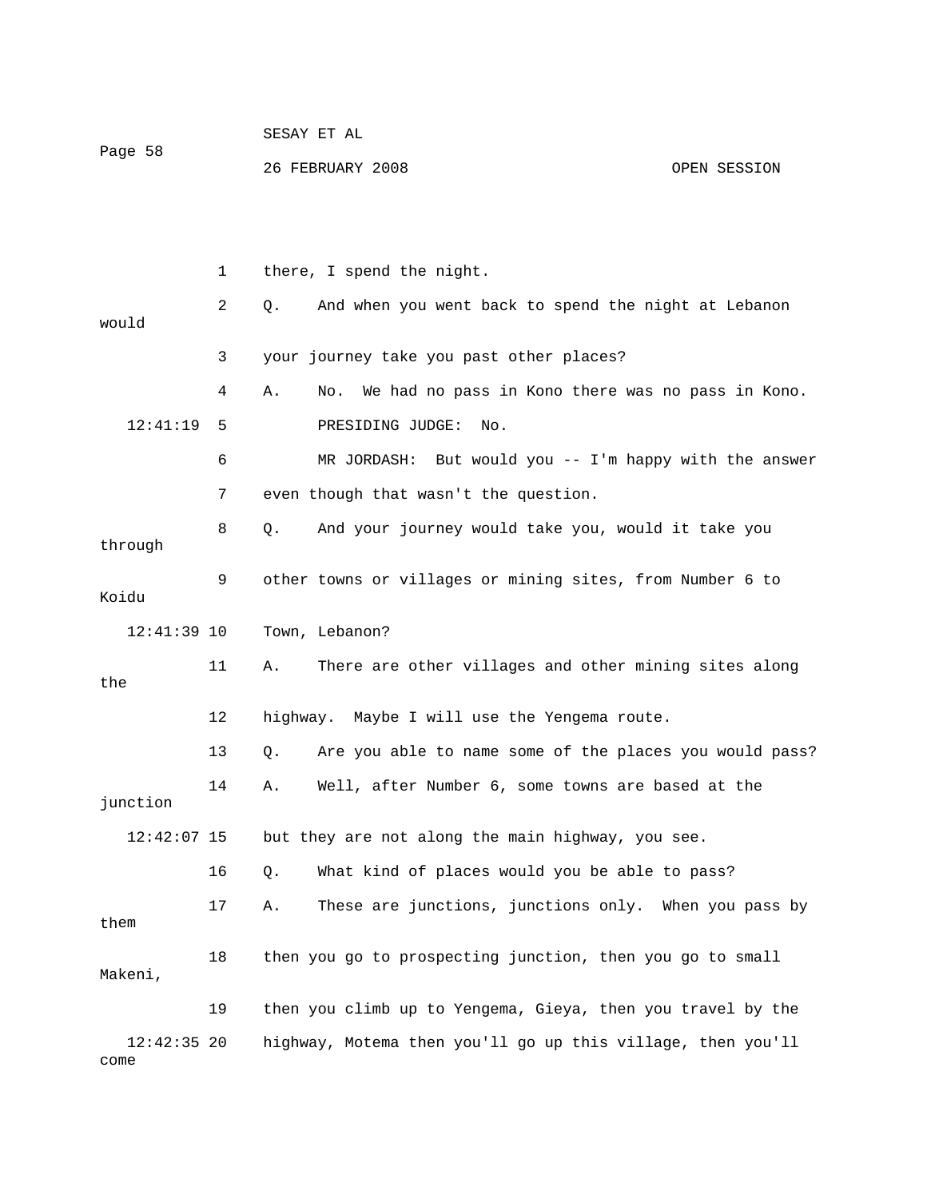1 there, I spend the night.

2 Q. And when you went back to spend the night at Lebanon would

3 your journey take you past other places?

4 A. No. We had no pass in Kono there was no pass in Kono.

12:41:19 5 PRESIDING JUDGE: No.

6 MR JORDASH: But would you -- I'm happy with the answer

7 even though that wasn't the question.

8 Q. And your journey would take you, would it take you through

9 other towns or villages or mining sites, from Number 6 to Koidu

12:41:39 10 Town, Lebanon?

11 A. There are other villages and other mining sites along the

12 highway. Maybe I will use the Yengema route.

13 Q. Are you able to name some of the places you would pass?

14 A. Well, after Number 6, some towns are based at the junction

12:42:07 15 but they are not along the main highway, you see.

16 Q. What kind of places would you be able to pass?

17 A. These are junctions, junctions only. When you pass by them

18 then you go to prospecting junction, then you go to small Makeni,

19 then you climb up to Yengema, Gieya, then you travel by the

12:42:35 20 highway, Motema then you'll go up this village, then you'll come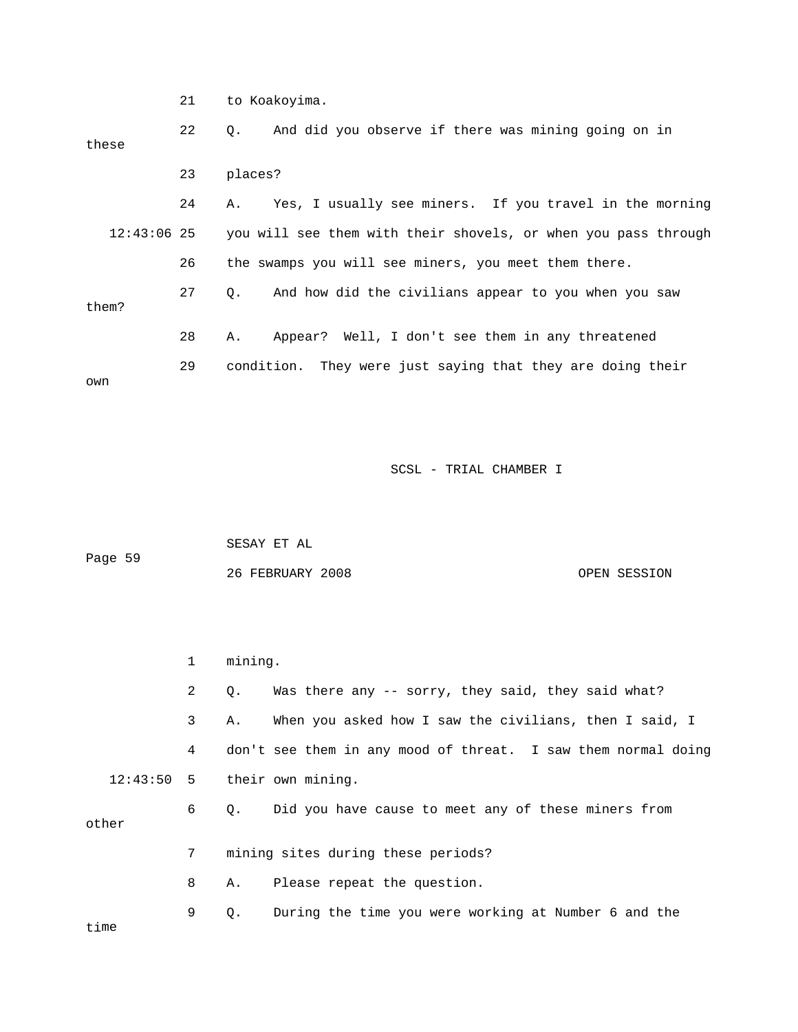21 to Koakoyima.

22 Q. And did you observe if there was mining going on in these

23 places?

24 A. Yes, I usually see miners. If you travel in the morning

12:43:06 25 you will see them with their shovels, or when you pass through

26 the swamps you will see miners, you meet them there.

27 Q. And how did the civilians appear to you when you saw them?

28 A. Appear? Well, I don't see them in any threatened

29 condition. They were just saying that they are doing their own

1 mining.

2 Q. Was there any -- sorry, they said, they said what?

3 A. When you asked how I saw the civilians, then I said, I

4 don't see them in any mood of threat. I saw them normal doing

12:43:50 5 their own mining.

6 Q. Did you have cause to meet any of these miners from other

7 mining sites during these periods?

8 A. Please repeat the question.

9 Q. During the time you were working at Number 6 and the time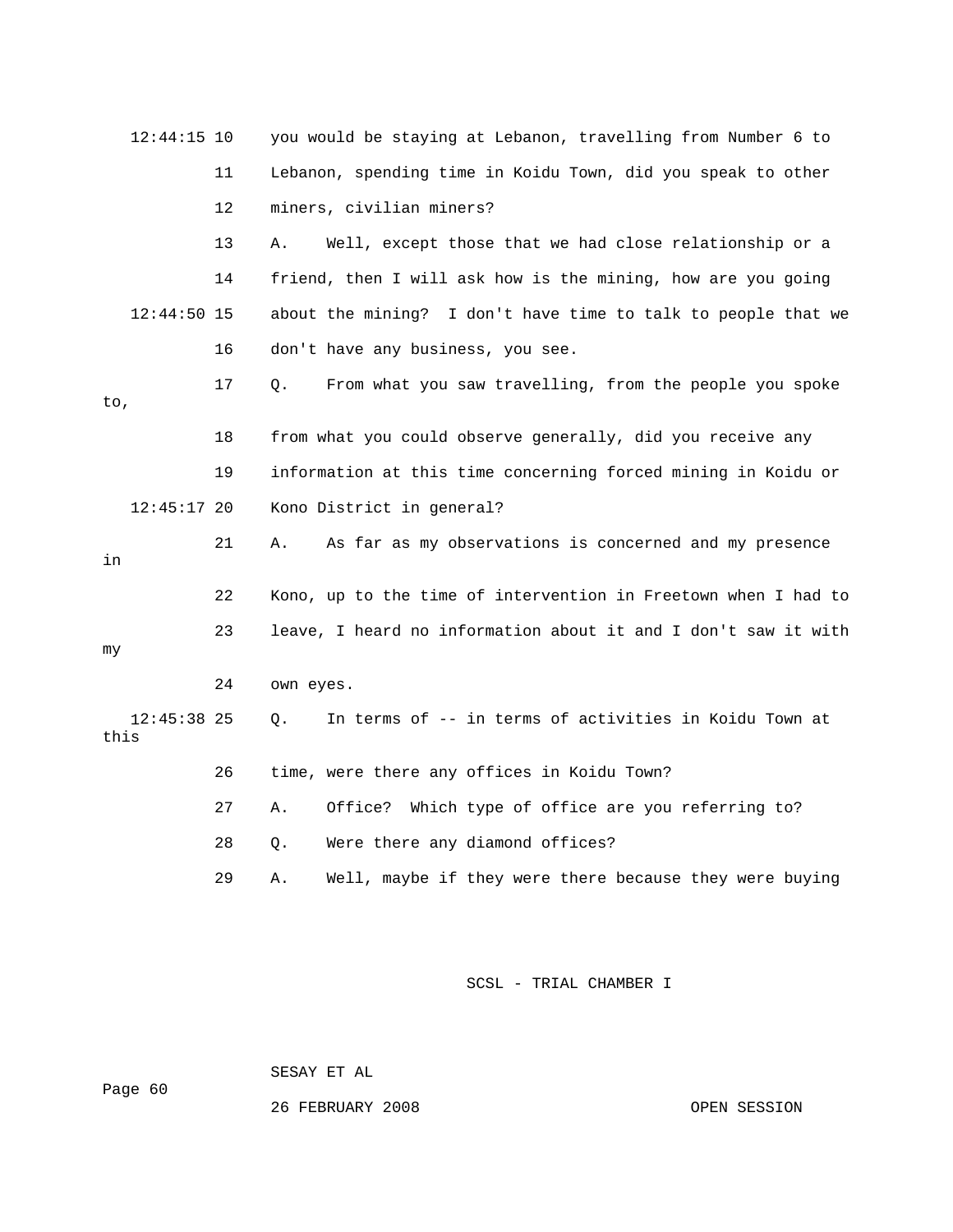12:44:15 10 you would be staying at Lebanon, travelling from Number 6 to

11 Lebanon, spending time in Koidu Town, did you speak to other

12 miners, civilian miners?

13 A. Well, except those that we had close relationship or a

14 friend, then I will ask how is the mining, how are you going

12:44:50 15 about the mining? I don't have time to talk to people that we

16 don't have any business, you see.

17 Q. From what you saw travelling, from the people you spoke to,

18 from what you could observe generally, did you receive any

19 information at this time concerning forced mining in Koidu or

12:45:17 20 Kono District in general?

21 A. As far as my observations is concerned and my presence in

22 Kono, up to the time of intervention in Freetown when I had to

23 leave, I heard no information about it and I don't saw it with my

24 own eyes.

12:45:38 25 Q. In terms of -- in terms of activities in Koidu Town at this

26 time, were there any offices in Koidu Town?

27 A. Office? Which type of office are you referring to?

28 Q. Were there any diamond offices?

29 A. Well, maybe if they were there because they were buying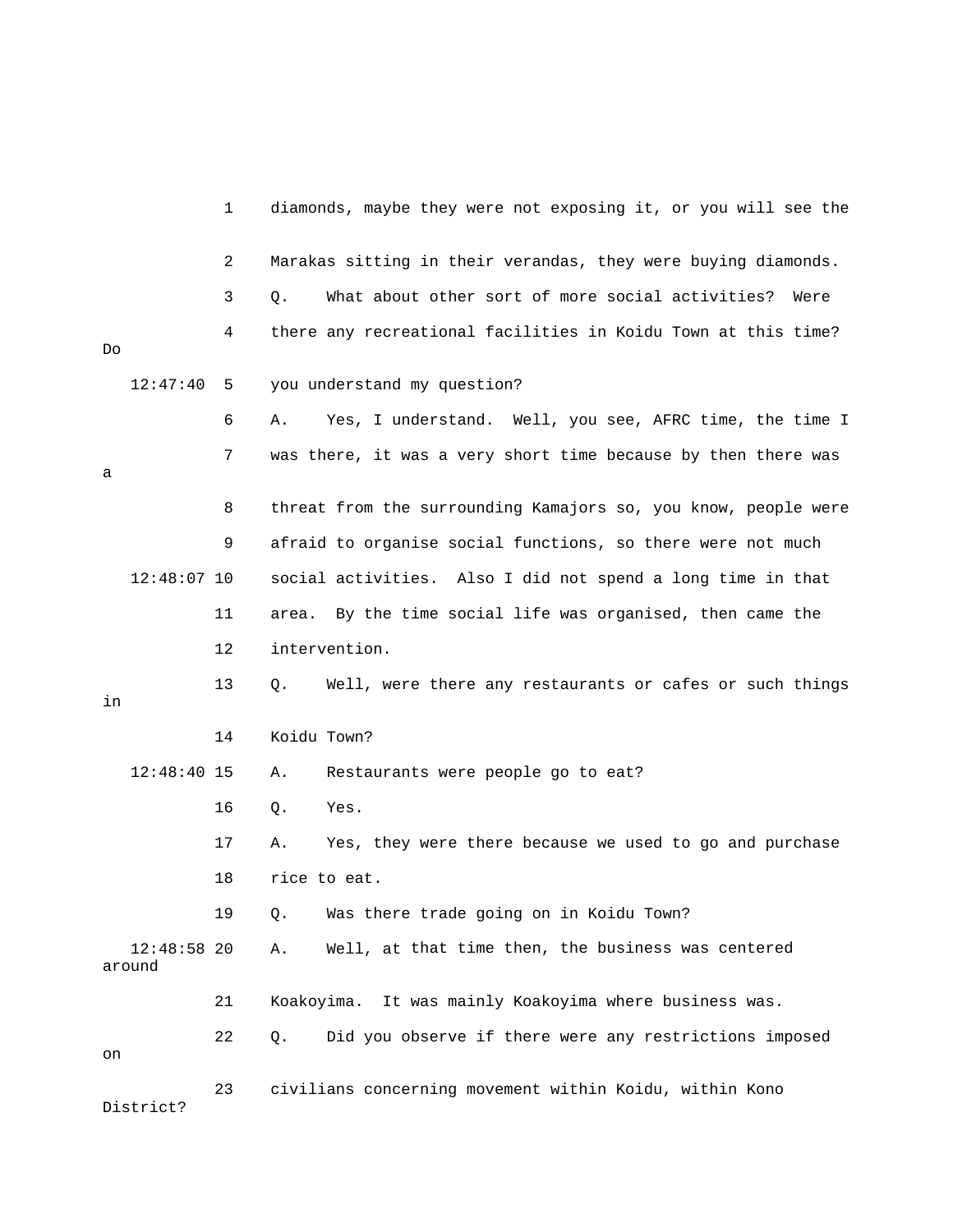1 diamonds, maybe they were not exposing it, or you will see the

2 Marakas sitting in their verandas, they were buying diamonds.

3 Q. What about other sort of more social activities? Were

4 there any recreational facilities in Koidu Town at this time? Do

12:47:40 5 you understand my question?

6 A. Yes, I understand. Well, you see, AFRC time, the time I

7 was there, it was a very short time because by then there was a

8 threat from the surrounding Kamajors so, you know, people were

9 afraid to organise social functions, so there were not much

12:48:07 10 social activities. Also I did not spend a long time in that

11 area. By the time social life was organised, then came the

12 intervention.

13 Q. Well, were there any restaurants or cafes or such things in

14 Koidu Town?

12:48:40 15 A. Restaurants were people go to eat?

16 Q. Yes.

17 A. Yes, they were there because we used to go and purchase

18 rice to eat.

19 Q. Was there trade going on in Koidu Town?

12:48:58 20 A. Well, at that time then, the business was centered around

21 Koakoyima. It was mainly Koakoyima where business was.

22 Q. Did you observe if there were any restrictions imposed on

23 civilians concerning movement within Koidu, within Kono District?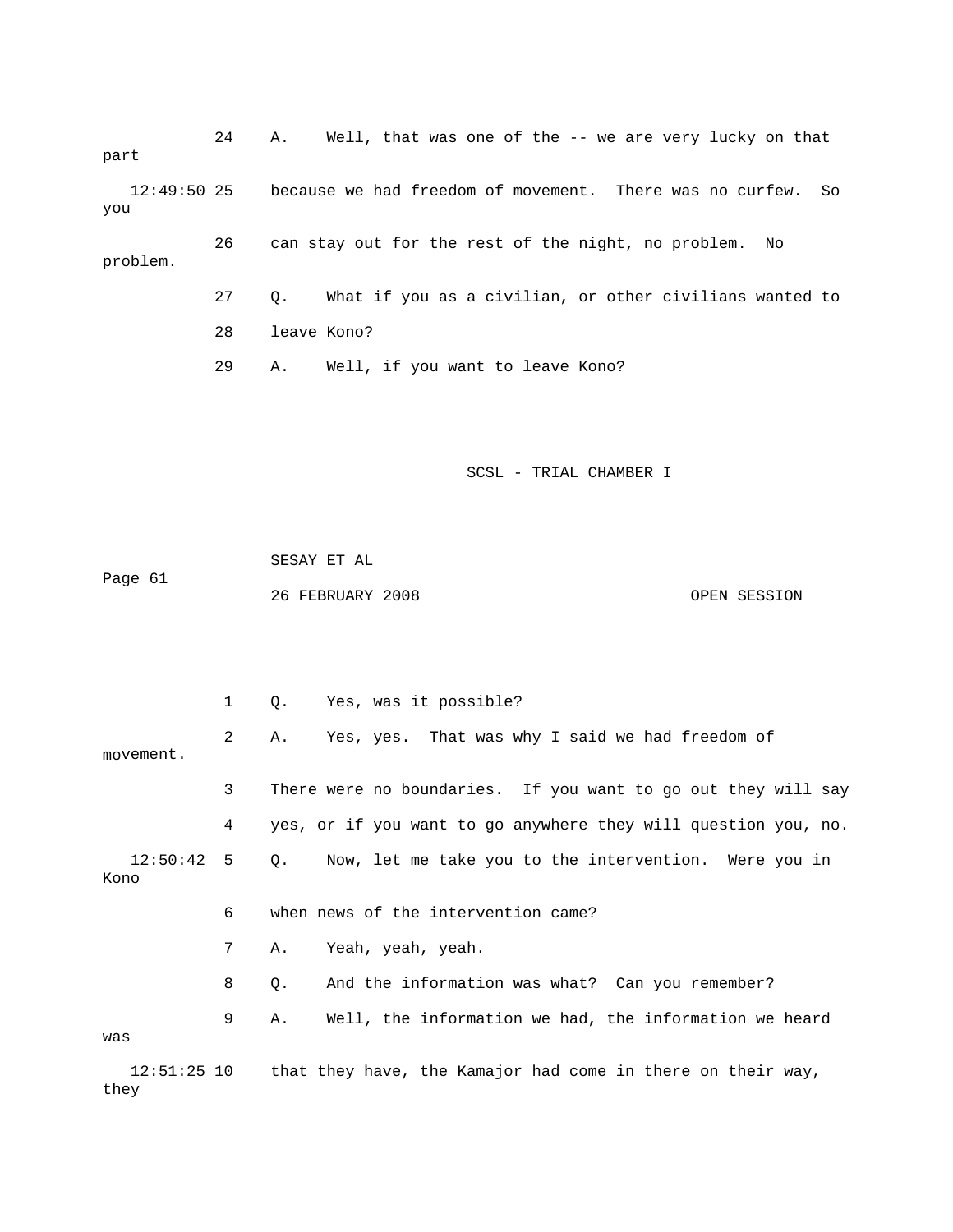24 A. Well, that was one of the -- we are very lucky on that part

12:49:50 25 because we had freedom of movement. There was no curfew. So you

26 can stay out for the rest of the night, no problem. No problem.

27 Q. What if you as a civilian, or other civilians wanted to

28 leave Kono?

29 A. Well, if you want to leave Kono?

1 Q. Yes, was it possible?

2 A. Yes, yes. That was why I said we had freedom of movement.

3 There were no boundaries. If you want to go out they will say

4 yes, or if you want to go anywhere they will question you, no.

12:50:42 5 Q. Now, let me take you to the intervention. Were you in Kono

6 when news of the intervention came?

7 A. Yeah, yeah, yeah.

8 Q. And the information was what? Can you remember?

9 A. Well, the information we had, the information we heard was

12:51:25 10 that they have, the Kamajor had come in there on their way, they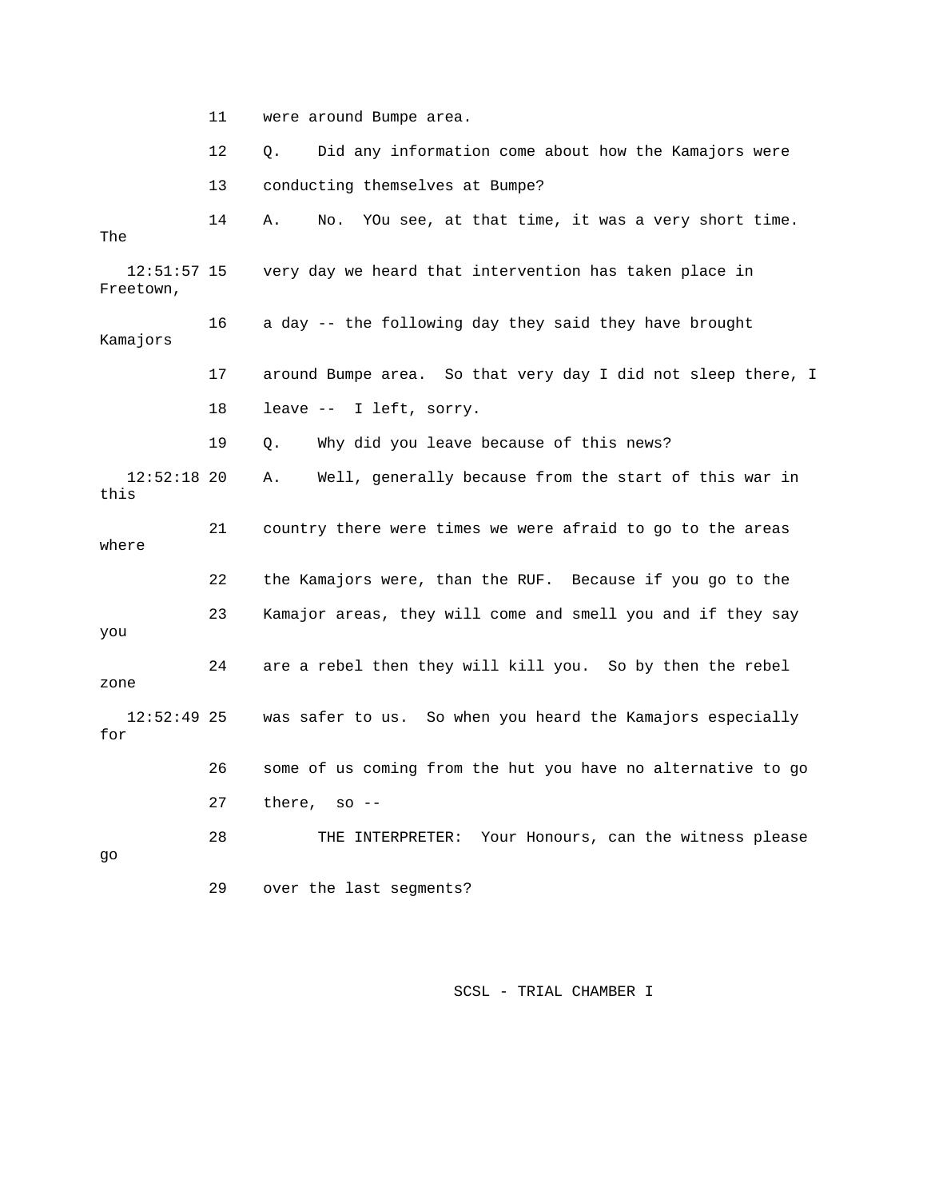11 were around Bumpe area.

12 Q. Did any information come about how the Kamajors were

13 conducting themselves at Bumpe?

14 A. No. YOu see, at that time, it was a very short time. The

12:51:57 15 very day we heard that intervention has taken place in Freetown,

16 a day -- the following day they said they have brought Kamajors

17 around Bumpe area. So that very day I did not sleep there, I

18 leave -- I left, sorry.

19 Q. Why did you leave because of this news?

12:52:18 20 A. Well, generally because from the start of this war in this

21 country there were times we were afraid to go to the areas where

22 the Kamajors were, than the RUF. Because if you go to the

23 Kamajor areas, they will come and smell you and if they say you

24 are a rebel then they will kill you. So by then the rebel zone

12:52:49 25 was safer to us. So when you heard the Kamajors especially for

26 some of us coming from the hut you have no alternative to go

27 there, so --

28 THE INTERPRETER: Your Honours, can the witness please go

29 over the last segments?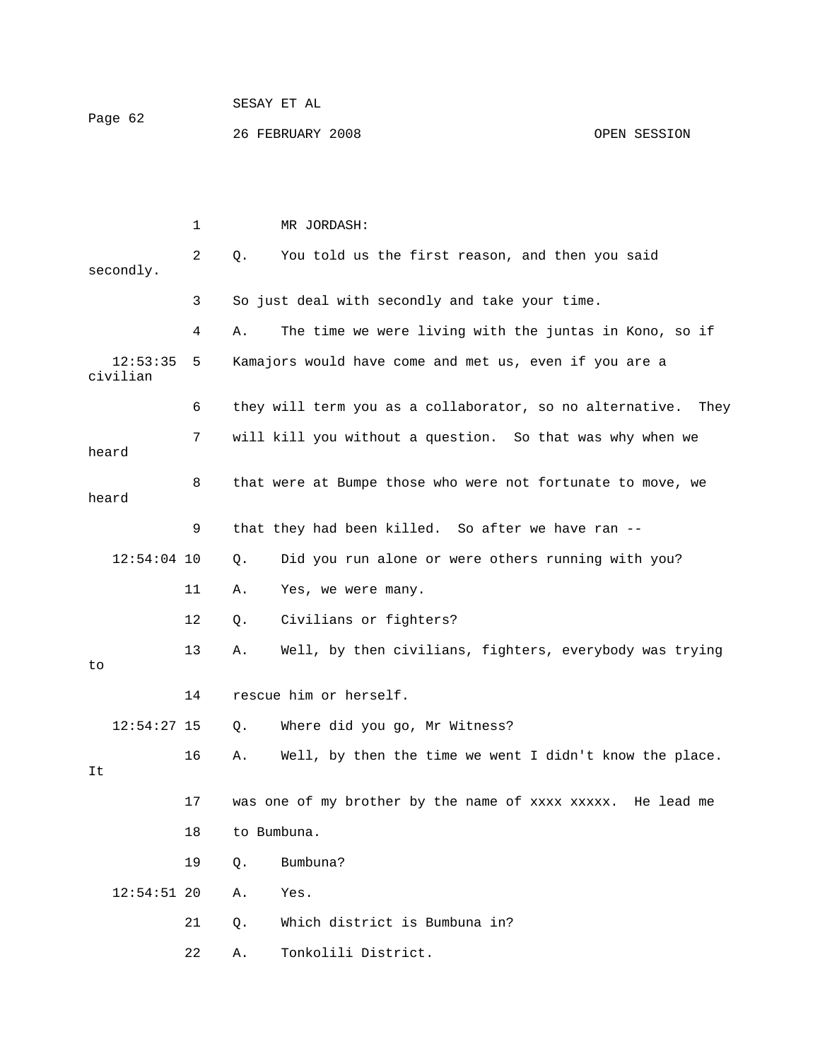MR JORDASH:

Q. You told us the first reason, and then you said secondly. So just deal with secondly and take your time.

A. The time we were living with the juntas in Kono, so if Kamajors would have come and met us, even if you are a civilian they will term you as a collaborator, so no alternative. They will kill you without a question. So that was why when we heard that were at Bumpe those who were not fortunate to move, we heard that they had been killed. So after we have ran --

Q. Did you run alone or were others running with you?

A. Yes, we were many.

Q. Civilians or fighters?

A. Well, by then civilians, fighters, everybody was trying to rescue him or herself.

Q. Where did you go, Mr Witness?

A. Well, by then the time we went I didn't know the place. It was one of my brother by the name of xxxx xxxxx. He lead me to Bumbuna.

Q. Bumbuna?

A. Yes.

Q. Which district is Bumbuna in?

A. Tonkolili District.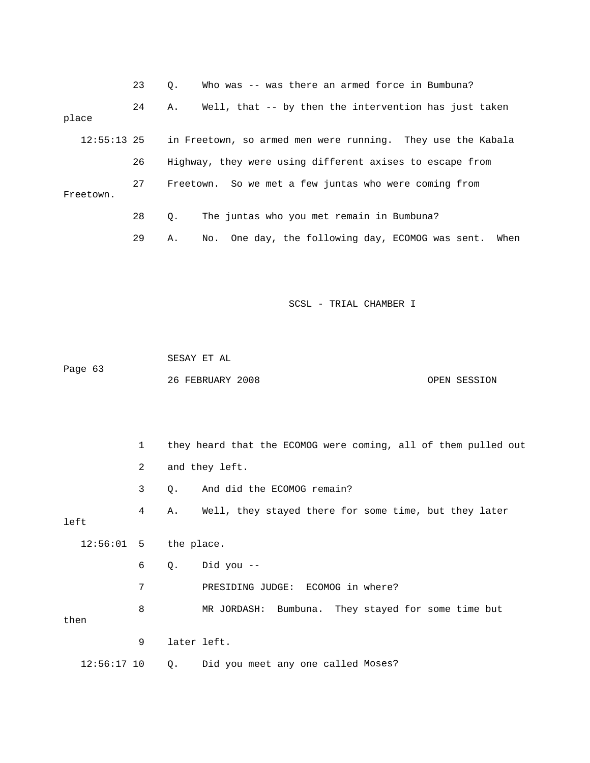23 Q. Who was -- was there an armed force in Bumbuna?

24 A. Well, that -- by then the intervention has just taken place

12:55:13 25 in Freetown, so armed men were running. They use the Kabala

26 Highway, they were using different axises to escape from

27 Freetown. So we met a few juntas who were coming from Freetown.

28 Q. The juntas who you met remain in Bumbuna?

29 A. No. One day, the following day, ECOMOG was sent. When

1 they heard that the ECOMOG were coming, all of them pulled out

2 and they left.

3 Q. And did the ECOMOG remain?

4 A. Well, they stayed there for some time, but they later left

12:56:01 5 the place.

6 Q. Did you --

7 PRESIDING JUDGE: ECOMOG in where?

8 MR JORDASH: Bumbuna. They stayed for some time but then

9 later left.

12:56:17 10 Q. Did you meet any one called Moses?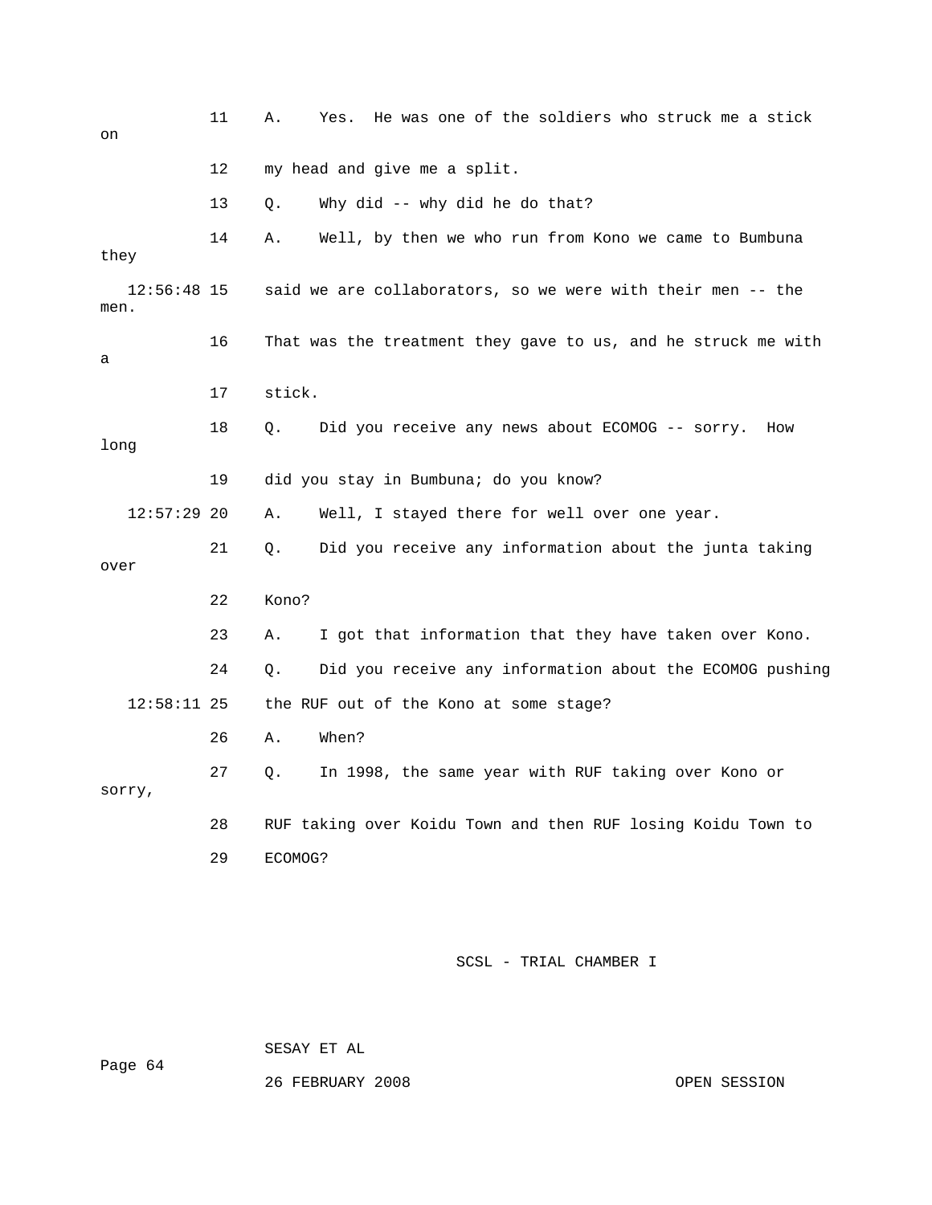11 A. Yes. He was one of the soldiers who struck me a stick on

12 my head and give me a split.

13 Q. Why did -- why did he do that?

14 A. Well, by then we who run from Kono we came to Bumbuna they

12:56:48 15 said we are collaborators, so we were with their men -- the men.

16 That was the treatment they gave to us, and he struck me with a

17 stick.

18 Q. Did you receive any news about ECOMOG -- sorry. How long

19 did you stay in Bumbuna; do you know?

12:57:29 20 A. Well, I stayed there for well over one year.

21 Q. Did you receive any information about the junta taking over

22 Kono?

23 A. I got that information that they have taken over Kono.

24 Q. Did you receive any information about the ECOMOG pushing

12:58:11 25 the RUF out of the Kono at some stage?

26 A. When?

27 Q. In 1998, the same year with RUF taking over Kono or sorry,

28 RUF taking over Koidu Town and then RUF losing Koidu Town to

29 ECOMOG?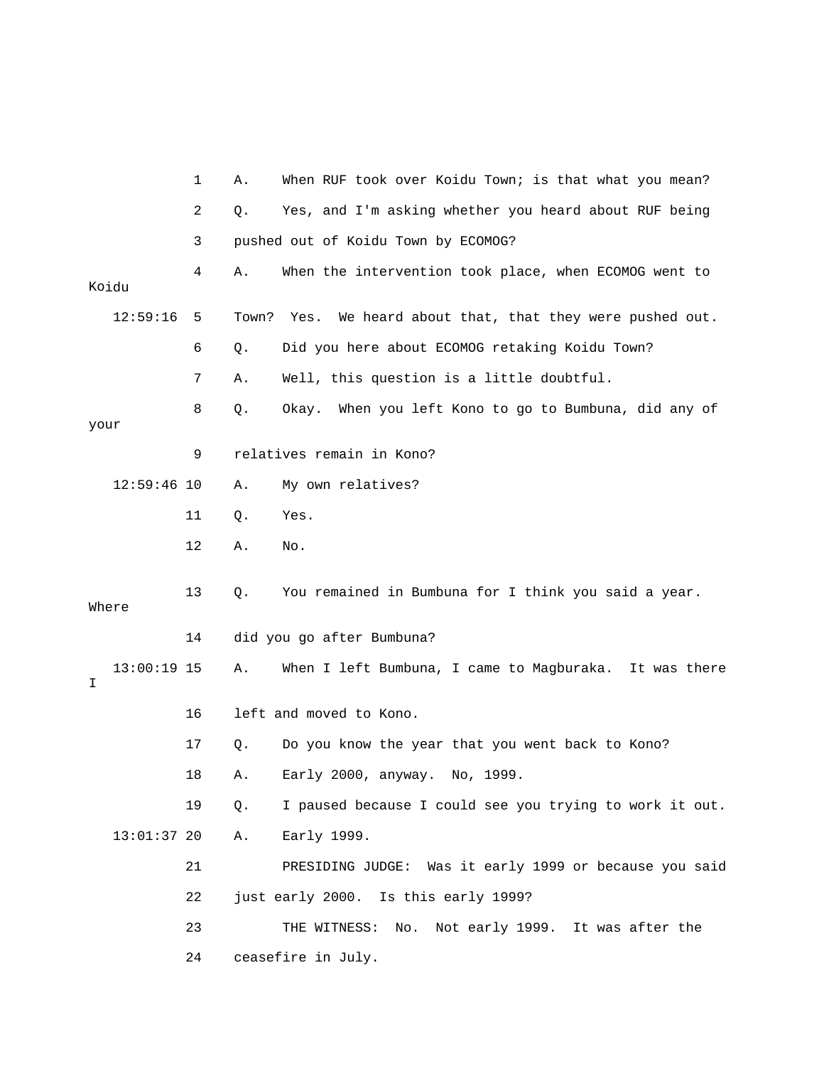1 A. When RUF took over Koidu Town; is that what you mean?

2 Q. Yes, and I'm asking whether you heard about RUF being

3 pushed out of Koidu Town by ECOMOG?

4 A. When the intervention took place, when ECOMOG went to Koidu

12:59:16 5 Town? Yes. We heard about that, that they were pushed out.

6 Q. Did you here about ECOMOG retaking Koidu Town?

7 A. Well, this question is a little doubtful.

8 Q. Okay. When you left Kono to go to Bumbuna, did any of your

9 relatives remain in Kono?

12:59:46 10 A. My own relatives?

11 Q. Yes.

12 A. No.

13 Q. You remained in Bumbuna for I think you said a year. Where

14 did you go after Bumbuna?

13:00:19 15 A. When I left Bumbuna, I came to Magburaka. It was there I

16 left and moved to Kono.

17 Q. Do you know the year that you went back to Kono?

18 A. Early 2000, anyway. No, 1999.

19 Q. I paused because I could see you trying to work it out.

13:01:37 20 A. Early 1999.

21 PRESIDING JUDGE: Was it early 1999 or because you said

22 just early 2000. Is this early 1999?

23 THE WITNESS: No. Not early 1999. It was after the

24 ceasefire in July.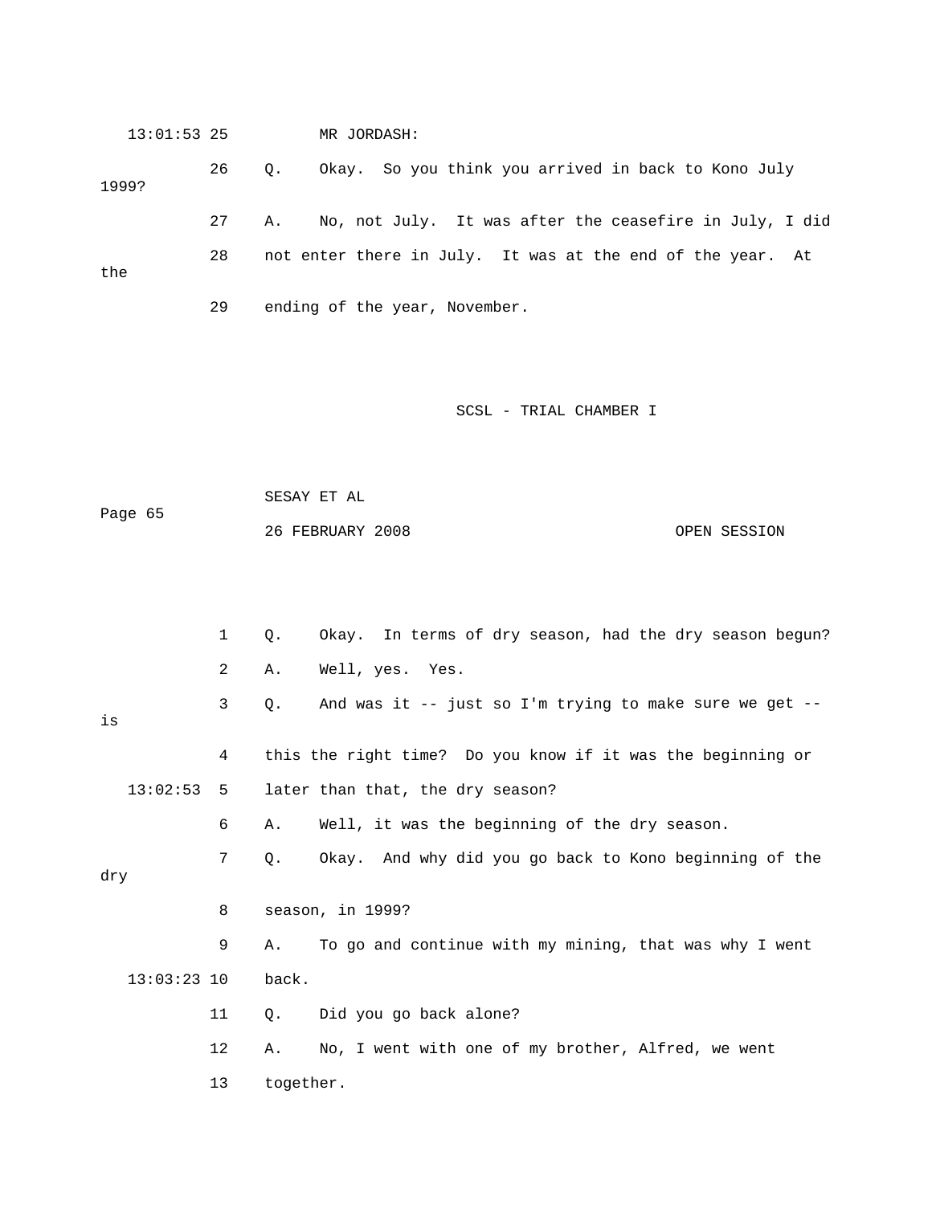13:01:53 25 MR JORDASH:

26 Q. Okay. So you think you arrived in back to Kono July 1999?

27 A. No, not July. It was after the ceasefire in July, I did

28 not enter there in July. It was at the end of the year. At the

29 ending of the year, November.

1 Q. Okay. In terms of dry season, had the dry season begun?

2 A. Well, yes. Yes.

3 Q. And was it -- just so I'm trying to make sure we get -- is

4 this the right time? Do you know if it was the beginning or

13:02:53 5 later than that, the dry season?

6 A. Well, it was the beginning of the dry season.

7 Q. Okay. And why did you go back to Kono beginning of the dry

8 season, in 1999?

9 A. To go and continue with my mining, that was why I went

13:03:23 10 back.

11 Q. Did you go back alone?

12 A. No, I went with one of my brother, Alfred, we went

13 together.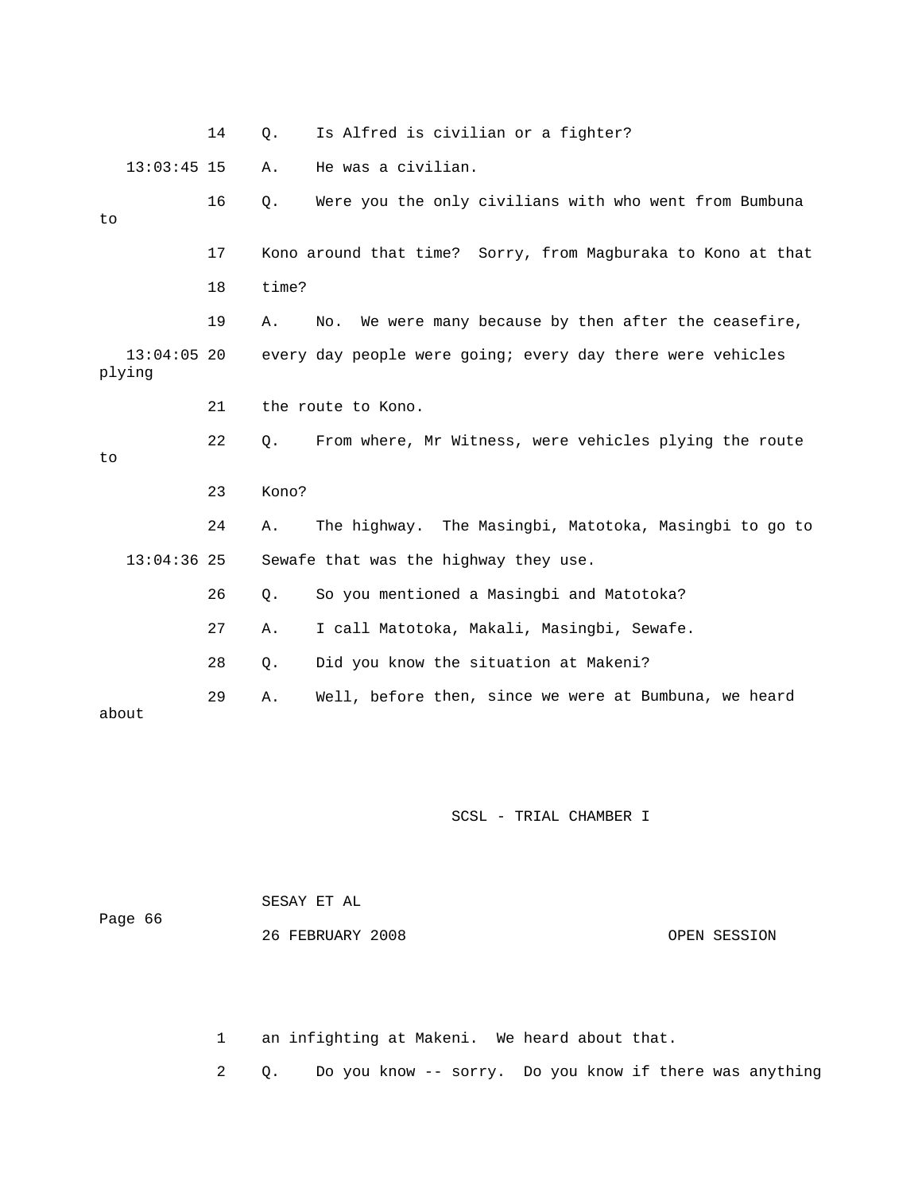14 Q. Is Alfred is civilian or a fighter?

13:03:45 15 A. He was a civilian.

16 Q. Were you the only civilians with who went from Bumbuna to

17 Kono around that time? Sorry, from Magburaka to Kono at that

18 time?

19 A. No. We were many because by then after the ceasefire,

13:04:05 20 every day people were going; every day there were vehicles plying

21 the route to Kono.

22 Q. From where, Mr Witness, were vehicles plying the route to

23 Kono?

24 A. The highway. The Masingbi, Matotoka, Masingbi to go to

13:04:36 25 Sewafe that was the highway they use.

26 Q. So you mentioned a Masingbi and Matotoka?

27 A. I call Matotoka, Makali, Masingbi, Sewafe.

28 Q. Did you know the situation at Makeni?

29 A. Well, before then, since we were at Bumbuna, we heard about

1 an infighting at Makeni. We heard about that.

2 Q. Do you know -- sorry. Do you know if there was anything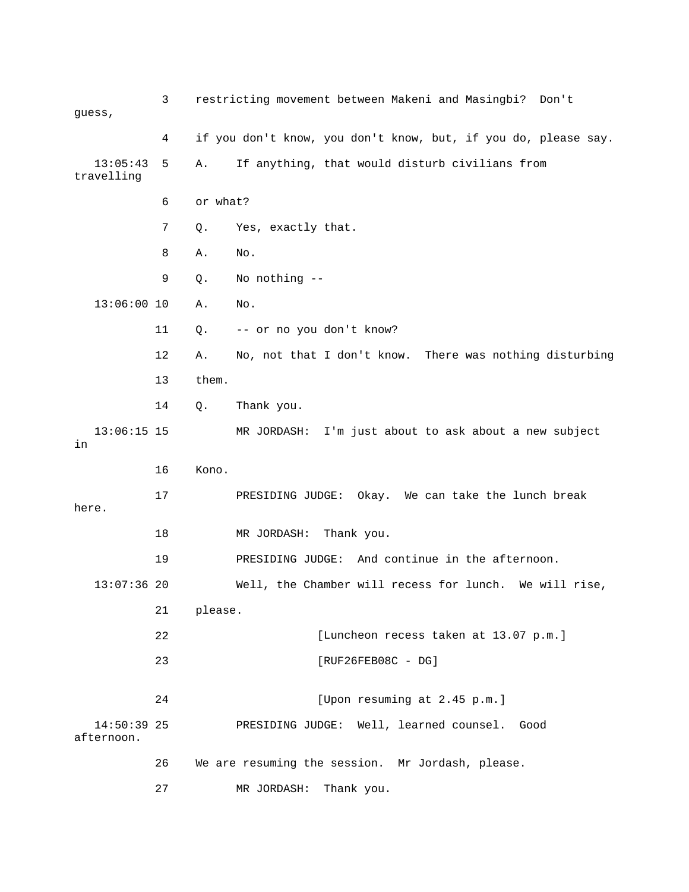3 restricting movement between Makeni and Masingbi? Don't guess,

4 if you don't know, you don't know, but, if you do, please say.

13:05:43 5 A. If anything, that would disturb civilians from travelling

6 or what?

7 Q. Yes, exactly that.

8 A. No.

9 Q. No nothing --

13:06:00 10 A. No.

11 Q. -- or no you don't know?

12 A. No, not that I don't know. There was nothing disturbing

13 them.

14 Q. Thank you.

13:06:15 15 MR JORDASH: I'm just about to ask about a new subject in

16 Kono.

17 PRESIDING JUDGE: Okay. We can take the lunch break here.

18 MR JORDASH: Thank you.

19 PRESIDING JUDGE: And continue in the afternoon.

13:07:36 20 Well, the Chamber will recess for lunch. We will rise,

21 please.

22 [Luncheon recess taken at 13.07 p.m.]

23 [RUF26FEB08C - DG]

24 [Upon resuming at 2.45 p.m.]

14:50:39 25 PRESIDING JUDGE: Well, learned counsel. Good afternoon.

26 We are resuming the session. Mr Jordash, please.

27 MR JORDASH: Thank you.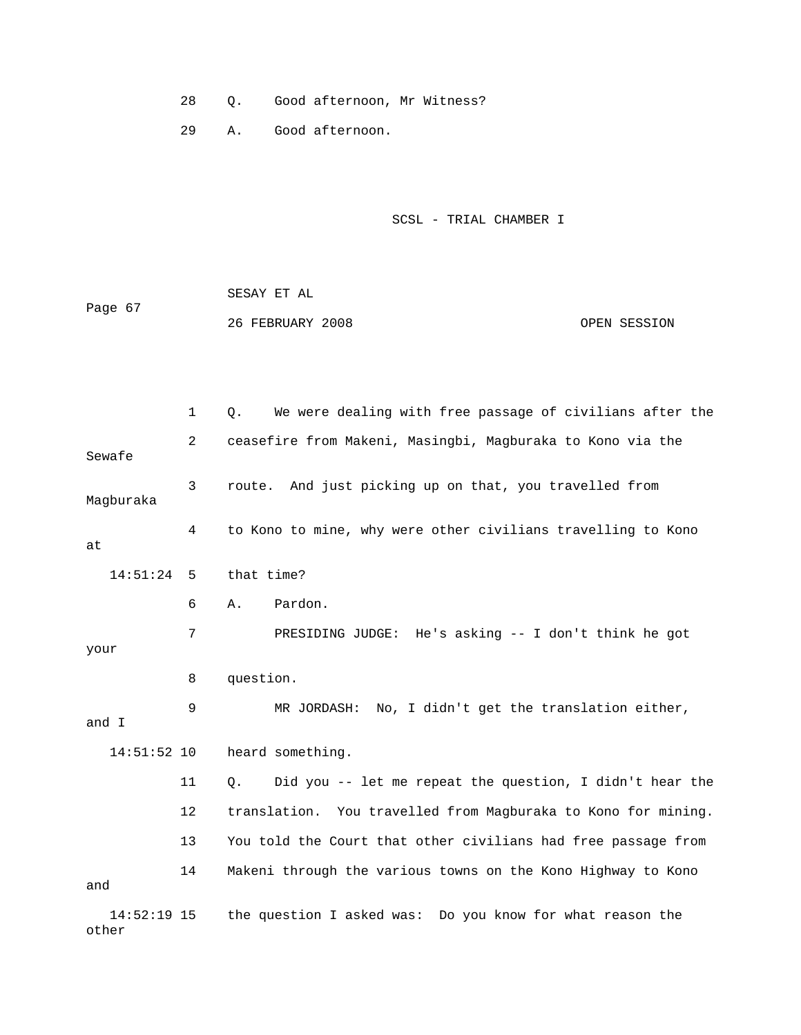28 Q. Good afternoon, Mr Witness?

29 A. Good afternoon.

1 Q. We were dealing with free passage of civilians after the

2 ceasefire from Makeni, Masingbi, Magburaka to Kono via the Sewafe

3 route. And just picking up on that, you travelled from Magburaka

4 to Kono to mine, why were other civilians travelling to Kono at

14:51:24 5 that time?

6 A. Pardon.

7 PRESIDING JUDGE: He's asking -- I don't think he got your

8 question.

9 MR JORDASH: No, I didn't get the translation either, and I

14:51:52 10 heard something.

11 Q. Did you -- let me repeat the question, I didn't hear the

12 translation. You travelled from Magburaka to Kono for mining.

13 You told the Court that other civilians had free passage from

14 Makeni through the various towns on the Kono Highway to Kono and

14:52:19 15 the question I asked was: Do you know for what reason the other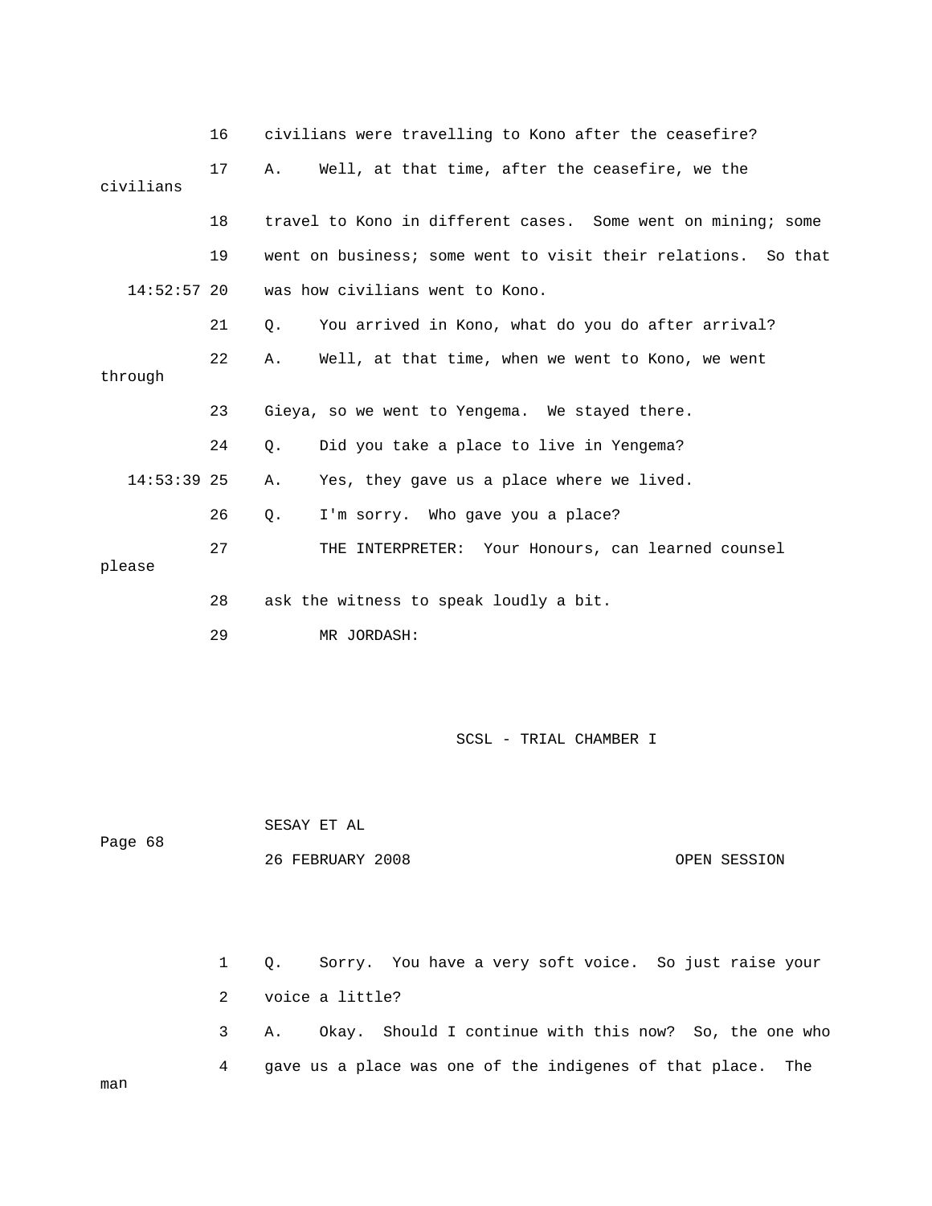16 civilians were travelling to Kono after the ceasefire?

17 A. Well, at that time, after the ceasefire, we the civilians

18 travel to Kono in different cases. Some went on mining; some

19 went on business; some went to visit their relations. So that

14:52:57 20 was how civilians went to Kono.

21 Q. You arrived in Kono, what do you do after arrival?

22 A. Well, at that time, when we went to Kono, we went through

23 Gieya, so we went to Yengema. We stayed there.

24 Q. Did you take a place to live in Yengema?

14:53:39 25 A. Yes, they gave us a place where we lived.

26 Q. I'm sorry. Who gave you a place?

27 THE INTERPRETER: Your Honours, can learned counsel please

28 ask the witness to speak loudly a bit.

29 MR JORDASH:

1 Q. Sorry. You have a very soft voice. So just raise your

2 voice a little?

3 A. Okay. Should I continue with this now? So, the one who

4 gave us a place was one of the indigenes of that place. The man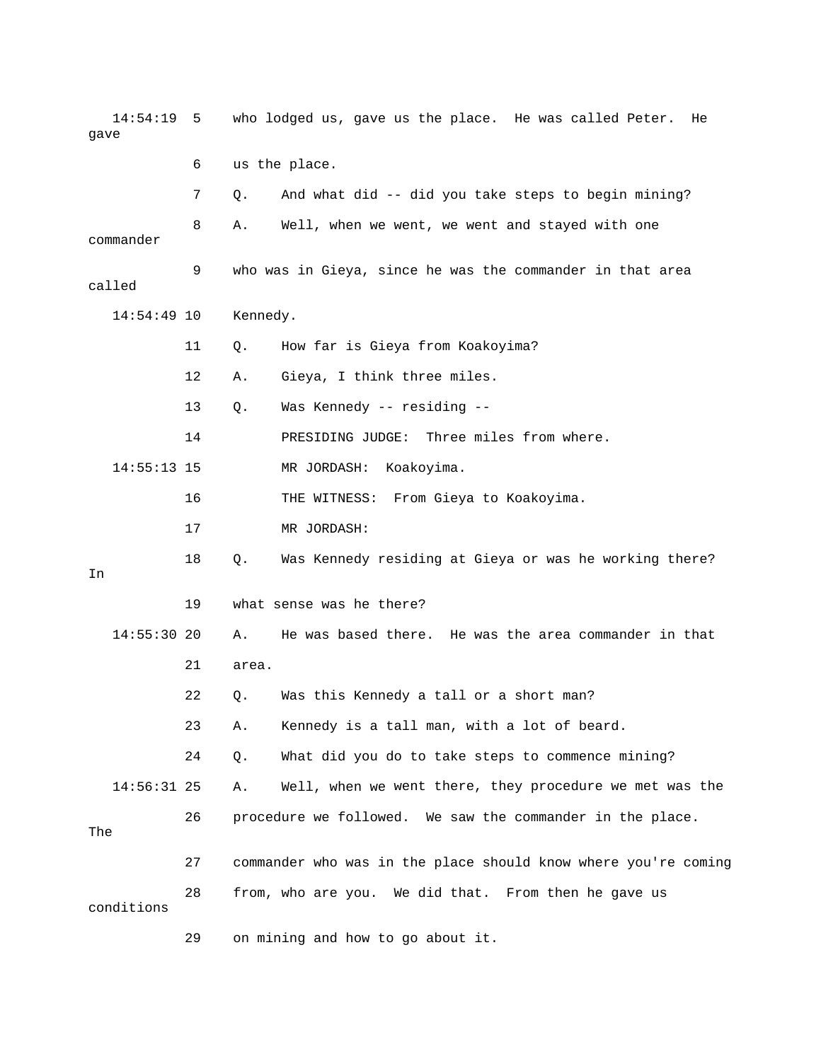14:54:19 5 who lodged us, gave us the place. He was called Peter. He gave

6 us the place.

7 Q. And what did -- did you take steps to begin mining?

8 A. Well, when we went, we went and stayed with one commander

9 who was in Gieya, since he was the commander in that area called

14:54:49 10 Kennedy.

11 Q. How far is Gieya from Koakoyima?

12 A. Gieya, I think three miles.

13 Q. Was Kennedy -- residing --

14 PRESIDING JUDGE: Three miles from where.

14:55:13 15 MR JORDASH: Koakoyima.

16 THE WITNESS: From Gieya to Koakoyima.

17 MR JORDASH:

18 Q. Was Kennedy residing at Gieya or was he working there? In

19 what sense was he there?

14:55:30 20 A. He was based there. He was the area commander in that

21 area.

22 Q. Was this Kennedy a tall or a short man?

23 A. Kennedy is a tall man, with a lot of beard.

24 Q. What did you do to take steps to commence mining?

14:56:31 25 A. Well, when we went there, they procedure we met was the

26 procedure we followed. We saw the commander in the place. The

27 commander who was in the place should know where you're coming

28 from, who are you. We did that. From then he gave us conditions

29 on mining and how to go about it.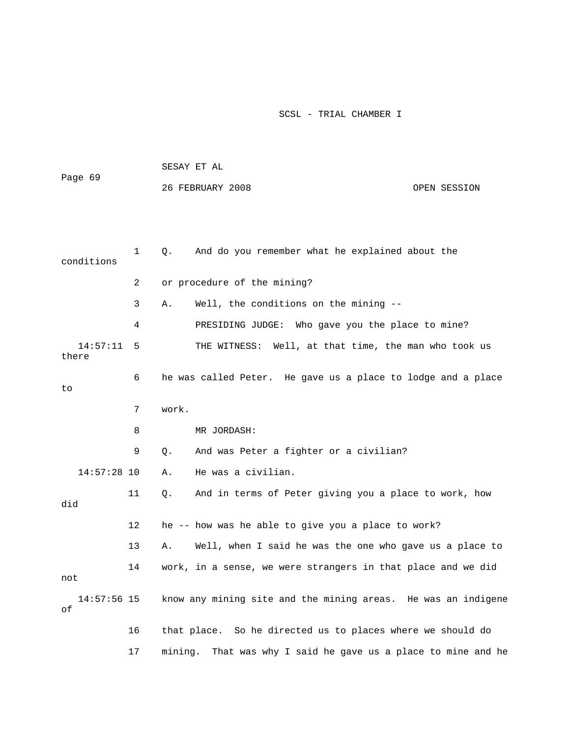1 Q. And do you remember what he explained about the conditions

2 or procedure of the mining?

3 A. Well, the conditions on the mining --

4 PRESIDING JUDGE: Who gave you the place to mine?

14:57:11 5 THE WITNESS: Well, at that time, the man who took us there

6 he was called Peter. He gave us a place to lodge and a place to

7 work.

8 MR JORDASH:

9 Q. And was Peter a fighter or a civilian?

14:57:28 10 A. He was a civilian.

11 Q. And in terms of Peter giving you a place to work, how did

12 he -- how was he able to give you a place to work?

13 A. Well, when I said he was the one who gave us a place to

14 work, in a sense, we were strangers in that place and we did not

14:57:56 15 know any mining site and the mining areas. He was an indigene of

16 that place. So he directed us to places where we should do

17 mining. That was why I said he gave us a place to mine and he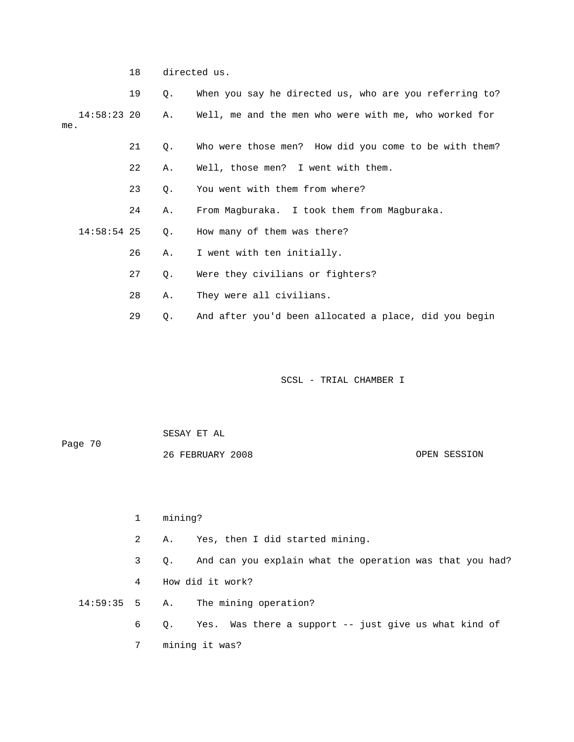18 directed us.

19 Q. When you say he directed us, who are you referring to?

14:58:23 20 A. Well, me and the men who were with me, who worked for me.

21 Q. Who were those men? How did you come to be with them?

22 A. Well, those men? I went with them.

23 Q. You went with them from where?

24 A. From Magburaka. I took them from Magburaka.

14:58:54 25 Q. How many of them was there?

26 A. I went with ten initially.

27 Q. Were they civilians or fighters?

28 A. They were all civilians.

29 Q. And after you'd been allocated a place, did you begin

1 mining?

2 A. Yes, then I did started mining.

3 Q. And can you explain what the operation was that you had?

4 How did it work?

14:59:35 5 A. The mining operation?

6 Q. Yes. Was there a support -- just give us what kind of

7 mining it was?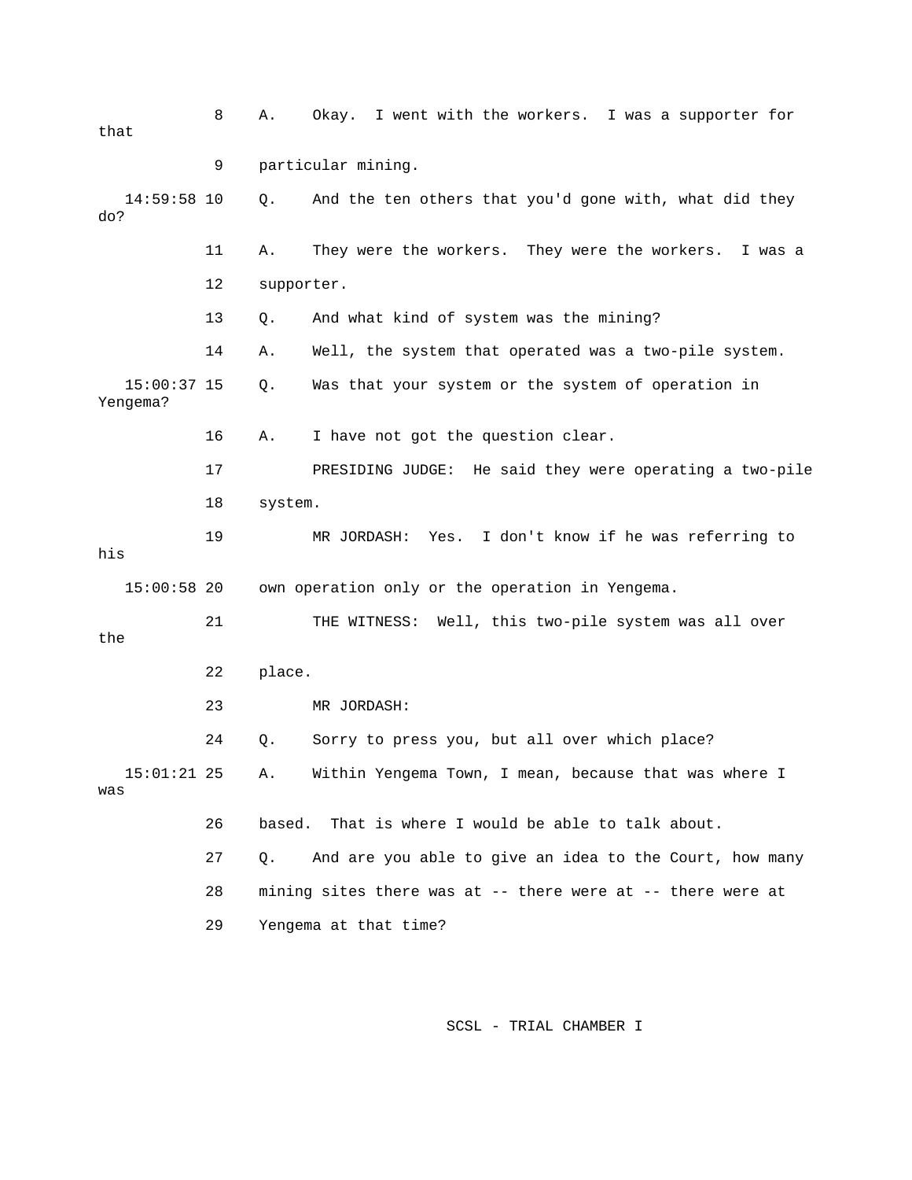8 A. Okay. I went with the workers. I was a supporter for that

9 particular mining.

14:59:58 10 Q. And the ten others that you'd gone with, what did they do?

11 A. They were the workers. They were the workers. I was a

12 supporter.

13 Q. And what kind of system was the mining?

14 A. Well, the system that operated was a two-pile system.

15:00:37 15 Q. Was that your system or the system of operation in Yengema?

16 A. I have not got the question clear.

17 PRESIDING JUDGE: He said they were operating a two-pile

18 system.

19 MR JORDASH: Yes. I don't know if he was referring to his

15:00:58 20 own operation only or the operation in Yengema.

21 THE WITNESS: Well, this two-pile system was all over the

22 place.

23 MR JORDASH:

24 Q. Sorry to press you, but all over which place?

15:01:21 25 A. Within Yengema Town, I mean, because that was where I was

26 based. That is where I would be able to talk about.

27 Q. And are you able to give an idea to the Court, how many

28 mining sites there was at -- there were at -- there were at

29 Yengema at that time?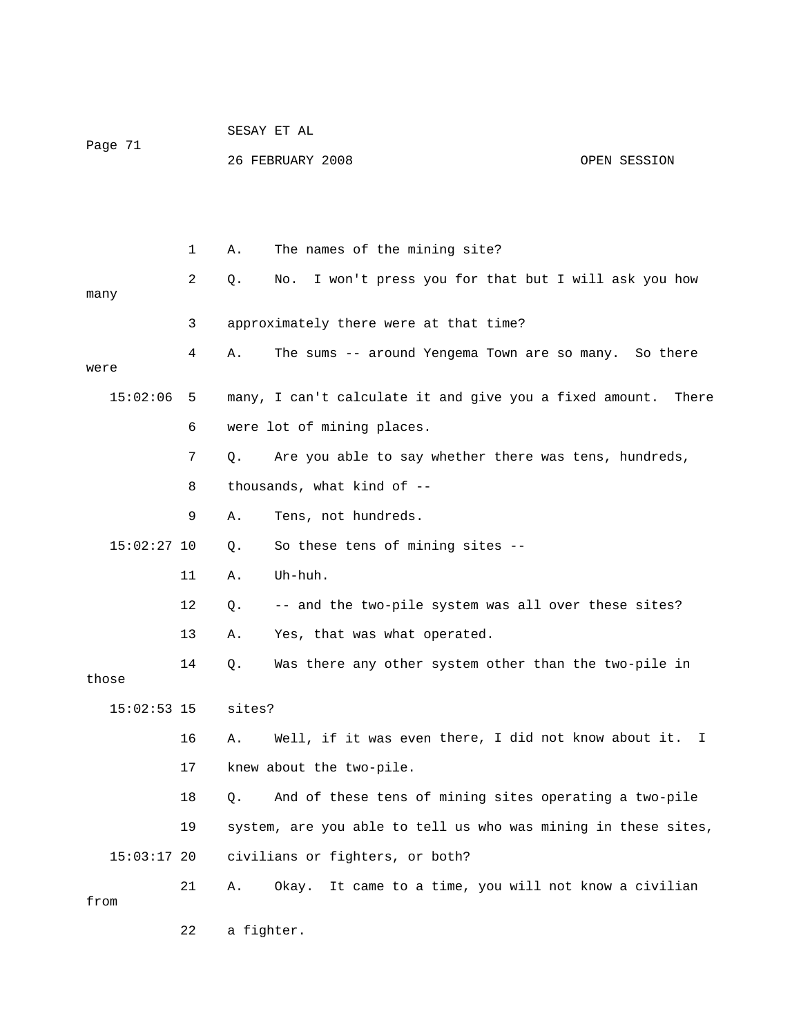1 A. The names of the mining site?

2 Q. No. I won't press you for that but I will ask you how many

3 approximately there were at that time?

4 A. The sums -- around Yengema Town are so many. So there were

15:02:06 5 many, I can't calculate it and give you a fixed amount. There

6 were lot of mining places.

7 Q. Are you able to say whether there was tens, hundreds,

8 thousands, what kind of --

9 A. Tens, not hundreds.

15:02:27 10 Q. So these tens of mining sites --

11 A. Uh-huh.

12 Q. -- and the two-pile system was all over these sites?

13 A. Yes, that was what operated.

14 Q. Was there any other system other than the two-pile in those

15:02:53 15 sites?

16 A. Well, if it was even there, I did not know about it. I

17 knew about the two-pile.

18 Q. And of these tens of mining sites operating a two-pile

19 system, are you able to tell us who was mining in these sites,

15:03:17 20 civilians or fighters, or both?

21 A. Okay. It came to a time, you will not know a civilian from

22 a fighter.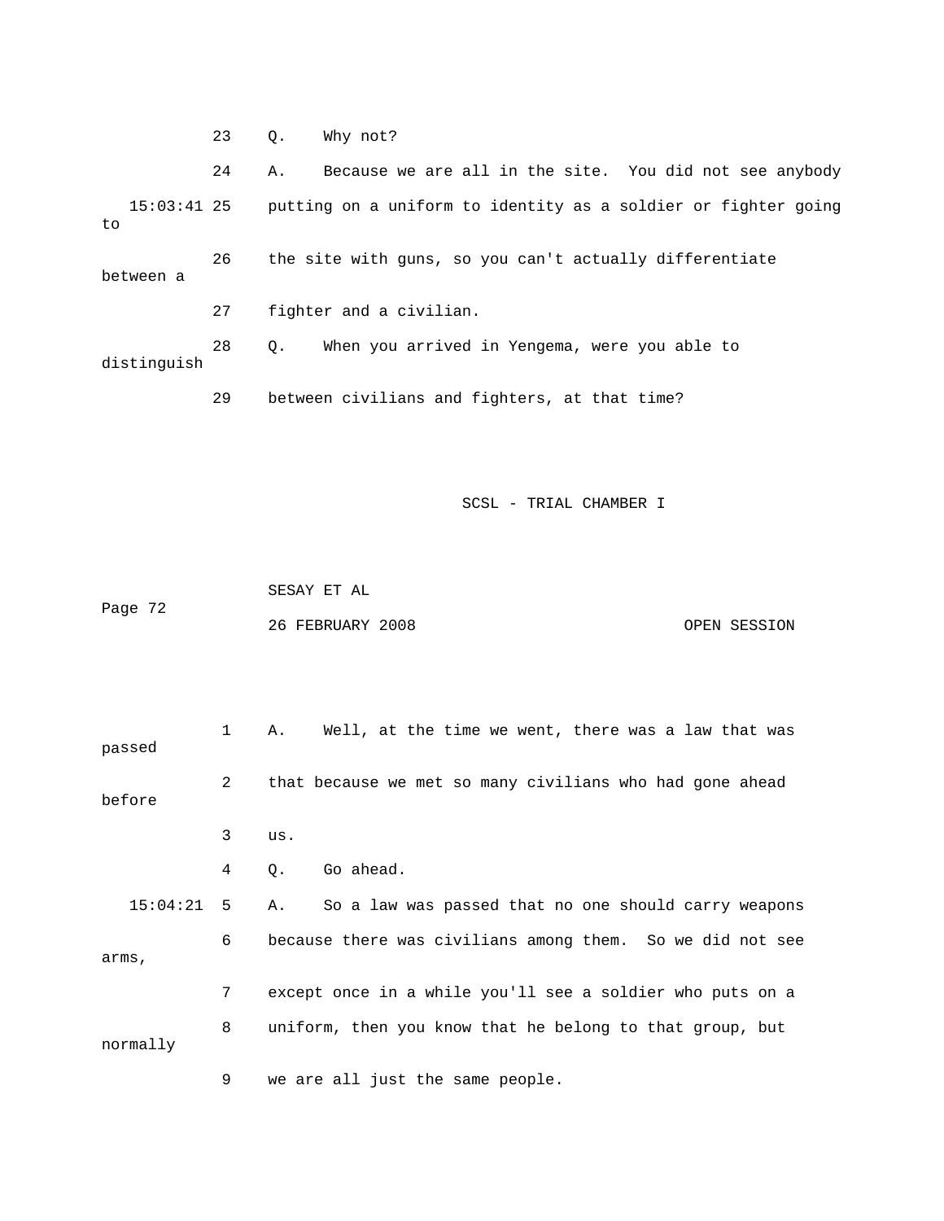23 Q. Why not?

24 A. Because we are all in the site. You did not see anybody

15:03:41 25 putting on a uniform to identity as a soldier or fighter going to

26 the site with guns, so you can't actually differentiate between a

27 fighter and a civilian.

28 Q. When you arrived in Yengema, were you able to distinguish

29 between civilians and fighters, at that time?

1 A. Well, at the time we went, there was a law that was passed

2 that because we met so many civilians who had gone ahead before

3 us.

4 Q. Go ahead.

15:04:21 5 A. So a law was passed that no one should carry weapons

6 because there was civilians among them. So we did not see arms,

7 except once in a while you'll see a soldier who puts on a

8 uniform, then you know that he belong to that group, but normally

9 we are all just the same people.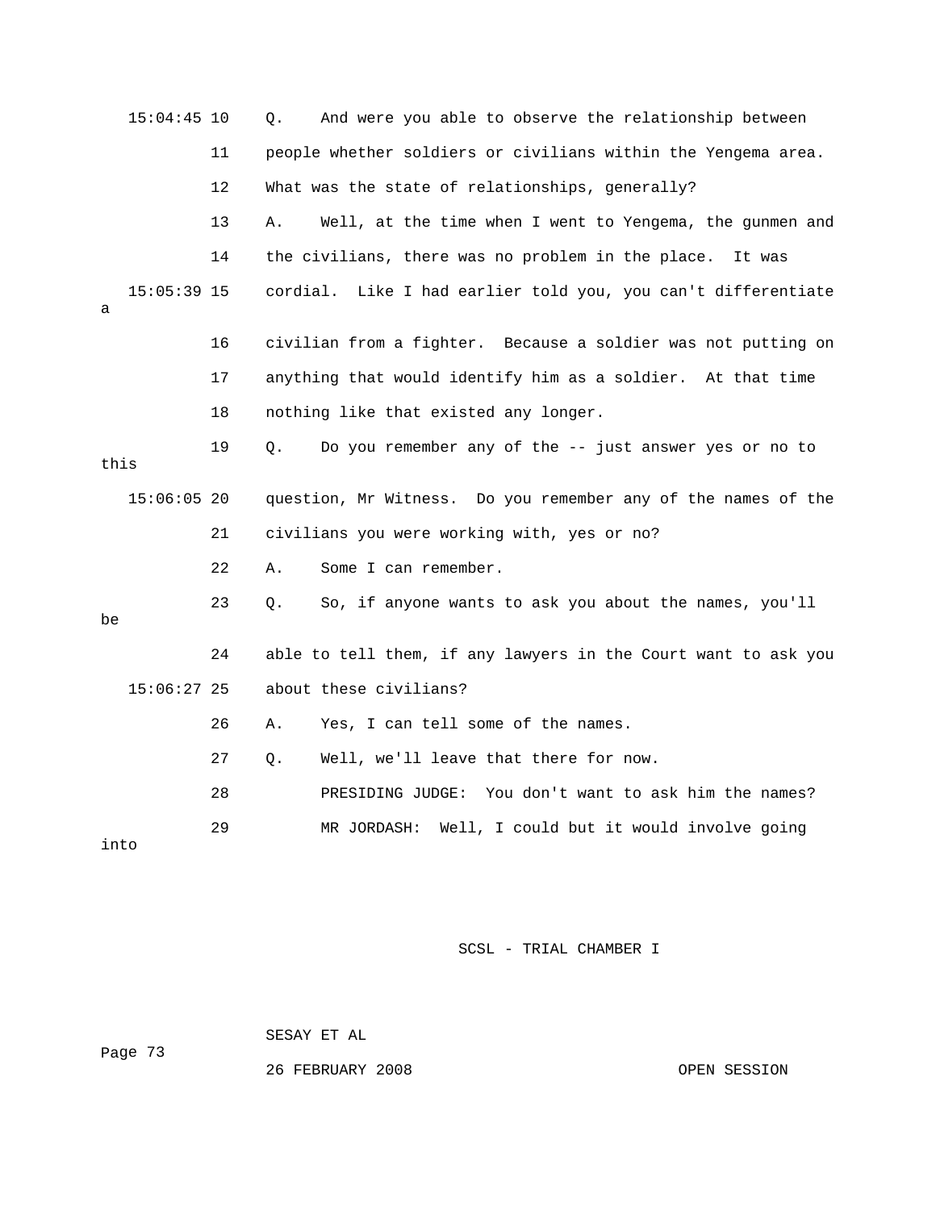15:04:45 10 Q. And were you able to observe the relationship between

11 people whether soldiers or civilians within the Yengema area.

12 What was the state of relationships, generally?

13 A. Well, at the time when I went to Yengema, the gunmen and

14 the civilians, there was no problem in the place. It was

15:05:39 15 cordial. Like I had earlier told you, you can't differentiate a

16 civilian from a fighter. Because a soldier was not putting on

17 anything that would identify him as a soldier. At that time

18 nothing like that existed any longer.

19 Q. Do you remember any of the -- just answer yes or no to this

15:06:05 20 question, Mr Witness. Do you remember any of the names of the

21 civilians you were working with, yes or no?

22 A. Some I can remember.

23 Q. So, if anyone wants to ask you about the names, you'll be

24 able to tell them, if any lawyers in the Court want to ask you

15:06:27 25 about these civilians?

26 A. Yes, I can tell some of the names.

27 Q. Well, we'll leave that there for now.

28 PRESIDING JUDGE: You don't want to ask him the names?

29 MR JORDASH: Well, I could but it would involve going into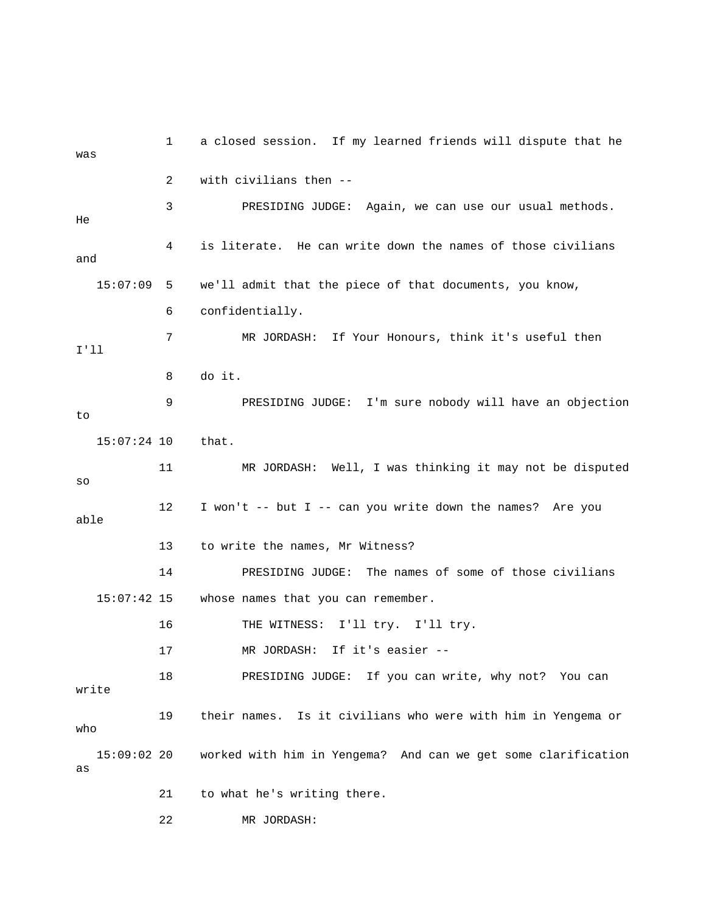1 a closed session. If my learned friends will dispute that he was

2 with civilians then --

3 PRESIDING JUDGE: Again, we can use our usual methods. He

4 is literate. He can write down the names of those civilians and

15:07:09 5 we'll admit that the piece of that documents, you know,

6 confidentially.

7 MR JORDASH: If Your Honours, think it's useful then I'll

8 do it.

9 PRESIDING JUDGE: I'm sure nobody will have an objection to

15:07:24 10 that.

11 MR JORDASH: Well, I was thinking it may not be disputed so

12 I won't -- but I -- can you write down the names? Are you able

13 to write the names, Mr Witness?

14 PRESIDING JUDGE: The names of some of those civilians

15:07:42 15 whose names that you can remember.

16 THE WITNESS: I'll try. I'll try.

17 MR JORDASH: If it's easier --

18 PRESIDING JUDGE: If you can write, why not? You can write

19 their names. Is it civilians who were with him in Yengema or who

15:09:02 20 worked with him in Yengema? And can we get some clarification as

21 to what he's writing there.

22 MR JORDASH: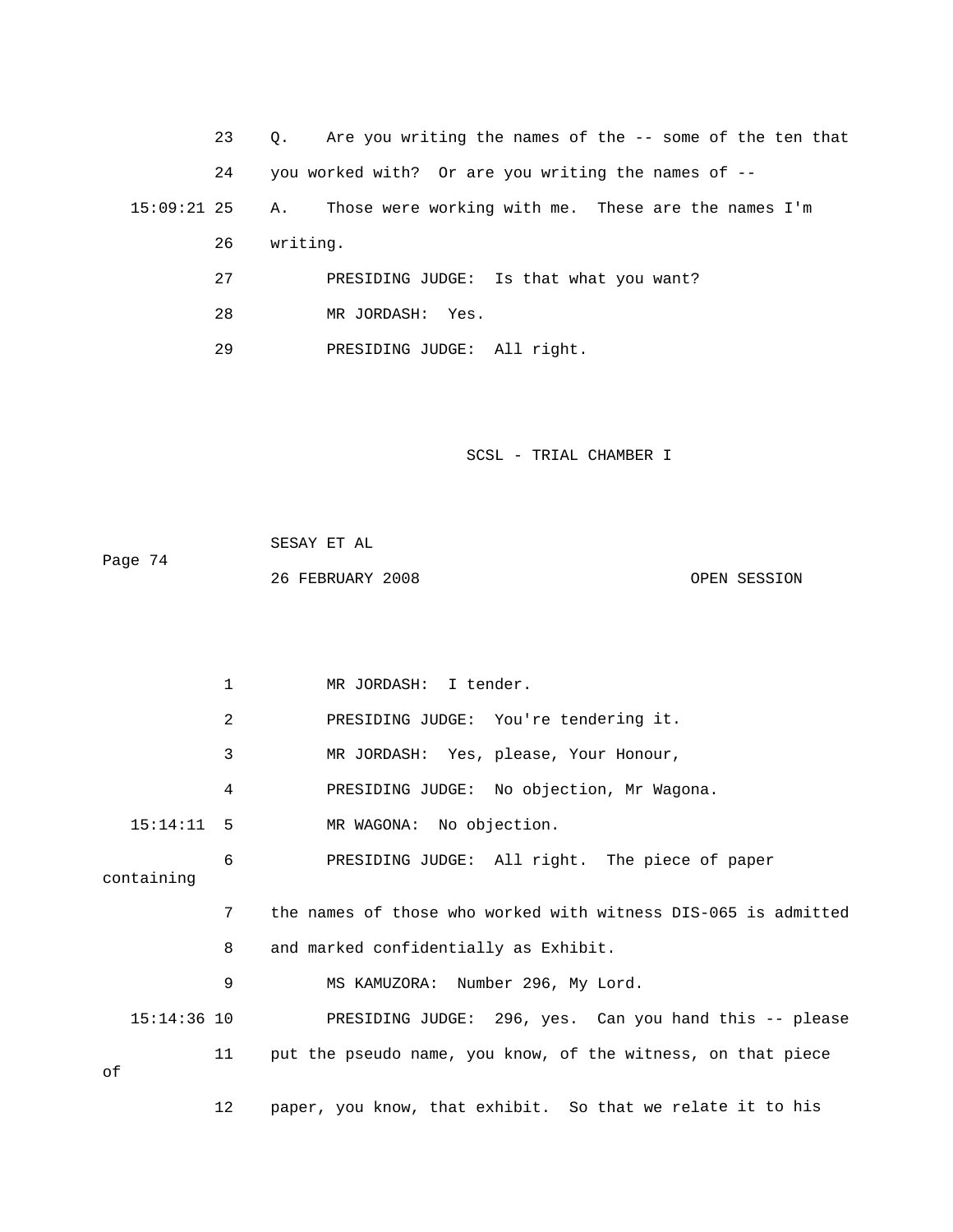23 Q. Are you writing the names of the -- some of the ten that

24 you worked with? Or are you writing the names of --

15:09:21 25 A. Those were working with me. These are the names I'm

26 writing.

27 PRESIDING JUDGE: Is that what you want?

28 MR JORDASH: Yes.

29 PRESIDING JUDGE: All right.

SCSL - TRIAL CHAMBER I

SESAY ET AL

Page 74

26 FEBRUARY 2008 OPEN SESSION

1 MR JORDASH: I tender.

2 PRESIDING JUDGE: You're tendering it.

3 MR JORDASH: Yes, please, Your Honour,

4 PRESIDING JUDGE: No objection, Mr Wagona.

15:14:11 5 MR WAGONA: No objection.

6 PRESIDING JUDGE: All right. The piece of paper containing

7 the names of those who worked with witness DIS-065 is admitted

8 and marked confidentially as Exhibit.

9 MS KAMUZORA: Number 296, My Lord.

15:14:36 10 PRESIDING JUDGE: 296, yes. Can you hand this -- please

11 put the pseudo name, you know, of the witness, on that piece of

12 paper, you know, that exhibit. So that we relate it to his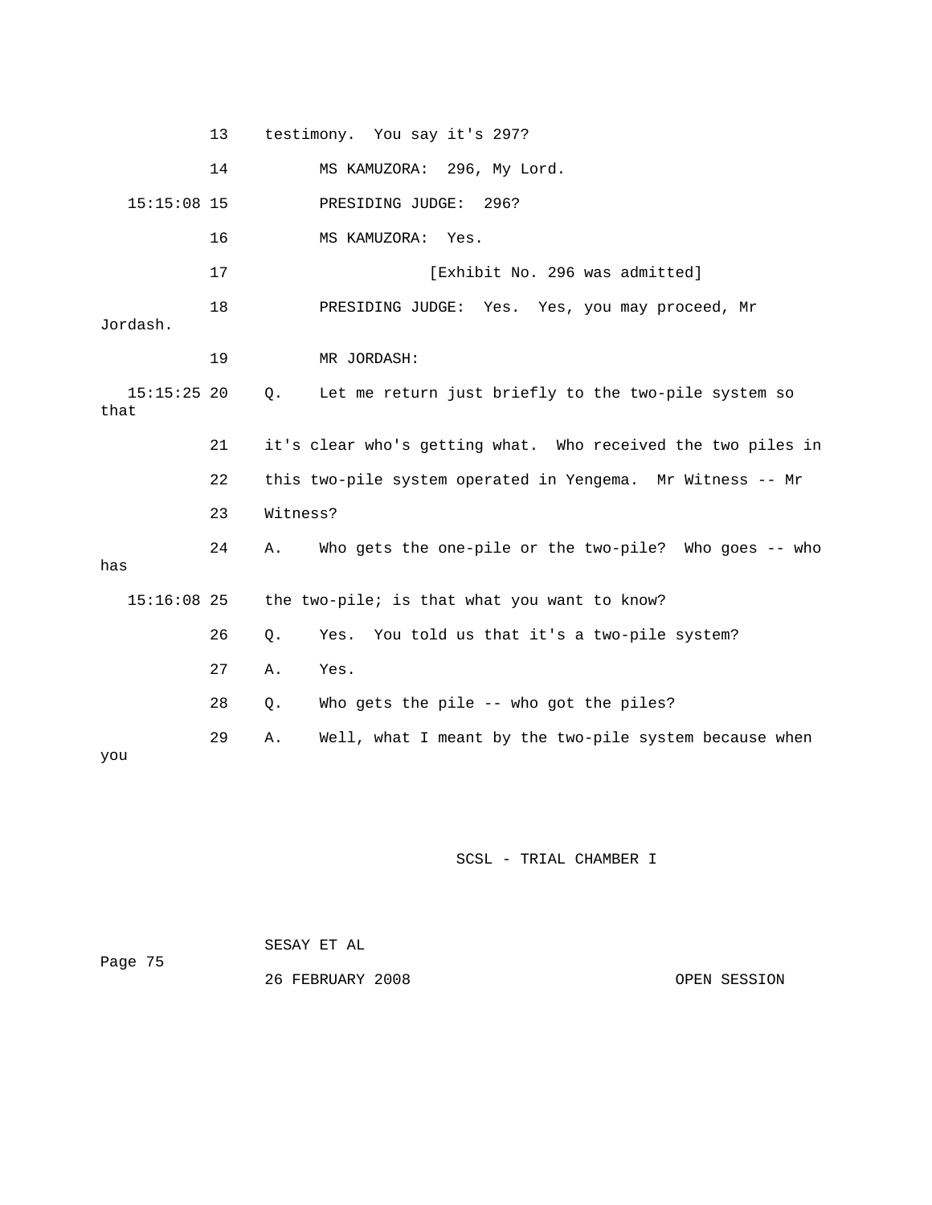13 testimony. You say it's 297?

14 MS KAMUZORA: 296, My Lord.

15:15:08 15 PRESIDING JUDGE: 296?

16 MS KAMUZORA: Yes.

17 [Exhibit No. 296 was admitted]

18 PRESIDING JUDGE: Yes. Yes, you may proceed, Mr Jordash.

19 MR JORDASH:

15:15:25 20 Q. Let me return just briefly to the two-pile system so that

21 it's clear who's getting what. Who received the two piles in

22 this two-pile system operated in Yengema. Mr Witness -- Mr

23 Witness?

24 A. Who gets the one-pile or the two-pile? Who goes -- who has

15:16:08 25 the two-pile; is that what you want to know?

26 Q. Yes. You told us that it's a two-pile system?

27 A. Yes.

28 Q. Who gets the pile -- who got the piles?

29 A. Well, what I meant by the two-pile system because when you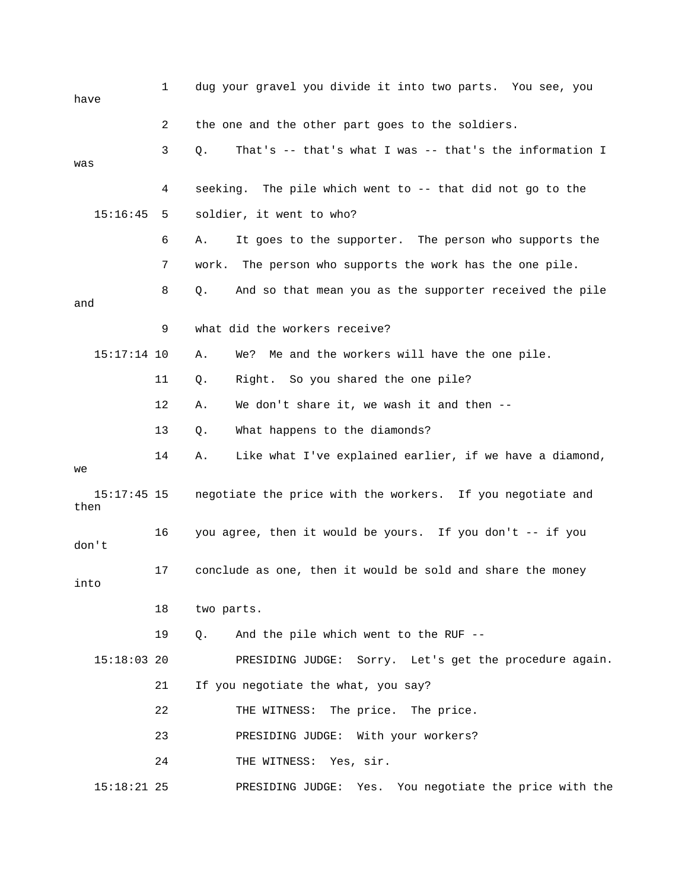1 dug your gravel you divide it into two parts. You see, you have

2 the one and the other part goes to the soldiers.

3 Q. That's -- that's what I was -- that's the information I was

4 seeking. The pile which went to -- that did not go to the

15:16:45 5 soldier, it went to who?

6 A. It goes to the supporter. The person who supports the

7 work. The person who supports the work has the one pile.

8 Q. And so that mean you as the supporter received the pile and

9 what did the workers receive?

15:17:14 10 A. We? Me and the workers will have the one pile.

11 Q. Right. So you shared the one pile?

12 A. We don't share it, we wash it and then --

13 Q. What happens to the diamonds?

14 A. Like what I've explained earlier, if we have a diamond, we

15:17:45 15 negotiate the price with the workers. If you negotiate and then

16 you agree, then it would be yours. If you don't -- if you don't

17 conclude as one, then it would be sold and share the money into

18 two parts.

19 Q. And the pile which went to the RUF --

15:18:03 20 PRESIDING JUDGE: Sorry. Let's get the procedure again.

21 If you negotiate the what, you say?

22 THE WITNESS: The price. The price.

23 PRESIDING JUDGE: With your workers?

24 THE WITNESS: Yes, sir.

15:18:21 25 PRESIDING JUDGE: Yes. You negotiate the price with the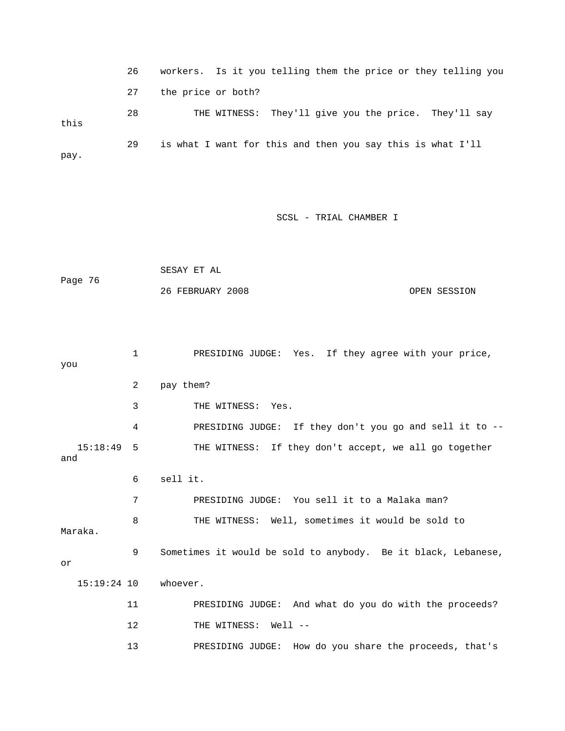26 workers. Is it you telling them the price or they telling you

27 the price or both?

28 THE WITNESS: They'll give you the price. They'll say this

29 is what I want for this and then you say this is what I'll pay.

SCSL - TRIAL CHAMBER I

SESAY ET AL

Page 76

26 FEBRUARY 2008 OPEN SESSION

1 PRESIDING JUDGE: Yes. If they agree with your price, you

2 pay them?

3 THE WITNESS: Yes.

4 PRESIDING JUDGE: If they don't you go and sell it to --

15:18:49 5 THE WITNESS: If they don't accept, we all go together and

6 sell it.

7 PRESIDING JUDGE: You sell it to a Malaka man?

8 THE WITNESS: Well, sometimes it would be sold to Maraka.

9 Sometimes it would be sold to anybody. Be it black, Lebanese, or

15:19:24 10 whoever.

11 PRESIDING JUDGE: And what do you do with the proceeds?

12 THE WITNESS: Well --

13 PRESIDING JUDGE: How do you share the proceeds, that's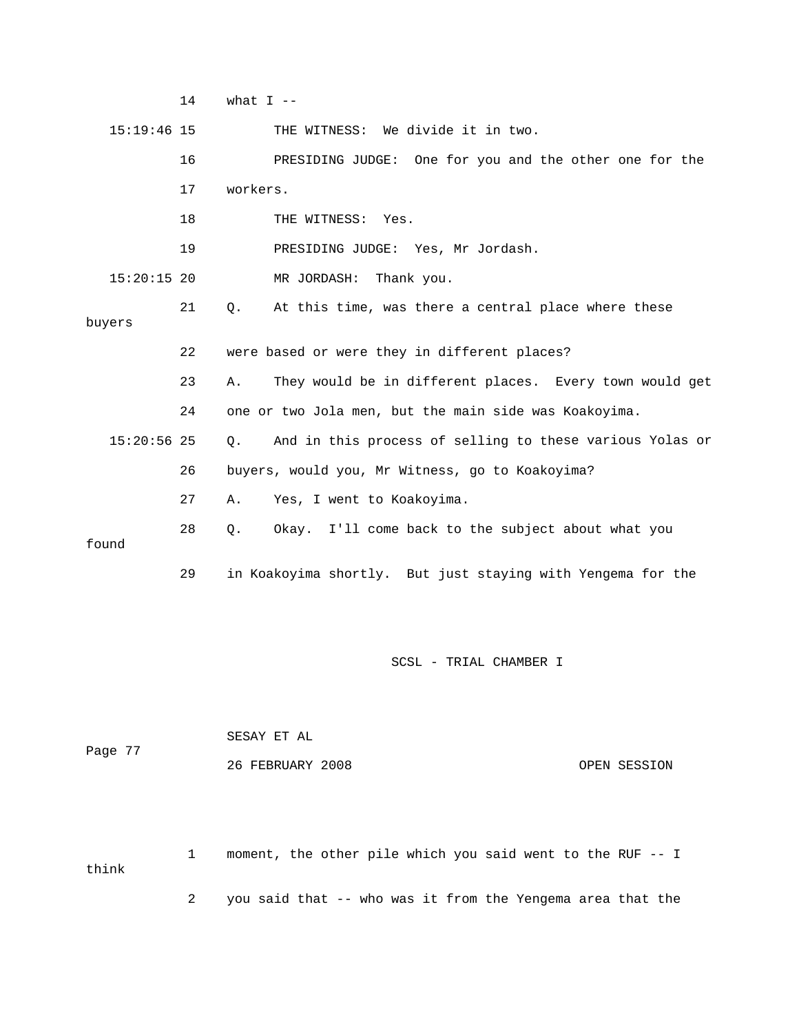14 what I --

15:19:46 15 THE WITNESS: We divide it in two.

16 PRESIDING JUDGE: One for you and the other one for the

17 workers.

18 THE WITNESS: Yes.

19 PRESIDING JUDGE: Yes, Mr Jordash.

15:20:15 20 MR JORDASH: Thank you.

21 Q. At this time, was there a central place where these buyers

22 were based or were they in different places?

23 A. They would be in different places. Every town would get

24 one or two Jola men, but the main side was Koakoyima.

15:20:56 25 Q. And in this process of selling to these various Yolas or

26 buyers, would you, Mr Witness, go to Koakoyima?

27 A. Yes, I went to Koakoyima.

28 Q. Okay. I'll come back to the subject about what you found

29 in Koakoyima shortly. But just staying with Yengema for the

1 moment, the other pile which you said went to the RUF -- I think

2 you said that -- who was it from the Yengema area that the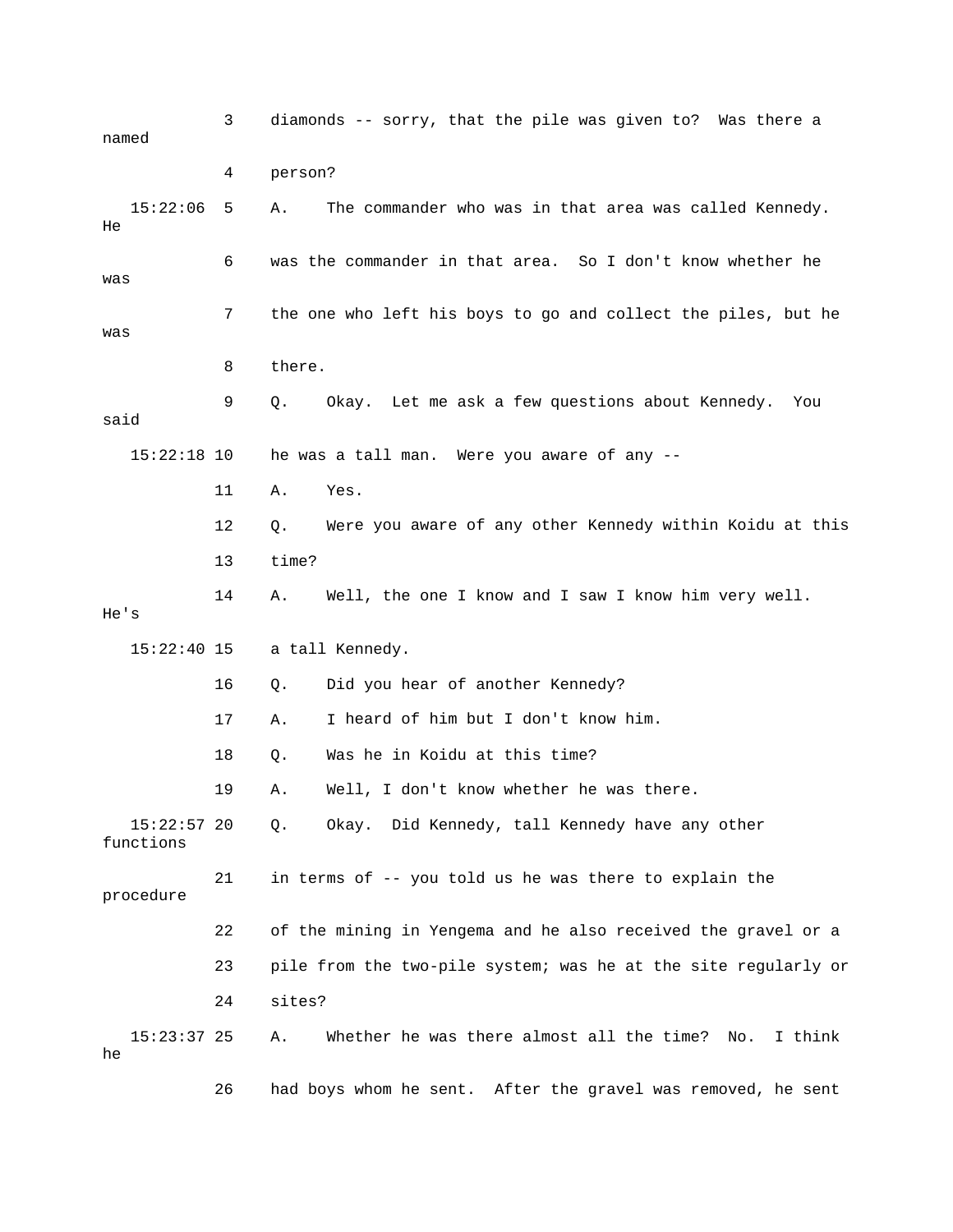3 diamonds -- sorry, that the pile was given to? Was there a named

4 person?

15:22:06 5 A. The commander who was in that area was called Kennedy. He

6 was the commander in that area. So I don't know whether he was

7 the one who left his boys to go and collect the piles, but he was

8 there.

9 Q. Okay. Let me ask a few questions about Kennedy. You said

15:22:18 10 he was a tall man. Were you aware of any --

11 A. Yes.

12 Q. Were you aware of any other Kennedy within Koidu at this

13 time?

14 A. Well, the one I know and I saw I know him very well. He's

15:22:40 15 a tall Kennedy.

16 Q. Did you hear of another Kennedy?

17 A. I heard of him but I don't know him.

18 Q. Was he in Koidu at this time?

19 A. Well, I don't know whether he was there.

15:22:57 20 Q. Okay. Did Kennedy, tall Kennedy have any other functions

21 in terms of -- you told us he was there to explain the procedure

22 of the mining in Yengema and he also received the gravel or a

23 pile from the two-pile system; was he at the site regularly or

24 sites?

15:23:37 25 A. Whether he was there almost all the time? No. I think he

26 had boys whom he sent. After the gravel was removed, he sent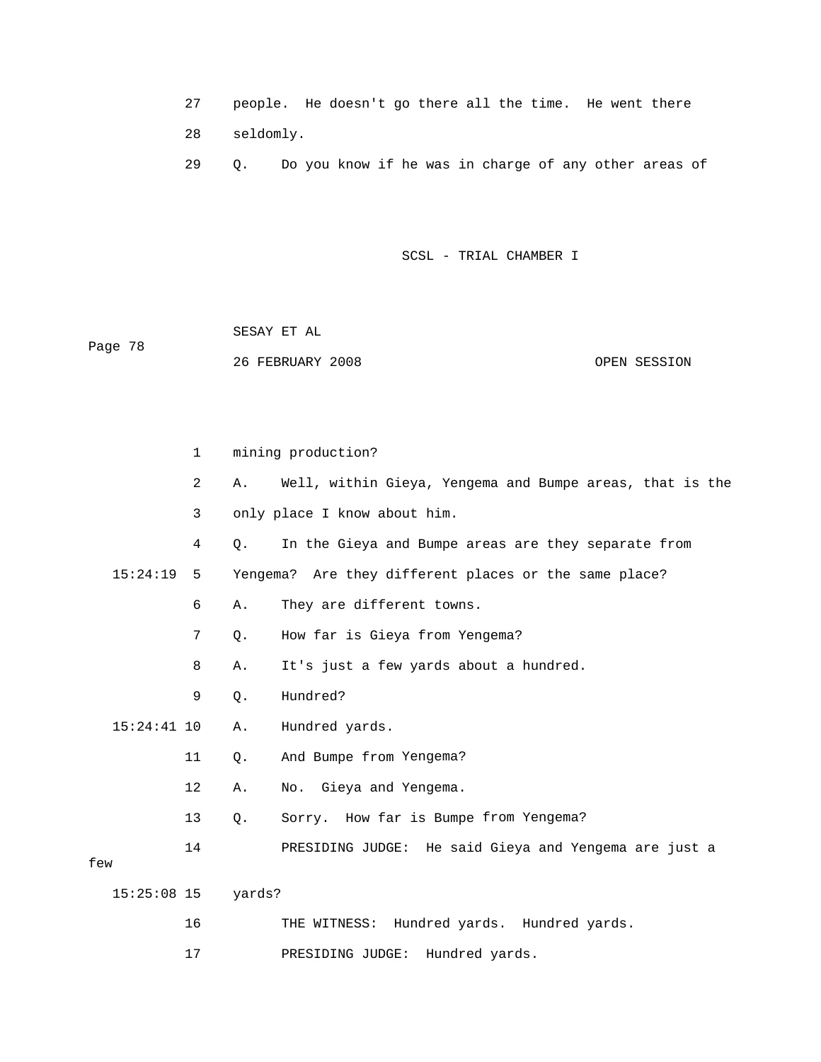27 people. He doesn't go there all the time. He went there

28 seldomly.

29 Q. Do you know if he was in charge of any other areas of

1 mining production?

2 A. Well, within Gieya, Yengema and Bumpe areas, that is the

3 only place I know about him.

4 Q. In the Gieya and Bumpe areas are they separate from

15:24:19 5 Yengema? Are they different places or the same place?

6 A. They are different towns.

7 Q. How far is Gieya from Yengema?

8 A. It's just a few yards about a hundred.

9 Q. Hundred?

15:24:41 10 A. Hundred yards.

11 Q. And Bumpe from Yengema?

12 A. No. Gieya and Yengema.

13 Q. Sorry. How far is Bumpe from Yengema?

14 PRESIDING JUDGE: He said Gieya and Yengema are just a few

15:25:08 15 yards?

16 THE WITNESS: Hundred yards. Hundred yards.

17 PRESIDING JUDGE: Hundred yards.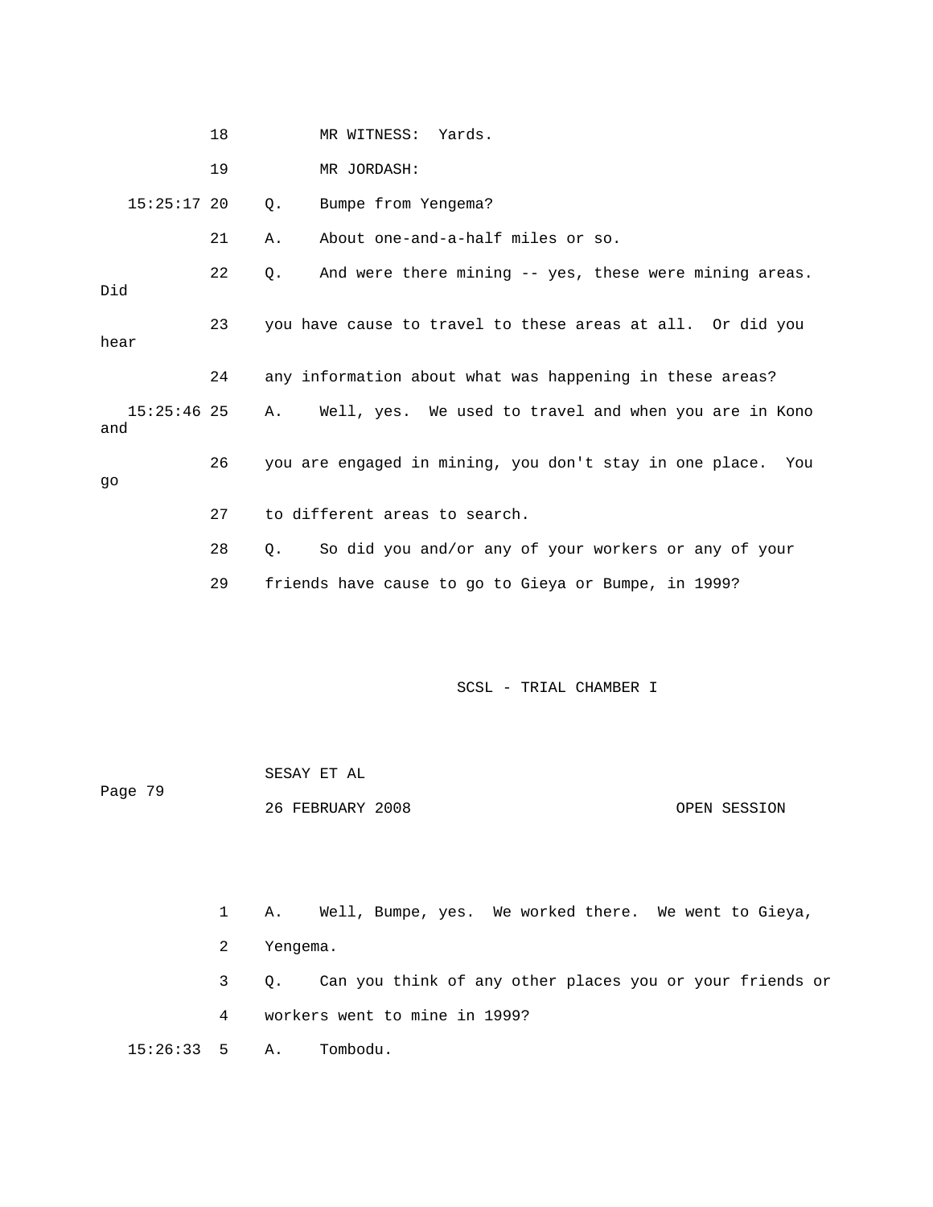18 MR WITNESS: Yards.

19 MR JORDASH:

15:25:17 20 Q. Bumpe from Yengema?

21 A. About one-and-a-half miles or so.

22 Q. And were there mining -- yes, these were mining areas. Did

23 you have cause to travel to these areas at all. Or did you hear

24 any information about what was happening in these areas?

15:25:46 25 A. Well, yes. We used to travel and when you are in Kono and

26 you are engaged in mining, you don't stay in one place. You go

27 to different areas to search.

28 Q. So did you and/or any of your workers or any of your

29 friends have cause to go to Gieya or Bumpe, in 1999?

1 A. Well, Bumpe, yes. We worked there. We went to Gieya,

2 Yengema.

3 Q. Can you think of any other places you or your friends or

4 workers went to mine in 1999?

15:26:33 5 A. Tombodu.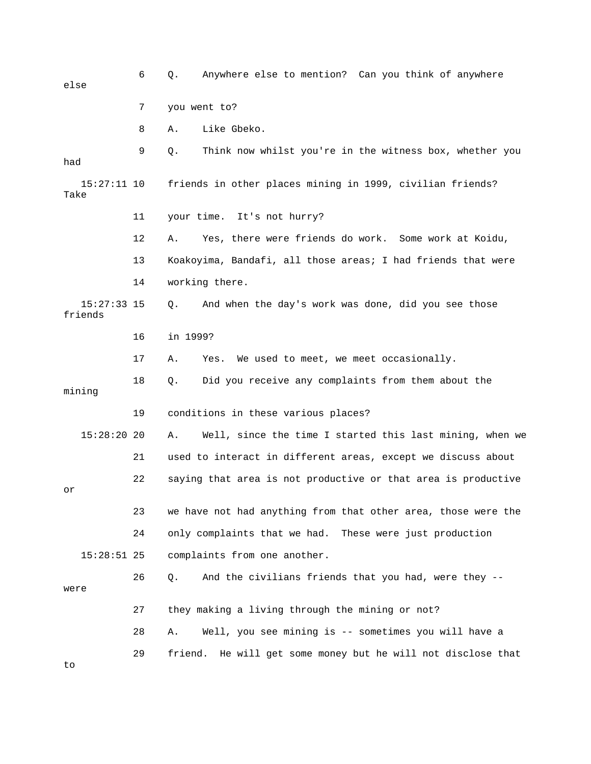6 Q. Anywhere else to mention? Can you think of anywhere else

7 you went to?

8 A. Like Gbeko.

9 Q. Think now whilst you're in the witness box, whether you had

15:27:11 10 friends in other places mining in 1999, civilian friends? Take

11 your time. It's not hurry?

12 A. Yes, there were friends do work. Some work at Koidu,

13 Koakoyima, Bandafi, all those areas; I had friends that were

14 working there.

15:27:33 15 Q. And when the day's work was done, did you see those friends

16 in 1999?

17 A. Yes. We used to meet, we meet occasionally.

18 Q. Did you receive any complaints from them about the mining

19 conditions in these various places?

15:28:20 20 A. Well, since the time I started this last mining, when we

21 used to interact in different areas, except we discuss about

22 saying that area is not productive or that area is productive or

23 we have not had anything from that other area, those were the

24 only complaints that we had. These were just production

15:28:51 25 complaints from one another.

26 Q. And the civilians friends that you had, were they -- were

27 they making a living through the mining or not?

28 A. Well, you see mining is -- sometimes you will have a

29 friend. He will get some money but he will not disclose that to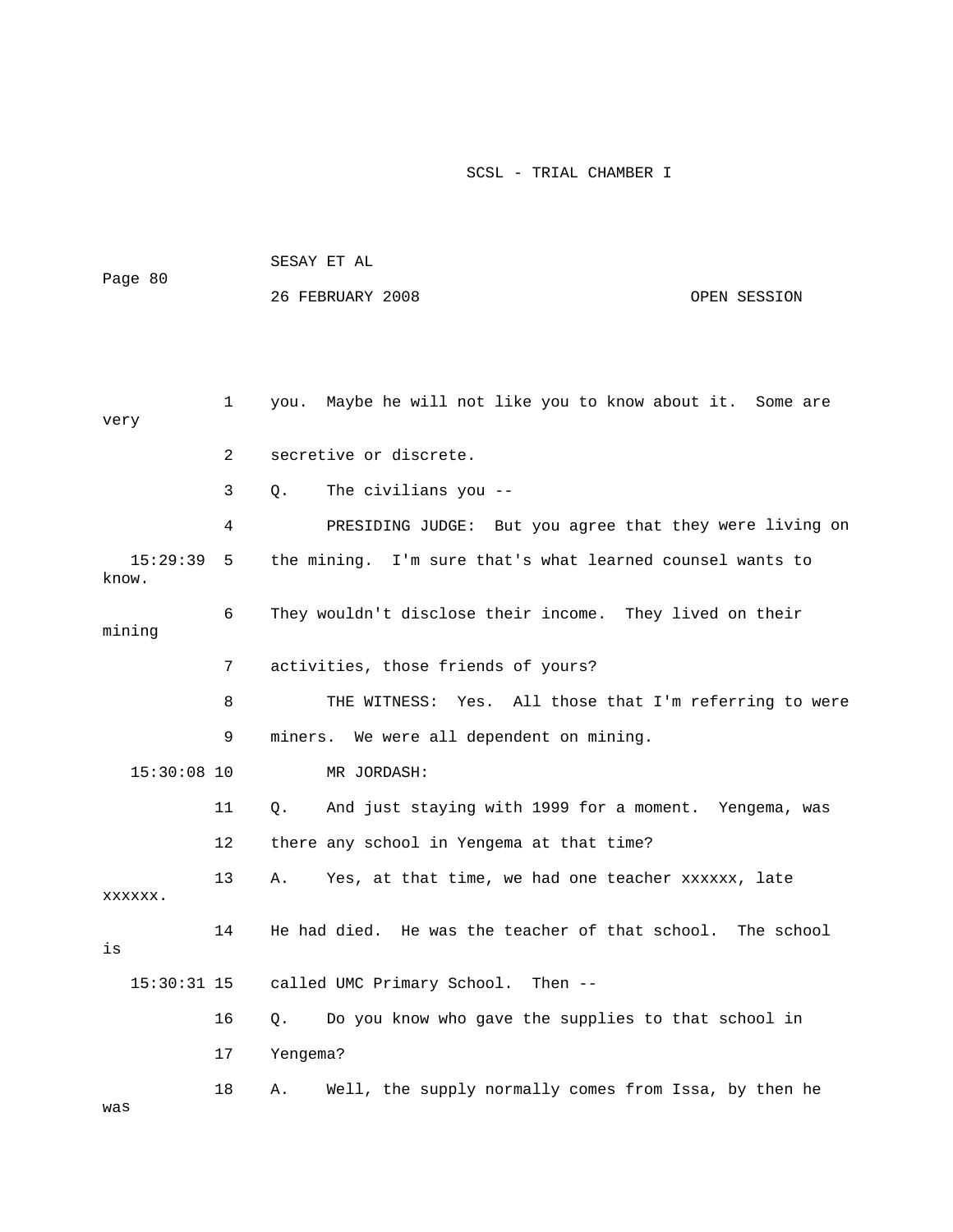1 you. Maybe he will not like you to know about it. Some are very

2 secretive or discrete.

3 Q. The civilians you --

4 PRESIDING JUDGE: But you agree that they were living on

15:29:39 5 the mining. I'm sure that's what learned counsel wants to know.

6 They wouldn't disclose their income. They lived on their mining

7 activities, those friends of yours?

8 THE WITNESS: Yes. All those that I'm referring to were

9 miners. We were all dependent on mining.

15:30:08 10 MR JORDASH:

11 Q. And just staying with 1999 for a moment. Yengema, was

12 there any school in Yengema at that time?

13 A. Yes, at that time, we had one teacher xxxxxx, late xxxxxx.

14 He had died. He was the teacher of that school. The school is

15:30:31 15 called UMC Primary School. Then --

16 Q. Do you know who gave the supplies to that school in

17 Yengema?

18 A. Well, the supply normally comes from Issa, by then he was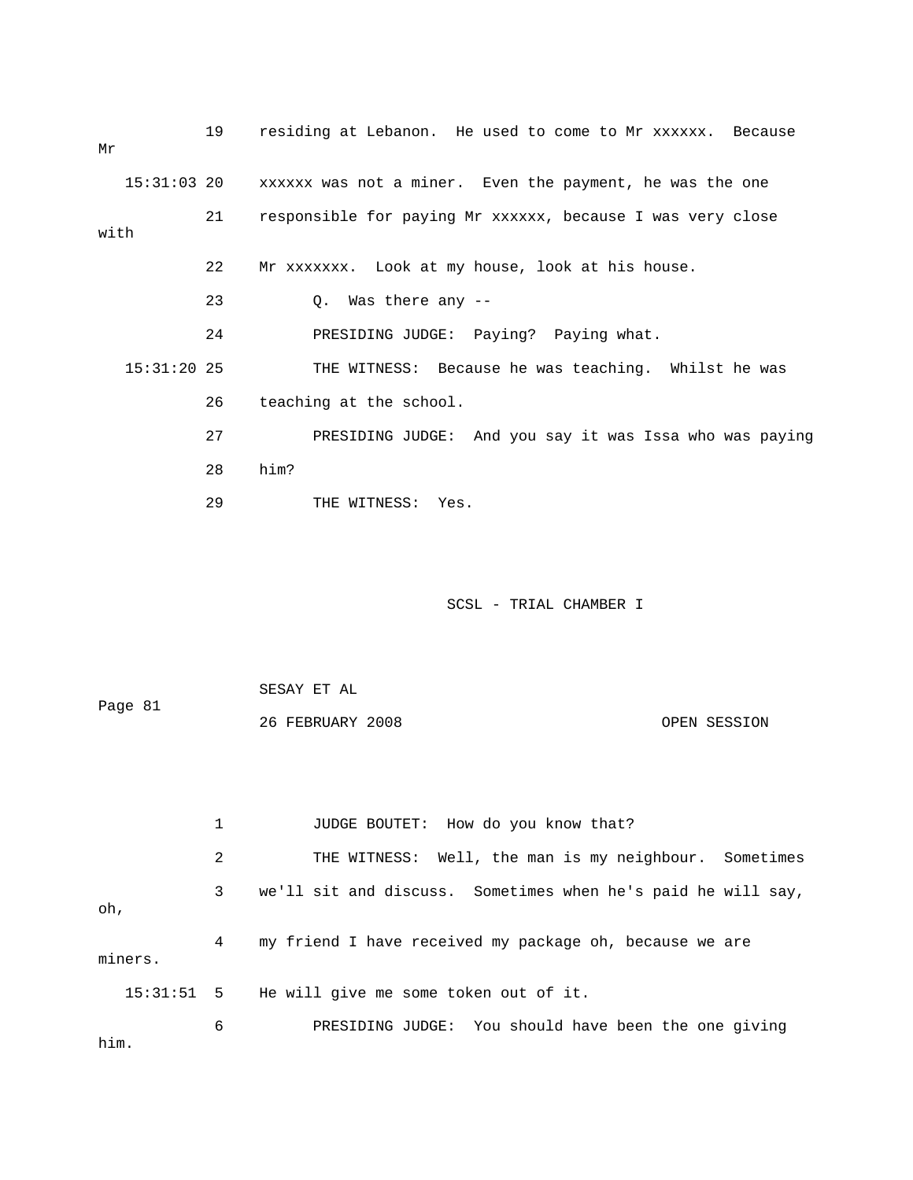19 residing at Lebanon. He used to come to Mr xxxxxx. Because Mr

15:31:03 20 xxxxxx was not a miner. Even the payment, he was the one

21 responsible for paying Mr xxxxxx, because I was very close with

22 Mr xxxxxxx. Look at my house, look at his house.

23 Q. Was there any --

24 PRESIDING JUDGE: Paying? Paying what.

15:31:20 25 THE WITNESS: Because he was teaching. Whilst he was

26 teaching at the school.

27 PRESIDING JUDGE: And you say it was Issa who was paying

28 him?

29 THE WITNESS: Yes.

SCSL - TRIAL CHAMBER I

SESAY ET AL

Page 81

26 FEBRUARY 2008 OPEN SESSION

1 JUDGE BOUTET: How do you know that?

2 THE WITNESS: Well, the man is my neighbour. Sometimes

3 we'll sit and discuss. Sometimes when he's paid he will say, oh,

4 my friend I have received my package oh, because we are miners.

15:31:51 5 He will give me some token out of it.

6 PRESIDING JUDGE: You should have been the one giving him.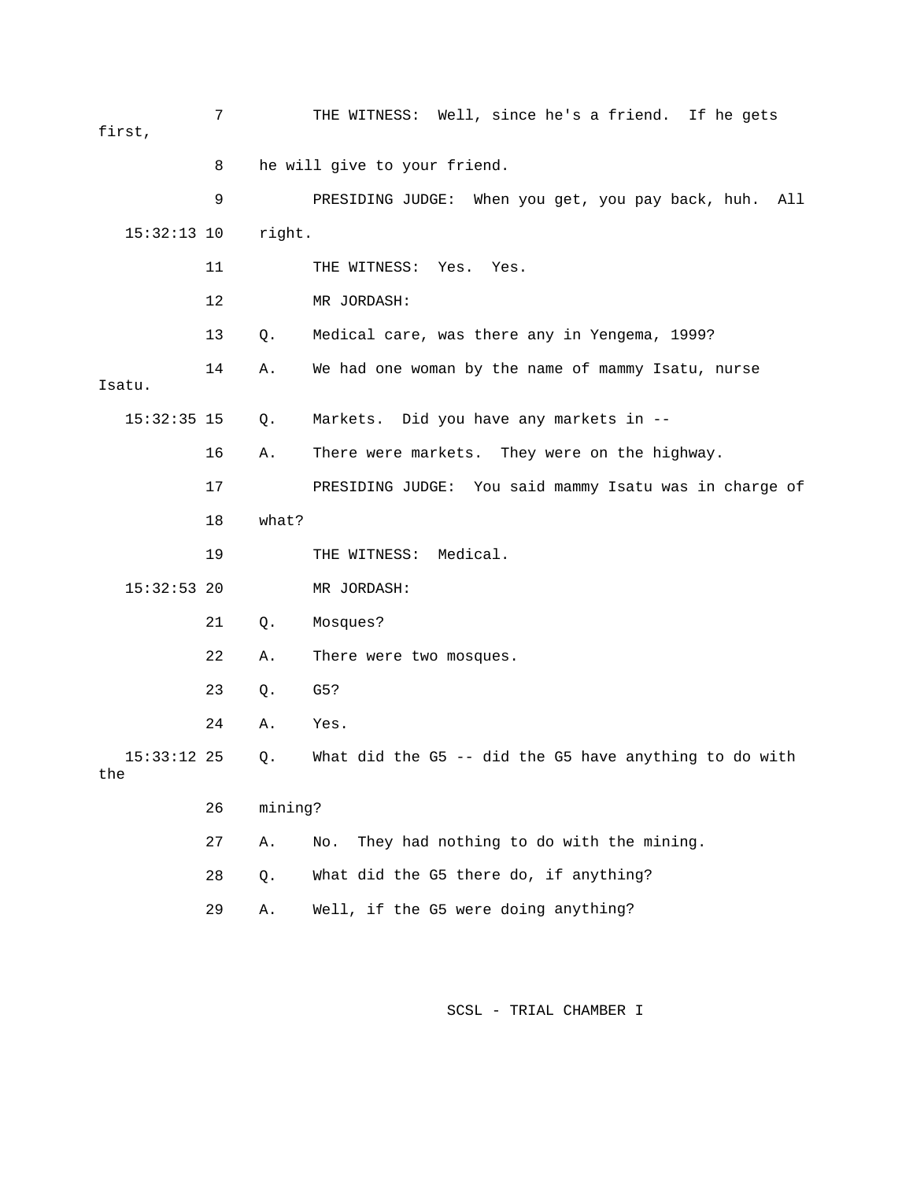7 THE WITNESS: Well, since he's a friend. If he gets first,

8 he will give to your friend.

9 PRESIDING JUDGE: When you get, you pay back, huh. All

15:32:13 10 right.

11 THE WITNESS: Yes. Yes.

12 MR JORDASH:

13 Q. Medical care, was there any in Yengema, 1999?

14 A. We had one woman by the name of mammy Isatu, nurse Isatu.

15:32:35 15 Q. Markets. Did you have any markets in --

16 A. There were markets. They were on the highway.

17 PRESIDING JUDGE: You said mammy Isatu was in charge of

18 what?

19 THE WITNESS: Medical.

15:32:53 20 MR JORDASH:

21 Q. Mosques?

22 A. There were two mosques.

23 Q. G5?

24 A. Yes.

15:33:12 25 Q. What did the G5 -- did the G5 have anything to do with the

26 mining?

27 A. No. They had nothing to do with the mining.

28 Q. What did the G5 there do, if anything?

29 A. Well, if the G5 were doing anything?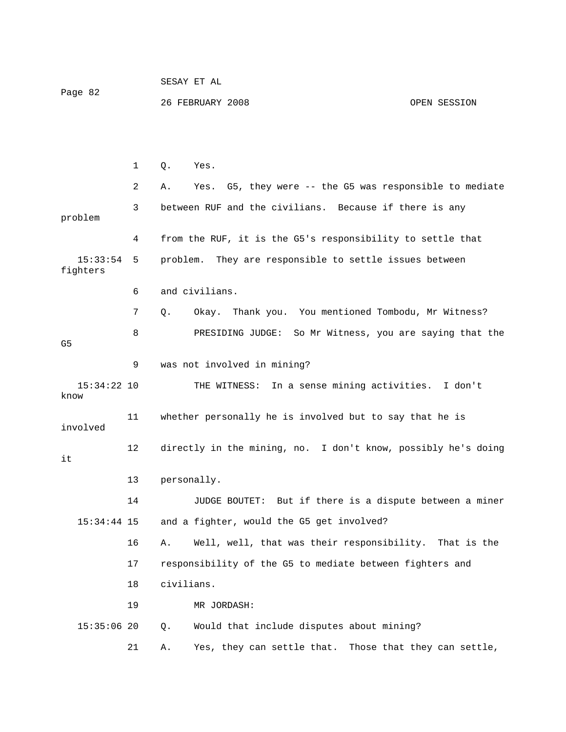1 Q. Yes.

2 A. Yes. G5, they were -- the G5 was responsible to mediate

3 between RUF and the civilians. Because if there is any problem

4 from the RUF, it is the G5's responsibility to settle that

15:33:54 5 problem. They are responsible to settle issues between fighters

6 and civilians.

7 Q. Okay. Thank you. You mentioned Tombodu, Mr Witness?

8 PRESIDING JUDGE: So Mr Witness, you are saying that the G5

9 was not involved in mining?

15:34:22 10 THE WITNESS: In a sense mining activities. I don't know

11 whether personally he is involved but to say that he is involved

12 directly in the mining, no. I don't know, possibly he's doing it

13 personally.

14 JUDGE BOUTET: But if there is a dispute between a miner

15:34:44 15 and a fighter, would the G5 get involved?

16 A. Well, well, that was their responsibility. That is the

17 responsibility of the G5 to mediate between fighters and

18 civilians.

19 MR JORDASH:

15:35:06 20 Q. Would that include disputes about mining?

21 A. Yes, they can settle that. Those that they can settle,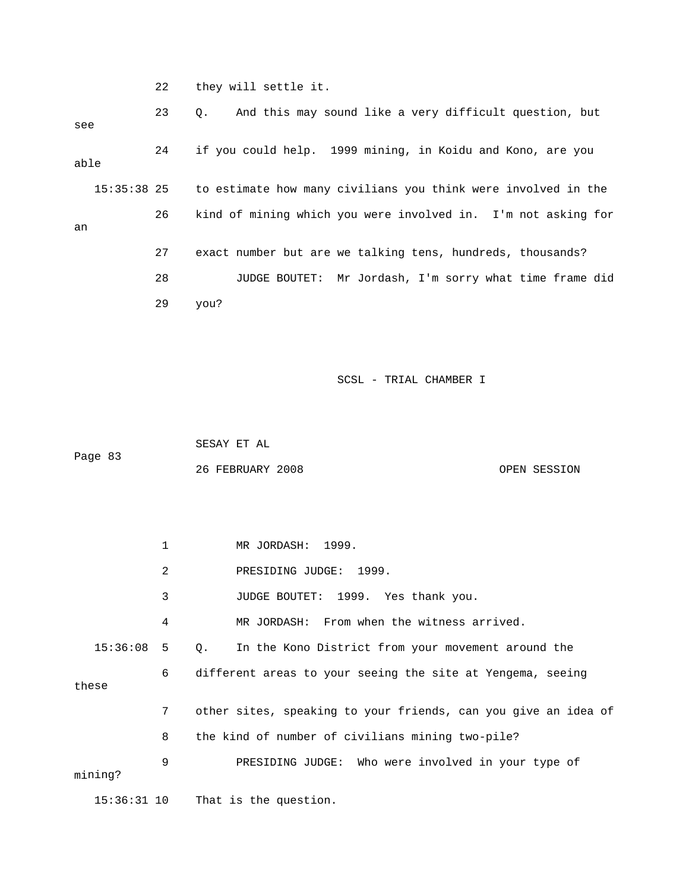22 they will settle it.

23 Q. And this may sound like a very difficult question, but see

24 if you could help. 1999 mining, in Koidu and Kono, are you able

15:35:38 25 to estimate how many civilians you think were involved in the

26 kind of mining which you were involved in. I'm not asking for an

27 exact number but are we talking tens, hundreds, thousands?

28 JUDGE BOUTET: Mr Jordash, I'm sorry what time frame did

29 you?

1 MR JORDASH: 1999.

2 PRESIDING JUDGE: 1999.

3 JUDGE BOUTET: 1999. Yes thank you.

4 MR JORDASH: From when the witness arrived.

15:36:08 5 Q. In the Kono District from your movement around the

6 different areas to your seeing the site at Yengema, seeing these

7 other sites, speaking to your friends, can you give an idea of

8 the kind of number of civilians mining two-pile?

9 PRESIDING JUDGE: Who were involved in your type of mining?

15:36:31 10 That is the question.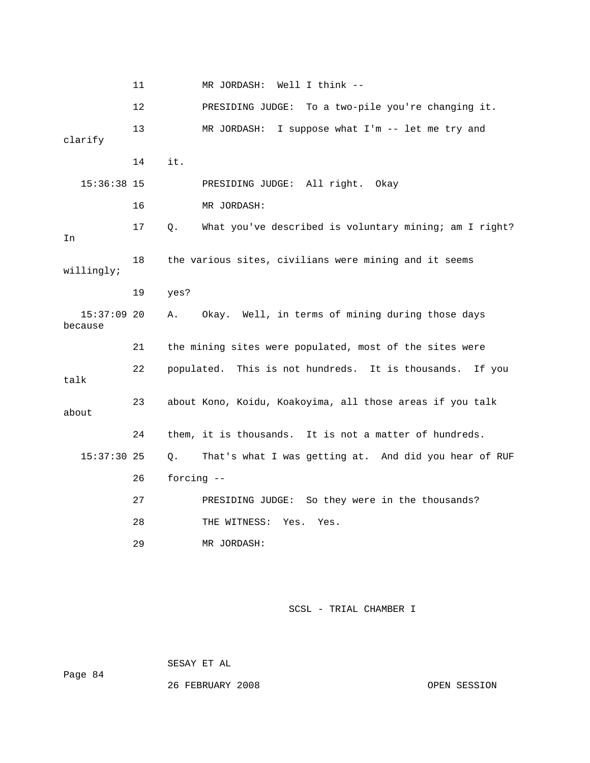11 MR JORDASH: Well I think --

12 PRESIDING JUDGE: To a two-pile you're changing it.

13 MR JORDASH: I suppose what I'm -- let me try and clarify

14 it.

15:36:38 15 PRESIDING JUDGE: All right. Okay

16 MR JORDASH:

17 Q. What you've described is voluntary mining; am I right? In

18 the various sites, civilians were mining and it seems willingly;

19 yes?

15:37:09 20 A. Okay. Well, in terms of mining during those days because

21 the mining sites were populated, most of the sites were

22 populated. This is not hundreds. It is thousands. If you talk

23 about Kono, Koidu, Koakoyima, all those areas if you talk about

24 them, it is thousands. It is not a matter of hundreds.

15:37:30 25 Q. That's what I was getting at. And did you hear of RUF

26 forcing --

27 PRESIDING JUDGE: So they were in the thousands?

28 THE WITNESS: Yes. Yes.

29 MR JORDASH: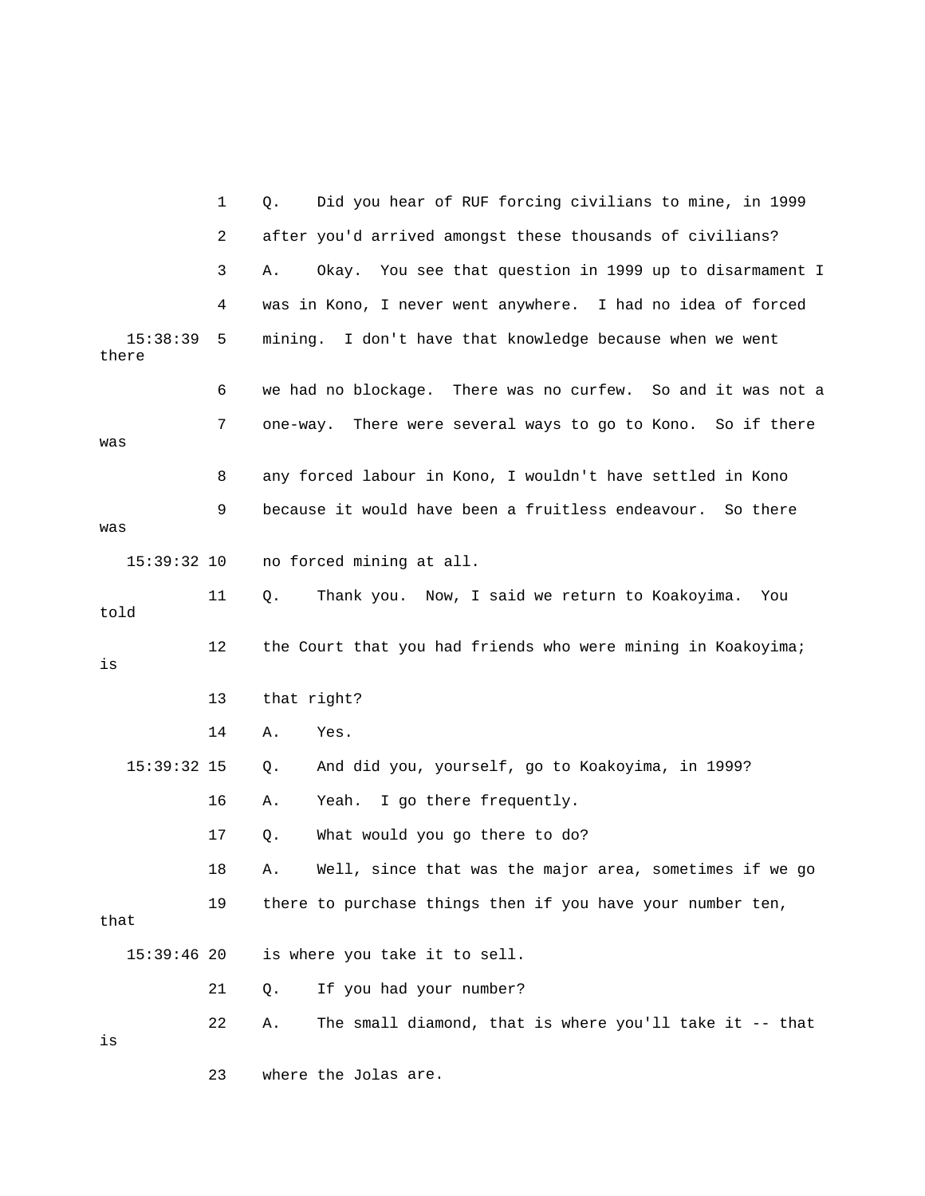1 Q. Did you hear of RUF forcing civilians to mine, in 1999

2 after you'd arrived amongst these thousands of civilians?

3 A. Okay. You see that question in 1999 up to disarmament I

4 was in Kono, I never went anywhere. I had no idea of forced

15:38:39 5 mining. I don't have that knowledge because when we went there

6 we had no blockage. There was no curfew. So and it was not a

7 one-way. There were several ways to go to Kono. So if there was

8 any forced labour in Kono, I wouldn't have settled in Kono

9 because it would have been a fruitless endeavour. So there was

15:39:32 10 no forced mining at all.

11 Q. Thank you. Now, I said we return to Koakoyima. You told

12 the Court that you had friends who were mining in Koakoyima; is

13 that right?

14 A. Yes.

15:39:32 15 Q. And did you, yourself, go to Koakoyima, in 1999?

16 A. Yeah. I go there frequently.

17 Q. What would you go there to do?

18 A. Well, since that was the major area, sometimes if we go

19 there to purchase things then if you have your number ten, that

15:39:46 20 is where you take it to sell.

21 Q. If you had your number?

22 A. The small diamond, that is where you'll take it -- that is

23 where the Jolas are.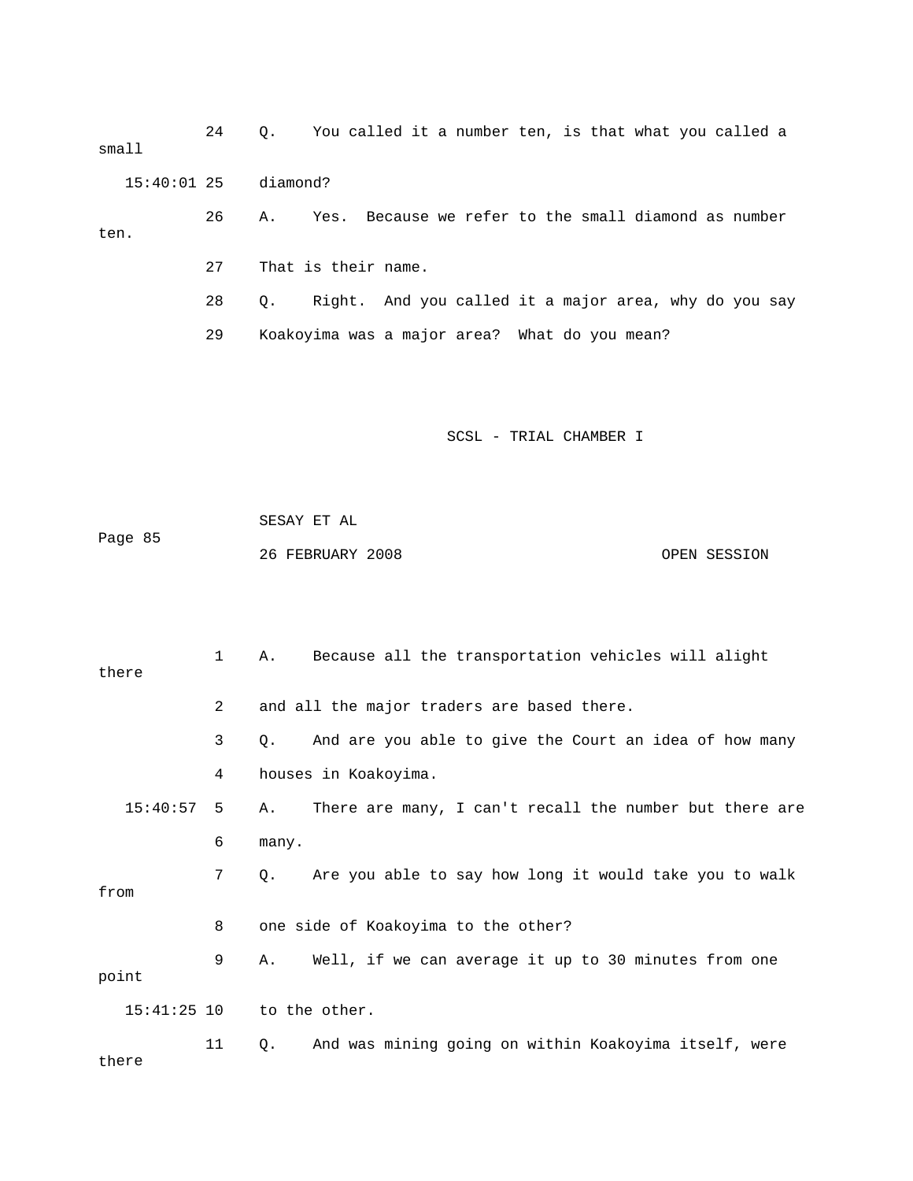24 Q. You called it a number ten, is that what you called a small

15:40:01 25 diamond?

26 A. Yes. Because we refer to the small diamond as number ten.

27 That is their name.

28 Q. Right. And you called it a major area, why do you say

29 Koakoyima was a major area? What do you mean?

1 A. Because all the transportation vehicles will alight there

2 and all the major traders are based there.

3 Q. And are you able to give the Court an idea of how many

4 houses in Koakoyima.

15:40:57 5 A. There are many, I can't recall the number but there are

6 many.

7 Q. Are you able to say how long it would take you to walk from

8 one side of Koakoyima to the other?

9 A. Well, if we can average it up to 30 minutes from one point

15:41:25 10 to the other.

11 Q. And was mining going on within Koakoyima itself, were there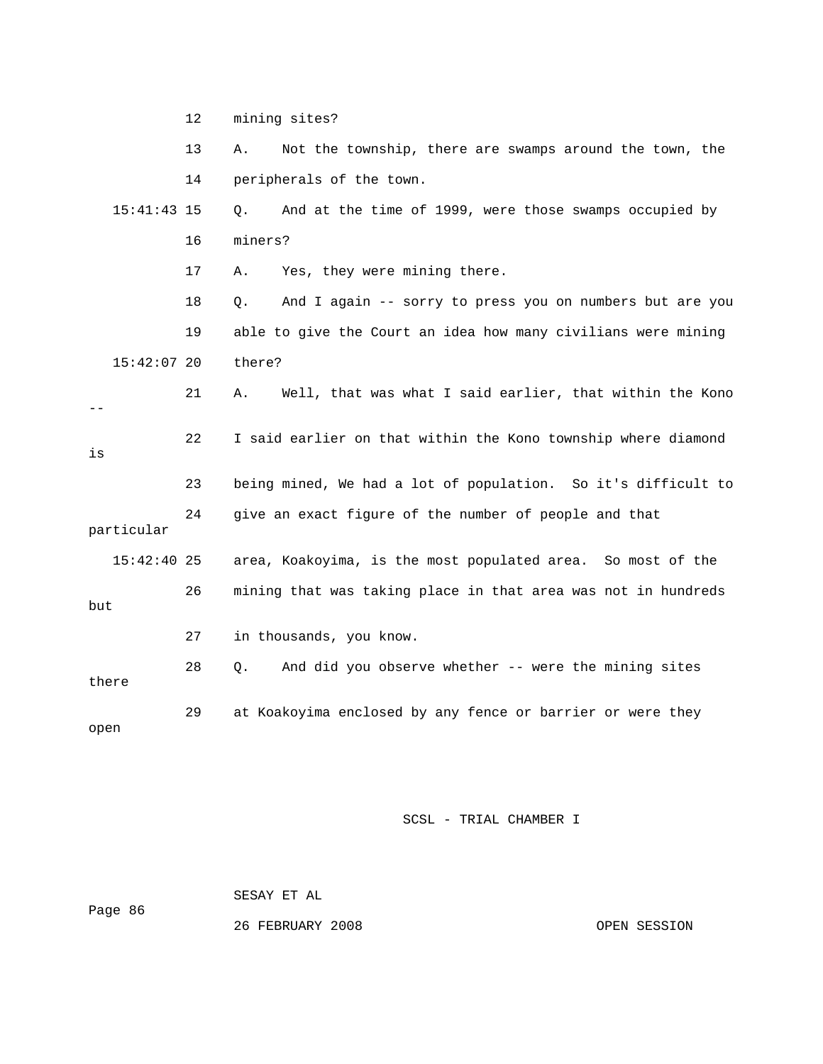12 mining sites?

13 A. Not the township, there are swamps around the town, the

14 peripherals of the town.

15:41:43 15 Q. And at the time of 1999, were those swamps occupied by

16 miners?

17 A. Yes, they were mining there.

18 Q. And I again -- sorry to press you on numbers but are you

19 able to give the Court an idea how many civilians were mining

15:42:07 20 there?

21 A. Well, that was what I said earlier, that within the Kono --

22 I said earlier on that within the Kono township where diamond is

23 being mined, We had a lot of population. So it's difficult to

24 give an exact figure of the number of people and that particular

15:42:40 25 area, Koakoyima, is the most populated area. So most of the

26 mining that was taking place in that area was not in hundreds but

27 in thousands, you know.

28 Q. And did you observe whether -- were the mining sites there

29 at Koakoyima enclosed by any fence or barrier or were they open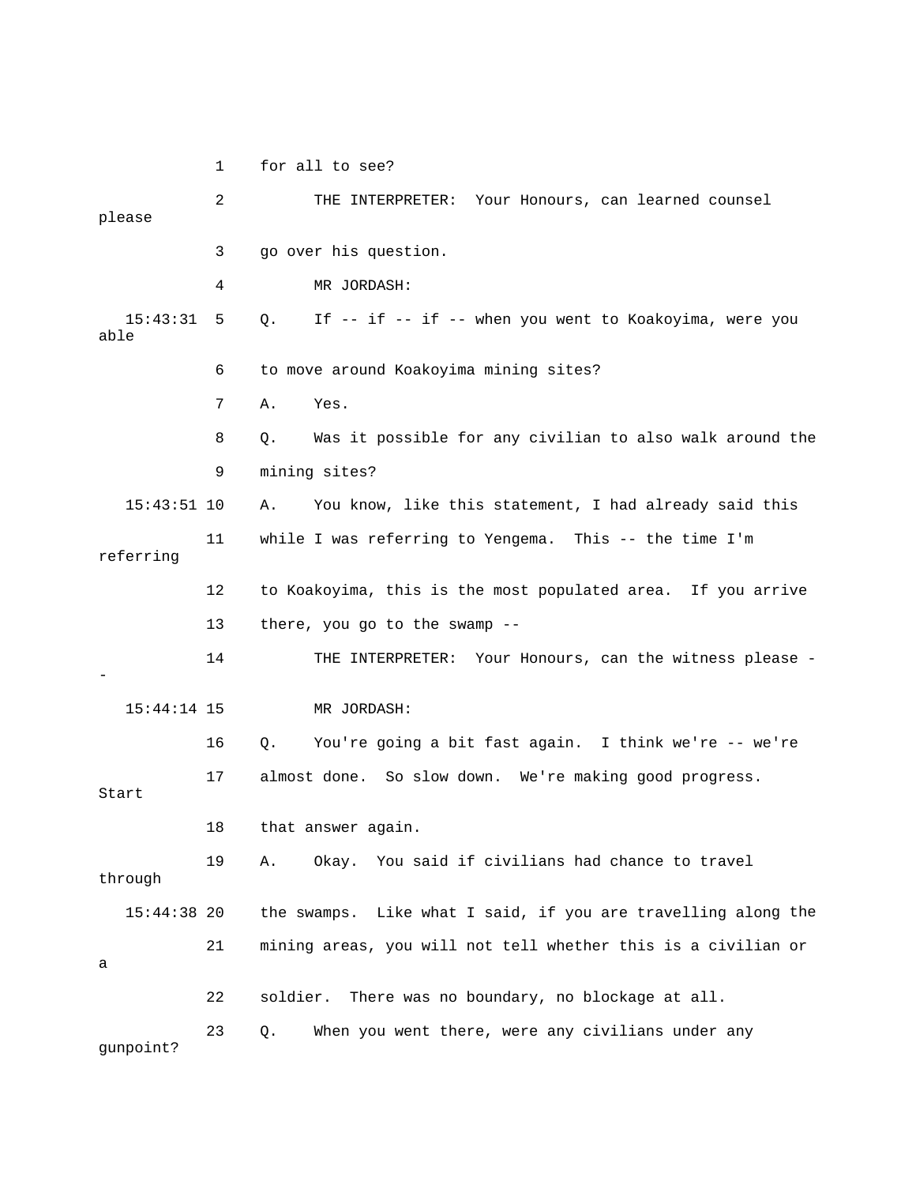1 for all to see?

2 THE INTERPRETER: Your Honours, can learned counsel please

3 go over his question.

4 MR JORDASH:

15:43:31 5 Q. If -- if -- if -- when you went to Koakoyima, were you able

6 to move around Koakoyima mining sites?

7 A. Yes.

8 Q. Was it possible for any civilian to also walk around the

9 mining sites?

15:43:51 10 A. You know, like this statement, I had already said this

11 while I was referring to Yengema. This -- the time I'm referring

12 to Koakoyima, this is the most populated area. If you arrive

13 there, you go to the swamp --

14 THE INTERPRETER: Your Honours, can the witness please --

15:44:14 15 MR JORDASH:

16 Q. You're going a bit fast again. I think we're -- we're

17 almost done. So slow down. We're making good progress. Start

18 that answer again.

19 A. Okay. You said if civilians had chance to travel through

15:44:38 20 the swamps. Like what I said, if you are travelling along the

21 mining areas, you will not tell whether this is a civilian or a

22 soldier. There was no boundary, no blockage at all.

23 Q. When you went there, were any civilians under any gunpoint?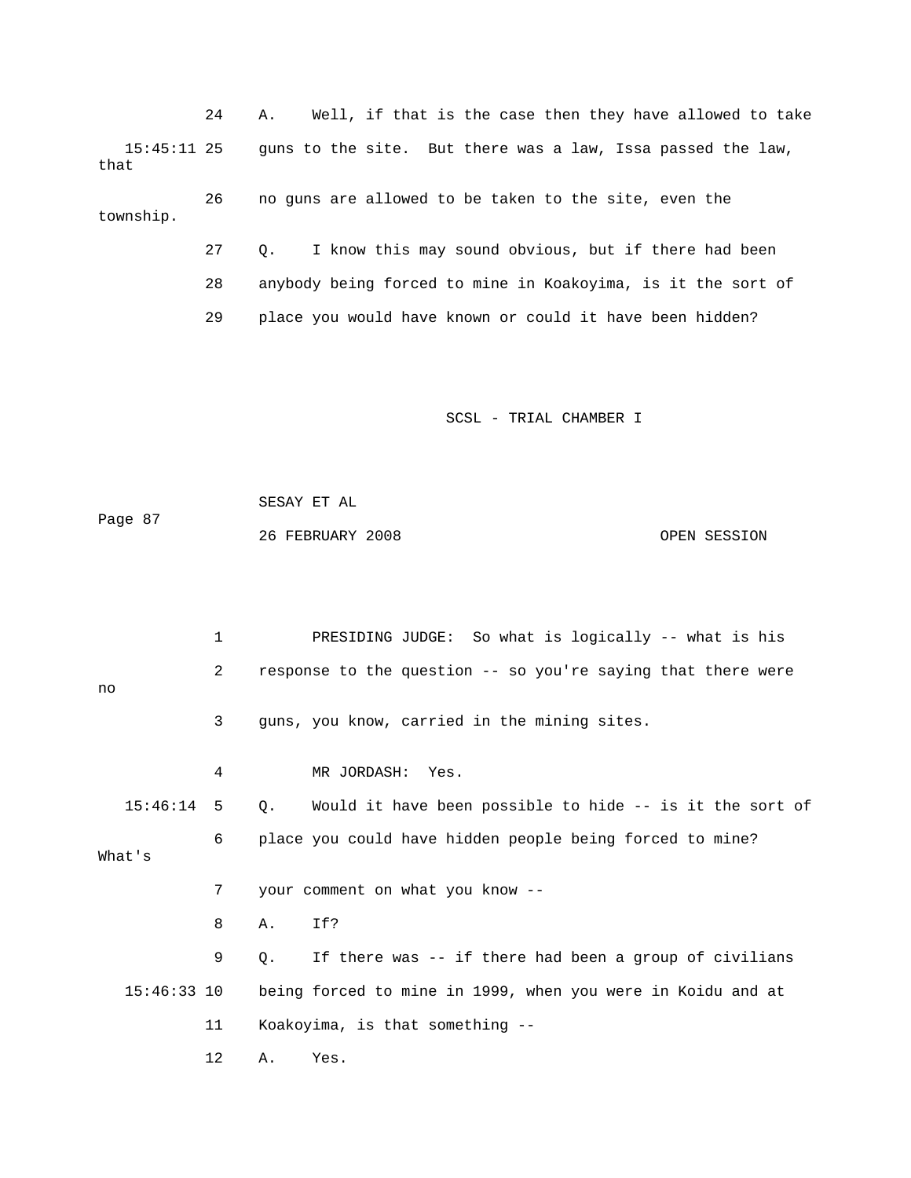24 A. Well, if that is the case then they have allowed to take

15:45:11 25 guns to the site. But there was a law, Issa passed the law, that

26 no guns are allowed to be taken to the site, even the township.

27 Q. I know this may sound obvious, but if there had been

28 anybody being forced to mine in Koakoyima, is it the sort of

29 place you would have known or could it have been hidden?

SCSL - TRIAL CHAMBER I

SESAY ET AL

26 FEBRUARY 2008 OPEN SESSION

1 PRESIDING JUDGE: So what is logically -- what is his

2 response to the question -- so you're saying that there were no

3 guns, you know, carried in the mining sites.

4 MR JORDASH: Yes.

15:46:14 5 Q. Would it have been possible to hide -- is it the sort of

6 place you could have hidden people being forced to mine? What's

7 your comment on what you know --

8 A. If?

9 Q. If there was -- if there had been a group of civilians

15:46:33 10 being forced to mine in 1999, when you were in Koidu and at

11 Koakoyima, is that something --

12 A. Yes.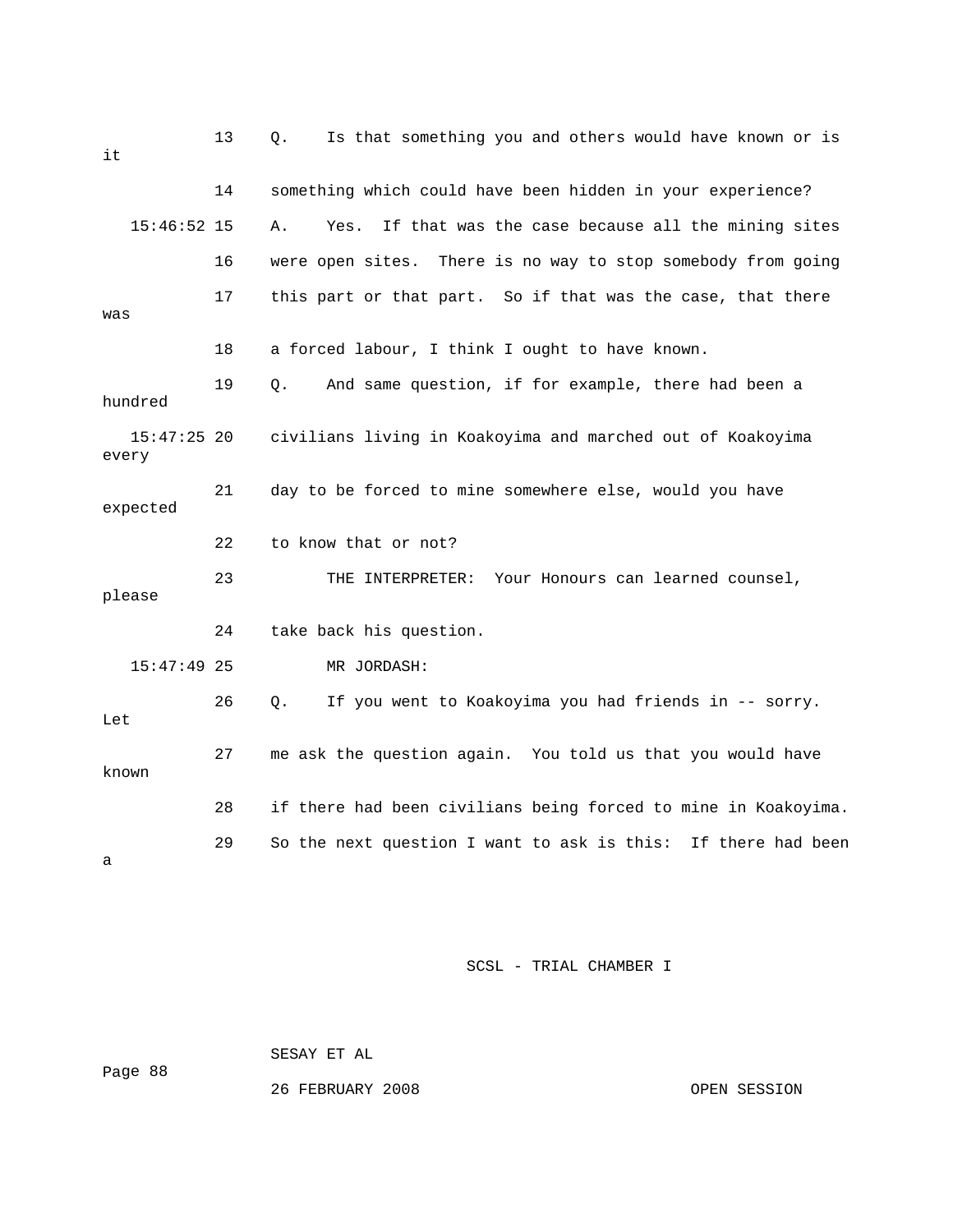13 Q. Is that something you and others would have known or is it

14 something which could have been hidden in your experience?

15:46:52 15 A. Yes. If that was the case because all the mining sites

16 were open sites. There is no way to stop somebody from going

17 this part or that part. So if that was the case, that there was

18 a forced labour, I think I ought to have known.

19 Q. And same question, if for example, there had been a hundred

15:47:25 20 civilians living in Koakoyima and marched out of Koakoyima every

21 day to be forced to mine somewhere else, would you have expected

22 to know that or not?

23 THE INTERPRETER: Your Honours can learned counsel, please

24 take back his question.

15:47:49 25 MR JORDASH:

26 Q. If you went to Koakoyima you had friends in -- sorry. Let

27 me ask the question again. You told us that you would have known

28 if there had been civilians being forced to mine in Koakoyima.

29 So the next question I want to ask is this: If there had been a

SCSL - TRIAL CHAMBER I

SESAY ET AL

26 FEBRUARY 2008 OPEN SESSION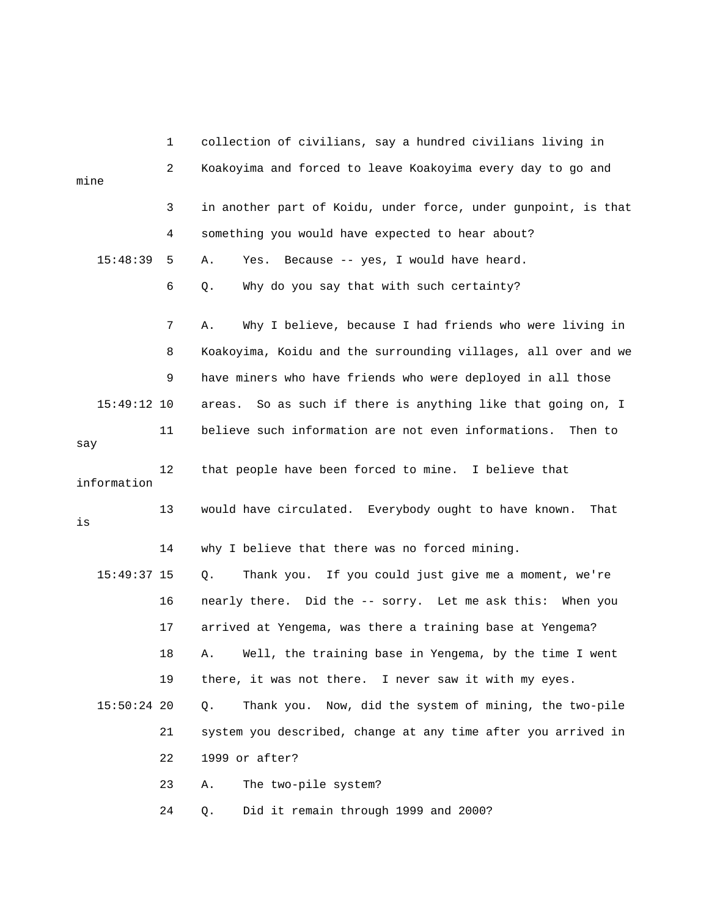1 collection of civilians, say a hundred civilians living in

2 Koakoyima and forced to leave Koakoyima every day to go and mine

3 in another part of Koidu, under force, under gunpoint, is that

4 something you would have expected to hear about?

15:48:39 5 A. Yes. Because -- yes, I would have heard.

6 Q. Why do you say that with such certainty?

7 A. Why I believe, because I had friends who were living in

8 Koakoyima, Koidu and the surrounding villages, all over and we

9 have miners who have friends who were deployed in all those

15:49:12 10 areas. So as such if there is anything like that going on, I

11 believe such information are not even informations. Then to say

12 that people have been forced to mine. I believe that information

13 would have circulated. Everybody ought to have known. That is

14 why I believe that there was no forced mining.

15:49:37 15 Q. Thank you. If you could just give me a moment, we're

16 nearly there. Did the -- sorry. Let me ask this: When you

17 arrived at Yengema, was there a training base at Yengema?

18 A. Well, the training base in Yengema, by the time I went

19 there, it was not there. I never saw it with my eyes.

15:50:24 20 Q. Thank you. Now, did the system of mining, the two-pile

21 system you described, change at any time after you arrived in

22 1999 or after?

23 A. The two-pile system?

24 Q. Did it remain through 1999 and 2000?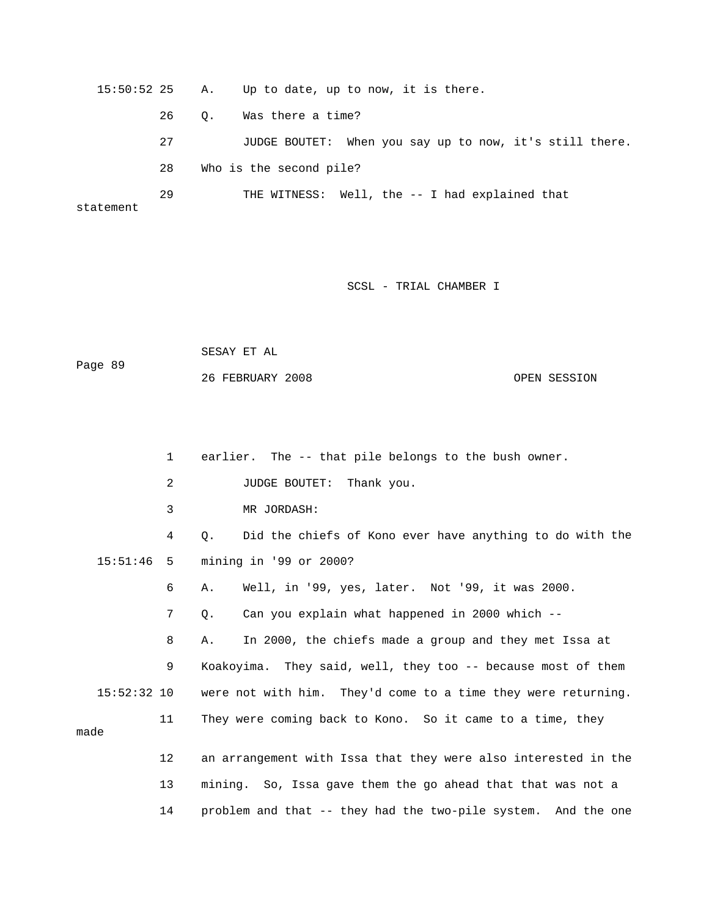15:50:52 25 A. Up to date, up to now, it is there.

26 Q. Was there a time?

27 JUDGE BOUTET: When you say up to now, it's still there.

28 Who is the second pile?

29 THE WITNESS: Well, the -- I had explained that statement

1 earlier. The -- that pile belongs to the bush owner.

2 JUDGE BOUTET: Thank you.

3 MR JORDASH:

4 Q. Did the chiefs of Kono ever have anything to do with the

15:51:46 5 mining in '99 or 2000?

6 A. Well, in '99, yes, later. Not '99, it was 2000.

7 Q. Can you explain what happened in 2000 which --

8 A. In 2000, the chiefs made a group and they met Issa at

9 Koakoyima. They said, well, they too -- because most of them

15:52:32 10 were not with him. They'd come to a time they were returning.

11 They were coming back to Kono. So it came to a time, they made

12 an arrangement with Issa that they were also interested in the

13 mining. So, Issa gave them the go ahead that that was not a

14 problem and that -- they had the two-pile system. And the one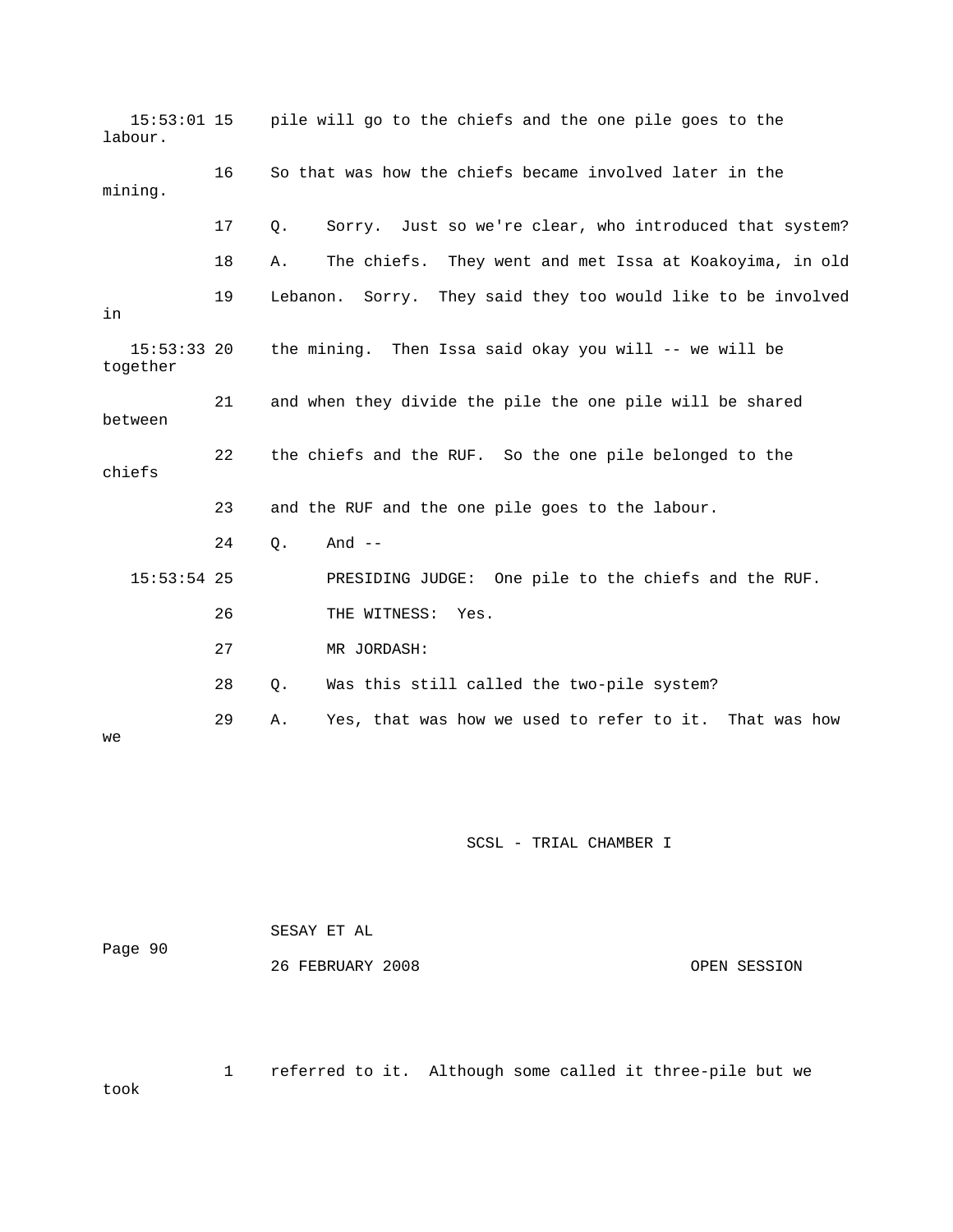15:53:01 15 pile will go to the chiefs and the one pile goes to the labour.

16 So that was how the chiefs became involved later in the mining.

17 Q. Sorry. Just so we're clear, who introduced that system?

18 A. The chiefs. They went and met Issa at Koakoyima, in old

19 Lebanon. Sorry. They said they too would like to be involved in

15:53:33 20 the mining. Then Issa said okay you will -- we will be together

21 and when they divide the pile the one pile will be shared between

22 the chiefs and the RUF. So the one pile belonged to the chiefs

23 and the RUF and the one pile goes to the labour.

24 Q. And --

15:53:54 25 PRESIDING JUDGE: One pile to the chiefs and the RUF.

26 THE WITNESS: Yes.

27 MR JORDASH:

28 Q. Was this still called the two-pile system?

29 A. Yes, that was how we used to refer to it. That was how we

1 referred to it. Although some called it three-pile but we took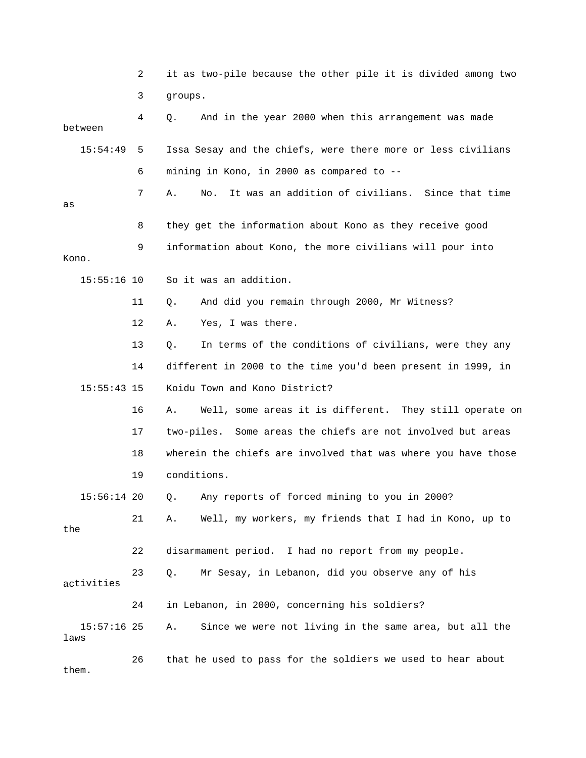2 it as two-pile because the other pile it is divided among two

3 groups.

4 Q. And in the year 2000 when this arrangement was made between

15:54:49 5 Issa Sesay and the chiefs, were there more or less civilians

6 mining in Kono, in 2000 as compared to --

7 A. No. It was an addition of civilians. Since that time as

8 they get the information about Kono as they receive good

9 information about Kono, the more civilians will pour into Kono.

15:55:16 10 So it was an addition.

11 Q. And did you remain through 2000, Mr Witness?

12 A. Yes, I was there.

13 Q. In terms of the conditions of civilians, were they any

14 different in 2000 to the time you'd been present in 1999, in

15:55:43 15 Koidu Town and Kono District?

16 A. Well, some areas it is different. They still operate on

17 two-piles. Some areas the chiefs are not involved but areas

18 wherein the chiefs are involved that was where you have those

19 conditions.

15:56:14 20 Q. Any reports of forced mining to you in 2000?

21 A. Well, my workers, my friends that I had in Kono, up to the

22 disarmament period. I had no report from my people.

23 Q. Mr Sesay, in Lebanon, did you observe any of his activities

24 in Lebanon, in 2000, concerning his soldiers?

15:57:16 25 A. Since we were not living in the same area, but all the laws

26 that he used to pass for the soldiers we used to hear about them.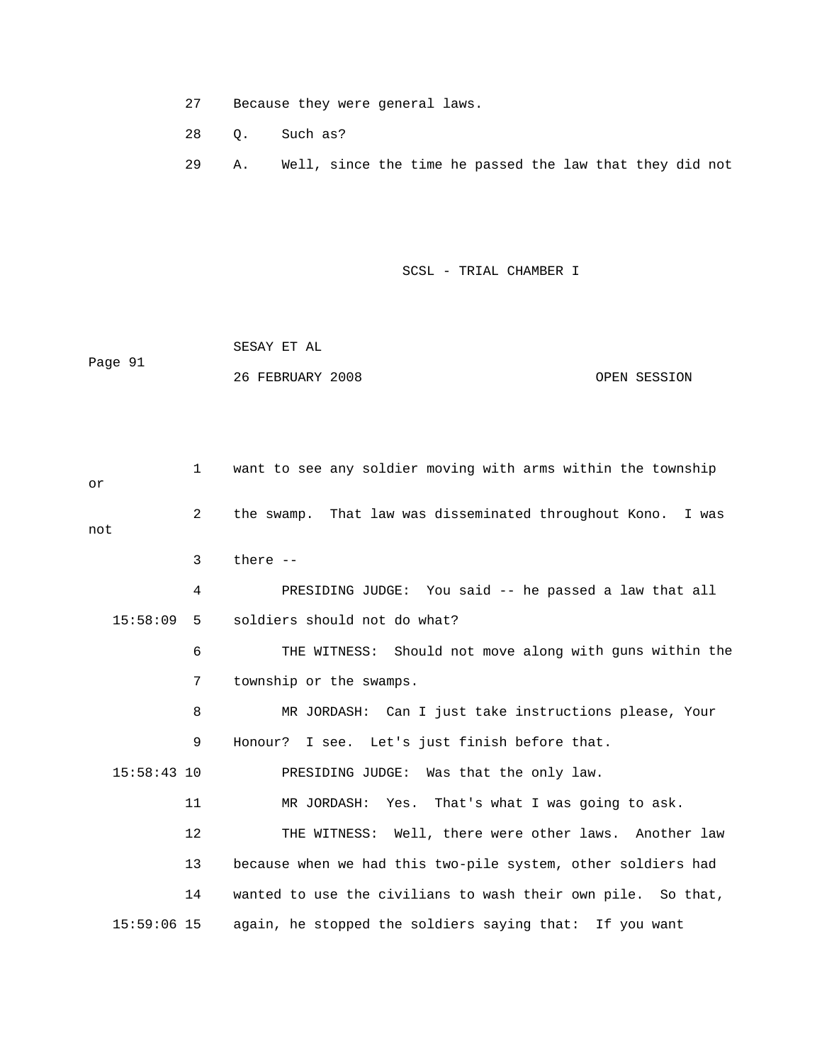27 Because they were general laws.

28 Q. Such as?

29 A. Well, since the time he passed the law that they did not

1 want to see any soldier moving with arms within the township or

2 the swamp. That law was disseminated throughout Kono. I was not

3 there --

4 PRESIDING JUDGE: You said -- he passed a law that all

15:58:09 5 soldiers should not do what?

6 THE WITNESS: Should not move along with guns within the

7 township or the swamps.

8 MR JORDASH: Can I just take instructions please, Your

9 Honour? I see. Let's just finish before that.

15:58:43 10 PRESIDING JUDGE: Was that the only law.

11 MR JORDASH: Yes. That's what I was going to ask.

12 THE WITNESS: Well, there were other laws. Another law

13 because when we had this two-pile system, other soldiers had

14 wanted to use the civilians to wash their own pile. So that,

15:59:06 15 again, he stopped the soldiers saying that: If you want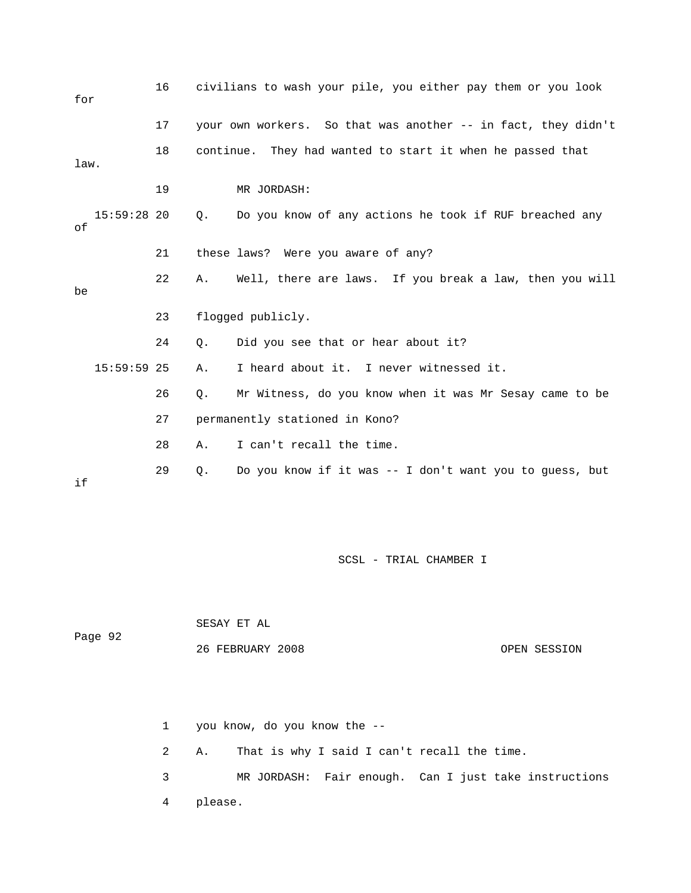16 civilians to wash your pile, you either pay them or you look for

17 your own workers. So that was another -- in fact, they didn't

18 continue. They had wanted to start it when he passed that law.

19 MR JORDASH:

15:59:28 20 Q. Do you know of any actions he took if RUF breached any of

21 these laws? Were you aware of any?

22 A. Well, there are laws. If you break a law, then you will be

23 flogged publicly.

24 Q. Did you see that or hear about it?

15:59:59 25 A. I heard about it. I never witnessed it.

26 Q. Mr Witness, do you know when it was Mr Sesay came to be

27 permanently stationed in Kono?

28 A. I can't recall the time.

29 Q. Do you know if it was -- I don't want you to guess, but if

1 you know, do you know the --

2 A. That is why I said I can't recall the time.

3 MR JORDASH: Fair enough. Can I just take instructions

4 please.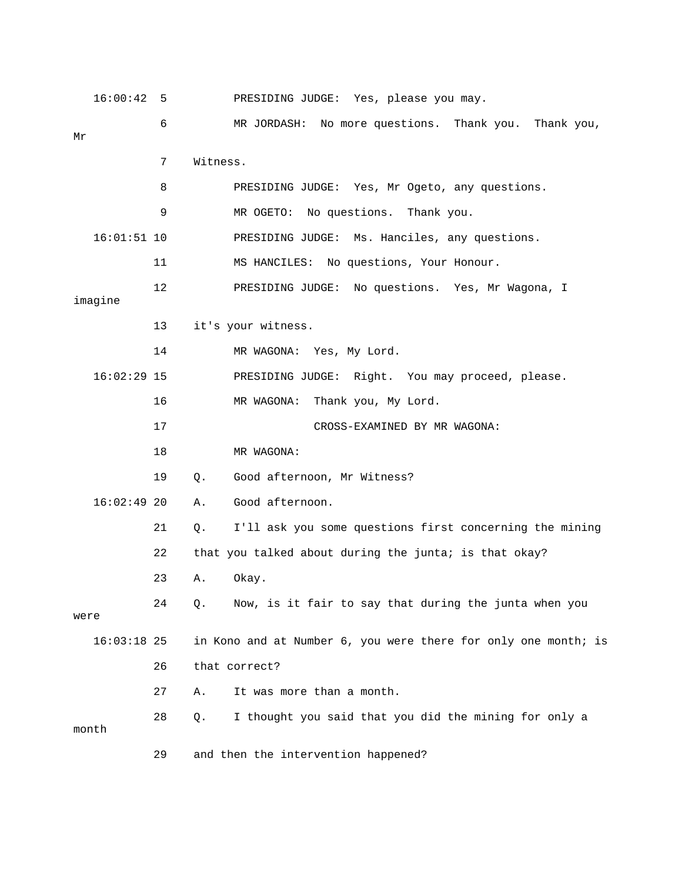16:00:42 5 PRESIDING JUDGE: Yes, please you may.

6 MR JORDASH: No more questions. Thank you. Thank you, Mr

7 Witness.

8 PRESIDING JUDGE: Yes, Mr Ogeto, any questions.

9 MR OGETO: No questions. Thank you.

16:01:51 10 PRESIDING JUDGE: Ms. Hanciles, any questions.

11 MS HANCILES: No questions, Your Honour.

12 PRESIDING JUDGE: No questions. Yes, Mr Wagona, I imagine

13 it's your witness.

14 MR WAGONA: Yes, My Lord.

16:02:29 15 PRESIDING JUDGE: Right. You may proceed, please.

16 MR WAGONA: Thank you, My Lord.

17 CROSS-EXAMINED BY MR WAGONA:

18 MR WAGONA:

19 Q. Good afternoon, Mr Witness?

16:02:49 20 A. Good afternoon.

21 Q. I'll ask you some questions first concerning the mining

22 that you talked about during the junta; is that okay?

23 A. Okay.

24 Q. Now, is it fair to say that during the junta when you were

16:03:18 25 in Kono and at Number 6, you were there for only one month; is

26 that correct?

27 A. It was more than a month.

28 Q. I thought you said that you did the mining for only a month

29 and then the intervention happened?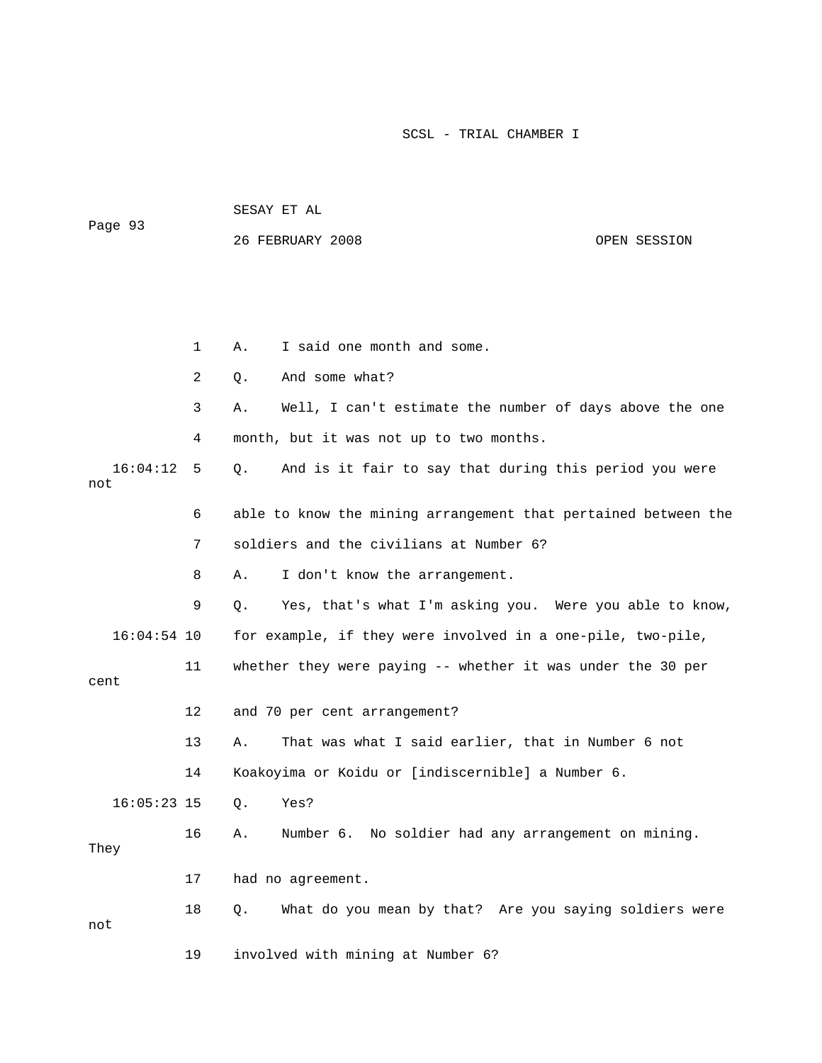1 A. I said one month and some.

2 Q. And some what?

3 A. Well, I can't estimate the number of days above the one

4 month, but it was not up to two months.

16:04:12 5 Q. And is it fair to say that during this period you were not

6 able to know the mining arrangement that pertained between the

7 soldiers and the civilians at Number 6?

8 A. I don't know the arrangement.

9 Q. Yes, that's what I'm asking you. Were you able to know,

16:04:54 10 for example, if they were involved in a one-pile, two-pile,

11 whether they were paying -- whether it was under the 30 per cent

12 and 70 per cent arrangement?

13 A. That was what I said earlier, that in Number 6 not

14 Koakoyima or Koidu or [indiscernible] a Number 6.

16:05:23 15 Q. Yes?

16 A. Number 6. No soldier had any arrangement on mining. They

17 had no agreement.

18 Q. What do you mean by that? Are you saying soldiers were not

19 involved with mining at Number 6?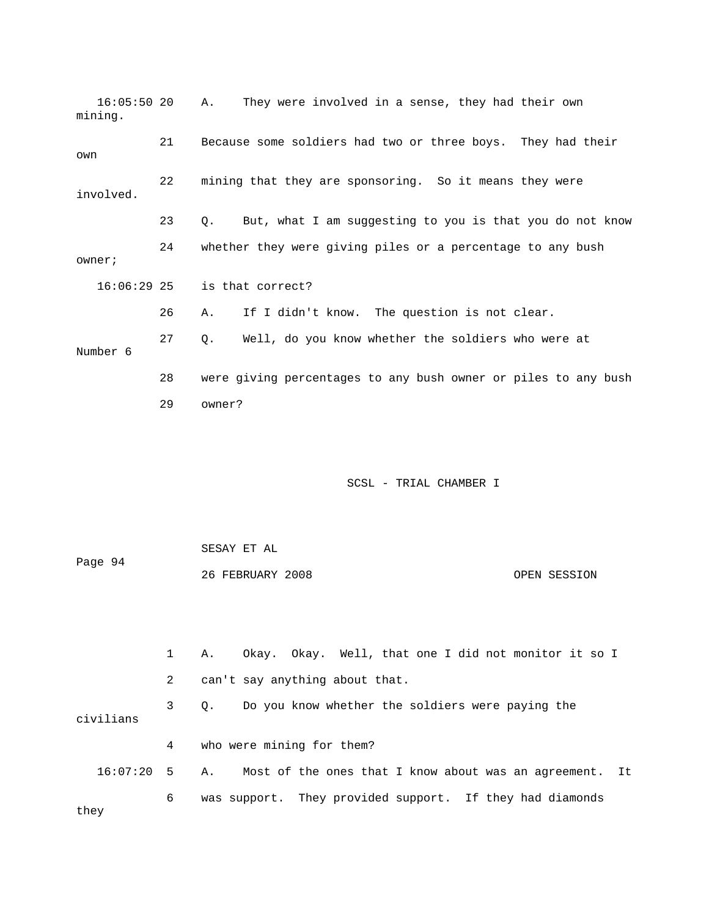16:05:50 20 A. They were involved in a sense, they had their own mining.

21 Because some soldiers had two or three boys. They had their own

22 mining that they are sponsoring. So it means they were involved.

23 Q. But, what I am suggesting to you is that you do not know

24 whether they were giving piles or a percentage to any bush owner;

16:06:29 25 is that correct?

26 A. If I didn't know. The question is not clear.

27 Q. Well, do you know whether the soldiers who were at Number 6

28 were giving percentages to any bush owner or piles to any bush

29 owner?

1 A. Okay. Okay. Well, that one I did not monitor it so I

2 can't say anything about that.

3 Q. Do you know whether the soldiers were paying the civilians

4 who were mining for them?

16:07:20 5 A. Most of the ones that I know about was an agreement. It

6 was support. They provided support. If they had diamonds they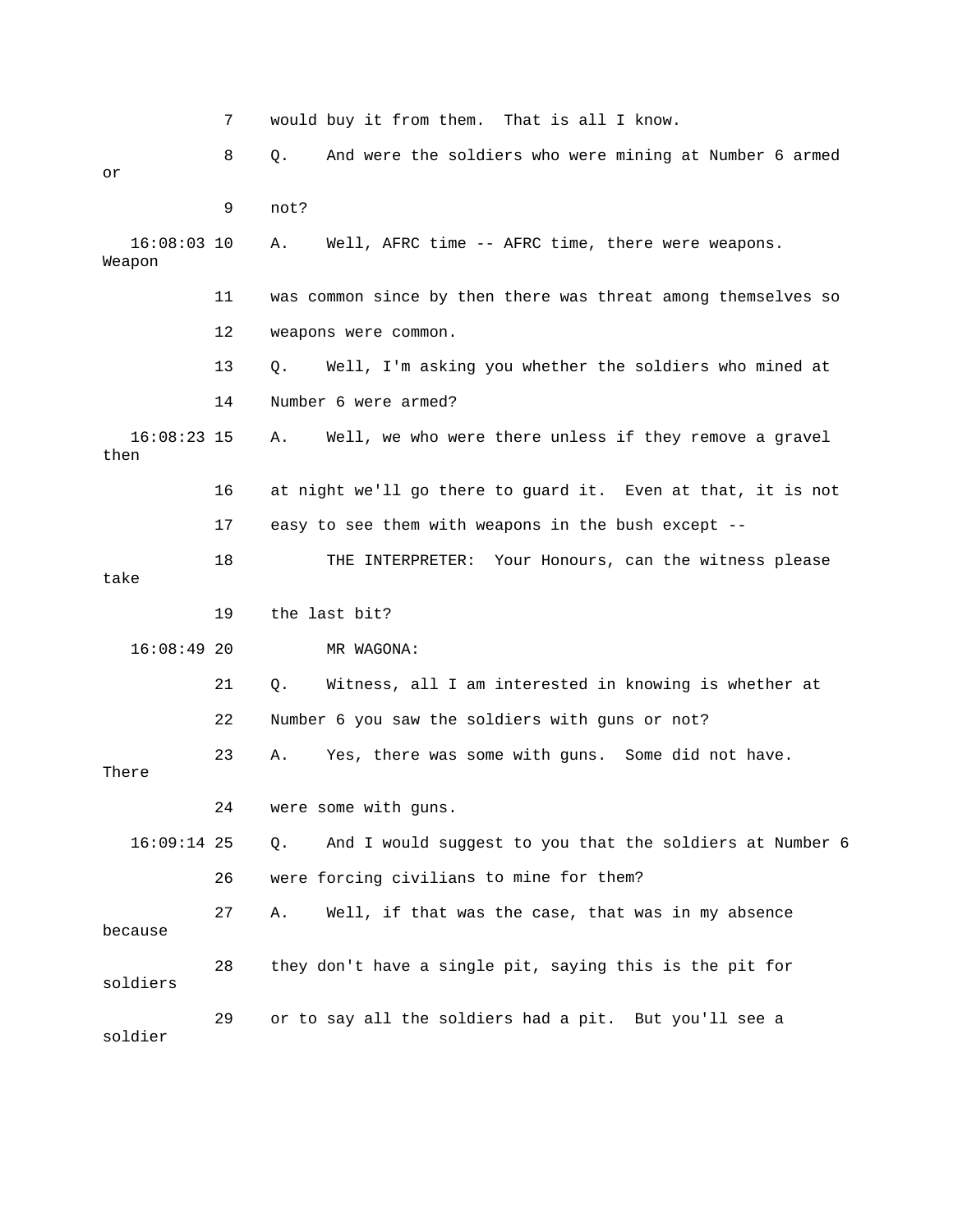7 would buy it from them. That is all I know.

8 Q. And were the soldiers who were mining at Number 6 armed or

9 not?

16:08:03 10 A. Well, AFRC time -- AFRC time, there were weapons. Weapon

11 was common since by then there was threat among themselves so

12 weapons were common.

13 Q. Well, I'm asking you whether the soldiers who mined at

14 Number 6 were armed?

16:08:23 15 A. Well, we who were there unless if they remove a gravel then

16 at night we'll go there to guard it. Even at that, it is not

17 easy to see them with weapons in the bush except --

18 THE INTERPRETER: Your Honours, can the witness please take

19 the last bit?

16:08:49 20 MR WAGONA:

21 Q. Witness, all I am interested in knowing is whether at

22 Number 6 you saw the soldiers with guns or not?

23 A. Yes, there was some with guns. Some did not have. There

24 were some with guns.

16:09:14 25 Q. And I would suggest to you that the soldiers at Number 6

26 were forcing civilians to mine for them?

27 A. Well, if that was the case, that was in my absence because

28 they don't have a single pit, saying this is the pit for soldiers

29 or to say all the soldiers had a pit. But you'll see a soldier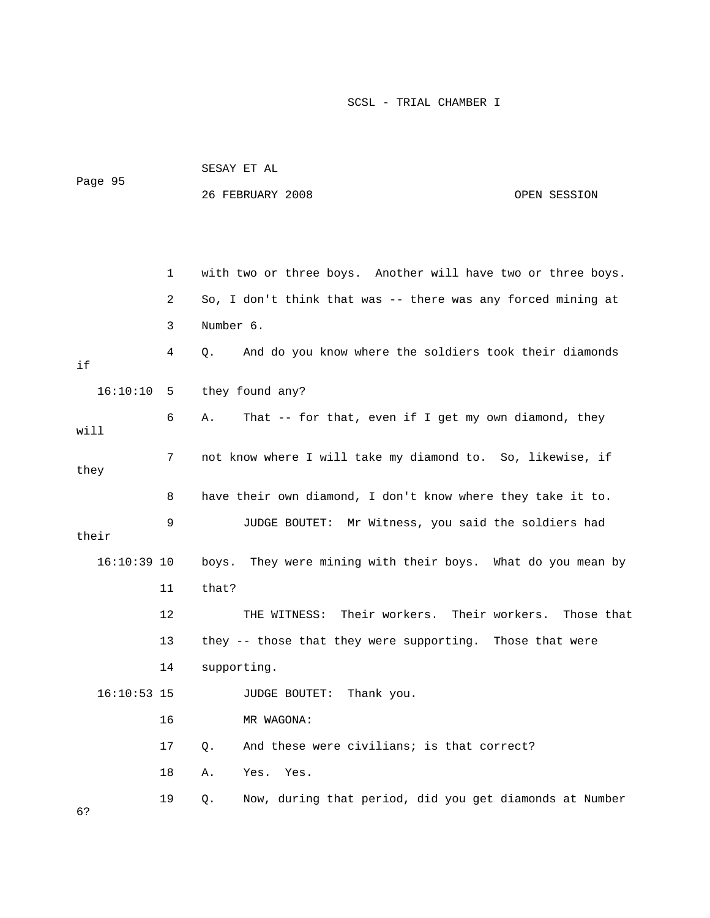with two or three boys. Another will have two or three boys. So, I don't think that was -- there was any forced mining at Number 6.

Q. And do you know where the soldiers took their diamonds if they found any?

A. That -- for that, even if I get my own diamond, they will not know where I will take my diamond to. So, likewise, if they have their own diamond, I don't know where they take it to.

JUDGE BOUTET: Mr Witness, you said the soldiers had their boys. They were mining with their boys. What do you mean by that?

THE WITNESS: Their workers. Their workers. Those that they -- those that they were supporting. Those that were supporting.

JUDGE BOUTET: Thank you.

MR WAGONA:

Q. And these were civilians; is that correct?

A. Yes. Yes.

Q. Now, during that period, did you get diamonds at Number 6?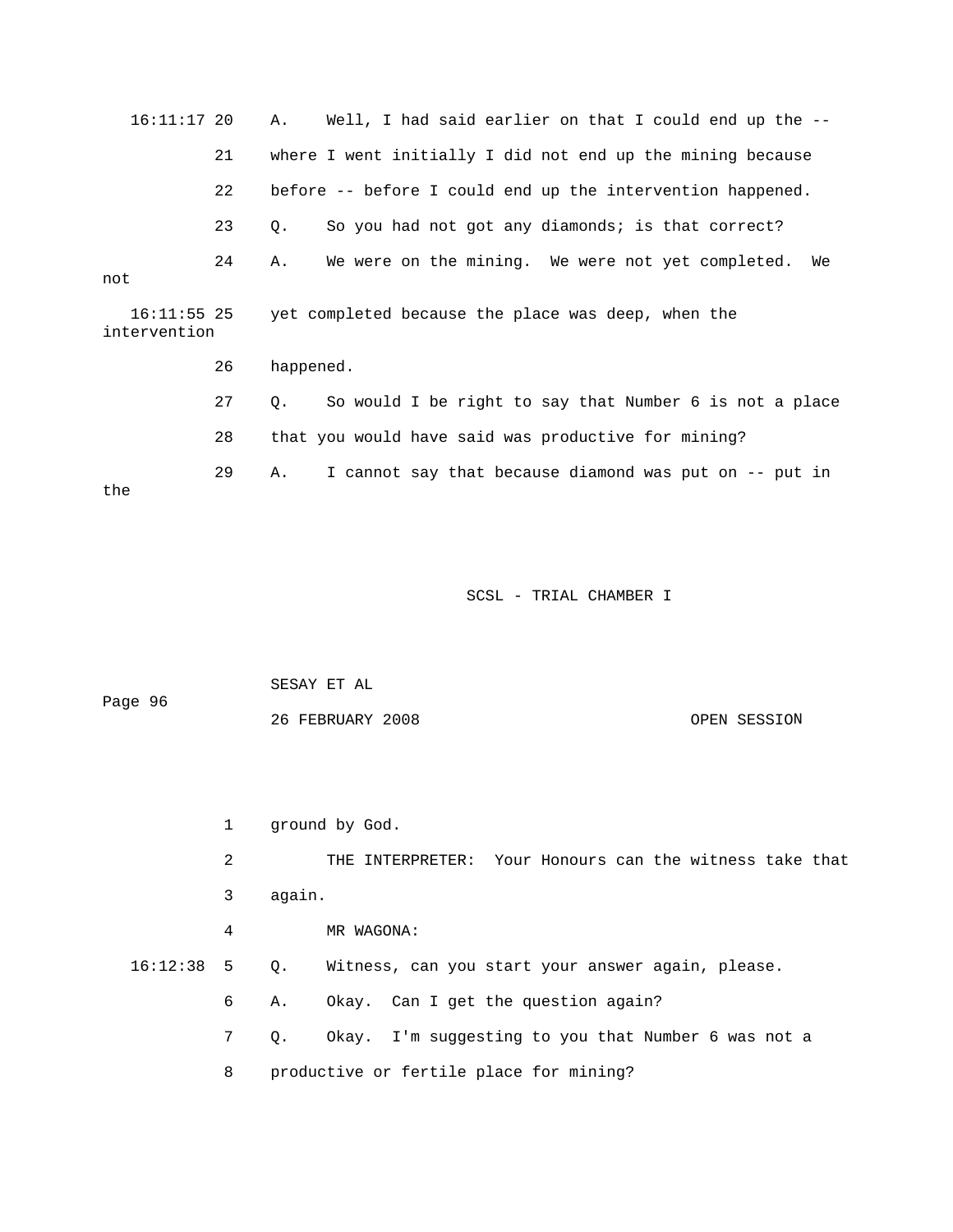16:11:17 20 A. Well, I had said earlier on that I could end up the --

21 where I went initially I did not end up the mining because

22 before -- before I could end up the intervention happened.

23 Q. So you had not got any diamonds; is that correct?

24 A. We were on the mining. We were not yet completed. We not

16:11:55 25 yet completed because the place was deep, when the intervention

26 happened.

27 Q. So would I be right to say that Number 6 is not a place

28 that you would have said was productive for mining?

29 A. I cannot say that because diamond was put on -- put in the

1 ground by God.

2 THE INTERPRETER: Your Honours can the witness take that

3 again.

4 MR WAGONA:

16:12:38 5 Q. Witness, can you start your answer again, please.

6 A. Okay. Can I get the question again?

7 Q. Okay. I'm suggesting to you that Number 6 was not a

8 productive or fertile place for mining?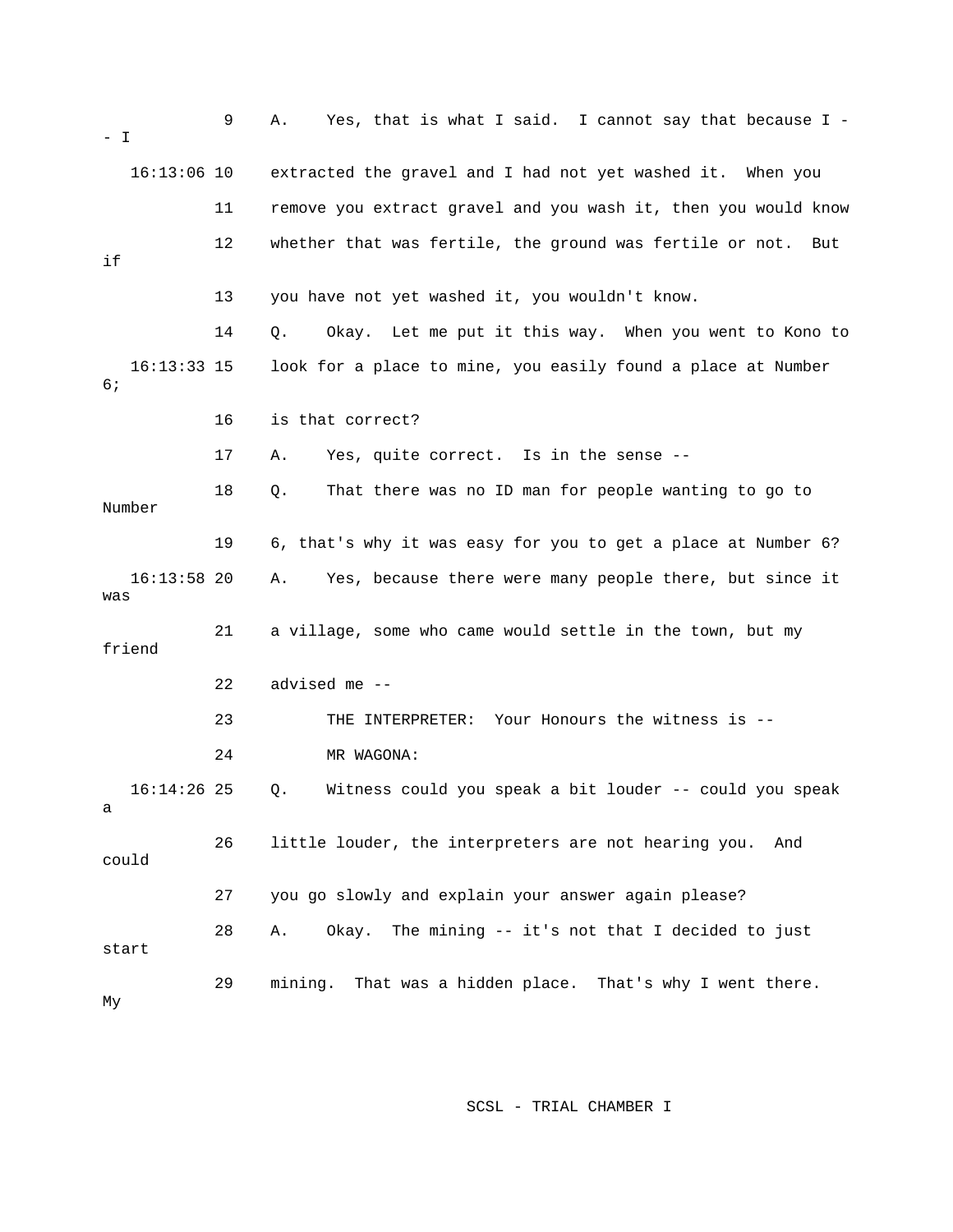9 A. Yes, that is what I said. I cannot say that because I -
- I

16:13:06 10 extracted the gravel and I had not yet washed it. When you

11 remove you extract gravel and you wash it, then you would know

12 whether that was fertile, the ground was fertile or not. But
if

13 you have not yet washed it, you wouldn't know.

14 Q. Okay. Let me put it this way. When you went to Kono to

16:13:33 15 look for a place to mine, you easily found a place at Number
6;

16 is that correct?

17 A. Yes, quite correct. Is in the sense --

18 Q. That there was no ID man for people wanting to go to
Number

19 6, that's why it was easy for you to get a place at Number 6?

16:13:58 20 A. Yes, because there were many people there, but since it
was

21 a village, some who came would settle in the town, but my
friend

22 advised me --

23 THE INTERPRETER: Your Honours the witness is --

24 MR WAGONA:

16:14:26 25 Q. Witness could you speak a bit louder -- could you speak
a

26 little louder, the interpreters are not hearing you. And
could

27 you go slowly and explain your answer again please?

28 A. Okay. The mining -- it's not that I decided to just
start

29 mining. That was a hidden place. That's why I went there.
My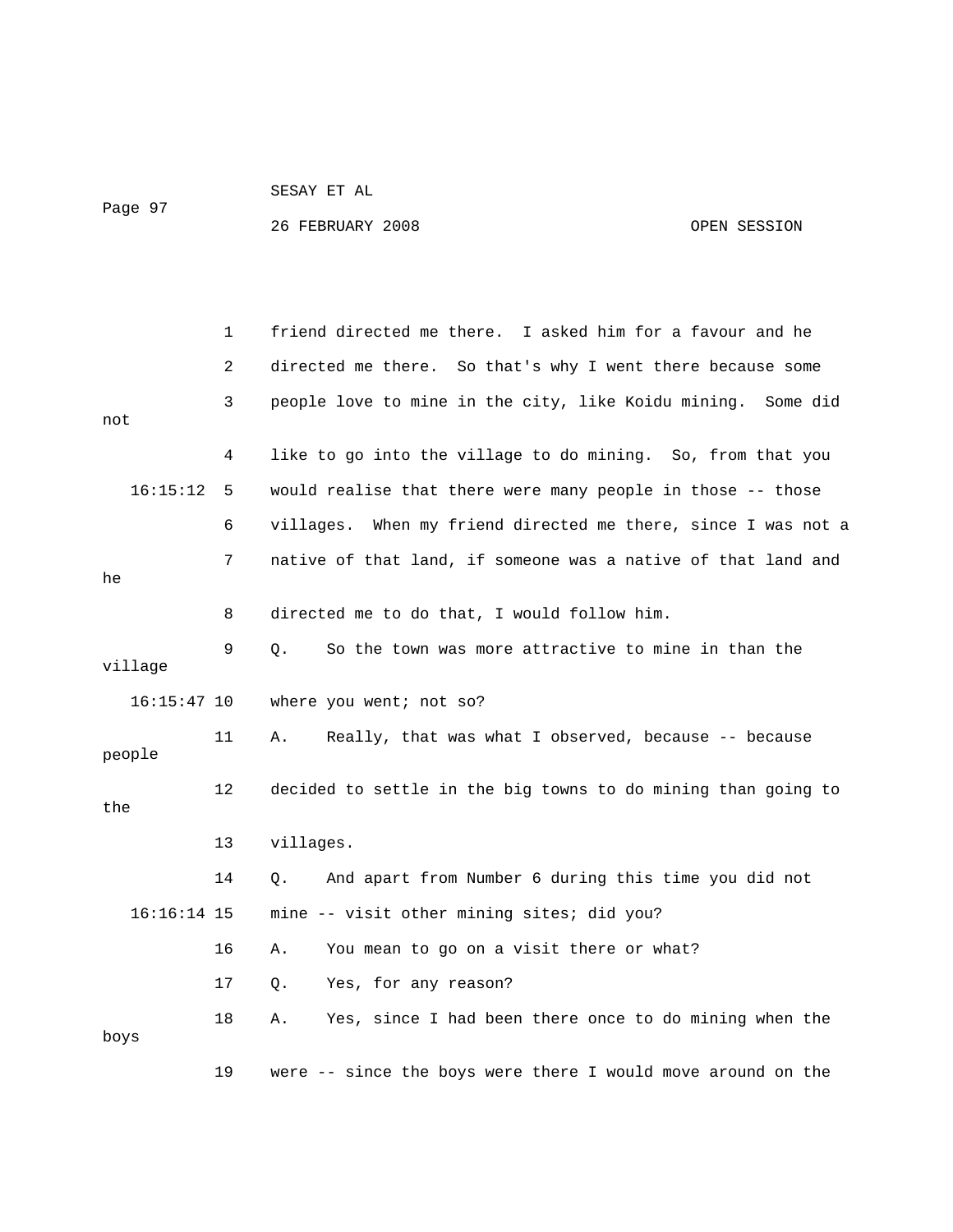1 friend directed me there. I asked him for a favour and he

2 directed me there. So that's why I went there because some

3 people love to mine in the city, like Koidu mining. Some did not

4 like to go into the village to do mining. So, from that you

16:15:12 5 would realise that there were many people in those -- those

6 villages. When my friend directed me there, since I was not a

7 native of that land, if someone was a native of that land and he

8 directed me to do that, I would follow him.

9 Q. So the town was more attractive to mine in than the village

16:15:47 10 where you went; not so?

11 A. Really, that was what I observed, because -- because people

12 decided to settle in the big towns to do mining than going to the

13 villages.

14 Q. And apart from Number 6 during this time you did not

16:16:14 15 mine -- visit other mining sites; did you?

16 A. You mean to go on a visit there or what?

17 Q. Yes, for any reason?

18 A. Yes, since I had been there once to do mining when the boys

19 were -- since the boys were there I would move around on the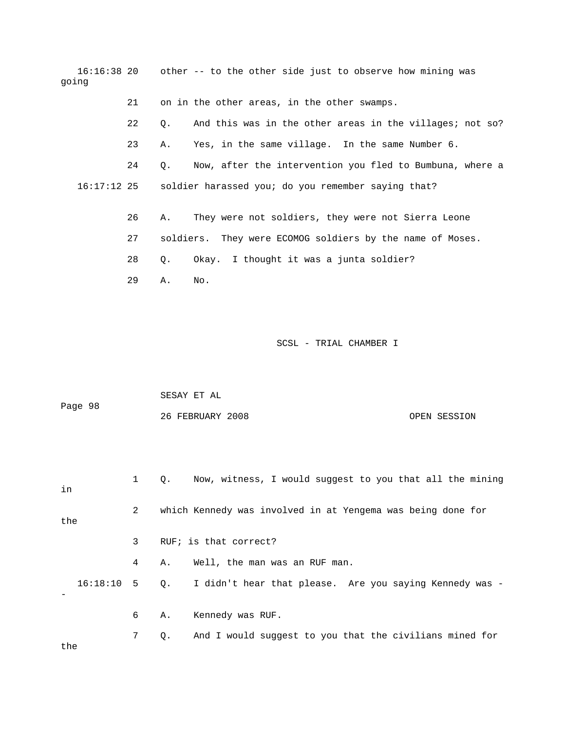16:16:38 20 other -- to the other side just to observe how mining was going

21 on in the other areas, in the other swamps.

22 Q. And this was in the other areas in the villages; not so?

23 A. Yes, in the same village. In the same Number 6.

24 Q. Now, after the intervention you fled to Bumbuna, where a

16:17:12 25 soldier harassed you; do you remember saying that?

26 A. They were not soldiers, they were not Sierra Leone

27 soldiers. They were ECOMOG soldiers by the name of Moses.

28 Q. Okay. I thought it was a junta soldier?

29 A. No.

1 Q. Now, witness, I would suggest to you that all the mining in

2 which Kennedy was involved in at Yengema was being done for the

3 RUF; is that correct?

4 A. Well, the man was an RUF man.

16:18:10 5 Q. I didn't hear that please. Are you saying Kennedy was --

6 A. Kennedy was RUF.

7 Q. And I would suggest to you that the civilians mined for the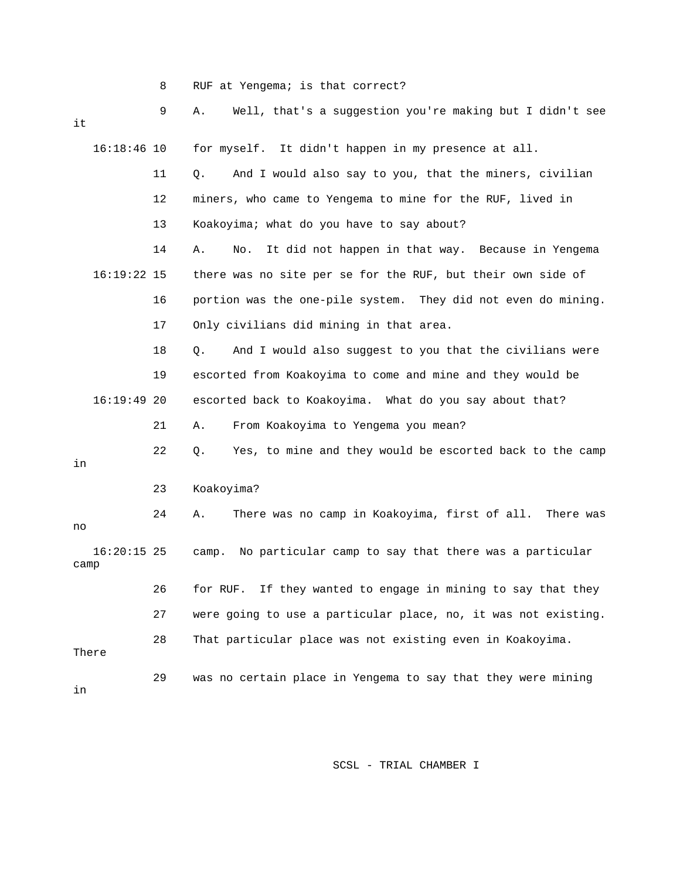8 RUF at Yengema; is that correct?

9 A. Well, that's a suggestion you're making but I didn't see it

16:18:46 10 for myself. It didn't happen in my presence at all.

11 Q. And I would also say to you, that the miners, civilian

12 miners, who came to Yengema to mine for the RUF, lived in

13 Koakoyima; what do you have to say about?

14 A. No. It did not happen in that way. Because in Yengema

16:19:22 15 there was no site per se for the RUF, but their own side of

16 portion was the one-pile system. They did not even do mining.

17 Only civilians did mining in that area.

18 Q. And I would also suggest to you that the civilians were

19 escorted from Koakoyima to come and mine and they would be

16:19:49 20 escorted back to Koakoyima. What do you say about that?

21 A. From Koakoyima to Yengema you mean?

22 Q. Yes, to mine and they would be escorted back to the camp in

23 Koakoyima?

24 A. There was no camp in Koakoyima, first of all. There was no

16:20:15 25 camp. No particular camp to say that there was a particular camp

26 for RUF. If they wanted to engage in mining to say that they

27 were going to use a particular place, no, it was not existing.

28 That particular place was not existing even in Koakoyima. There

29 was no certain place in Yengema to say that they were mining in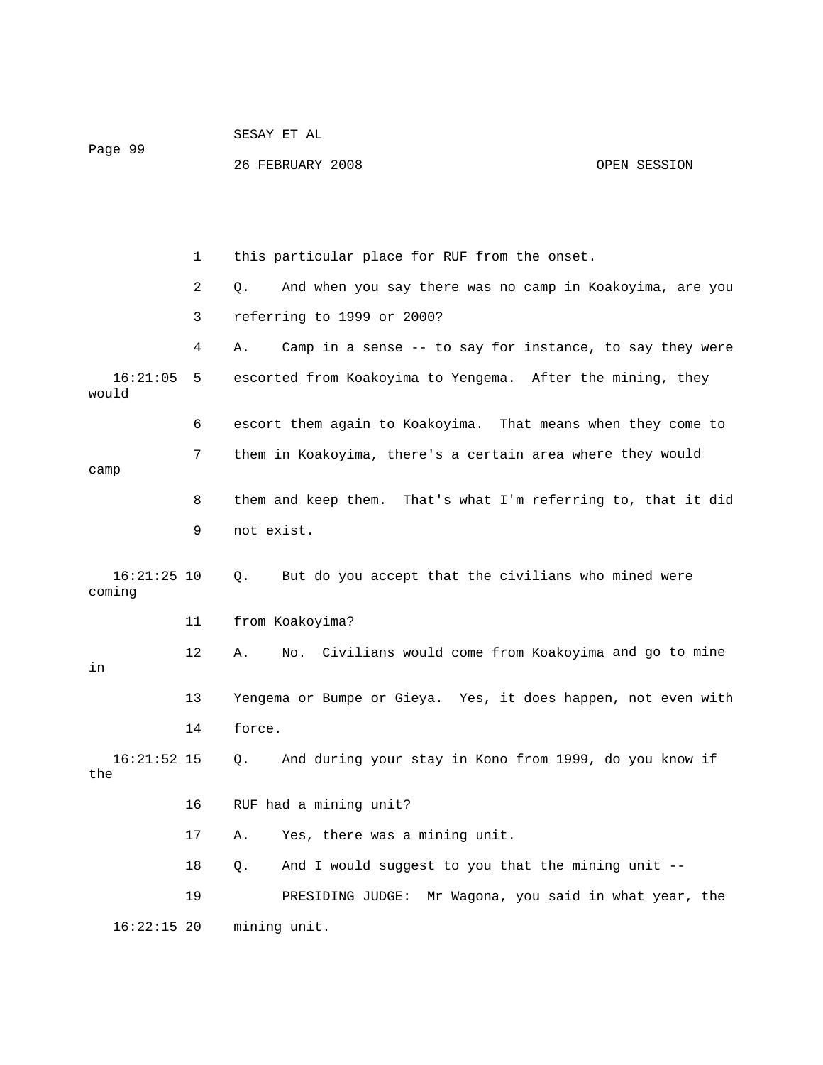this particular place for RUF from the onset.

Q. And when you say there was no camp in Koakoyima, are you referring to 1999 or 2000?

A. Camp in a sense -- to say for instance, to say they were escorted from Koakoyima to Yengema. After the mining, they would escort them again to Koakoyima. That means when they come to them in Koakoyima, there's a certain area where they would camp them and keep them. That's what I'm referring to, that it did not exist.

Q. But do you accept that the civilians who mined were coming from Koakoyima?

A. No. Civilians would come from Koakoyima and go to mine in Yengema or Bumpe or Gieya. Yes, it does happen, not even with force.

Q. And during your stay in Kono from 1999, do you know if the RUF had a mining unit?

A. Yes, there was a mining unit.

Q. And I would suggest to you that the mining unit --

PRESIDING JUDGE: Mr Wagona, you said in what year, the mining unit.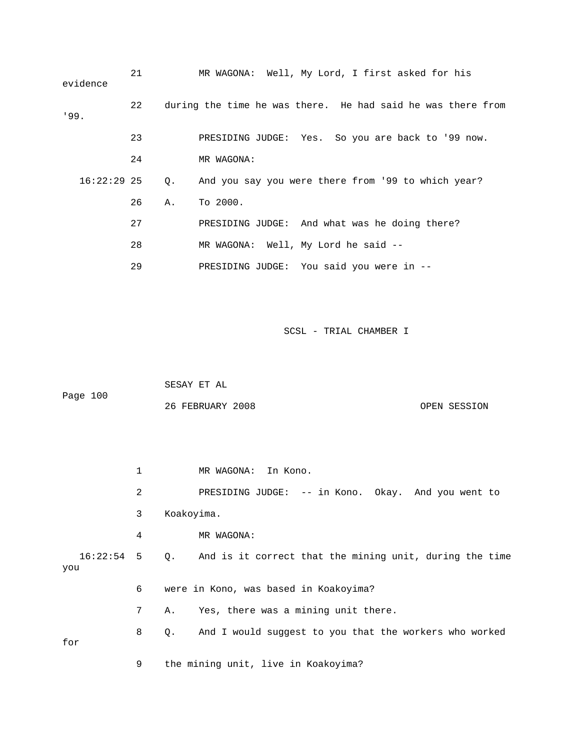21 MR WAGONA: Well, My Lord, I first asked for his evidence

22 during the time he was there. He had said he was there from '99.

23 PRESIDING JUDGE: Yes. So you are back to '99 now.

24 MR WAGONA:

16:22:29 25 Q. And you say you were there from '99 to which year?

26 A. To 2000.

27 PRESIDING JUDGE: And what was he doing there?

28 MR WAGONA: Well, My Lord he said --

29 PRESIDING JUDGE: You said you were in --

1 MR WAGONA: In Kono.

2 PRESIDING JUDGE: -- in Kono. Okay. And you went to

3 Koakoyima.

4 MR WAGONA:

16:22:54 5 Q. And is it correct that the mining unit, during the time you

6 were in Kono, was based in Koakoyima?

7 A. Yes, there was a mining unit there.

8 Q. And I would suggest to you that the workers who worked for

9 the mining unit, live in Koakoyima?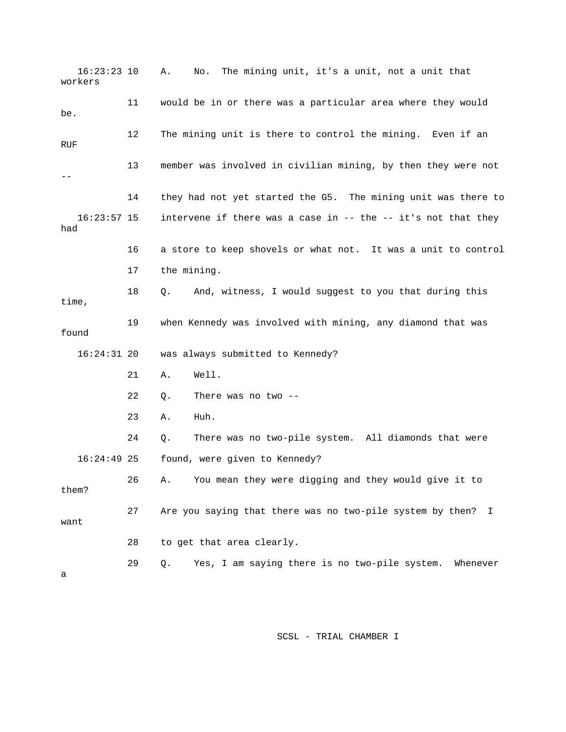16:23:23 10 A. No. The mining unit, it's a unit, not a unit that workers

11 would be in or there was a particular area where they would be.

12 The mining unit is there to control the mining. Even if an RUF

13 member was involved in civilian mining, by then they were not --

14 they had not yet started the G5. The mining unit was there to

16:23:57 15 intervene if there was a case in -- the -- it's not that they had

16 a store to keep shovels or what not. It was a unit to control

17 the mining.

18 Q. And, witness, I would suggest to you that during this time,

19 when Kennedy was involved with mining, any diamond that was found

16:24:31 20 was always submitted to Kennedy?

21 A. Well.

22 Q. There was no two --

23 A. Huh.

24 Q. There was no two-pile system. All diamonds that were

16:24:49 25 found, were given to Kennedy?

26 A. You mean they were digging and they would give it to them?

27 Are you saying that there was no two-pile system by then? I want

28 to get that area clearly.

29 Q. Yes, I am saying there is no two-pile system. Whenever a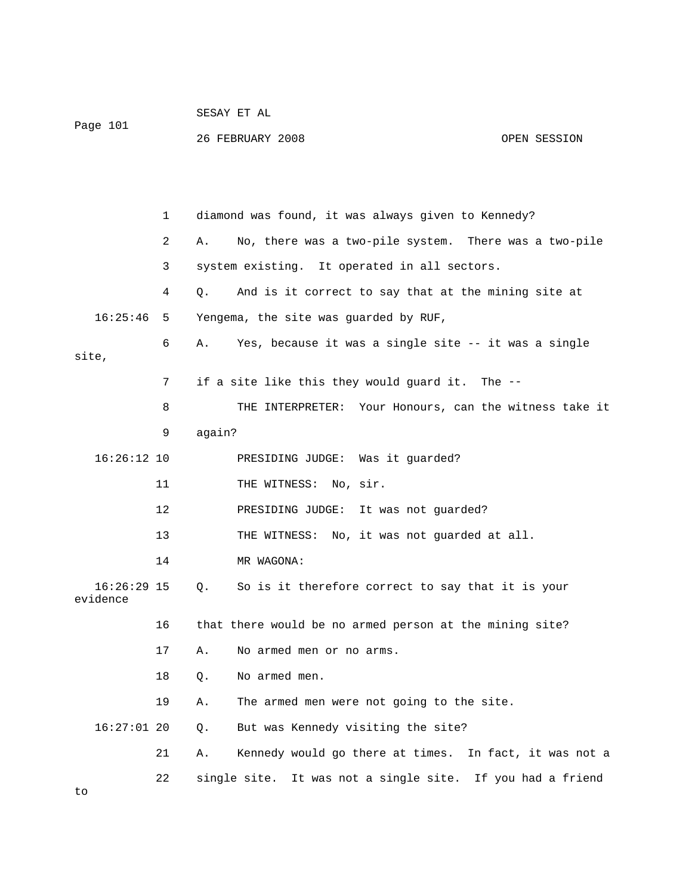1 diamond was found, it was always given to Kennedy?

2 A. No, there was a two-pile system. There was a two-pile

3 system existing. It operated in all sectors.

4 Q. And is it correct to say that at the mining site at

16:25:46 5 Yengema, the site was guarded by RUF,

6 A. Yes, because it was a single site -- it was a single site,

7 if a site like this they would guard it. The --

8 THE INTERPRETER: Your Honours, can the witness take it

9 again?

16:26:12 10 PRESIDING JUDGE: Was it guarded?

11 THE WITNESS: No, sir.

12 PRESIDING JUDGE: It was not guarded?

13 THE WITNESS: No, it was not guarded at all.

14 MR WAGONA:

16:26:29 15 Q. So is it therefore correct to say that it is your evidence

16 that there would be no armed person at the mining site?

17 A. No armed men or no arms.

18 Q. No armed men.

19 A. The armed men were not going to the site.

16:27:01 20 Q. But was Kennedy visiting the site?

21 A. Kennedy would go there at times. In fact, it was not a

22 single site. It was not a single site. If you had a friend to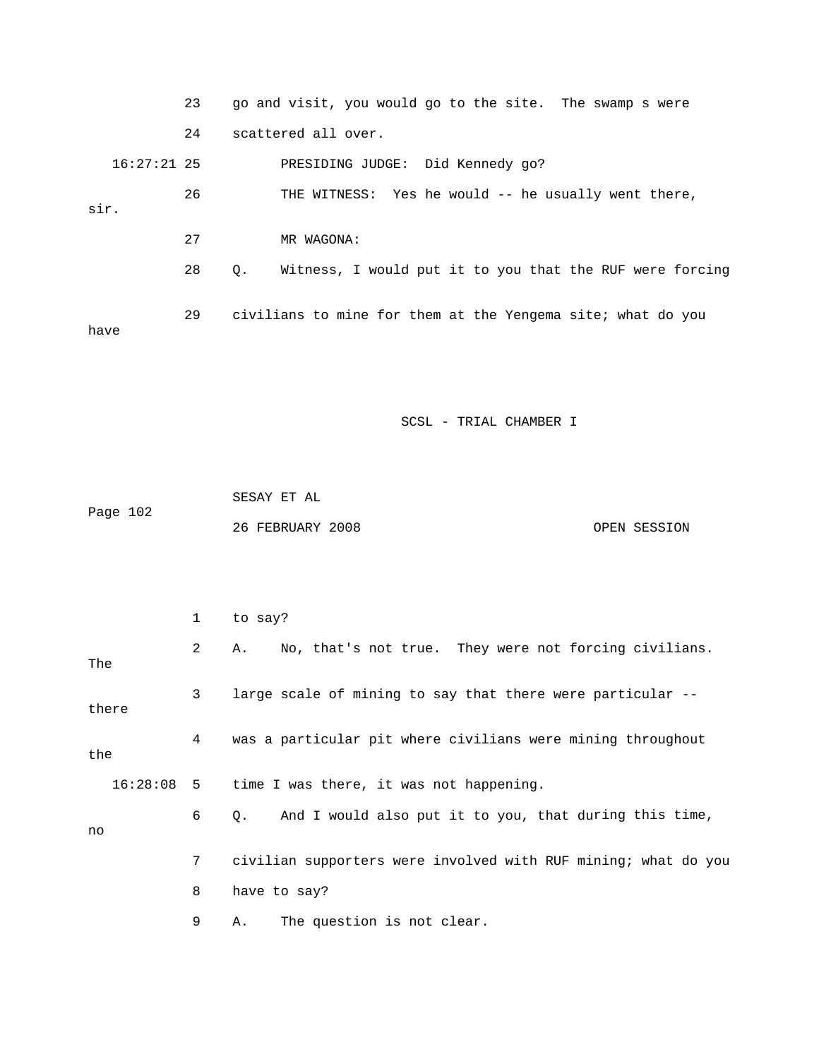go and visit, you would go to the site. The swamp s were scattered all over.

PRESIDING JUDGE: Did Kennedy go?

THE WITNESS: Yes he would -- he usually went there, sir.

MR WAGONA:

Q. Witness, I would put it to you that the RUF were forcing civilians to mine for them at the Yengema site; what do you have to say?

A. No, that's not true. They were not forcing civilians. The large scale of mining to say that there were particular -- there was a particular pit where civilians were mining throughout the time I was there, it was not happening.

Q. And I would also put it to you, that during this time, no civilian supporters were involved with RUF mining; what do you have to say?

A. The question is not clear.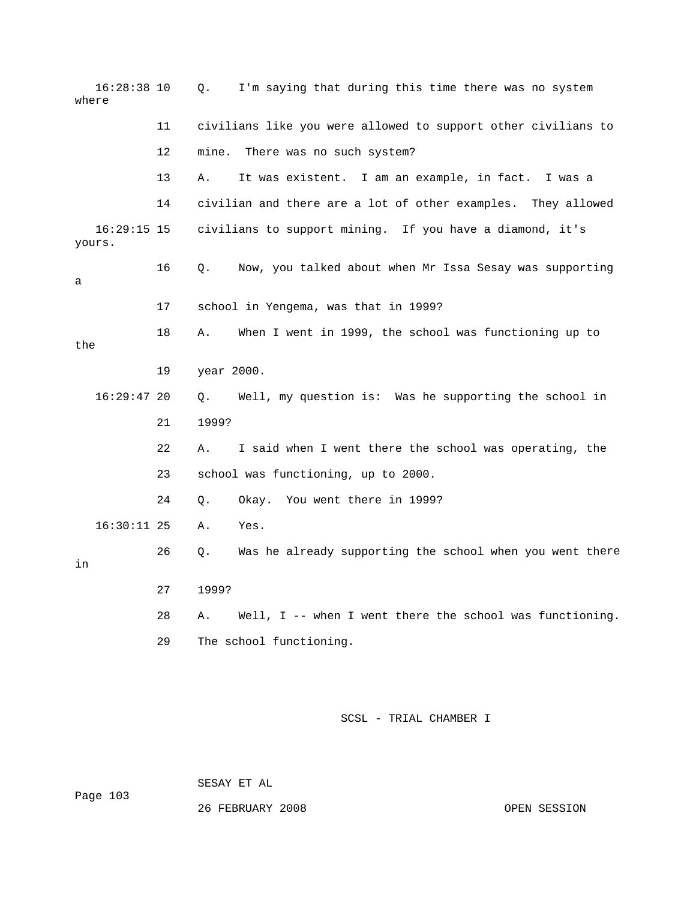16:28:38 10 Q. I'm saying that during this time there was no system where

11 civilians like you were allowed to support other civilians to

12 mine. There was no such system?

13 A. It was existent. I am an example, in fact. I was a

14 civilian and there are a lot of other examples. They allowed

16:29:15 15 civilians to support mining. If you have a diamond, it's yours.

16 Q. Now, you talked about when Mr Issa Sesay was supporting a

17 school in Yengema, was that in 1999?

18 A. When I went in 1999, the school was functioning up to the

19 year 2000.

16:29:47 20 Q. Well, my question is: Was he supporting the school in

21 1999?

22 A. I said when I went there the school was operating, the

23 school was functioning, up to 2000.

24 Q. Okay. You went there in 1999?

16:30:11 25 A. Yes.

26 Q. Was he already supporting the school when you went there in

27 1999?

28 A. Well, I -- when I went there the school was functioning.

29 The school functioning.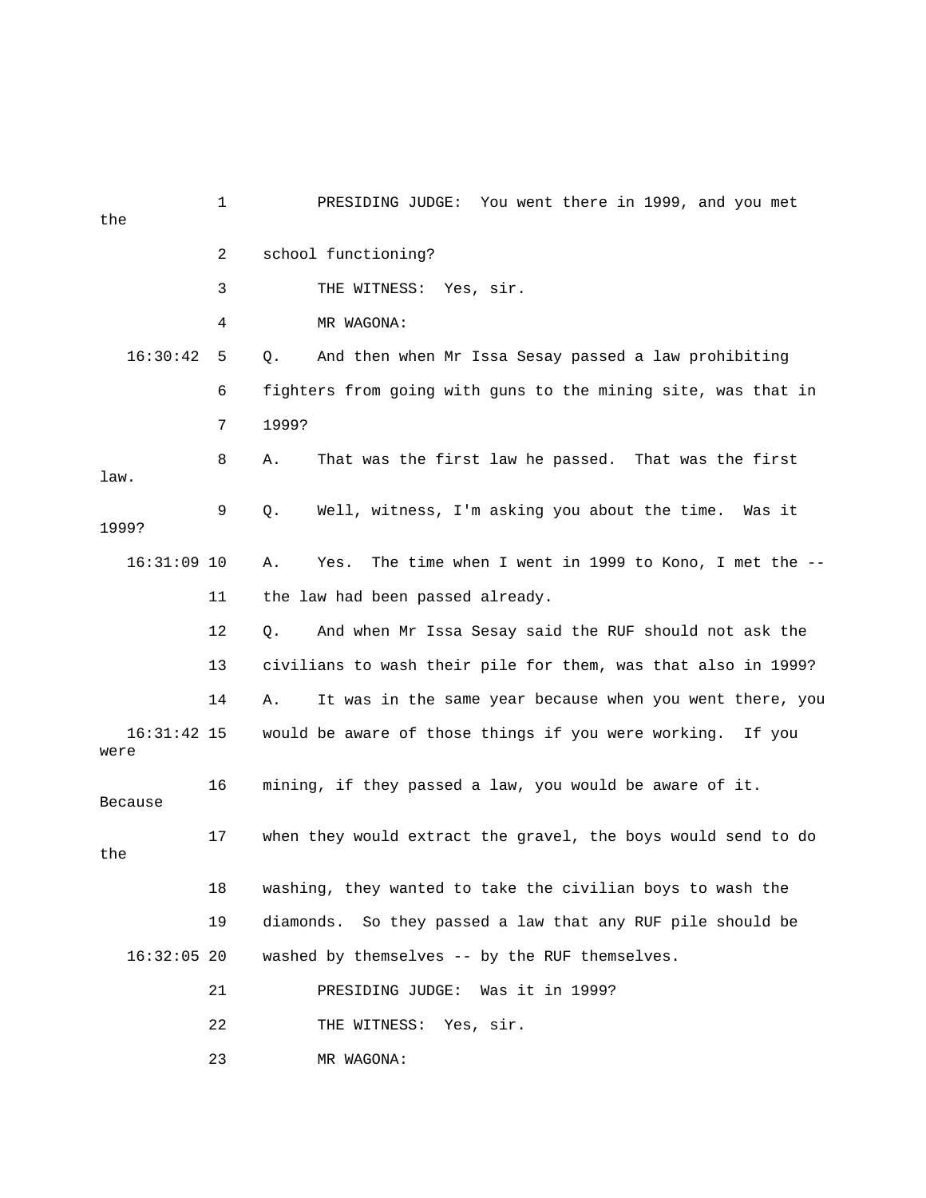1 PRESIDING JUDGE: You went there in 1999, and you met the

2 school functioning?

3 THE WITNESS: Yes, sir.

4 MR WAGONA:

16:30:42 5 Q. And then when Mr Issa Sesay passed a law prohibiting

6 fighters from going with guns to the mining site, was that in

7 1999?

8 A. That was the first law he passed. That was the first law.

9 Q. Well, witness, I'm asking you about the time. Was it 1999?

16:31:09 10 A. Yes. The time when I went in 1999 to Kono, I met the --

11 the law had been passed already.

12 Q. And when Mr Issa Sesay said the RUF should not ask the

13 civilians to wash their pile for them, was that also in 1999?

14 A. It was in the same year because when you went there, you

16:31:42 15 would be aware of those things if you were working. If you were

16 mining, if they passed a law, you would be aware of it. Because

17 when they would extract the gravel, the boys would send to do the

18 washing, they wanted to take the civilian boys to wash the

19 diamonds. So they passed a law that any RUF pile should be

16:32:05 20 washed by themselves -- by the RUF themselves.

21 PRESIDING JUDGE: Was it in 1999?

22 THE WITNESS: Yes, sir.

23 MR WAGONA: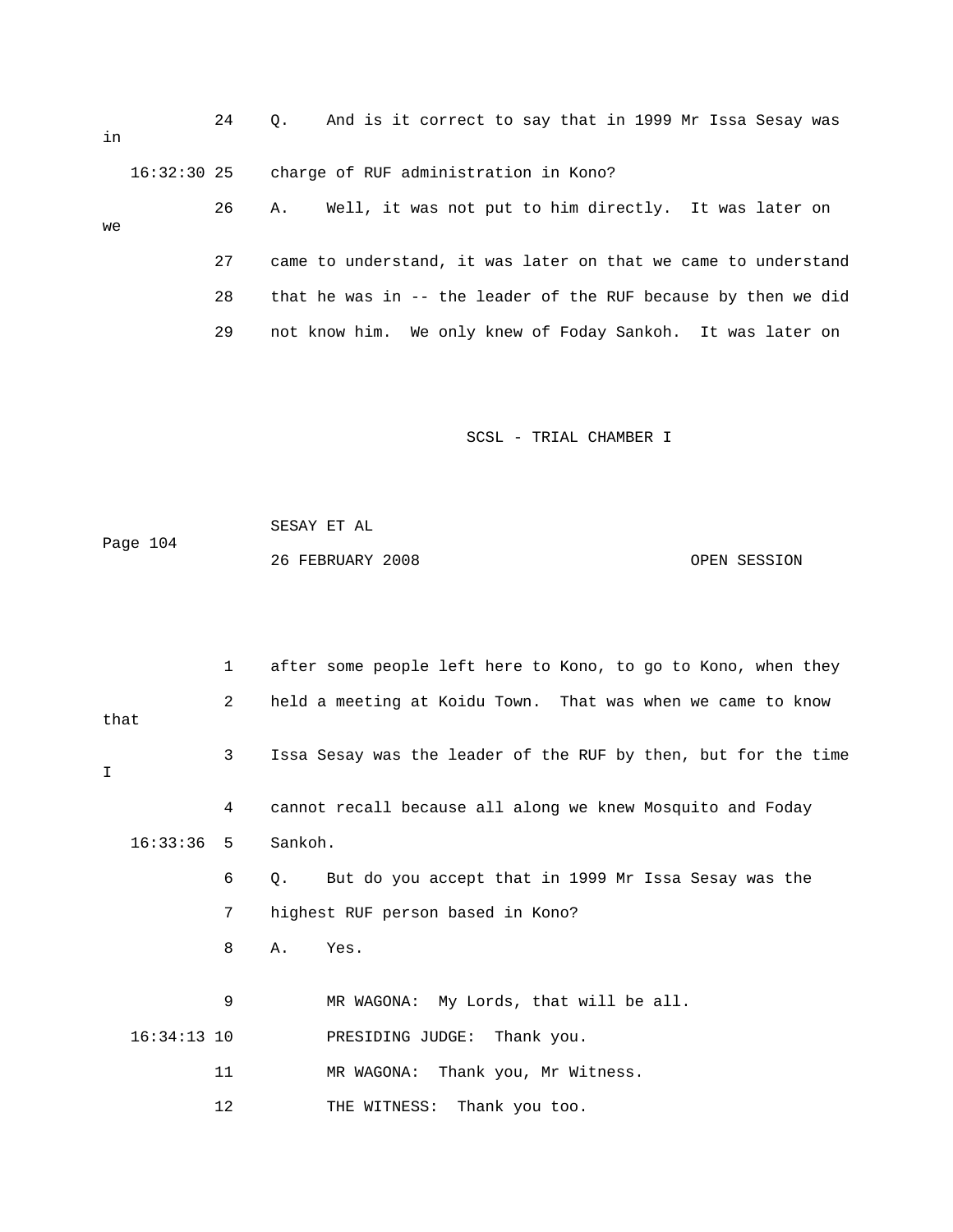24 Q. And is it correct to say that in 1999 Mr Issa Sesay was in

16:32:30 25 charge of RUF administration in Kono?

26 A. Well, it was not put to him directly. It was later on we

27 came to understand, it was later on that we came to understand

28 that he was in -- the leader of the RUF because by then we did

29 not know him. We only knew of Foday Sankoh. It was later on

SCSL - TRIAL CHAMBER I

SESAY ET AL

Page 104

26 FEBRUARY 2008 OPEN SESSION

1 after some people left here to Kono, to go to Kono, when they

2 held a meeting at Koidu Town. That was when we came to know that

3 Issa Sesay was the leader of the RUF by then, but for the time I

4 cannot recall because all along we knew Mosquito and Foday

16:33:36 5 Sankoh.

6 Q. But do you accept that in 1999 Mr Issa Sesay was the

7 highest RUF person based in Kono?

8 A. Yes.

9 MR WAGONA: My Lords, that will be all.

16:34:13 10 PRESIDING JUDGE: Thank you.

11 MR WAGONA: Thank you, Mr Witness.

12 THE WITNESS: Thank you too.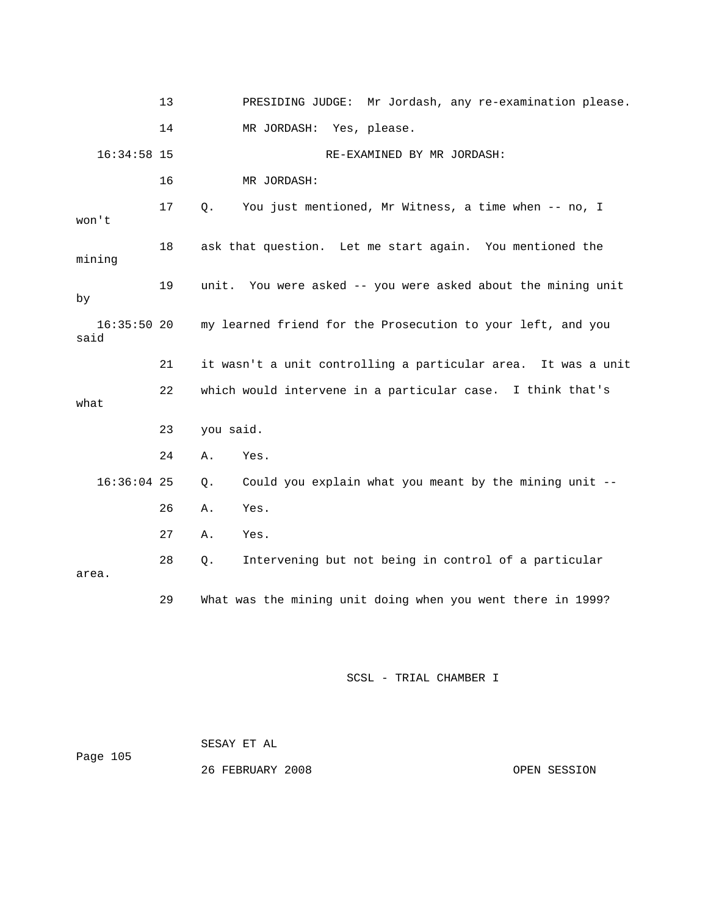13 PRESIDING JUDGE: Mr Jordash, any re-examination please.

14 MR JORDASH: Yes, please.

16:34:58 15 RE-EXAMINED BY MR JORDASH:

16 MR JORDASH:

17 Q. You just mentioned, Mr Witness, a time when -- no, I won't

18 ask that question. Let me start again. You mentioned the mining

19 unit. You were asked -- you were asked about the mining unit by

16:35:50 20 my learned friend for the Prosecution to your left, and you said

21 it wasn't a unit controlling a particular area. It was a unit

22 which would intervene in a particular case. I think that's what

23 you said.

24 A. Yes.

16:36:04 25 Q. Could you explain what you meant by the mining unit --

26 A. Yes.

27 A. Yes.

28 Q. Intervening but not being in control of a particular area.

29 What was the mining unit doing when you went there in 1999?

SCSL - TRIAL CHAMBER I

SESAY ET AL

26 FEBRUARY 2008 OPEN SESSION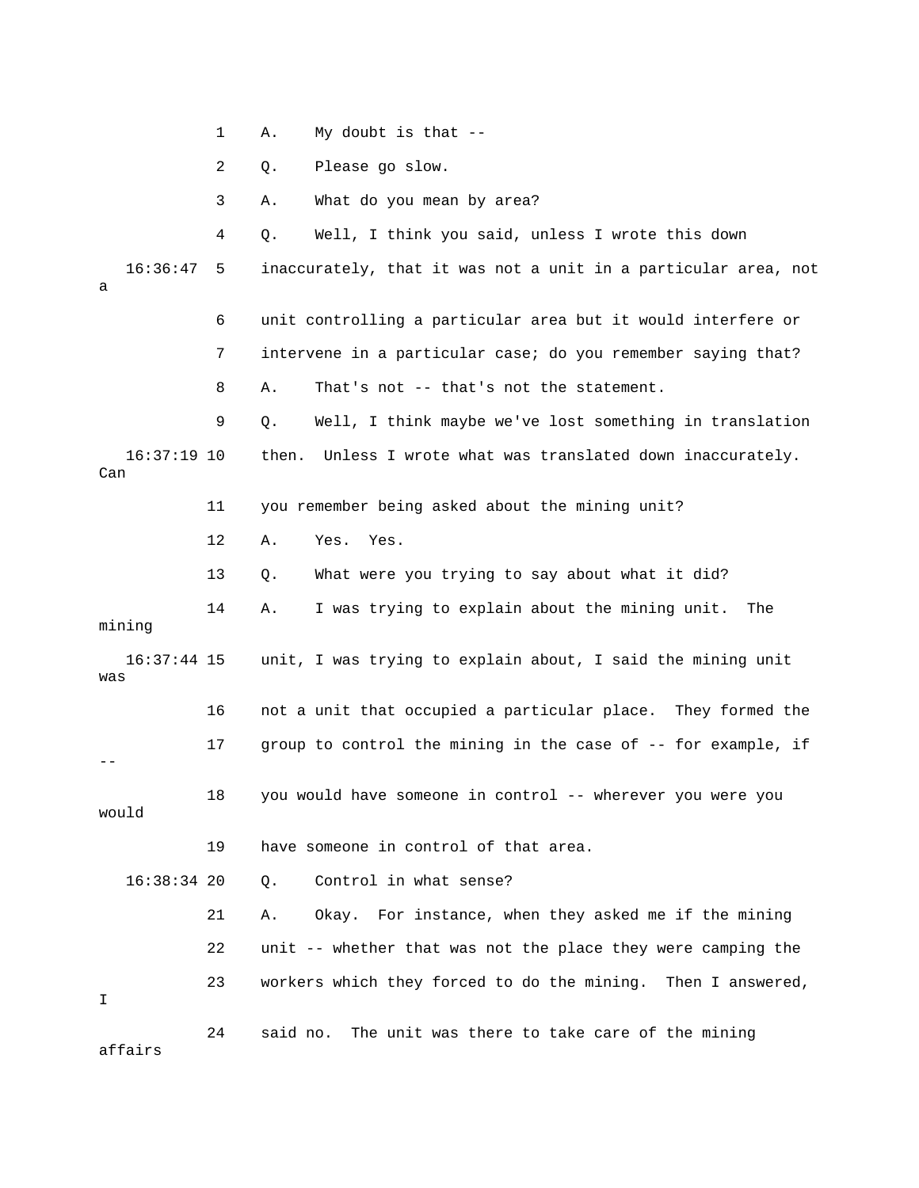1 A. My doubt is that --

2 Q. Please go slow.

3 A. What do you mean by area?

4 Q. Well, I think you said, unless I wrote this down

16:36:47 5 inaccurately, that it was not a unit in a particular area, not a

6 unit controlling a particular area but it would interfere or

7 intervene in a particular case; do you remember saying that?

8 A. That's not -- that's not the statement.

9 Q. Well, I think maybe we've lost something in translation

16:37:19 10 then. Unless I wrote what was translated down inaccurately. Can

11 you remember being asked about the mining unit?

12 A. Yes. Yes.

13 Q. What were you trying to say about what it did?

14 A. I was trying to explain about the mining unit. The mining

16:37:44 15 unit, I was trying to explain about, I said the mining unit was

16 not a unit that occupied a particular place. They formed the

17 group to control the mining in the case of -- for example, if --

18 you would have someone in control -- wherever you were you would

19 have someone in control of that area.

16:38:34 20 Q. Control in what sense?

21 A. Okay. For instance, when they asked me if the mining

22 unit -- whether that was not the place they were camping the

23 workers which they forced to do the mining. Then I answered, I

24 said no. The unit was there to take care of the mining affairs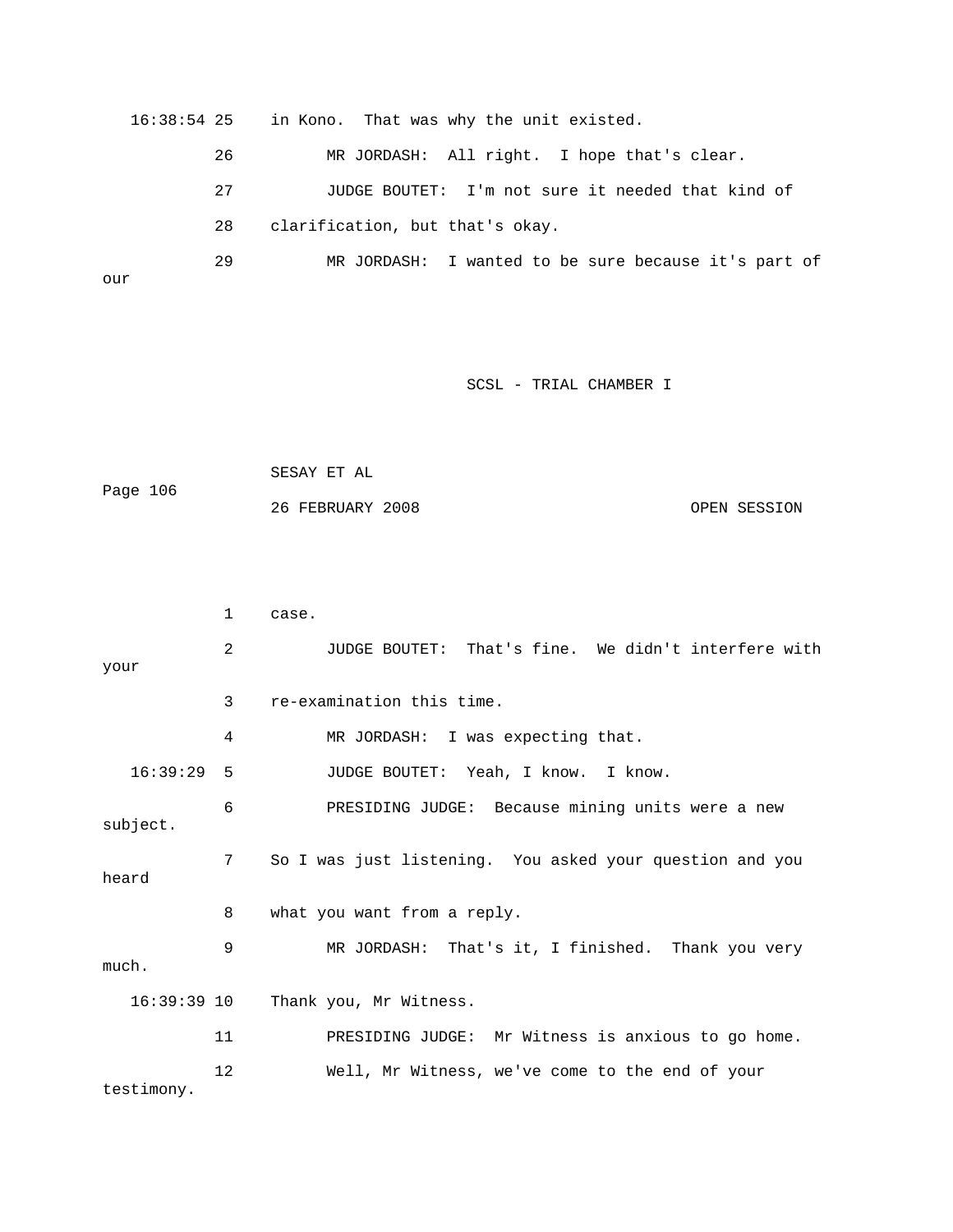16:38:54 25 in Kono. That was why the unit existed.

26 MR JORDASH: All right. I hope that's clear.

27 JUDGE BOUTET: I'm not sure it needed that kind of

28 clarification, but that's okay.

29 MR JORDASH: I wanted to be sure because it's part of our

1 case.

2 JUDGE BOUTET: That's fine. We didn't interfere with your

3 re-examination this time.

4 MR JORDASH: I was expecting that.

16:39:29 5 JUDGE BOUTET: Yeah, I know. I know.

6 PRESIDING JUDGE: Because mining units were a new subject.

7 So I was just listening. You asked your question and you heard

8 what you want from a reply.

9 MR JORDASH: That's it, I finished. Thank you very much.

16:39:39 10 Thank you, Mr Witness.

11 PRESIDING JUDGE: Mr Witness is anxious to go home.

12 Well, Mr Witness, we've come to the end of your testimony.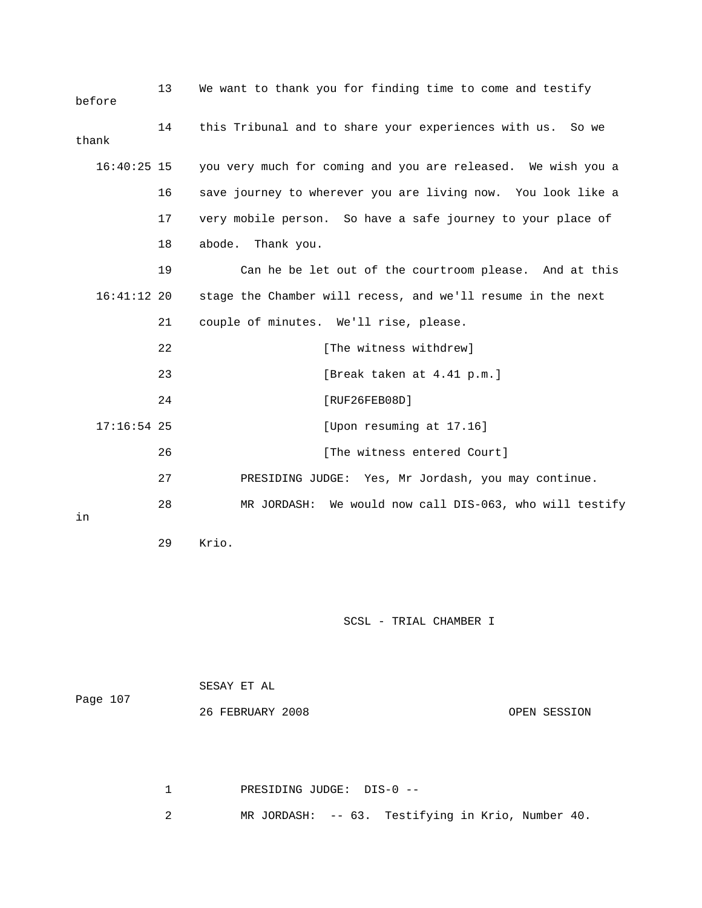13 We want to thank you for finding time to come and testify before

14 this Tribunal and to share your experiences with us. So we thank

16:40:25 15 you very much for coming and you are released. We wish you a

16 save journey to wherever you are living now. You look like a

17 very mobile person. So have a safe journey to your place of

18 abode. Thank you.

19 Can he be let out of the courtroom please. And at this

16:41:12 20 stage the Chamber will recess, and we'll resume in the next

21 couple of minutes. We'll rise, please.

22 [The witness withdrew]

23 [Break taken at 4.41 p.m.]

24 [RUF26FEB08D]

17:16:54 25 [Upon resuming at 17.16]

26 [The witness entered Court]

27 PRESIDING JUDGE: Yes, Mr Jordash, you may continue.

28 MR JORDASH: We would now call DIS-063, who will testify in

29 Krio.

SCSL - TRIAL CHAMBER I

SESAY ET AL

Page 107

26 FEBRUARY 2008 OPEN SESSION

1 PRESIDING JUDGE: DIS-0 --

2 MR JORDASH: -- 63. Testifying in Krio, Number 40.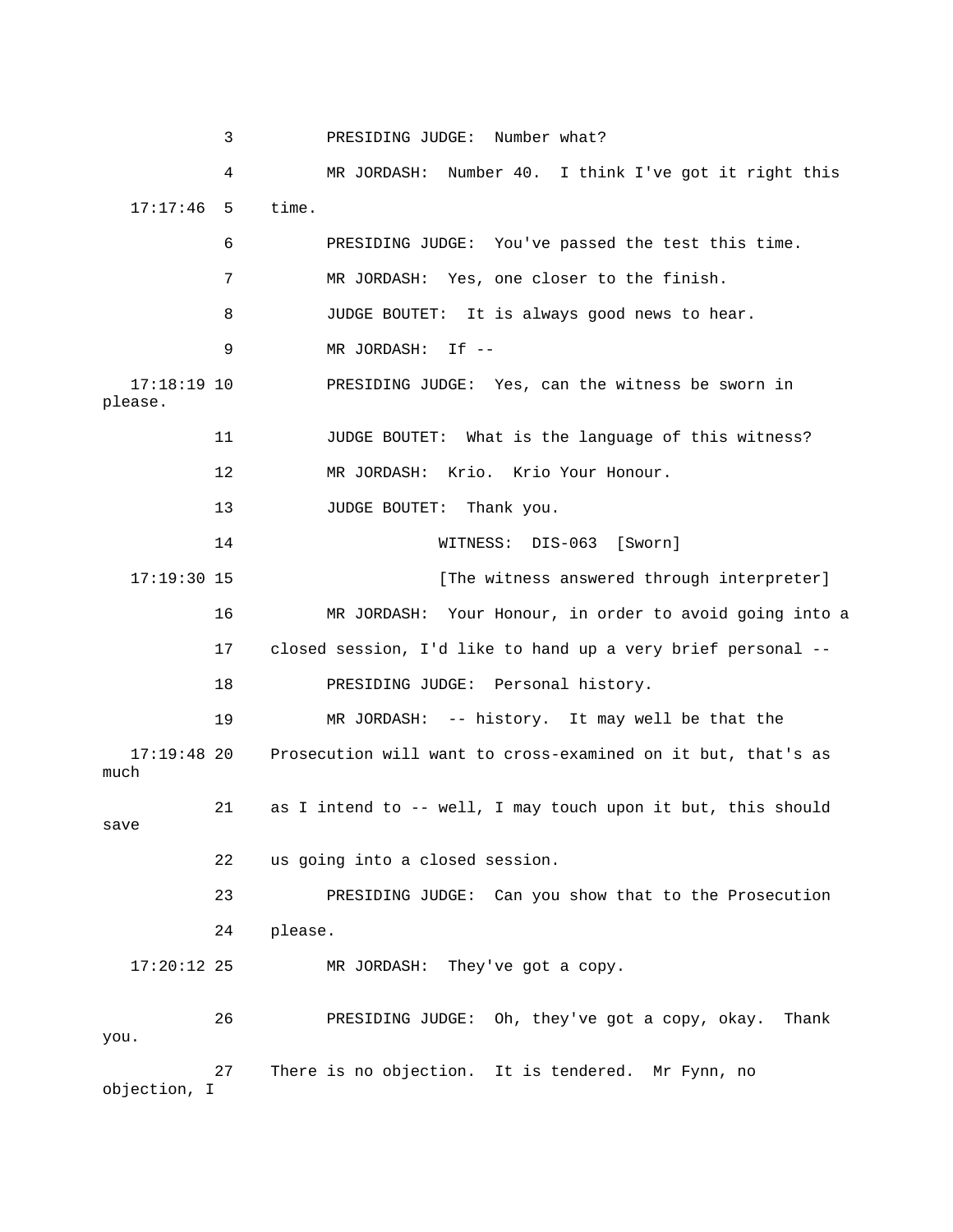3 PRESIDING JUDGE: Number what?

4 MR JORDASH: Number 40. I think I've got it right this

17:17:46 5 time.

6 PRESIDING JUDGE: You've passed the test this time.

7 MR JORDASH: Yes, one closer to the finish.

8 JUDGE BOUTET: It is always good news to hear.

9 MR JORDASH: If --

17:18:19 10 PRESIDING JUDGE: Yes, can the witness be sworn in please.

11 JUDGE BOUTET: What is the language of this witness?

12 MR JORDASH: Krio. Krio Your Honour.

13 JUDGE BOUTET: Thank you.

14 WITNESS: DIS-063 [Sworn]

17:19:30 15 [The witness answered through interpreter]

16 MR JORDASH: Your Honour, in order to avoid going into a

17 closed session, I'd like to hand up a very brief personal --

18 PRESIDING JUDGE: Personal history.

19 MR JORDASH: -- history. It may well be that the

17:19:48 20 Prosecution will want to cross-examined on it but, that's as much

21 as I intend to -- well, I may touch upon it but, this should save

22 us going into a closed session.

23 PRESIDING JUDGE: Can you show that to the Prosecution

24 please.

17:20:12 25 MR JORDASH: They've got a copy.

26 PRESIDING JUDGE: Oh, they've got a copy, okay. Thank you.

27 There is no objection. It is tendered. Mr Fynn, no objection, I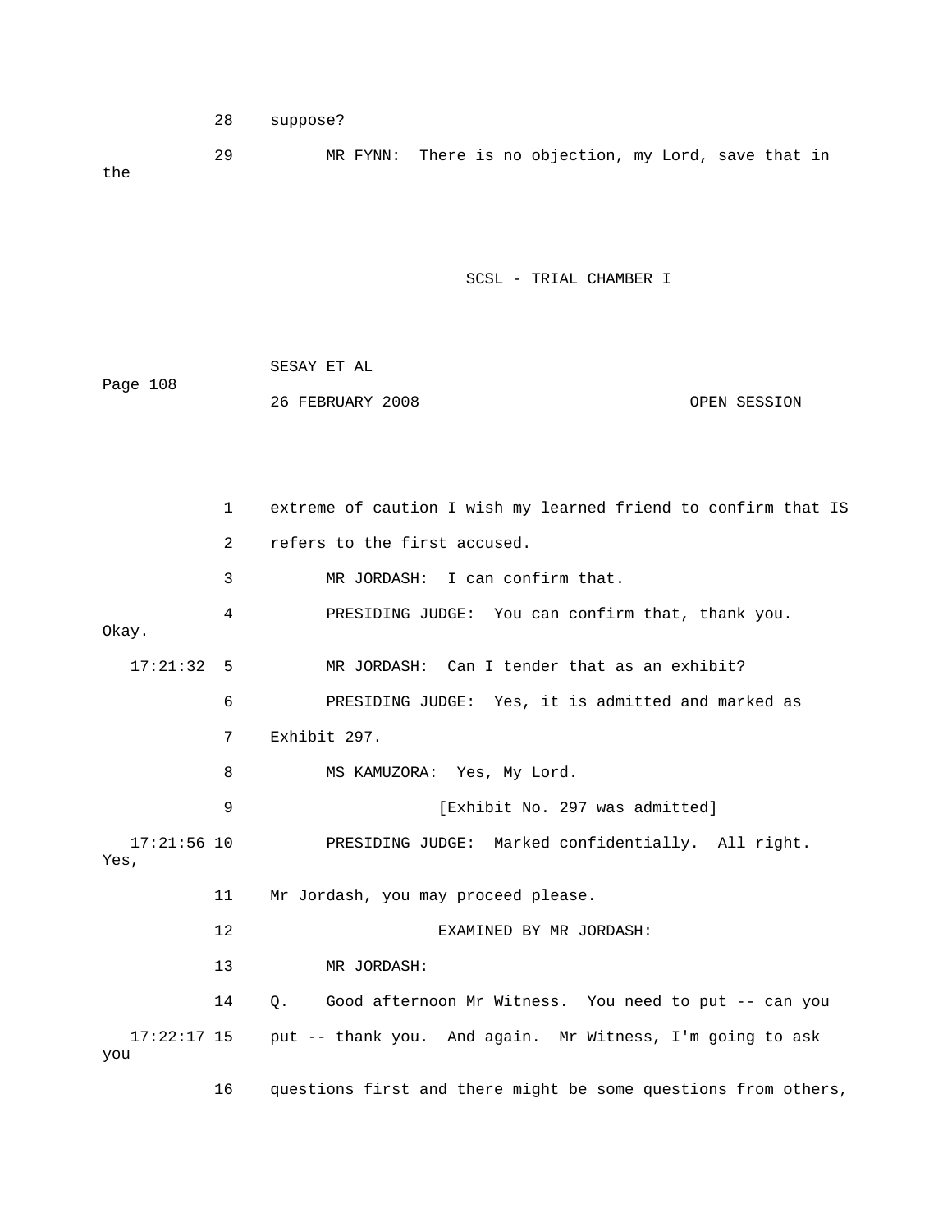28 suppose?

29 MR FYNN: There is no objection, my Lord, save that in the

1 extreme of caution I wish my learned friend to confirm that IS

2 refers to the first accused.

3 MR JORDASH: I can confirm that.

4 PRESIDING JUDGE: You can confirm that, thank you. Okay.

17:21:32 5 MR JORDASH: Can I tender that as an exhibit?

6 PRESIDING JUDGE: Yes, it is admitted and marked as

7 Exhibit 297.

8 MS KAMUZORA: Yes, My Lord.

9 [Exhibit No. 297 was admitted]

17:21:56 10 PRESIDING JUDGE: Marked confidentially. All right. Yes,

11 Mr Jordash, you may proceed please.

12 EXAMINED BY MR JORDASH:

13 MR JORDASH:

14 Q. Good afternoon Mr Witness. You need to put -- can you

17:22:17 15 put -- thank you. And again. Mr Witness, I'm going to ask you

16 questions first and there might be some questions from others,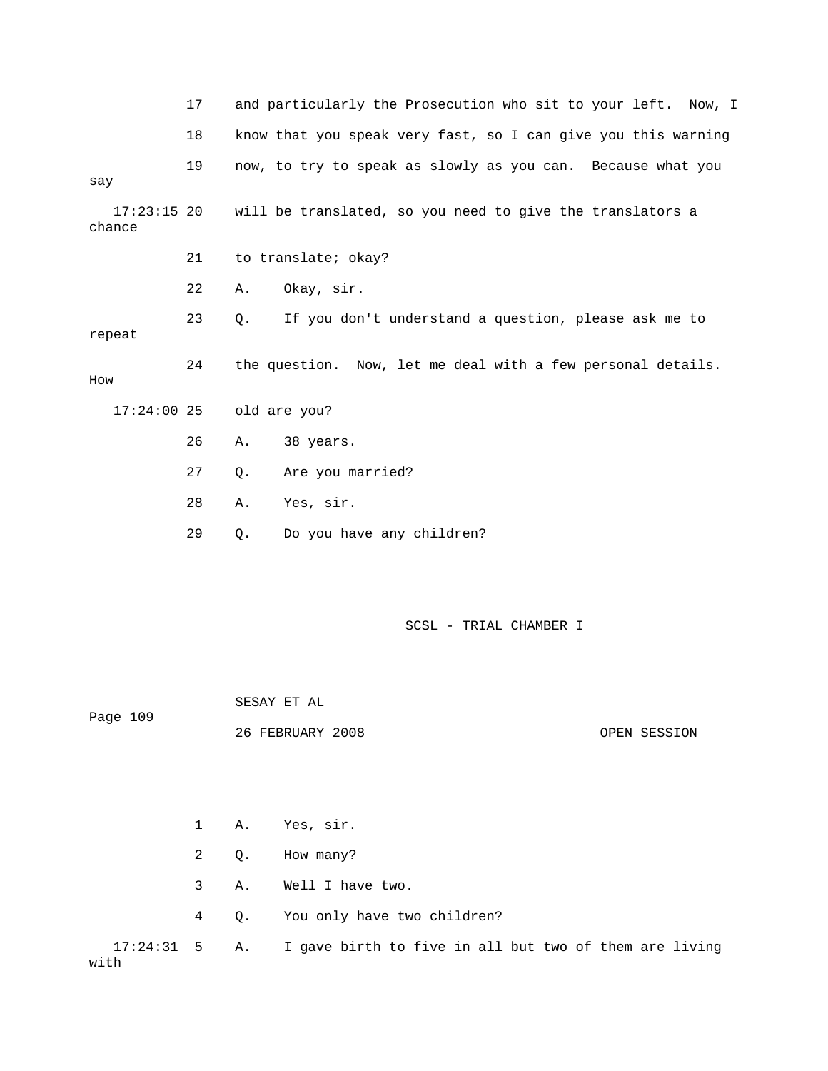17 and particularly the Prosecution who sit to your left. Now, I

18 know that you speak very fast, so I can give you this warning

19 now, to try to speak as slowly as you can. Because what you say

17:23:15 20 will be translated, so you need to give the translators a chance

21 to translate; okay?

22 A. Okay, sir.

23 Q. If you don't understand a question, please ask me to repeat

24 the question. Now, let me deal with a few personal details. How

17:24:00 25 old are you?

26 A. 38 years.

27 Q. Are you married?

28 A. Yes, sir.

29 Q. Do you have any children?

1 A. Yes, sir.

2 Q. How many?

3 A. Well I have two.

4 Q. You only have two children?

17:24:31 5 A. I gave birth to five in all but two of them are living with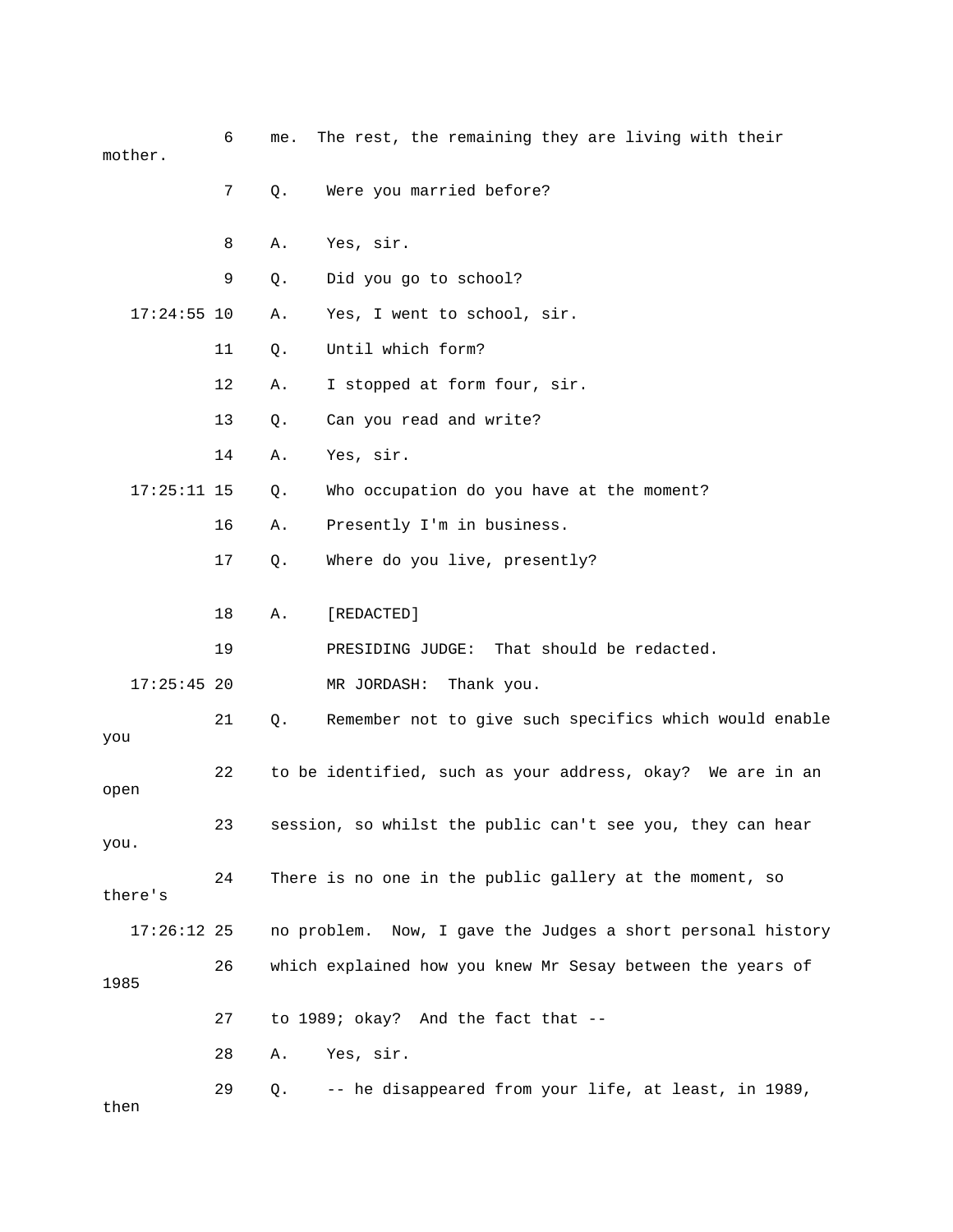6 me. The rest, the remaining they are living with their mother.

7 Q. Were you married before?

8 A. Yes, sir.

9 Q. Did you go to school?

17:24:55 10 A. Yes, I went to school, sir.

11 Q. Until which form?

12 A. I stopped at form four, sir.

13 Q. Can you read and write?

14 A. Yes, sir.

17:25:11 15 Q. Who occupation do you have at the moment?

16 A. Presently I'm in business.

17 Q. Where do you live, presently?

18 A. [REDACTED]

19 PRESIDING JUDGE: That should be redacted.

17:25:45 20 MR JORDASH: Thank you.

21 Q. Remember not to give such specifics which would enable you

22 to be identified, such as your address, okay? We are in an open

23 session, so whilst the public can't see you, they can hear you.

24 There is no one in the public gallery at the moment, so there's

17:26:12 25 no problem. Now, I gave the Judges a short personal history

26 which explained how you knew Mr Sesay between the years of 1985

27 to 1989; okay? And the fact that --

28 A. Yes, sir.

29 Q. -- he disappeared from your life, at least, in 1989, then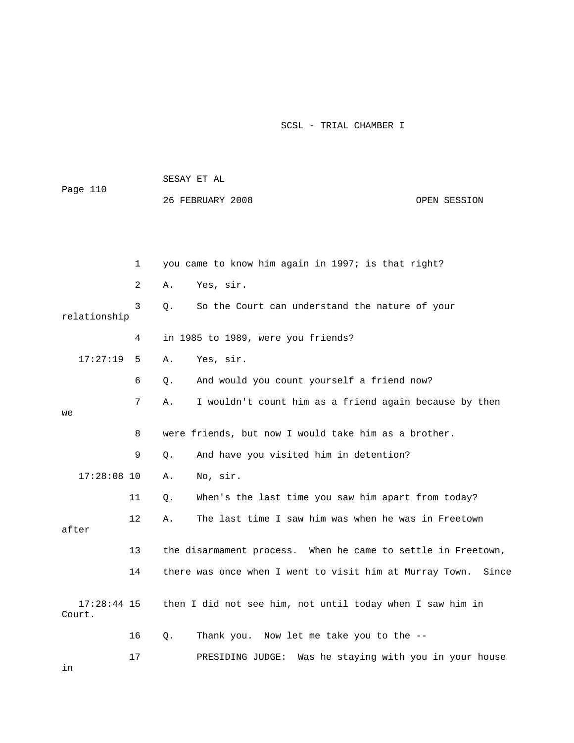1 you came to know him again in 1997; is that right?

2 A. Yes, sir.

3 Q. So the Court can understand the nature of your relationship

4 in 1985 to 1989, were you friends?

17:27:19 5 A. Yes, sir.

6 Q. And would you count yourself a friend now?

7 A. I wouldn't count him as a friend again because by then we

8 were friends, but now I would take him as a brother.

9 Q. And have you visited him in detention?

17:28:08 10 A. No, sir.

11 Q. When's the last time you saw him apart from today?

12 A. The last time I saw him was when he was in Freetown after

13 the disarmament process. When he came to settle in Freetown,

14 there was once when I went to visit him at Murray Town. Since

17:28:44 15 then I did not see him, not until today when I saw him in Court.

16 Q. Thank you. Now let me take you to the --

17 PRESIDING JUDGE: Was he staying with you in your house in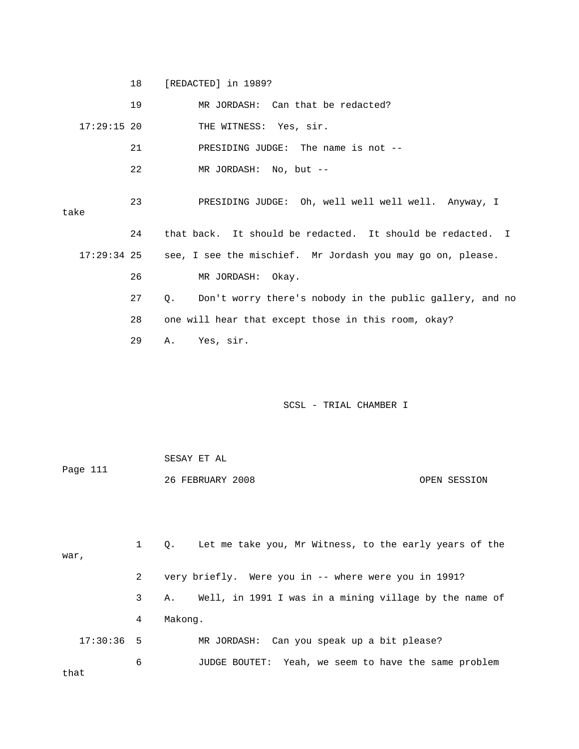18 [REDACTED] in 1989?

19 MR JORDASH: Can that be redacted?

17:29:15 20 THE WITNESS: Yes, sir.

21 PRESIDING JUDGE: The name is not --

22 MR JORDASH: No, but --

23 PRESIDING JUDGE: Oh, well well well well. Anyway, I take

24 that back. It should be redacted. It should be redacted. I

17:29:34 25 see, I see the mischief. Mr Jordash you may go on, please.

26 MR JORDASH: Okay.

27 Q. Don't worry there's nobody in the public gallery, and no

28 one will hear that except those in this room, okay?

29 A. Yes, sir.

1 Q. Let me take you, Mr Witness, to the early years of the war,

2 very briefly. Were you in -- where were you in 1991?

3 A. Well, in 1991 I was in a mining village by the name of

4 Makong.

17:30:36 5 MR JORDASH: Can you speak up a bit please?

6 JUDGE BOUTET: Yeah, we seem to have the same problem that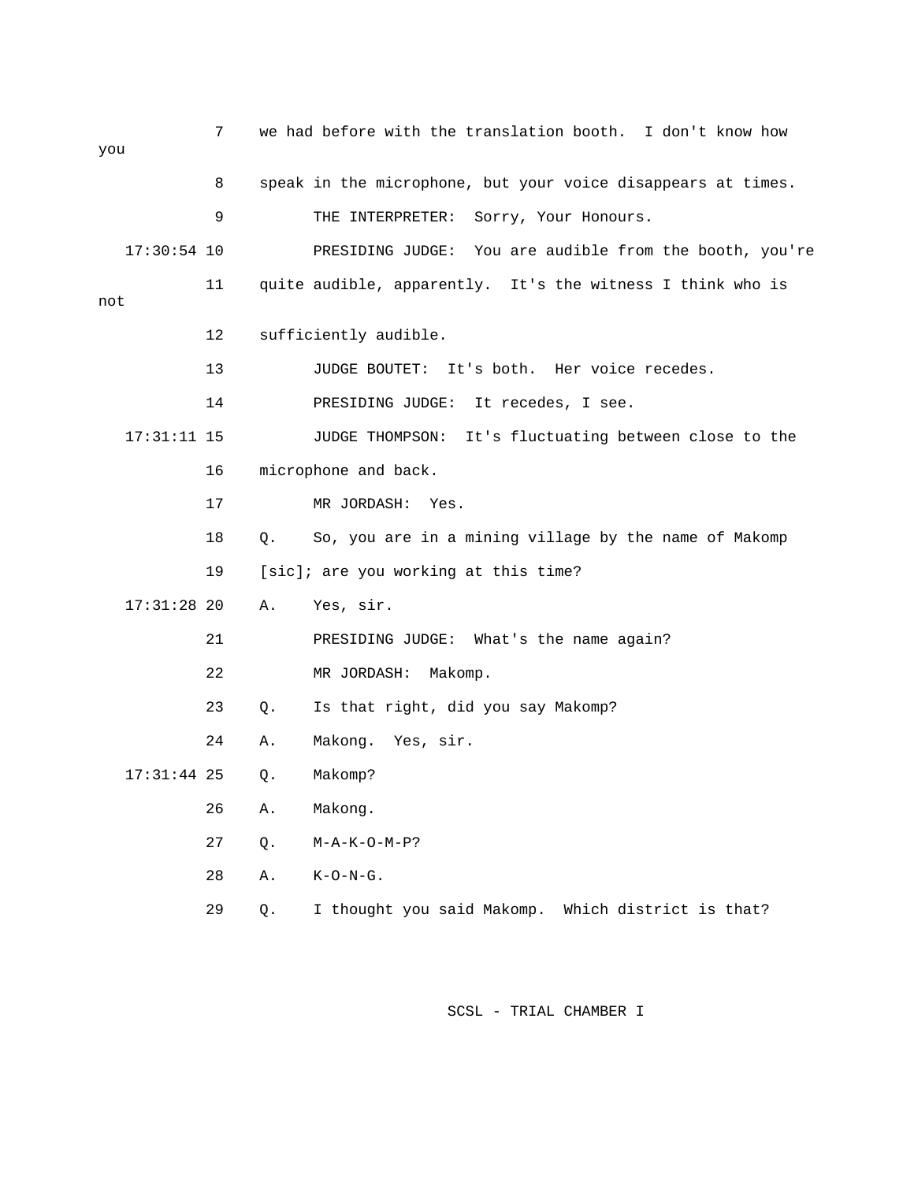7 we had before with the translation booth. I don't know how you

8 speak in the microphone, but your voice disappears at times.

9 THE INTERPRETER: Sorry, Your Honours.

17:30:54 10 PRESIDING JUDGE: You are audible from the booth, you're

11 quite audible, apparently. It's the witness I think who is not

12 sufficiently audible.

13 JUDGE BOUTET: It's both. Her voice recedes.

14 PRESIDING JUDGE: It recedes, I see.

17:31:11 15 JUDGE THOMPSON: It's fluctuating between close to the

16 microphone and back.

17 MR JORDASH: Yes.

18 Q. So, you are in a mining village by the name of Makomp

19 [sic]; are you working at this time?

17:31:28 20 A. Yes, sir.

21 PRESIDING JUDGE: What's the name again?

22 MR JORDASH: Makomp.

23 Q. Is that right, did you say Makomp?

24 A. Makong. Yes, sir.

17:31:44 25 Q. Makomp?

26 A. Makong.

27 Q. M-A-K-O-M-P?

28 A. K-O-N-G.

29 Q. I thought you said Makomp. Which district is that?

SCSL - TRIAL CHAMBER I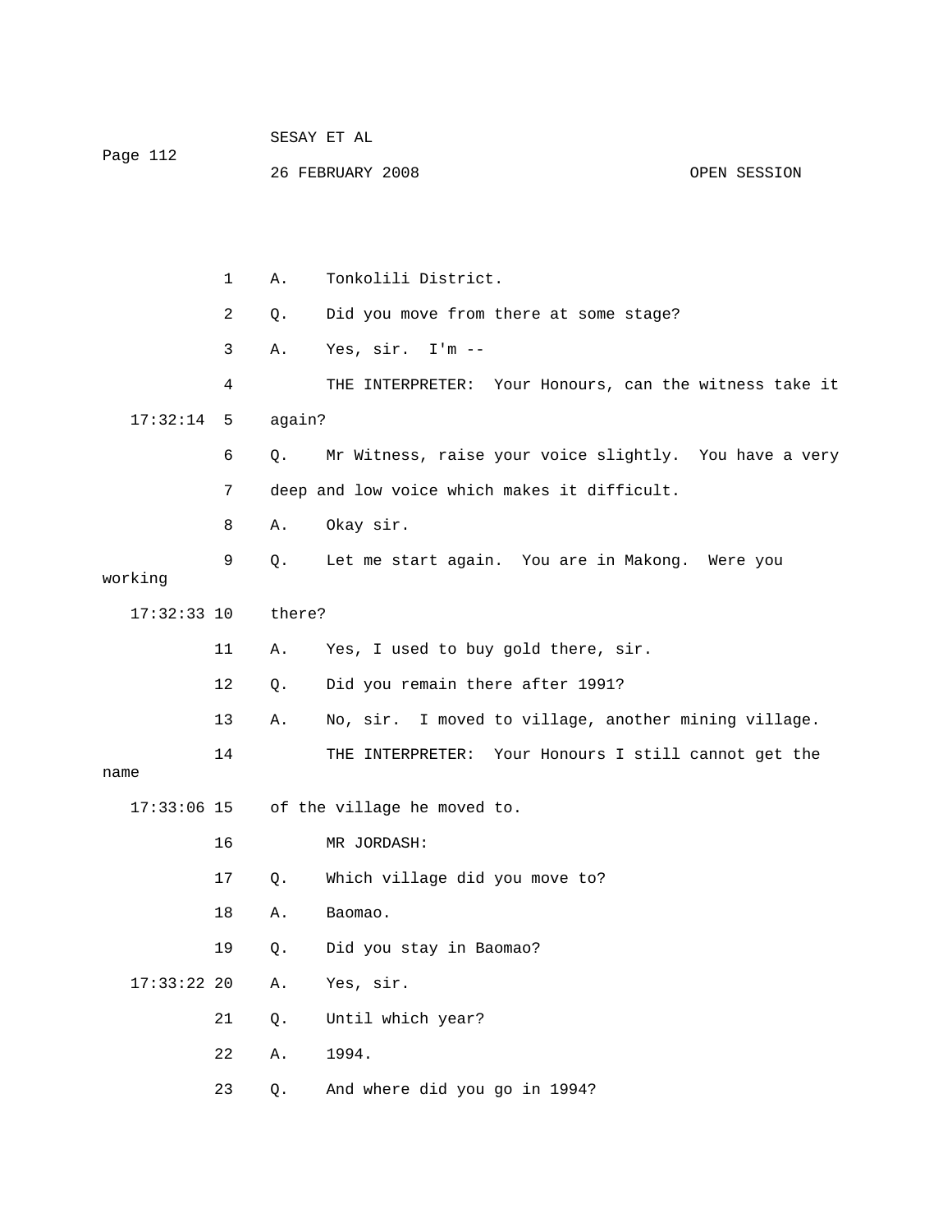1 A. Tonkolili District.

2 Q. Did you move from there at some stage?

3 A. Yes, sir. I'm --

4 THE INTERPRETER: Your Honours, can the witness take it

17:32:14 5 again?

6 Q. Mr Witness, raise your voice slightly. You have a very

7 deep and low voice which makes it difficult.

8 A. Okay sir.

9 Q. Let me start again. You are in Makong. Were you working

17:32:33 10 there?

11 A. Yes, I used to buy gold there, sir.

12 Q. Did you remain there after 1991?

13 A. No, sir. I moved to village, another mining village.

14 THE INTERPRETER: Your Honours I still cannot get the name

17:33:06 15 of the village he moved to.

16 MR JORDASH:

17 Q. Which village did you move to?

18 A. Baomao.

19 Q. Did you stay in Baomao?

17:33:22 20 A. Yes, sir.

21 Q. Until which year?

22 A. 1994.

23 Q. And where did you go in 1994?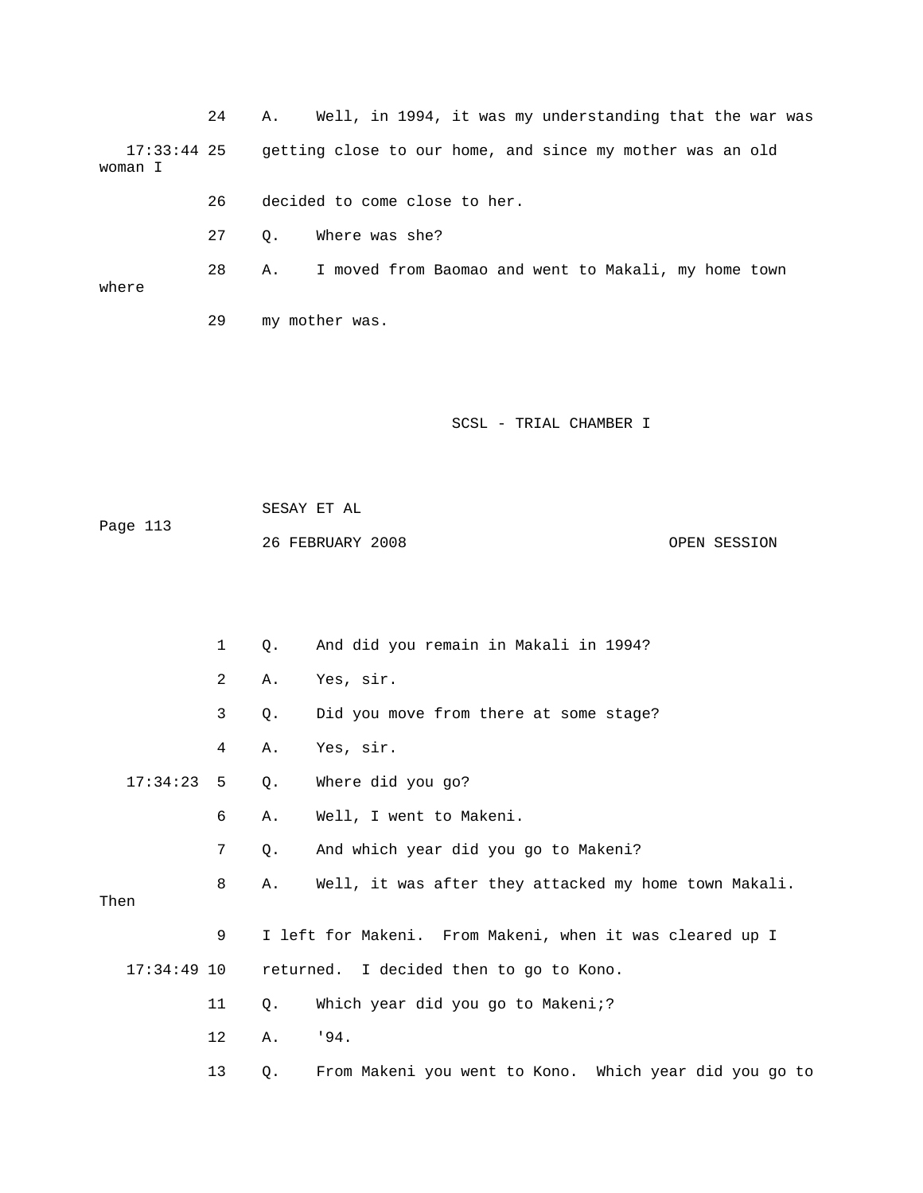24 A. Well, in 1994, it was my understanding that the war was

17:33:44 25 getting close to our home, and since my mother was an old woman I

26 decided to come close to her.

27 Q. Where was she?

28 A. I moved from Baomao and went to Makali, my home town where

29 my mother was.

1 Q. And did you remain in Makali in 1994?

2 A. Yes, sir.

3 Q. Did you move from there at some stage?

4 A. Yes, sir.

17:34:23 5 Q. Where did you go?

6 A. Well, I went to Makeni.

7 Q. And which year did you go to Makeni?

8 A. Well, it was after they attacked my home town Makali. Then

9 I left for Makeni. From Makeni, when it was cleared up I

17:34:49 10 returned. I decided then to go to Kono.

11 Q. Which year did you go to Makeni;?

12 A. '94.

13 Q. From Makeni you went to Kono. Which year did you go to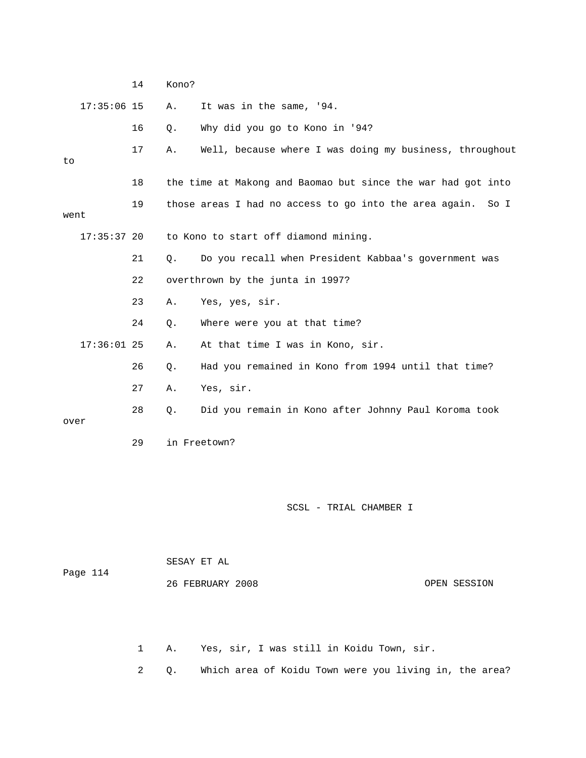14 Kono?

17:35:06 15 A. It was in the same, '94.

16 Q. Why did you go to Kono in '94?

17 A. Well, because where I was doing my business, throughout to

18 the time at Makong and Baomao but since the war had got into

19 those areas I had no access to go into the area again. So I went

17:35:37 20 to Kono to start off diamond mining.

21 Q. Do you recall when President Kabbaa's government was

22 overthrown by the junta in 1997?

23 A. Yes, yes, sir.

24 Q. Where were you at that time?

17:36:01 25 A. At that time I was in Kono, sir.

26 Q. Had you remained in Kono from 1994 until that time?

27 A. Yes, sir.

28 Q. Did you remain in Kono after Johnny Paul Koroma took over

29 in Freetown?

1 A. Yes, sir, I was still in Koidu Town, sir.

2 Q. Which area of Koidu Town were you living in, the area?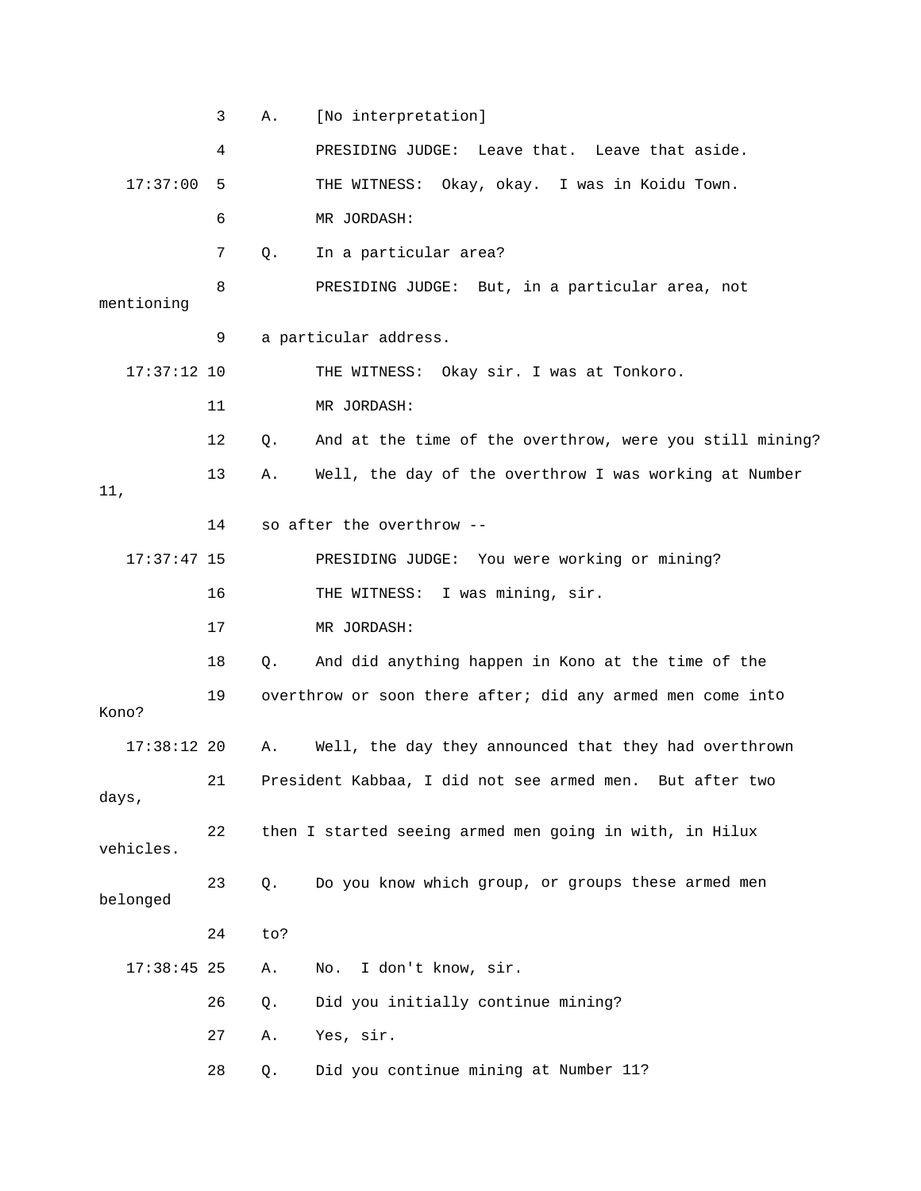3 A. [No interpretation]

4 PRESIDING JUDGE: Leave that. Leave that aside.

17:37:00 5 THE WITNESS: Okay, okay. I was in Koidu Town.

6 MR JORDASH:

7 Q. In a particular area?

8 PRESIDING JUDGE: But, in a particular area, not mentioning

9 a particular address.

17:37:12 10 THE WITNESS: Okay sir. I was at Tonkoro.

11 MR JORDASH:

12 Q. And at the time of the overthrow, were you still mining?

13 A. Well, the day of the overthrow I was working at Number 11,

14 so after the overthrow --

17:37:47 15 PRESIDING JUDGE: You were working or mining?

16 THE WITNESS: I was mining, sir.

17 MR JORDASH:

18 Q. And did anything happen in Kono at the time of the

19 overthrow or soon there after; did any armed men come into Kono?

17:38:12 20 A. Well, the day they announced that they had overthrown

21 President Kabbaa, I did not see armed men. But after two days,

22 then I started seeing armed men going in with, in Hilux vehicles.

23 Q. Do you know which group, or groups these armed men belonged

24 to?

17:38:45 25 A. No. I don't know, sir.

26 Q. Did you initially continue mining?

27 A. Yes, sir.

28 Q. Did you continue mining at Number 11?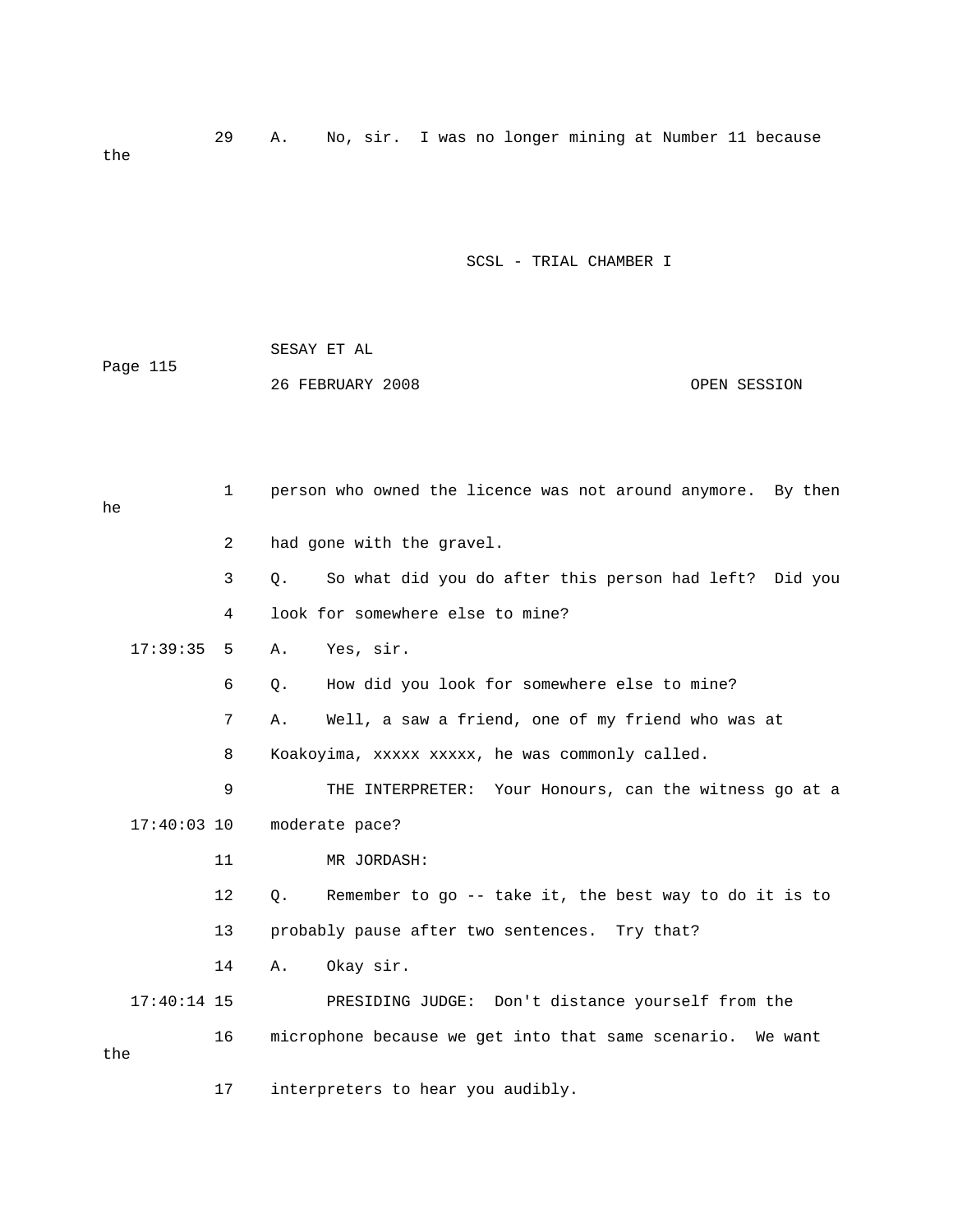29 A. No, sir. I was no longer mining at Number 11 because the

1 person who owned the licence was not around anymore. By then he

2 had gone with the gravel.

3 Q. So what did you do after this person had left? Did you

4 look for somewhere else to mine?

17:39:35 5 A. Yes, sir.

6 Q. How did you look for somewhere else to mine?

7 A. Well, a saw a friend, one of my friend who was at

8 Koakoyima, xxxxx xxxxx, he was commonly called.

9 THE INTERPRETER: Your Honours, can the witness go at a

17:40:03 10 moderate pace?

11 MR JORDASH:

12 Q. Remember to go -- take it, the best way to do it is to

13 probably pause after two sentences. Try that?

14 A. Okay sir.

17:40:14 15 PRESIDING JUDGE: Don't distance yourself from the

16 microphone because we get into that same scenario. We want the

17 interpreters to hear you audibly.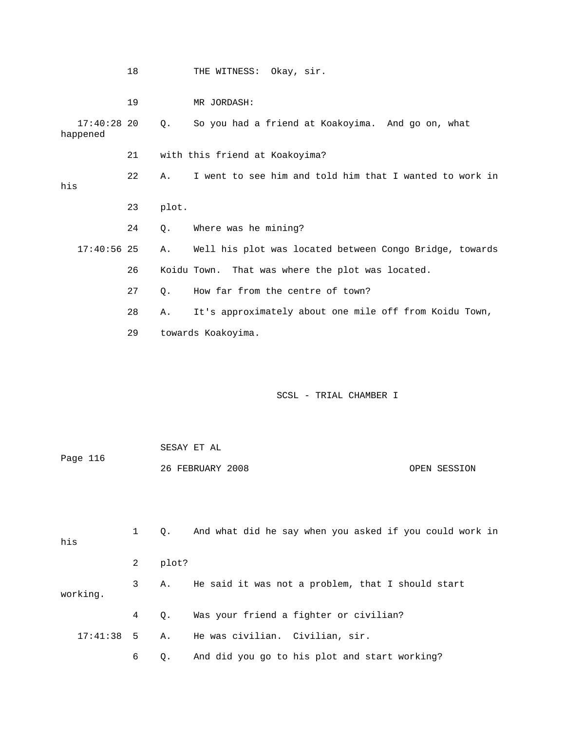18 THE WITNESS: Okay, sir.

19 MR JORDASH:

17:40:28 20 Q. So you had a friend at Koakoyima. And go on, what happened

21 with this friend at Koakoyima?

22 A. I went to see him and told him that I wanted to work in his

23 plot.

24 Q. Where was he mining?

17:40:56 25 A. Well his plot was located between Congo Bridge, towards

26 Koidu Town. That was where the plot was located.

27 Q. How far from the centre of town?

28 A. It's approximately about one mile off from Koidu Town,

29 towards Koakoyima.

1 Q. And what did he say when you asked if you could work in his

2 plot?

3 A. He said it was not a problem, that I should start working.

4 Q. Was your friend a fighter or civilian?

17:41:38 5 A. He was civilian. Civilian, sir.

6 Q. And did you go to his plot and start working?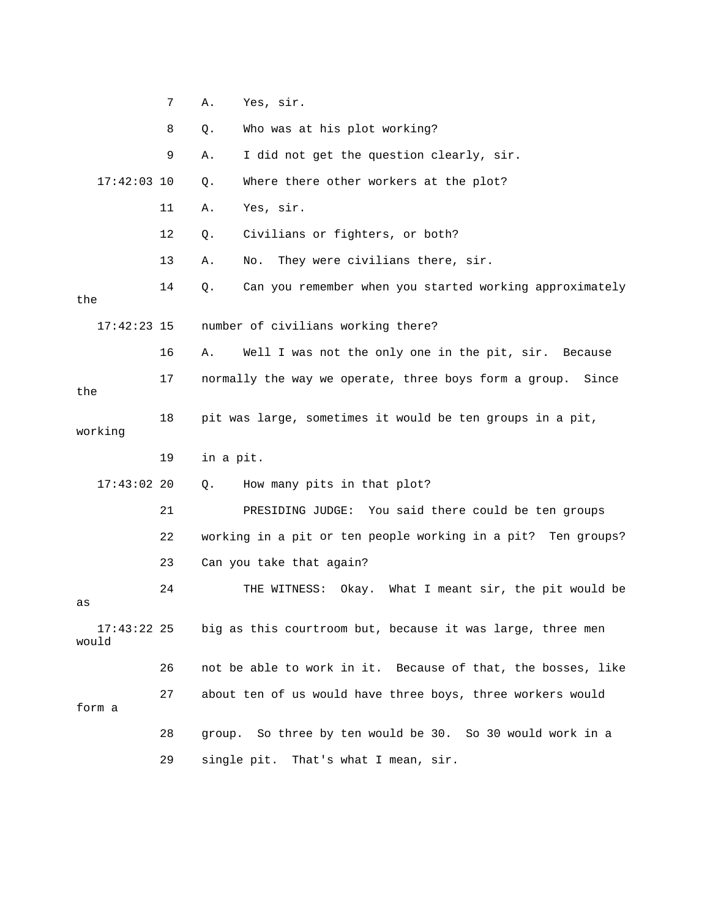7 A. Yes, sir.

8 Q. Who was at his plot working?

9 A. I did not get the question clearly, sir.

17:42:03 10 Q. Where there other workers at the plot?

11 A. Yes, sir.

12 Q. Civilians or fighters, or both?

13 A. No. They were civilians there, sir.

14 Q. Can you remember when you started working approximately the

17:42:23 15 number of civilians working there?

16 A. Well I was not the only one in the pit, sir. Because

17 normally the way we operate, three boys form a group. Since the

18 pit was large, sometimes it would be ten groups in a pit, working

19 in a pit.

17:43:02 20 Q. How many pits in that plot?

21 PRESIDING JUDGE: You said there could be ten groups

22 working in a pit or ten people working in a pit? Ten groups?

23 Can you take that again?

24 THE WITNESS: Okay. What I meant sir, the pit would be as

17:43:22 25 big as this courtroom but, because it was large, three men would

26 not be able to work in it. Because of that, the bosses, like

27 about ten of us would have three boys, three workers would form a

28 group. So three by ten would be 30. So 30 would work in a

29 single pit. That's what I mean, sir.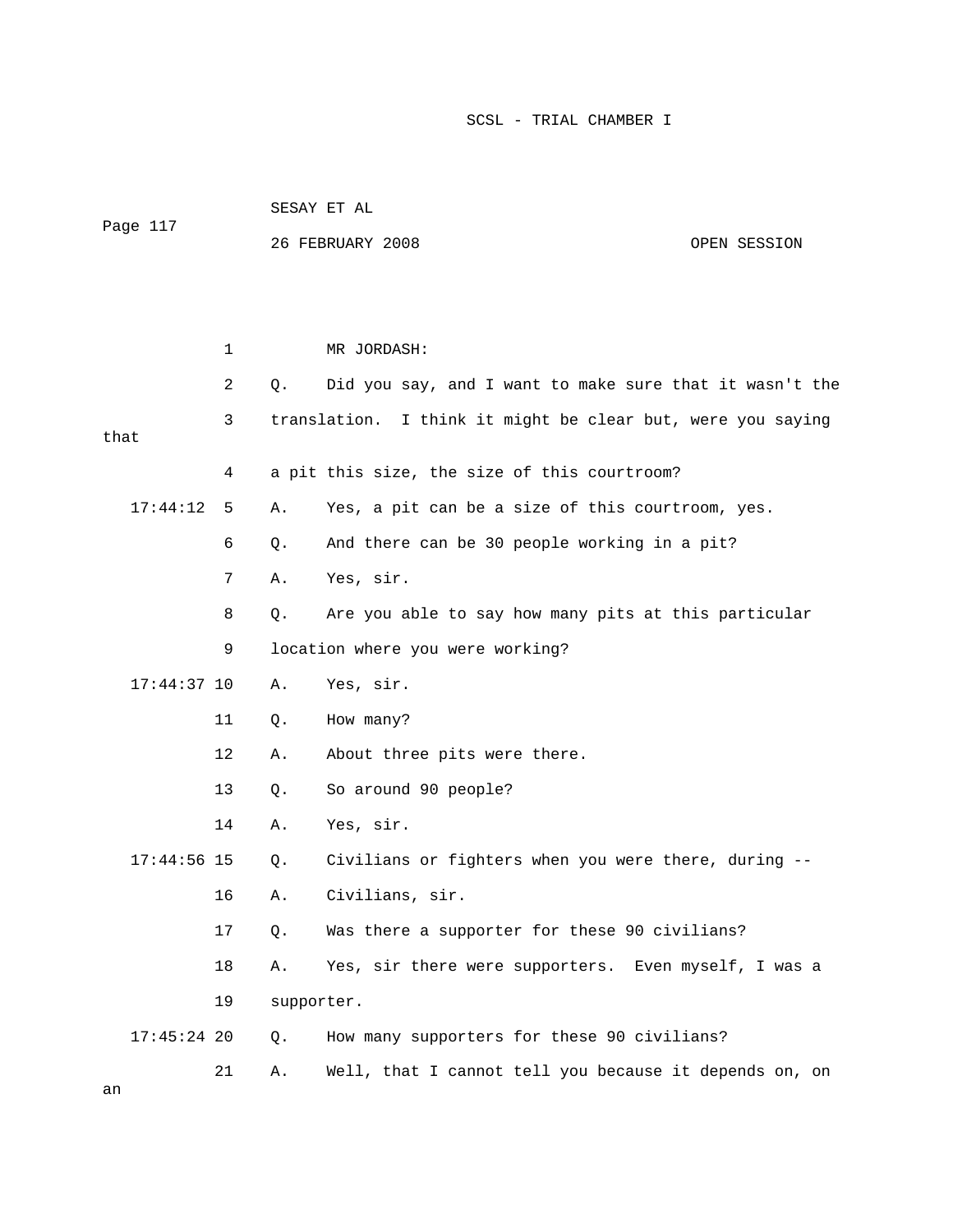MR JORDASH:

Q. Did you say, and I want to make sure that it wasn't the translation. I think it might be clear but, were you saying that a pit this size, the size of this courtroom?

A. Yes, a pit can be a size of this courtroom, yes.

Q. And there can be 30 people working in a pit?

A. Yes, sir.

Q. Are you able to say how many pits at this particular location where you were working?

A. Yes, sir.

Q. How many?

A. About three pits were there.

Q. So around 90 people?

A. Yes, sir.

Q. Civilians or fighters when you were there, during --

A. Civilians, sir.

Q. Was there a supporter for these 90 civilians?

A. Yes, sir there were supporters. Even myself, I was a supporter.

Q. How many supporters for these 90 civilians?

A. Well, that I cannot tell you because it depends on, on an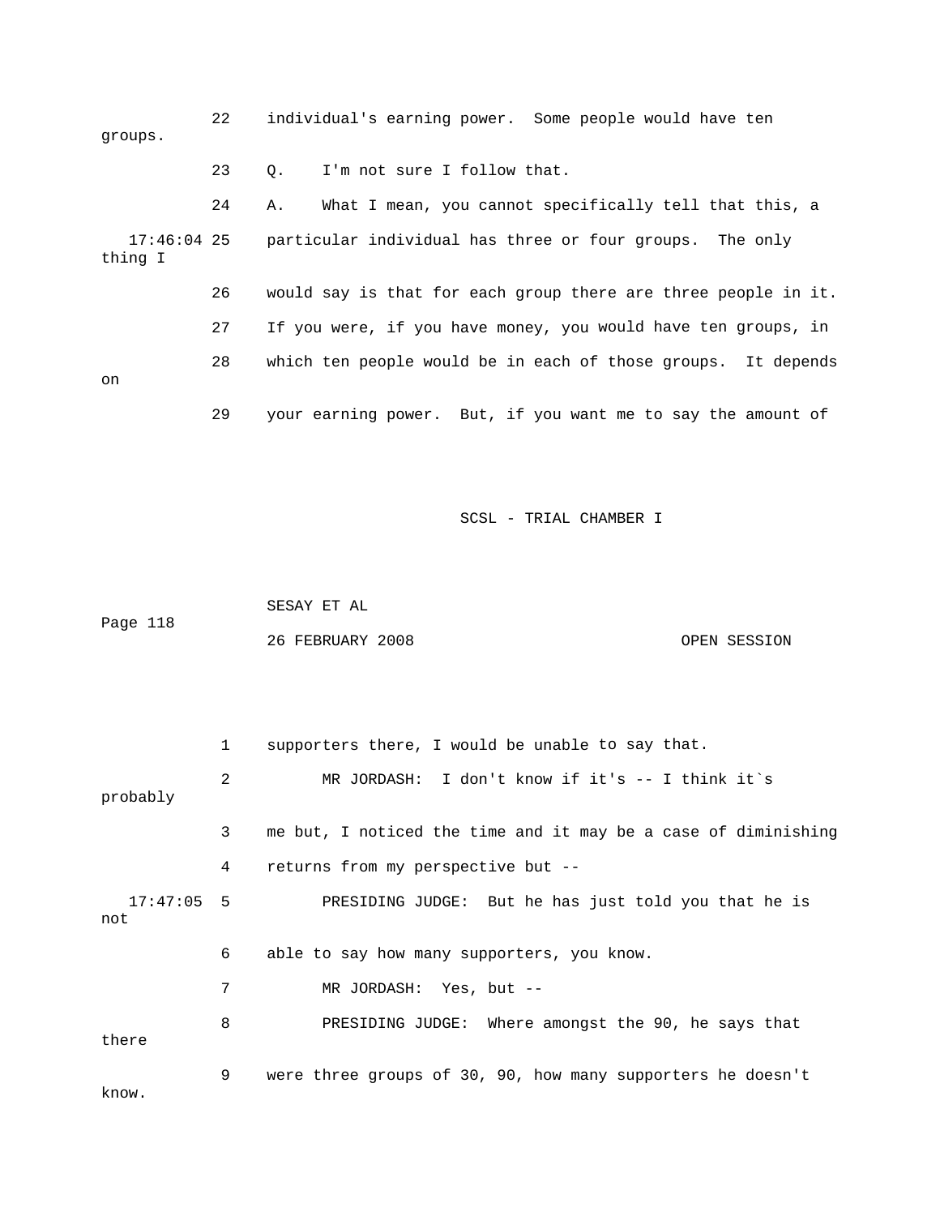22 individual's earning power. Some people would have ten groups.

23 Q. I'm not sure I follow that.

24 A. What I mean, you cannot specifically tell that this, a

17:46:04 25 particular individual has three or four groups. The only thing I

26 would say is that for each group there are three people in it.

27 If you were, if you have money, you would have ten groups, in

28 which ten people would be in each of those groups. It depends on

29 your earning power. But, if you want me to say the amount of

1 supporters there, I would be unable to say that.

2 MR JORDASH: I don't know if it's -- I think it`s probably

3 me but, I noticed the time and it may be a case of diminishing

4 returns from my perspective but --

17:47:05 5 PRESIDING JUDGE: But he has just told you that he is not

6 able to say how many supporters, you know.

7 MR JORDASH: Yes, but --

8 PRESIDING JUDGE: Where amongst the 90, he says that there

9 were three groups of 30, 90, how many supporters he doesn't know.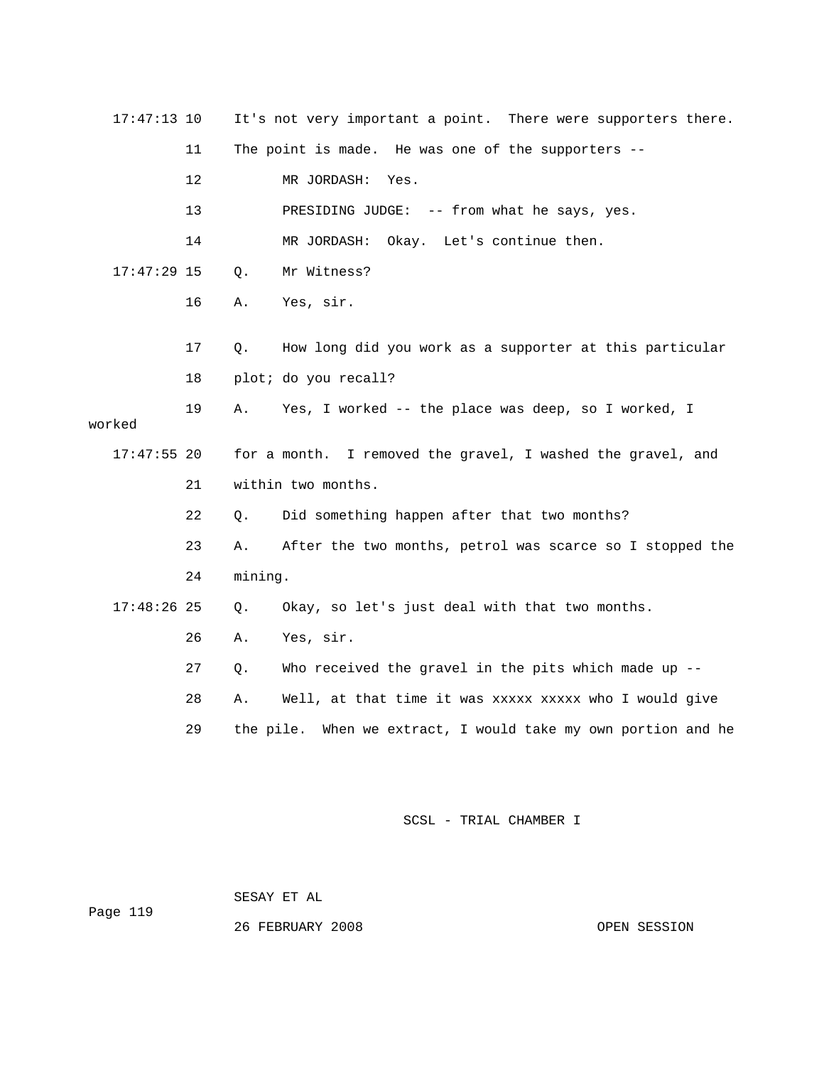17:47:13 10 It's not very important a point. There were supporters there.

11 The point is made. He was one of the supporters --

12 MR JORDASH: Yes.

13 PRESIDING JUDGE: -- from what he says, yes.

14 MR JORDASH: Okay. Let's continue then.

17:47:29 15 Q. Mr Witness?

16 A. Yes, sir.

17 Q. How long did you work as a supporter at this particular

18 plot; do you recall?

19 A. Yes, I worked -- the place was deep, so I worked, I worked

17:47:55 20 for a month. I removed the gravel, I washed the gravel, and

21 within two months.

22 Q. Did something happen after that two months?

23 A. After the two months, petrol was scarce so I stopped the

24 mining.

17:48:26 25 Q. Okay, so let's just deal with that two months.

26 A. Yes, sir.

27 Q. Who received the gravel in the pits which made up --

28 A. Well, at that time it was xxxxx xxxxx who I would give

29 the pile. When we extract, I would take my own portion and he

SCSL - TRIAL CHAMBER I

SESAY ET AL

26 FEBRUARY 2008 OPEN SESSION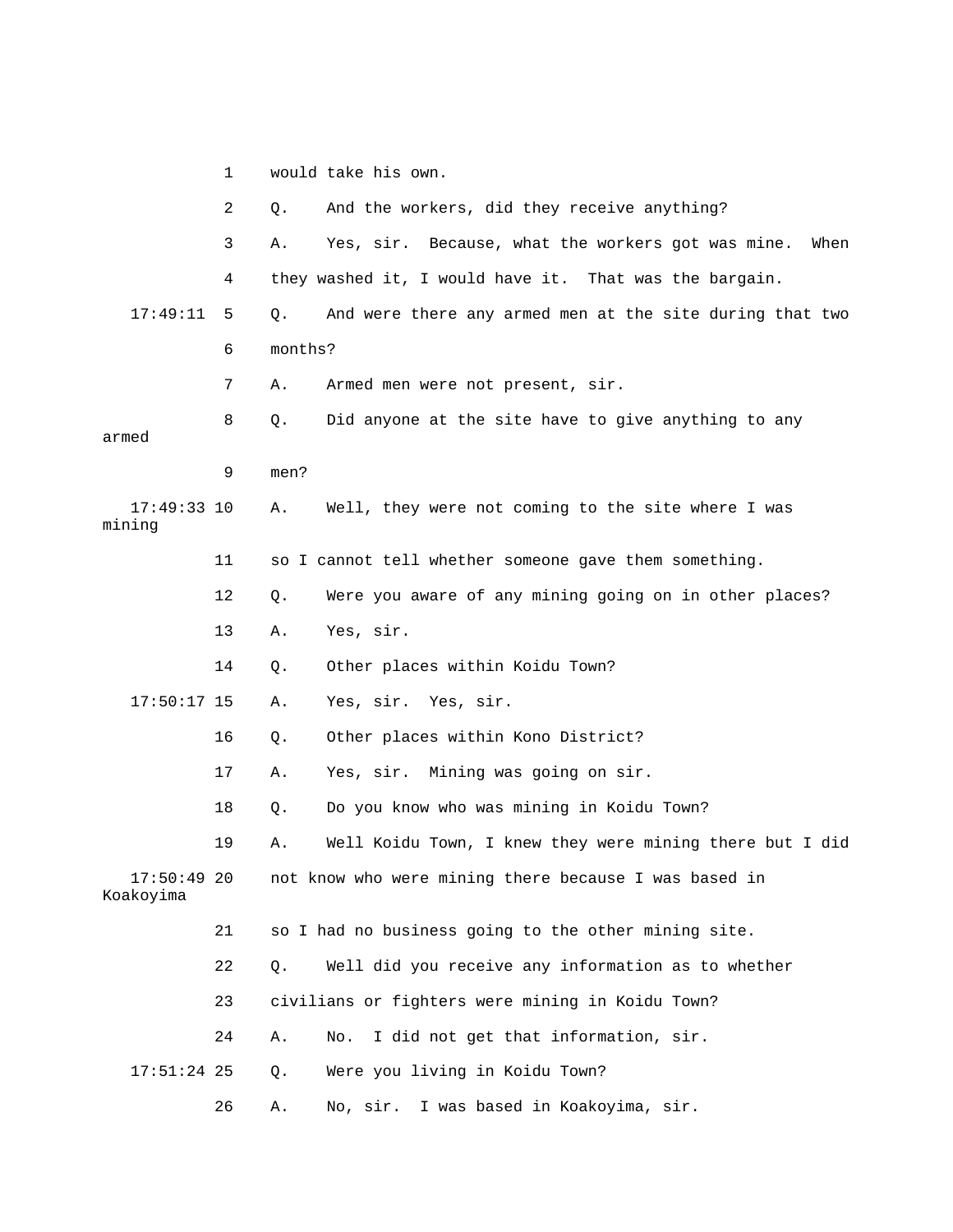1 would take his own.

2 Q. And the workers, did they receive anything?

3 A. Yes, sir. Because, what the workers got was mine. When

4 they washed it, I would have it. That was the bargain.

17:49:11 5 Q. And were there any armed men at the site during that two

6 months?

7 A. Armed men were not present, sir.

8 Q. Did anyone at the site have to give anything to any armed

9 men?

17:49:33 10 A. Well, they were not coming to the site where I was mining

11 so I cannot tell whether someone gave them something.

12 Q. Were you aware of any mining going on in other places?

13 A. Yes, sir.

14 Q. Other places within Koidu Town?

17:50:17 15 A. Yes, sir. Yes, sir.

16 Q. Other places within Kono District?

17 A. Yes, sir. Mining was going on sir.

18 Q. Do you know who was mining in Koidu Town?

19 A. Well Koidu Town, I knew they were mining there but I did

17:50:49 20 not know who were mining there because I was based in Koakoyima

21 so I had no business going to the other mining site.

22 Q. Well did you receive any information as to whether

23 civilians or fighters were mining in Koidu Town?

24 A. No. I did not get that information, sir.

17:51:24 25 Q. Were you living in Koidu Town?

26 A. No, sir. I was based in Koakoyima, sir.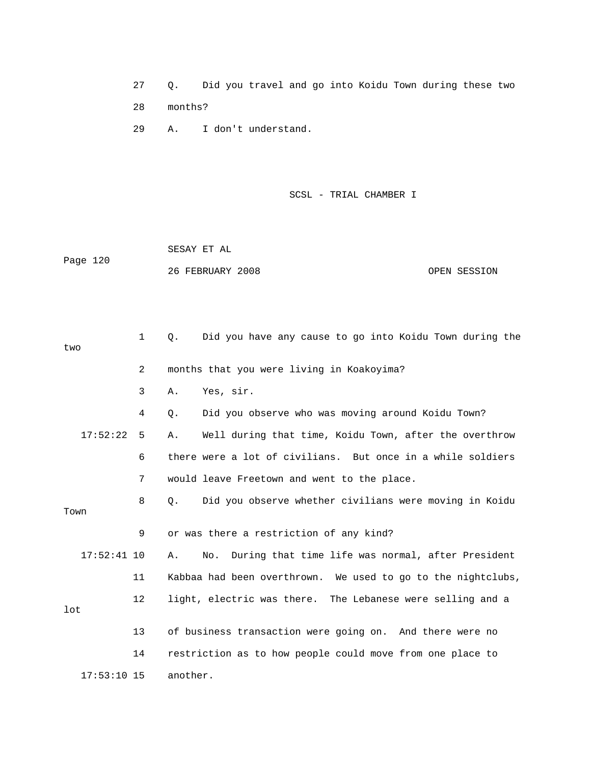27 Q. Did you travel and go into Koidu Town during these two

28 months?

29 A. I don't understand.

1 Q. Did you have any cause to go into Koidu Town during the two

2 months that you were living in Koakoyima?

3 A. Yes, sir.

4 Q. Did you observe who was moving around Koidu Town?

17:52:22 5 A. Well during that time, Koidu Town, after the overthrow

6 there were a lot of civilians. But once in a while soldiers

7 would leave Freetown and went to the place.

8 Q. Did you observe whether civilians were moving in Koidu Town

9 or was there a restriction of any kind?

17:52:41 10 A. No. During that time life was normal, after President

11 Kabbaa had been overthrown. We used to go to the nightclubs,

12 light, electric was there. The Lebanese were selling and a lot

13 of business transaction were going on. And there were no

14 restriction as to how people could move from one place to

17:53:10 15 another.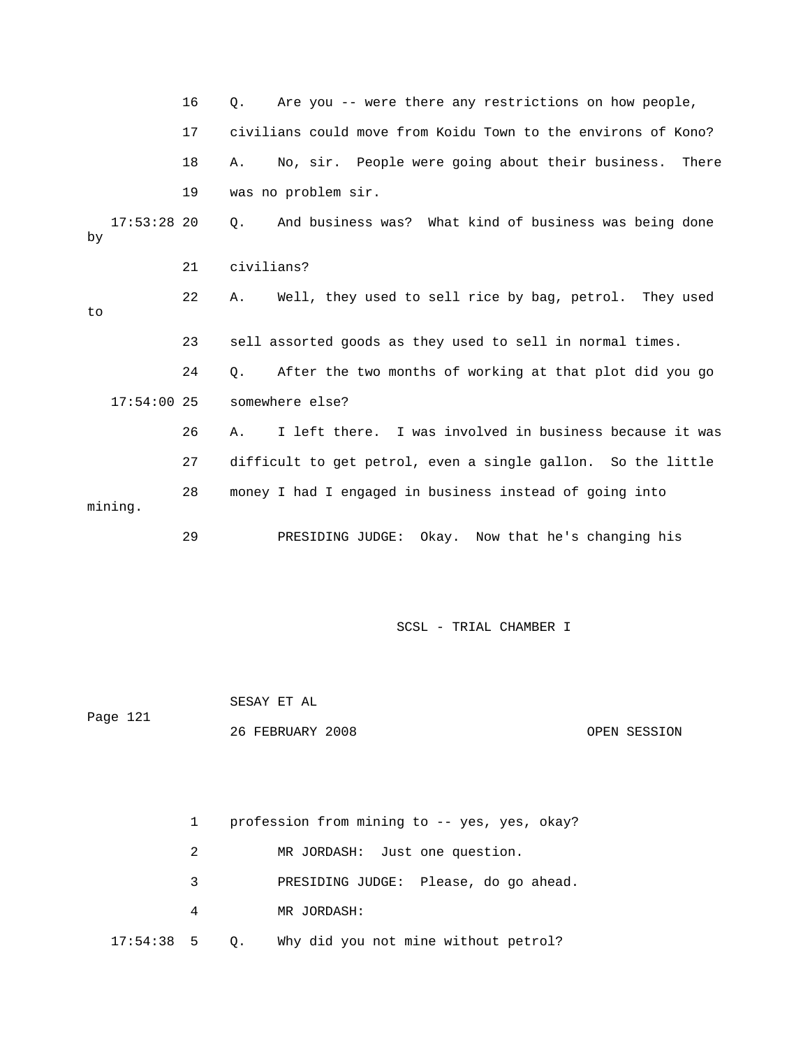16 Q. Are you -- were there any restrictions on how people,

17 civilians could move from Koidu Town to the environs of Kono?

18 A. No, sir. People were going about their business. There

19 was no problem sir.

17:53:28 20 Q. And business was? What kind of business was being done by

21 civilians?

22 A. Well, they used to sell rice by bag, petrol. They used to

23 sell assorted goods as they used to sell in normal times.

24 Q. After the two months of working at that plot did you go

17:54:00 25 somewhere else?

26 A. I left there. I was involved in business because it was

27 difficult to get petrol, even a single gallon. So the little

28 money I had I engaged in business instead of going into mining.

29 PRESIDING JUDGE: Okay. Now that he's changing his

1 profession from mining to -- yes, yes, okay?

2 MR JORDASH: Just one question.

3 PRESIDING JUDGE: Please, do go ahead.

4 MR JORDASH:

17:54:38 5 Q. Why did you not mine without petrol?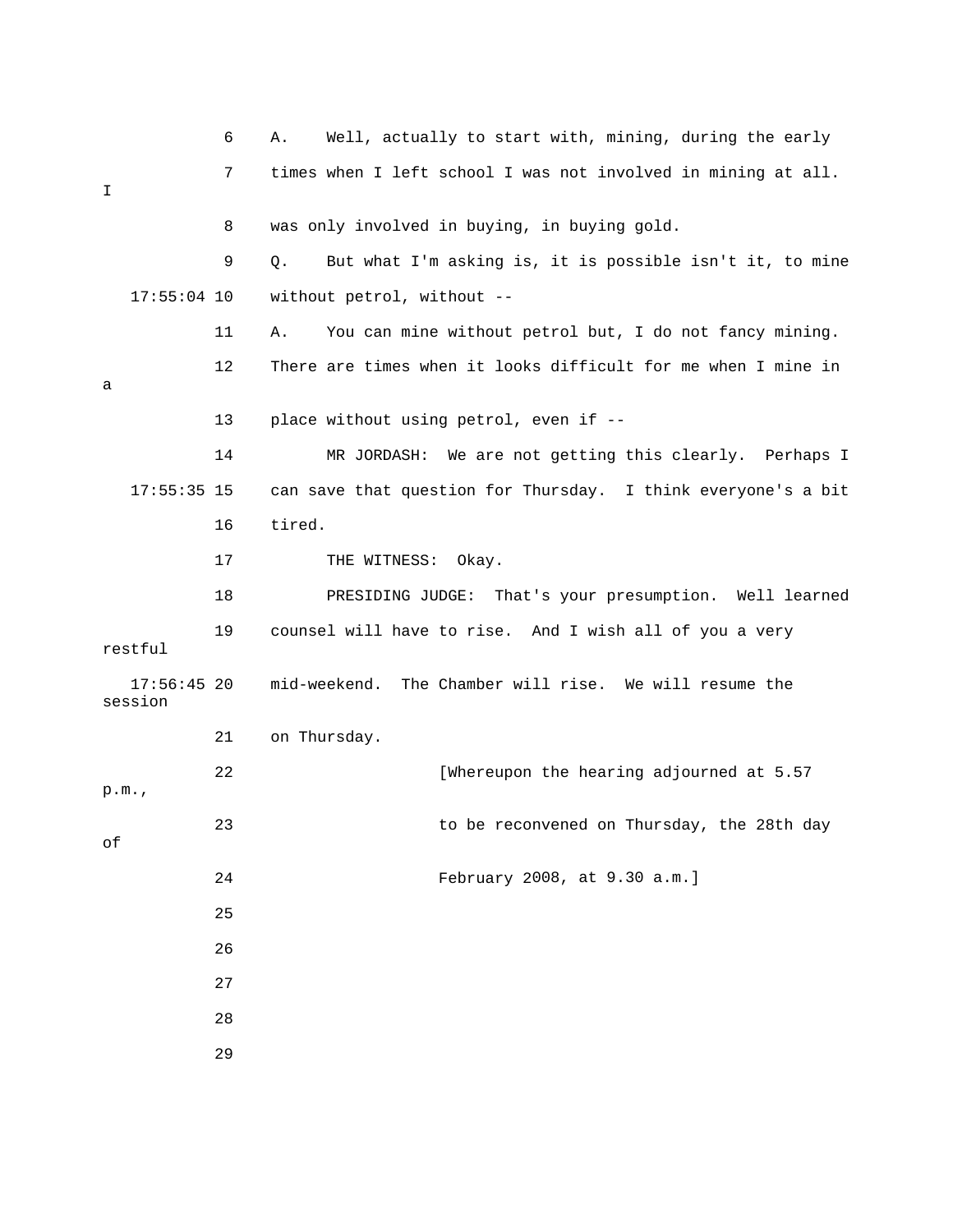6 A. Well, actually to start with, mining, during the early

7 times when I left school I was not involved in mining at all. I

8 was only involved in buying, in buying gold.

9 Q. But what I'm asking is, it is possible isn't it, to mine

17:55:04 10 without petrol, without --

11 A. You can mine without petrol but, I do not fancy mining.

12 There are times when it looks difficult for me when I mine in a

13 place without using petrol, even if --

14 MR JORDASH: We are not getting this clearly. Perhaps I

17:55:35 15 can save that question for Thursday. I think everyone's a bit

16 tired.

17 THE WITNESS: Okay.

18 PRESIDING JUDGE: That's your presumption. Well learned

19 counsel will have to rise. And I wish all of you a very restful

17:56:45 20 mid-weekend. The Chamber will rise. We will resume the session

21 on Thursday.

22 [Whereupon the hearing adjourned at 5.57 p.m.,

23 to be reconvened on Thursday, the 28th day of

24 February 2008, at 9.30 a.m.]

25

26

27

28

29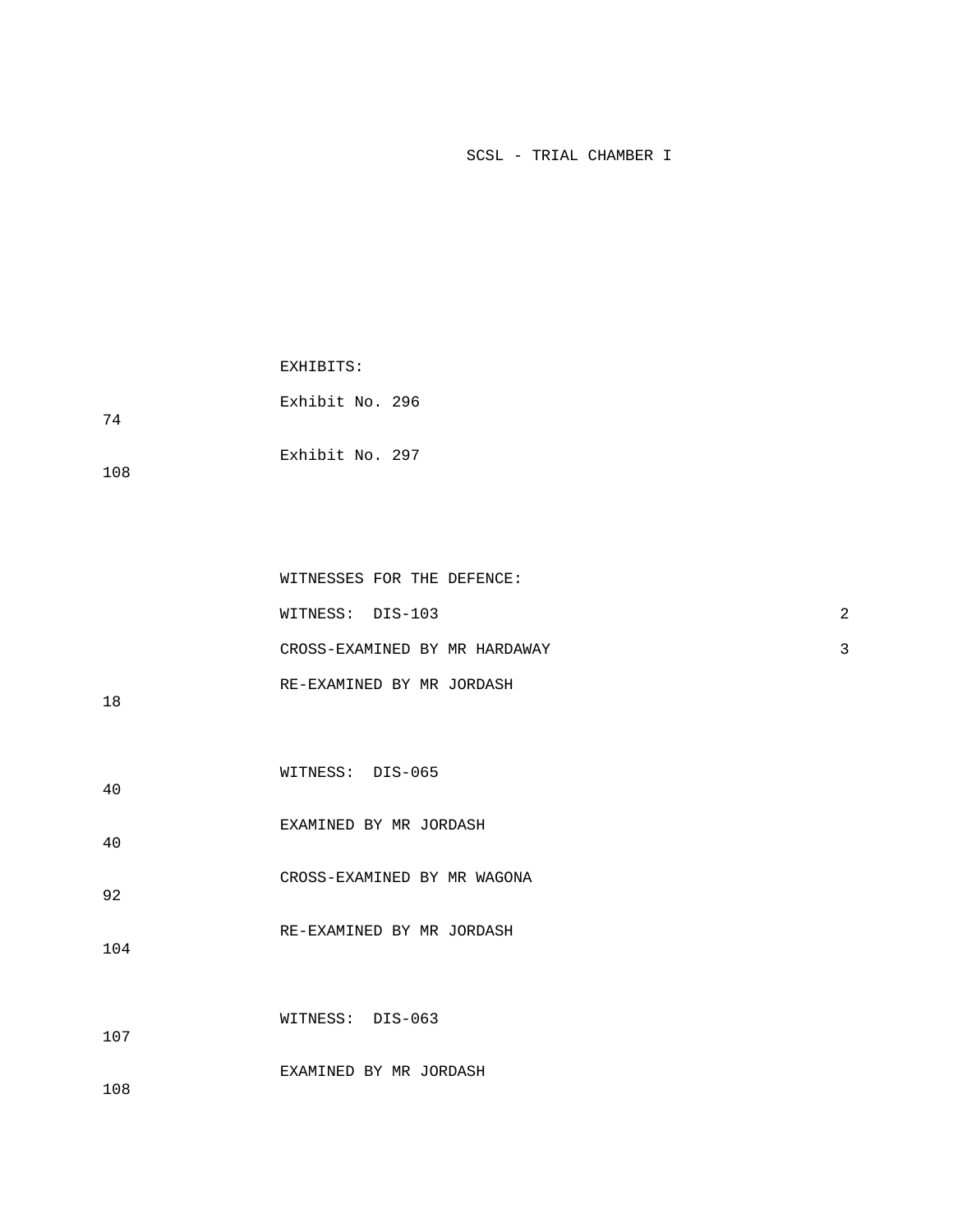SCSL - TRIAL CHAMBER I

EXHIBITS:

| | |
|---|---|
| Exhibit No. 296 | 74 |
| Exhibit No. 297 | 108 |

WITNESSES FOR THE DEFENCE:

| | |
|---|---|
| WITNESS: DIS-103 | 2 |
| CROSS-EXAMINED BY MR HARDAWAY | 3 |
| RE-EXAMINED BY MR JORDASH | 18 |
| WITNESS: DIS-065 | 40 |
| EXAMINED BY MR JORDASH | 40 |
| CROSS-EXAMINED BY MR WAGONA | 92 |
| RE-EXAMINED BY MR JORDASH | 104 |
| WITNESS: DIS-063 | 107 |
| EXAMINED BY MR JORDASH | 108 |